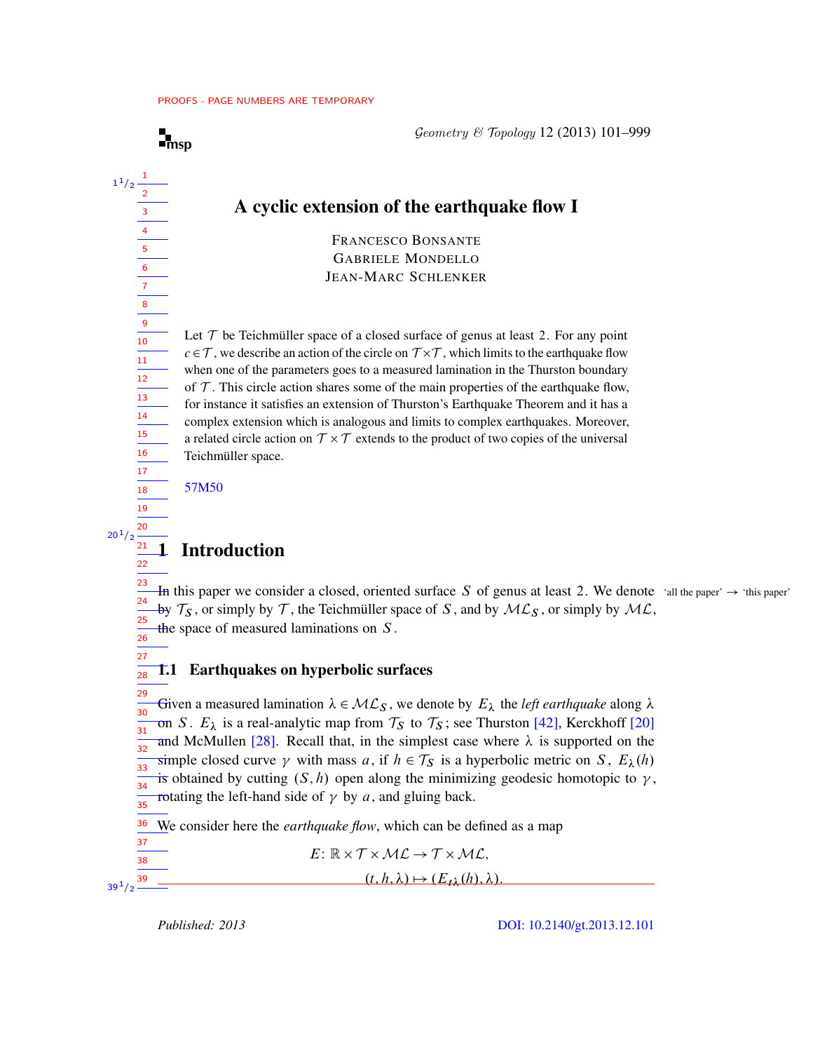# A cyclic extension of the earthquake flow I

FRANCESCO BONSANTE
GABRIELE MONDELLO
JEAN-MARC SCHLENKER

Let $\mathcal{T}$ be Teichmüller space of a closed surface of genus at least 2. For any point $c \in \mathcal{T}$, we describe an action of the circle on $\mathcal{T} \times \mathcal{T}$, which limits to the earthquake flow when one of the parameters goes to a measured lamination in the Thurston boundary of $\mathcal{T}$. This circle action shares some of the main properties of the earthquake flow, for instance it satisfies an extension of Thurston's Earthquake Theorem and it has a complex extension which is analogous and limits to complex earthquakes. Moreover, a related circle action on $\mathcal{T} \times \mathcal{T}$ extends to the product of two copies of the universal Teichmüller space.

57M50

## 1 Introduction

In this paper we consider a closed, oriented surface $S$ of genus at least 2. We denote by $\mathcal{T}_S$, or simply by $\mathcal{T}$, the Teichmüller space of $S$, and by $\mathcal{ML}_S$, or simply by $\mathcal{ML}$, the space of measured laminations on $S$.

### 1.1 Earthquakes on hyperbolic surfaces

Given a measured lamination $\lambda \in \mathcal{ML}_S$, we denote by $E_\lambda$ the *left earthquake* along $\lambda$ on $S$. $E_\lambda$ is a real-analytic map from $\mathcal{T}_S$ to $\mathcal{T}_S$; see Thurston [42], Kerckhoff [20] and McMullen [28]. Recall that, in the simplest case where $\lambda$ is supported on the simple closed curve $\gamma$ with mass $a$, if $h \in \mathcal{T}_S$ is a hyperbolic metric on $S$, $E_\lambda(h)$ is obtained by cutting $(S, h)$ open along the minimizing geodesic homotopic to $\gamma$, rotating the left-hand side of $\gamma$ by $a$, and gluing back.

We consider here the *earthquake flow*, which can be defined as a map

$$E\colon \mathbb{R} \times \mathcal{T} \times \mathcal{ML} \to \mathcal{T} \times \mathcal{ML},$$
$$(t, h, \lambda) \mapsto (E_{t\lambda}(h), \lambda).$$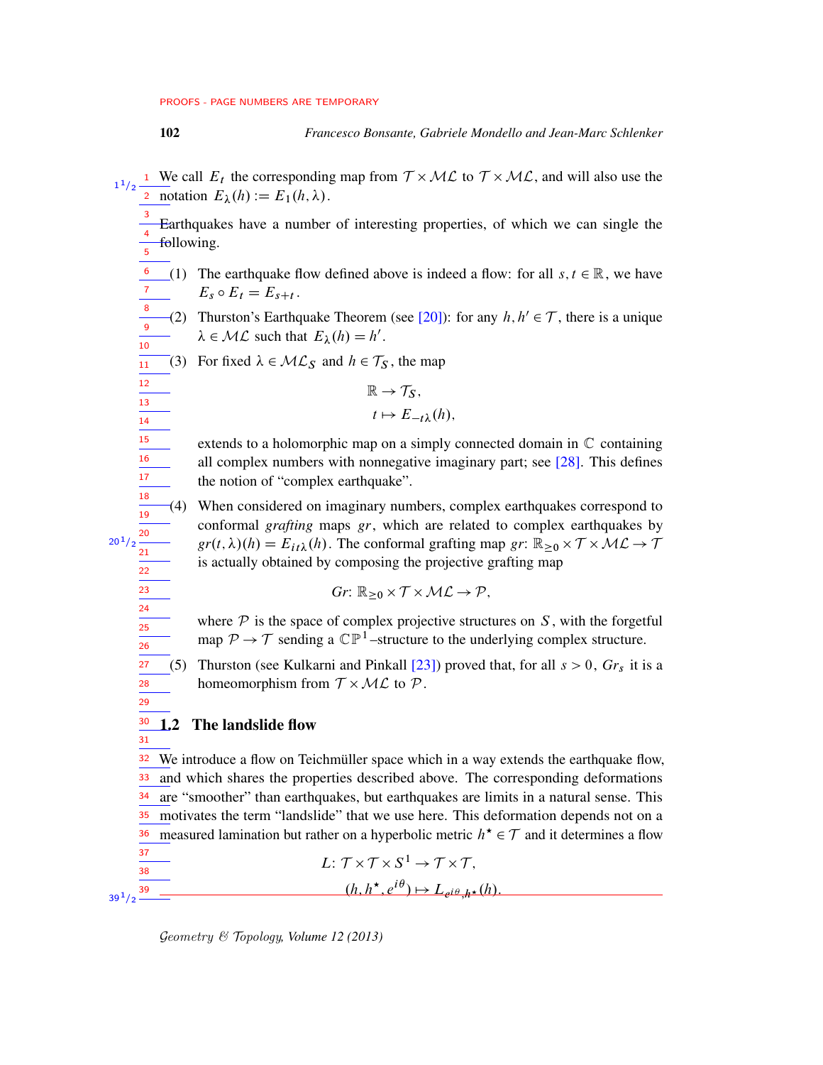We call $E_t$ the corresponding map from $\mathcal{T} \times \mathcal{ML}$ to $\mathcal{T} \times \mathcal{ML}$, and will also use the notation $E_\lambda(h) := E_1(h, \lambda)$.

Earthquakes have a number of interesting properties, of which we can single the following.

(1) The earthquake flow defined above is indeed a flow: for all $s, t \in \mathbb{R}$, we have $E_s \circ E_t = E_{s+t}$.

(2) Thurston's Earthquake Theorem (see [20]): for any $h, h' \in \mathcal{T}$, there is a unique $\lambda \in \mathcal{ML}$ such that $E_\lambda(h) = h'$.

(3) For fixed $\lambda \in \mathcal{ML}_S$ and $h \in \mathcal{T}_S$, the map

$$\begin{aligned} \mathbb{R} &\to \mathcal{T}_S, \\ t &\mapsto E_{-t\lambda}(h), \end{aligned}$$

extends to a holomorphic map on a simply connected domain in $\mathbb{C}$ containing all complex numbers with nonnegative imaginary part; see [28]. This defines the notion of "complex earthquake".

(4) When considered on imaginary numbers, complex earthquakes correspond to conformal *grafting* maps $gr$, which are related to complex earthquakes by $gr(t, \lambda)(h) = E_{it\lambda}(h)$. The conformal grafting map $gr\colon \mathbb{R}_{\geq 0} \times \mathcal{T} \times \mathcal{ML} \to \mathcal{T}$ is actually obtained by composing the projective grafting map

$$Gr\colon \mathbb{R}_{\geq 0} \times \mathcal{T} \times \mathcal{ML} \to \mathcal{P},$$

where $\mathcal{P}$ is the space of complex projective structures on $S$, with the forgetful map $\mathcal{P} \to \mathcal{T}$ sending a $\mathbb{CP}^1$–structure to the underlying complex structure.

(5) Thurston (see Kulkarni and Pinkall [23]) proved that, for all $s > 0$, $Gr_s$ it is a homeomorphism from $\mathcal{T} \times \mathcal{ML}$ to $\mathcal{P}$.

## 1.2 The landslide flow

We introduce a flow on Teichmüller space which in a way extends the earthquake flow, and which shares the properties described above. The corresponding deformations are "smoother" than earthquakes, but earthquakes are limits in a natural sense. This motivates the term "landslide" that we use here. This deformation depends not on a measured lamination but rather on a hyperbolic metric $h^\star \in \mathcal{T}$ and it determines a flow

$$\begin{aligned} L\colon \mathcal{T} \times \mathcal{T} \times S^1 &\to \mathcal{T} \times \mathcal{T}, \\ (h, h^\star, e^{i\theta}) &\mapsto L_{e^{i\theta}, h^\star}(h). \end{aligned}$$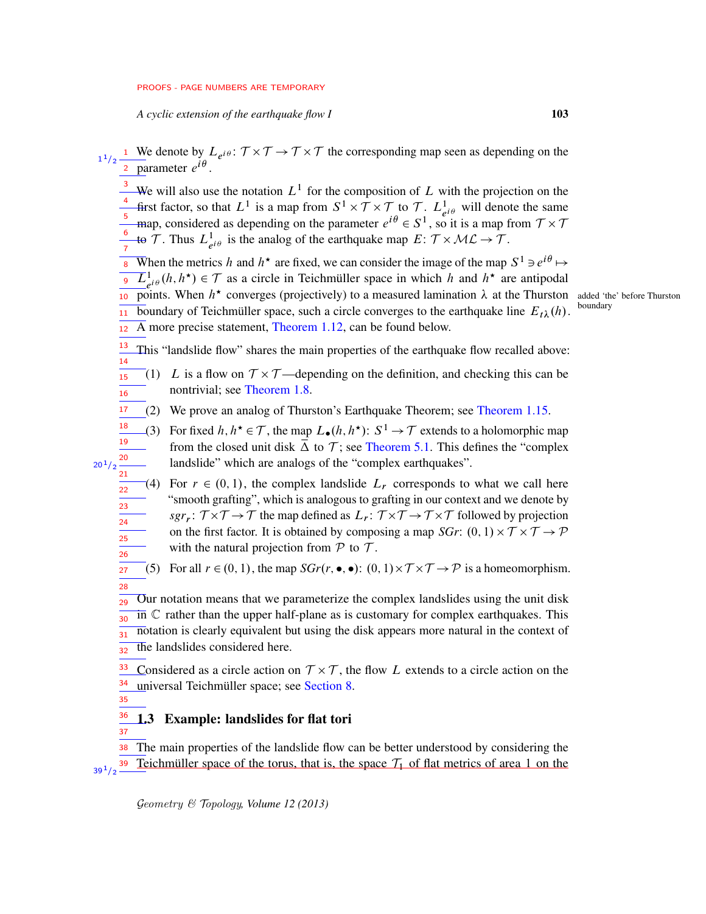We denote by $L_{e^{i\theta}}\colon \mathcal{T}\times\mathcal{T}\to\mathcal{T}\times\mathcal{T}$ the corresponding map seen as depending on the parameter $e^{i\theta}$.

We will also use the notation $L^1$ for the composition of $L$ with the projection on the first factor, so that $L^1$ is a map from $S^1\times\mathcal{T}\times\mathcal{T}$ to $\mathcal{T}$. $L^1_{e^{i\theta}}$ will denote the same map, considered as depending on the parameter $e^{i\theta}\in S^1$, so it is a map from $\mathcal{T}\times\mathcal{T}$ to $\mathcal{T}$. Thus $L^1_{e^{i\theta}}$ is the analog of the earthquake map $E\colon \mathcal{T}\times\mathcal{ML}\to\mathcal{T}$.

When the metrics $h$ and $h^\star$ are fixed, we can consider the image of the map $S^1\ni e^{i\theta}\mapsto L^1_{e^{i\theta}}(h,h^\star)\in\mathcal{T}$ as a circle in Teichmüller space in which $h$ and $h^\star$ are antipodal points. When $h^\star$ converges (projectively) to a measured lamination $\lambda$ at the Thurston boundary of Teichmüller space, such a circle converges to the earthquake line $E_{t\lambda}(h)$. A more precise statement, Theorem 1.12, can be found below.

This "landslide flow" shares the main properties of the earthquake flow recalled above:

(1) $L$ is a flow on $\mathcal{T}\times\mathcal{T}$—depending on the definition, and checking this can be nontrivial; see Theorem 1.8.

(2) We prove an analog of Thurston's Earthquake Theorem; see Theorem 1.15.

(3) For fixed $h,h^\star\in\mathcal{T}$, the map $L_\bullet(h,h^\star)\colon S^1\to\mathcal{T}$ extends to a holomorphic map from the closed unit disk $\bar\Delta$ to $\mathcal{T}$; see Theorem 5.1. This defines the "complex landslide" which are analogs of the "complex earthquakes".

(4) For $r\in(0,1)$, the complex landslide $L_r$ corresponds to what we call here "smooth grafting", which is analogous to grafting in our context and we denote by $sgr_r\colon \mathcal{T}\times\mathcal{T}\to\mathcal{T}$ the map defined as $L_r\colon \mathcal{T}\times\mathcal{T}\to\mathcal{T}\times\mathcal{T}$ followed by projection on the first factor. It is obtained by composing a map $SGr\colon (0,1)\times\mathcal{T}\times\mathcal{T}\to\mathcal{P}$ with the natural projection from $\mathcal{P}$ to $\mathcal{T}$.

(5) For all $r\in(0,1)$, the map $SGr(r,\bullet,\bullet)\colon (0,1)\times\mathcal{T}\times\mathcal{T}\to\mathcal{P}$ is a homeomorphism.

Our notation means that we parameterize the complex landslides using the unit disk in $\mathbb{C}$ rather than the upper half-plane as is customary for complex earthquakes. This notation is clearly equivalent but using the disk appears more natural in the context of the landslides considered here.

Considered as a circle action on $\mathcal{T}\times\mathcal{T}$, the flow $L$ extends to a circle action on the universal Teichmüller space; see Section 8.

### 1.3 Example: landslides for flat tori

The main properties of the landslide flow can be better understood by considering the Teichmüller space of the torus, that is, the space $\mathcal{T}_1$ of flat metrics of area 1 on the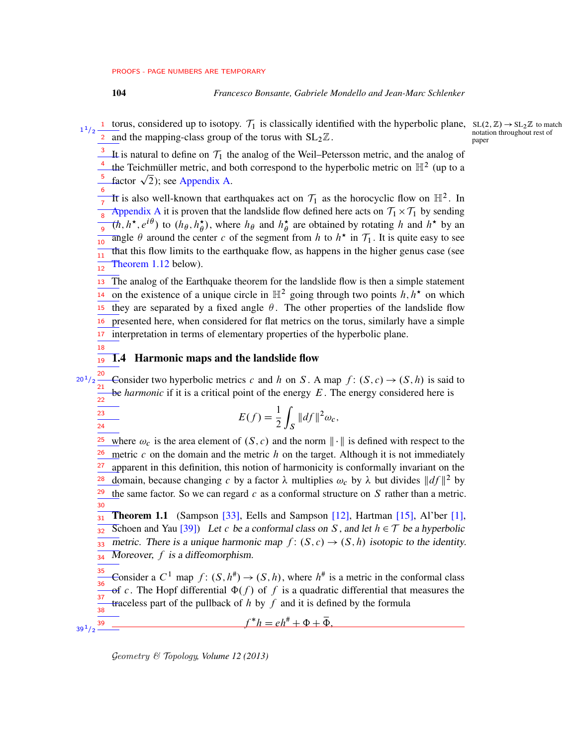torus, considered up to isotopy. $\mathcal{T}_1$ is classically identified with the hyperbolic plane, and the mapping-class group of the torus with $\mathrm{SL}_2\mathbb{Z}$.

It is natural to define on $\mathcal{T}_1$ the analog of the Weil–Petersson metric, and the analog of the Teichmüller metric, and both correspond to the hyperbolic metric on $\mathbb{H}^2$ (up to a factor $\sqrt{2}$); see Appendix A.

It is also well-known that earthquakes act on $\mathcal{T}_1$ as the horocyclic flow on $\mathbb{H}^2$. In Appendix A it is proven that the landslide flow defined here acts on $\mathcal{T}_1 \times \mathcal{T}_1$ by sending $(h, h^\star, e^{i\theta})$ to $(h_\theta, h^\star_\theta)$, where $h_\theta$ and $h^\star_\theta$ are obtained by rotating $h$ and $h^\star$ by an angle $\theta$ around the center $c$ of the segment from $h$ to $h^\star$ in $\mathcal{T}_1$. It is quite easy to see that this flow limits to the earthquake flow, as happens in the higher genus case (see Theorem 1.12 below).

The analog of the Earthquake theorem for the landslide flow is then a simple statement on the existence of a unique circle in $\mathbb{H}^2$ going through two points $h, h^\star$ on which they are separated by a fixed angle $\theta$. The other properties of the landslide flow presented here, when considered for flat metrics on the torus, similarly have a simple interpretation in terms of elementary properties of the hyperbolic plane.

## 1.4 Harmonic maps and the landslide flow

Consider two hyperbolic metrics $c$ and $h$ on $S$. A map $f\colon (S,c) \to (S,h)$ is said to be *harmonic* if it is a critical point of the energy $E$. The energy considered here is

$$E(f) = \frac{1}{2}\int_S \|df\|^2 \omega_c,$$

where $\omega_c$ is the area element of $(S,c)$ and the norm $\|\cdot\|$ is defined with respect to the metric $c$ on the domain and the metric $h$ on the target. Although it is not immediately apparent in this definition, this notion of harmonicity is conformally invariant on the domain, because changing $c$ by a factor $\lambda$ multiplies $\omega_c$ by $\lambda$ but divides $\|df\|^2$ by the same factor. So we can regard $c$ as a conformal structure on $S$ rather than a metric.

**Theorem 1.1** (Sampson [33], Eells and Sampson [12], Hartman [15], Al'ber [1], Schoen and Yau [39]) *Let $c$ be a conformal class on $S$, and let $h \in \mathcal{T}$ be a hyperbolic metric. There is a unique harmonic map $f\colon (S,c) \to (S,h)$ isotopic to the identity. Moreover, $f$ is a diffeomorphism.*

Consider a $C^1$ map $f\colon (S,h^\#) \to (S,h)$, where $h^\#$ is a metric in the conformal class of $c$. The Hopf differential $\Phi(f)$ of $f$ is a quadratic differential that measures the traceless part of the pullback of $h$ by $f$ and it is defined by the formula

$$f^*h = eh^\# + \Phi + \bar{\Phi},$$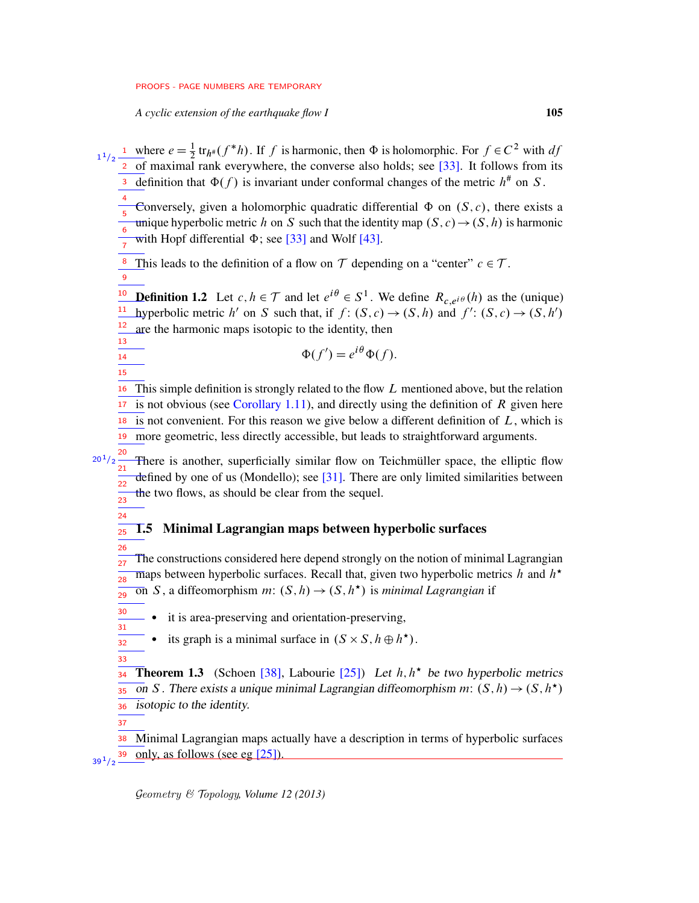where $e = \frac{1}{2}\,\mathrm{tr}_{h^\#}(f^*h)$. If $f$ is harmonic, then $\Phi$ is holomorphic. For $f \in C^2$ with $df$ of maximal rank everywhere, the converse also holds; see [33]. It follows from its definition that $\Phi(f)$ is invariant under conformal changes of the metric $h^\#$ on $S$.

Conversely, given a holomorphic quadratic differential $\Phi$ on $(S, c)$, there exists a unique hyperbolic metric $h$ on $S$ such that the identity map $(S, c) \to (S, h)$ is harmonic with Hopf differential $\Phi$; see [33] and Wolf [43].

This leads to the definition of a flow on $\mathcal{T}$ depending on a "center" $c \in \mathcal{T}$.

**Definition 1.2** Let $c, h \in \mathcal{T}$ and let $e^{i\theta} \in S^1$. We define $R_{c,e^{i\theta}}(h)$ as the (unique) hyperbolic metric $h'$ on $S$ such that, if $f\colon (S, c) \to (S, h)$ and $f'\colon (S, c) \to (S, h')$ are the harmonic maps isotopic to the identity, then

$$\Phi(f') = e^{i\theta}\Phi(f).$$

This simple definition is strongly related to the flow $L$ mentioned above, but the relation is not obvious (see Corollary 1.11), and directly using the definition of $R$ given here is not convenient. For this reason we give below a different definition of $L$, which is more geometric, less directly accessible, but leads to straightforward arguments.

There is another, superficially similar flow on Teichmüller space, the elliptic flow defined by one of us (Mondello); see [31]. There are only limited similarities between the two flows, as should be clear from the sequel.

## 1.5 Minimal Lagrangian maps between hyperbolic surfaces

The constructions considered here depend strongly on the notion of minimal Lagrangian maps between hyperbolic surfaces. Recall that, given two hyperbolic metrics $h$ and $h^\star$ on $S$, a diffeomorphism $m\colon (S, h) \to (S, h^\star)$ is *minimal Lagrangian* if

- it is area-preserving and orientation-preserving,
- its graph is a minimal surface in $(S \times S, h \oplus h^\star)$.

**Theorem 1.3** (Schoen [38], Labourie [25]) *Let $h, h^\star$ be two hyperbolic metrics on $S$. There exists a unique minimal Lagrangian diffeomorphism $m\colon (S, h) \to (S, h^\star)$ isotopic to the identity.*

Minimal Lagrangian maps actually have a description in terms of hyperbolic surfaces only, as follows (see eg [25]).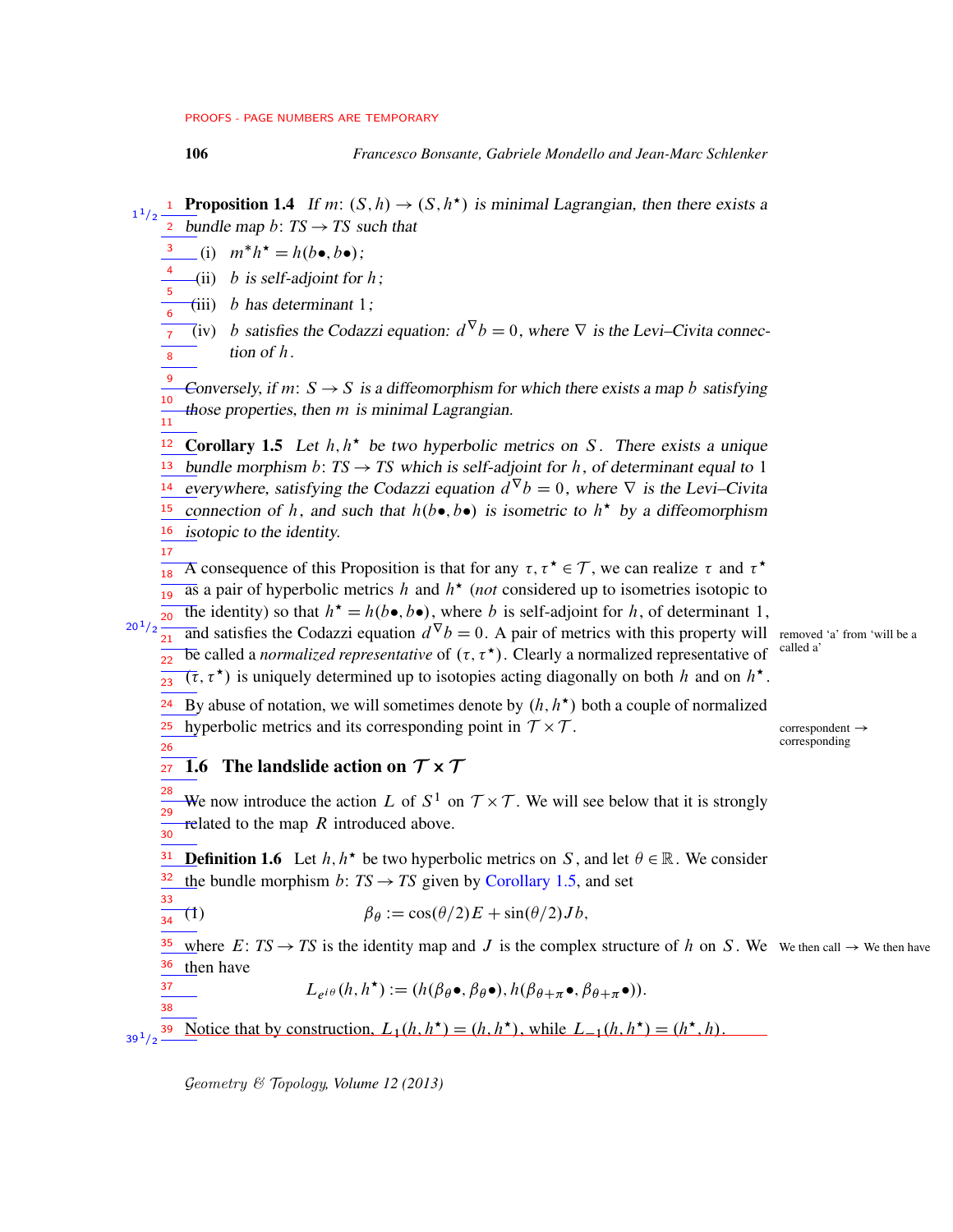**Proposition 1.4** *If $m\colon (S,h) \to (S,h^\star)$ is minimal Lagrangian, then there exists a bundle map $b\colon TS \to TS$ such that*

(i) $m^* h^\star = h(b\bullet, b\bullet)$*;*

(ii) *$b$ is self-adjoint for $h$;*

(iii) *$b$ has determinant 1;*

(iv) *$b$ satisfies the Codazzi equation: $d^\nabla b = 0$, where $\nabla$ is the Levi–Civita connection of $h$.*

*Conversely, if $m\colon S \to S$ is a diffeomorphism for which there exists a map $b$ satisfying those properties, then $m$ is minimal Lagrangian.*

**Corollary 1.5** *Let $h, h^\star$ be two hyperbolic metrics on $S$. There exists a unique bundle morphism $b\colon TS \to TS$ which is self-adjoint for $h$, of determinant equal to 1 everywhere, satisfying the Codazzi equation $d^\nabla b = 0$, where $\nabla$ is the Levi–Civita connection of $h$, and such that $h(b\bullet, b\bullet)$ is isometric to $h^\star$ by a diffeomorphism isotopic to the identity.*

A consequence of this Proposition is that for any $\tau, \tau^\star \in \mathcal{T}$, we can realize $\tau$ and $\tau^\star$ as a pair of hyperbolic metrics $h$ and $h^\star$ (*not* considered up to isometries isotopic to the identity) so that $h^\star = h(b\bullet, b\bullet)$, where $b$ is self-adjoint for $h$, of determinant 1, and satisfies the Codazzi equation $d^\nabla b = 0$. A pair of metrics with this property will be called a *normalized representative* of $(\tau, \tau^\star)$. Clearly a normalized representative of $(\tau, \tau^\star)$ is uniquely determined up to isotopies acting diagonally on both $h$ and on $h^\star$.

By abuse of notation, we will sometimes denote by $(h, h^\star)$ both a couple of normalized hyperbolic metrics and its corresponding point in $\mathcal{T} \times \mathcal{T}$.

## 1.6 The landslide action on $\mathcal{T} \times \mathcal{T}$

We now introduce the action $L$ of $S^1$ on $\mathcal{T} \times \mathcal{T}$. We will see below that it is strongly related to the map $R$ introduced above.

**Definition 1.6** Let $h, h^\star$ be two hyperbolic metrics on $S$, and let $\theta \in \mathbb{R}$. We consider the bundle morphism $b\colon TS \to TS$ given by Corollary 1.5, and set

$$\beta_\theta := \cos(\theta/2) E + \sin(\theta/2) J b, \tag{1}$$

where $E\colon TS \to TS$ is the identity map and $J$ is the complex structure of $h$ on $S$. We then have

$$L_{e^{i\theta}}(h, h^\star) := (h(\beta_\theta \bullet, \beta_\theta \bullet), h(\beta_{\theta+\pi} \bullet, \beta_{\theta+\pi} \bullet)).$$

Notice that by construction, $L_1(h, h^\star) = (h, h^\star)$, while $L_{-1}(h, h^\star) = (h^\star, h)$.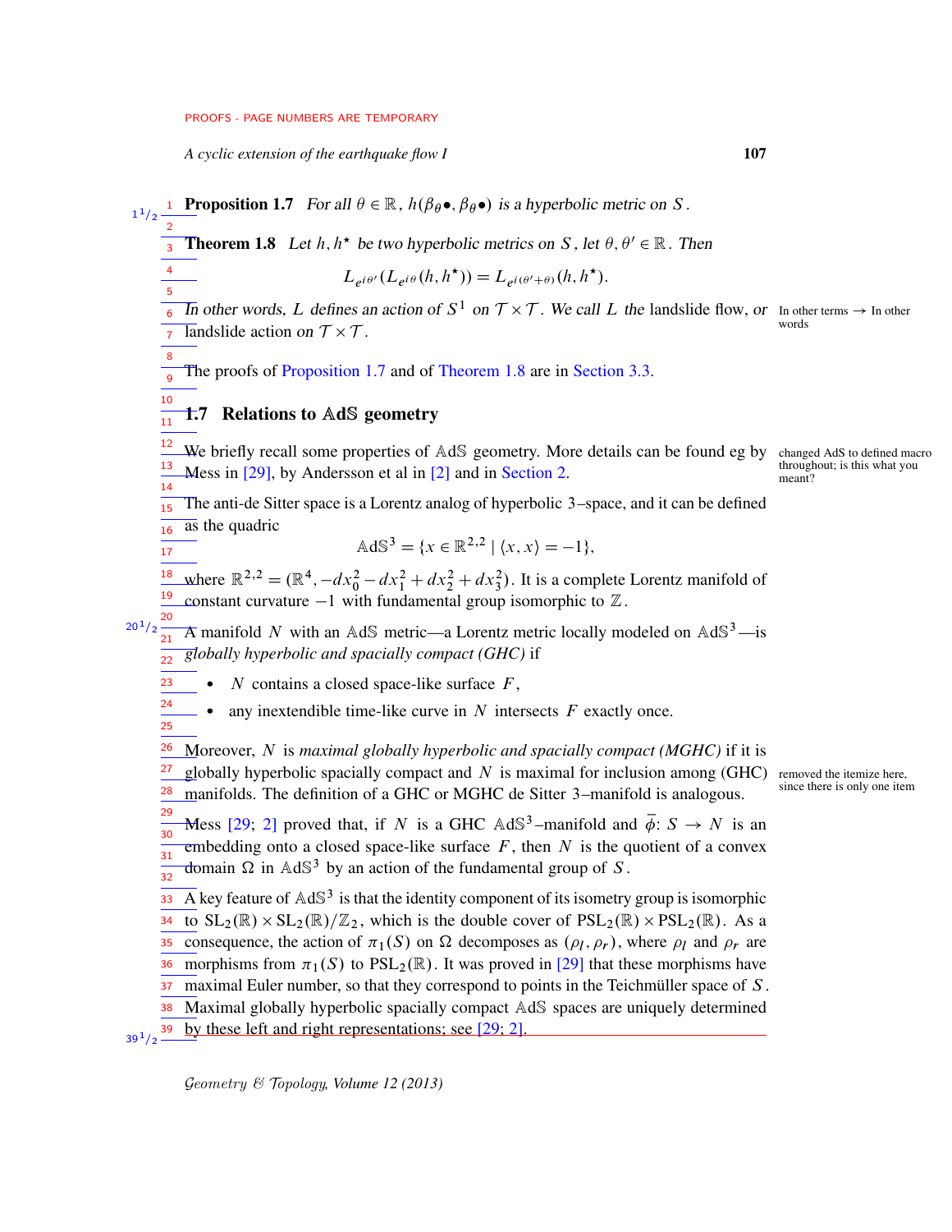**Proposition 1.7** *For all $\theta \in \mathbb{R}$, $h(\beta_\theta \bullet, \beta_\theta \bullet)$ is a hyperbolic metric on $S$.*

**Theorem 1.8** *Let $h, h^\star$ be two hyperbolic metrics on $S$, let $\theta, \theta' \in \mathbb{R}$. Then*

$$L_{e^{i\theta'}}(L_{e^{i\theta}}(h, h^\star)) = L_{e^{i(\theta'+\theta)}}(h, h^\star).$$

*In other words, $L$ defines an action of $S^1$ on $\mathcal{T} \times \mathcal{T}$. We call $L$ the* landslide flow, *or* landslide action *on $\mathcal{T} \times \mathcal{T}$.*

The proofs of Proposition 1.7 and of Theorem 1.8 are in Section 3.3.

## 1.7 Relations to $\mathbb{A}\mathrm{d}\mathbb{S}$ geometry

We briefly recall some properties of $\mathbb{A}\mathrm{d}\mathbb{S}$ geometry. More details can be found eg by Mess in [29], by Andersson et al in [2] and in Section 2.

The anti-de Sitter space is a Lorentz analog of hyperbolic 3–space, and it can be defined as the quadric

$$\mathbb{A}\mathrm{d}\mathbb{S}^3 = \{x \in \mathbb{R}^{2,2} \mid \langle x, x \rangle = -1\},$$

where $\mathbb{R}^{2,2} = (\mathbb{R}^4, -dx_0^2 - dx_1^2 + dx_2^2 + dx_3^2)$. It is a complete Lorentz manifold of constant curvature $-1$ with fundamental group isomorphic to $\mathbb{Z}$.

A manifold $N$ with an $\mathbb{A}\mathrm{d}\mathbb{S}$ metric—a Lorentz metric locally modeled on $\mathbb{A}\mathrm{d}\mathbb{S}^3$—is *globally hyperbolic and spacially compact (GHC)* if

- $N$ contains a closed space-like surface $F$,
- any inextendible time-like curve in $N$ intersects $F$ exactly once.

Moreover, $N$ is *maximal globally hyperbolic and spacially compact (MGHC)* if it is globally hyperbolic spacially compact and $N$ is maximal for inclusion among (GHC) manifolds. The definition of a GHC or MGHC de Sitter 3–manifold is analogous.

Mess [29; 2] proved that, if $N$ is a GHC $\mathbb{A}\mathrm{d}\mathbb{S}^3$–manifold and $\bar{\phi}\colon S \to N$ is an embedding onto a closed space-like surface $F$, then $N$ is the quotient of a convex domain $\Omega$ in $\mathbb{A}\mathrm{d}\mathbb{S}^3$ by an action of the fundamental group of $S$.

A key feature of $\mathbb{A}\mathrm{d}\mathbb{S}^3$ is that the identity component of its isometry group is isomorphic to $\mathrm{SL}_2(\mathbb{R}) \times \mathrm{SL}_2(\mathbb{R})/\mathbb{Z}_2$, which is the double cover of $\mathrm{PSL}_2(\mathbb{R}) \times \mathrm{PSL}_2(\mathbb{R})$. As a consequence, the action of $\pi_1(S)$ on $\Omega$ decomposes as $(\rho_l, \rho_r)$, where $\rho_l$ and $\rho_r$ are morphisms from $\pi_1(S)$ to $\mathrm{PSL}_2(\mathbb{R})$. It was proved in [29] that these morphisms have maximal Euler number, so that they correspond to points in the Teichmüller space of $S$. Maximal globally hyperbolic spacially compact $\mathbb{A}\mathrm{d}\mathbb{S}$ spaces are uniquely determined by these left and right representations; see [29; 2].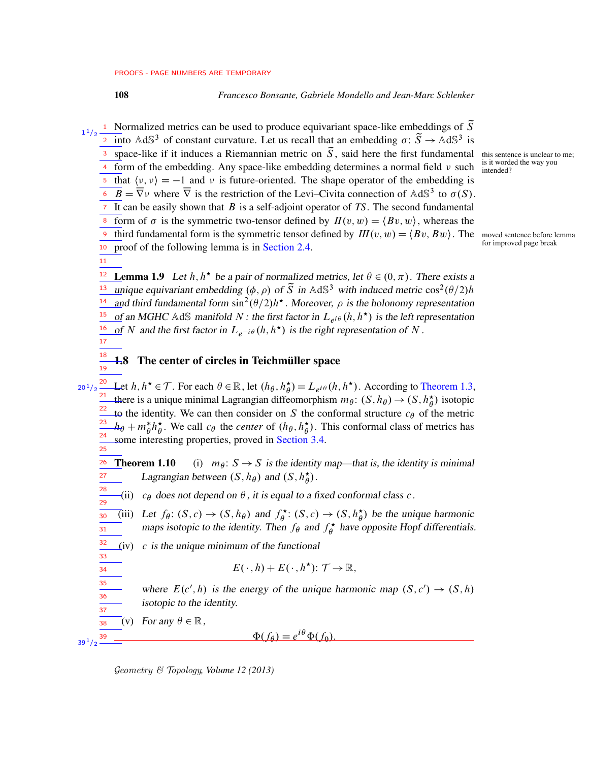Normalized metrics can be used to produce equivariant space-like embeddings of $\widetilde{S}$ into $\mathbb{AdS}^3$ of constant curvature. Let us recall that an embedding $\sigma\colon \widetilde{S} \to \mathbb{AdS}^3$ is space-like if it induces a Riemannian metric on $\widetilde{S}$, said here the first fundamental form of the embedding. Any space-like embedding determines a normal field $\nu$ such that $\langle \nu, \nu \rangle = -1$ and $\nu$ is future-oriented. The shape operator of the embedding is $B = \overline{\nabla}\nu$ where $\overline{\nabla}$ is the restriction of the Levi–Civita connection of $\mathbb{AdS}^3$ to $\sigma(S)$. It can be easily shown that $B$ is a self-adjoint operator of $TS$. The second fundamental form of $\sigma$ is the symmetric two-tensor defined by $I\!I(v,w) = \langle Bv, w\rangle$, whereas the third fundamental form is the symmetric tensor defined by $I\!I\!I(v,w) = \langle Bv, Bw \rangle$. The proof of the following lemma is in Section 2.4.

**Lemma 1.9** *Let $h, h^\star$ be a pair of normalized metrics, let $\theta \in (0,\pi)$. There exists a unique equivariant embedding $(\phi, \rho)$ of $\widetilde{S}$ in $\mathbb{AdS}^3$ with induced metric $\cos^2(\theta/2)h$ and third fundamental form $\sin^2(\theta/2)h^\star$. Moreover, $\rho$ is the holonomy representation of an MGHC $\mathbb{AdS}$ manifold $N$: the first factor in $L_{e^{i\theta}}(h,h^\star)$ is the left representation of $N$ and the first factor in $L_{e^{-i\theta}}(h,h^\star)$ is the right representation of $N$.*

## 1.8 The center of circles in Teichmüller space

Let $h, h^\star \in \mathcal{T}$. For each $\theta \in \mathbb{R}$, let $(h_\theta, h^\star_\theta) = L_{e^{i\theta}}(h,h^\star)$. According to Theorem 1.3, there is a unique minimal Lagrangian diffeomorphism $m_\theta\colon (S,h_\theta) \to (S,h^\star_\theta)$ isotopic to the identity. We can then consider on $S$ the conformal structure $c_\theta$ of the metric $h_\theta + m^*_\theta h^\star_\theta$. We call $c_\theta$ the *center* of $(h_\theta, h^\star_\theta)$. This conformal class of metrics has some interesting properties, proved in Section 3.4.

**Theorem 1.10** (i) *$m_\theta\colon S \to S$ is the identity map—that is, the identity is minimal Lagrangian between $(S,h_\theta)$ and $(S,h^\star_\theta)$.*

(ii) *$c_\theta$ does not depend on $\theta$, it is equal to a fixed conformal class $c$.*

(iii) *Let $f_\theta\colon (S,c) \to (S,h_\theta)$ and $f^\star_\theta\colon (S,c) \to (S,h^\star_\theta)$ be the unique harmonic maps isotopic to the identity. Then $f_\theta$ and $f^\star_\theta$ have opposite Hopf differentials.*

(iv) *$c$ is the unique minimum of the functional*

$$E(\cdot,h) + E(\cdot,h^\star)\colon \mathcal{T} \to \mathbb{R},$$

*where $E(c',h)$ is the energy of the unique harmonic map $(S,c') \to (S,h)$ isotopic to the identity.*

(v) *For any $\theta \in \mathbb{R}$,*

$$\Phi(f_\theta) = e^{i\theta}\Phi(f_0).$$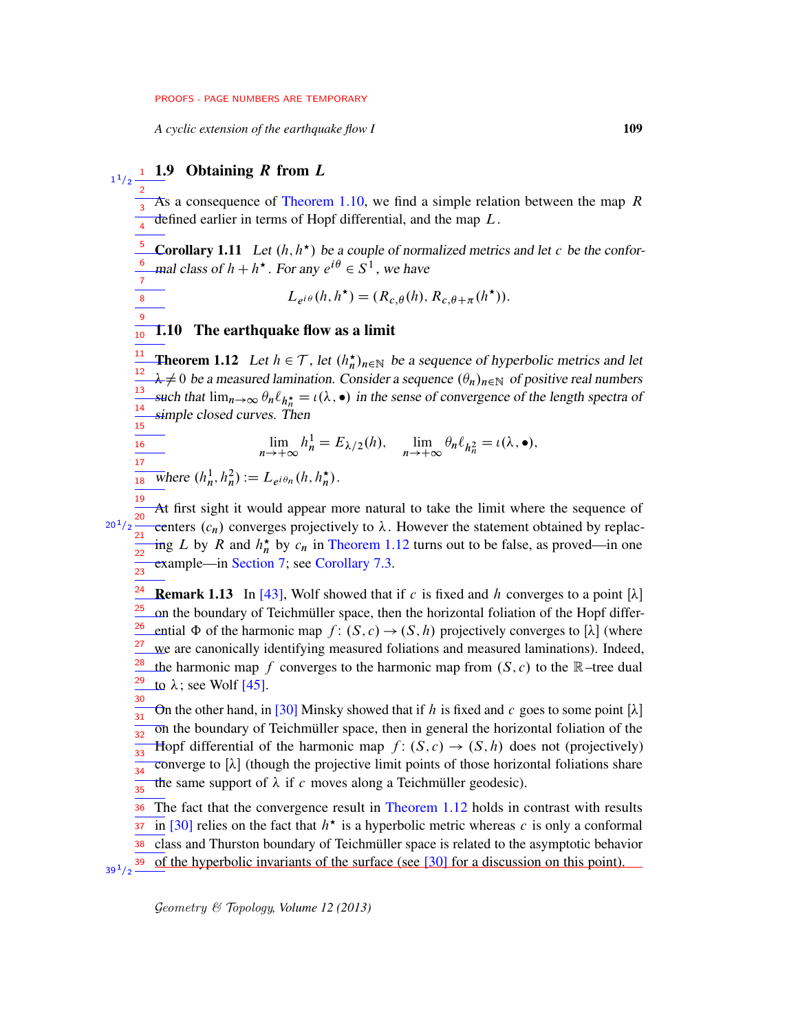## 1.9 Obtaining $R$ from $L$

As a consequence of Theorem 1.10, we find a simple relation between the map $R$ defined earlier in terms of Hopf differential, and the map $L$.

**Corollary 1.11** *Let $(h, h^\star)$ be a couple of normalized metrics and let $c$ be the conformal class of $h + h^\star$. For any $e^{i\theta} \in S^1$, we have*

$$L_{e^{i\theta}}(h, h^\star) = (R_{c,\theta}(h), R_{c,\theta+\pi}(h^\star)).$$

## 1.10 The earthquake flow as a limit

**Theorem 1.12** *Let $h \in \mathcal{T}$, let $(h_n^\star)_{n\in\mathbb{N}}$ be a sequence of hyperbolic metrics and let $\lambda \neq 0$ be a measured lamination. Consider a sequence $(\theta_n)_{n\in\mathbb{N}}$ of positive real numbers such that $\lim_{n\to\infty} \theta_n \ell_{h_n^\star} = \iota(\lambda, \bullet)$ in the sense of convergence of the length spectra of simple closed curves. Then*

$$\lim_{n\to+\infty} h_n^1 = E_{\lambda/2}(h), \qquad \lim_{n\to+\infty} \theta_n \ell_{h_n^2} = \iota(\lambda, \bullet),$$

*where $(h_n^1, h_n^2) := L_{e^{i\theta_n}}(h, h_n^\star)$.*

At first sight it would appear more natural to take the limit where the sequence of centers $(c_n)$ converges projectively to $\lambda$. However the statement obtained by replacing $L$ by $R$ and $h_n^\star$ by $c_n$ in Theorem 1.12 turns out to be false, as proved—in one example—in Section 7; see Corollary 7.3.

**Remark 1.13** In [43], Wolf showed that if $c$ is fixed and $h$ converges to a point $[\lambda]$ on the boundary of Teichmüller space, then the horizontal foliation of the Hopf differential $\Phi$ of the harmonic map $f\colon (S, c) \to (S, h)$ projectively converges to $[\lambda]$ (where we are canonically identifying measured foliations and measured laminations). Indeed, the harmonic map $f$ converges to the harmonic map from $(S, c)$ to the $\mathbb{R}$–tree dual to $\lambda$; see Wolf [45].

On the other hand, in [30] Minsky showed that if $h$ is fixed and $c$ goes to some point $[\lambda]$ on the boundary of Teichmüller space, then in general the horizontal foliation of the Hopf differential of the harmonic map $f\colon (S, c) \to (S, h)$ does not (projectively) converge to $[\lambda]$ (though the projective limit points of those horizontal foliations share the same support of $\lambda$ if $c$ moves along a Teichmüller geodesic).

The fact that the convergence result in Theorem 1.12 holds in contrast with results in [30] relies on the fact that $h^\star$ is a hyperbolic metric whereas $c$ is only a conformal class and Thurston boundary of Teichmüller space is related to the asymptotic behavior of the hyperbolic invariants of the surface (see [30] for a discussion on this point).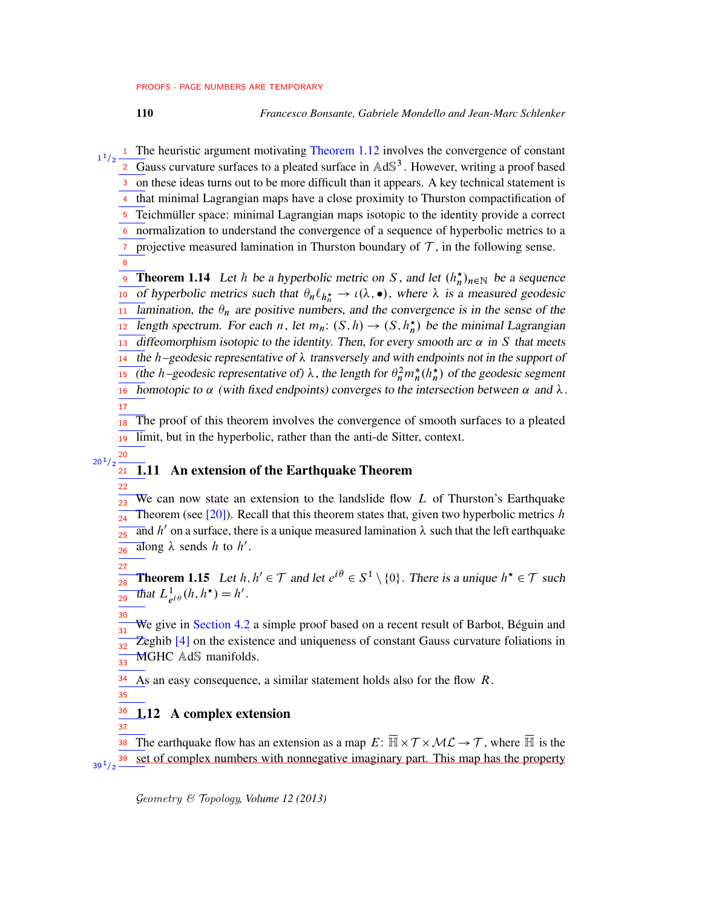The heuristic argument motivating Theorem 1.12 involves the convergence of constant Gauss curvature surfaces to a pleated surface in $\mathbb{AdS}^3$. However, writing a proof based on these ideas turns out to be more difficult than it appears. A key technical statement is that minimal Lagrangian maps have a close proximity to Thurston compactification of Teichmüller space: minimal Lagrangian maps isotopic to the identity provide a correct normalization to understand the convergence of a sequence of hyperbolic metrics to a projective measured lamination in Thurston boundary of $\mathcal{T}$, in the following sense.

**Theorem 1.14** *Let $h$ be a hyperbolic metric on $S$, and let $(h^\star_n)_{n\in\mathbb{N}}$ be a sequence of hyperbolic metrics such that $\theta_n \ell_{h^\star_n} \to \iota(\lambda, \bullet)$, where $\lambda$ is a measured geodesic lamination, the $\theta_n$ are positive numbers, and the convergence is in the sense of the length spectrum. For each $n$, let $m_n\colon (S,h) \to (S,h^\star_n)$ be the minimal Lagrangian diffeomorphism isotopic to the identity. Then, for every smooth arc $\alpha$ in $S$ that meets the $h$–geodesic representative of $\lambda$ transversely and with endpoints not in the support of (the $h$–geodesic representative of) $\lambda$, the length for $\theta_n^2 m_n^*(h^\star_n)$ of the geodesic segment homotopic to $\alpha$ (with fixed endpoints) converges to the intersection between $\alpha$ and $\lambda$.*

The proof of this theorem involves the convergence of smooth surfaces to a pleated limit, but in the hyperbolic, rather than the anti-de Sitter, context.

## 1.11 An extension of the Earthquake Theorem

We can now state an extension to the landslide flow $L$ of Thurston's Earthquake Theorem (see [20]). Recall that this theorem states that, given two hyperbolic metrics $h$ and $h'$ on a surface, there is a unique measured lamination $\lambda$ such that the left earthquake along $\lambda$ sends $h$ to $h'$.

**Theorem 1.15** *Let $h, h' \in \mathcal{T}$ and let $e^{i\theta} \in S^1 \setminus \{0\}$. There is a unique $h^\star \in \mathcal{T}$ such that $L^1_{e^{i\theta}}(h, h^\star) = h'$.*

We give in Section 4.2 a simple proof based on a recent result of Barbot, Béguin and Zeghib [4] on the existence and uniqueness of constant Gauss curvature foliations in MGHC $\mathbb{AdS}$ manifolds.

As an easy consequence, a similar statement holds also for the flow $R$.

## 1.12 A complex extension

The earthquake flow has an extension as a map $E\colon \overline{\mathbb{H}} \times \mathcal{T} \times \mathcal{ML} \to \mathcal{T}$, where $\overline{\mathbb{H}}$ is the set of complex numbers with nonnegative imaginary part. This map has the property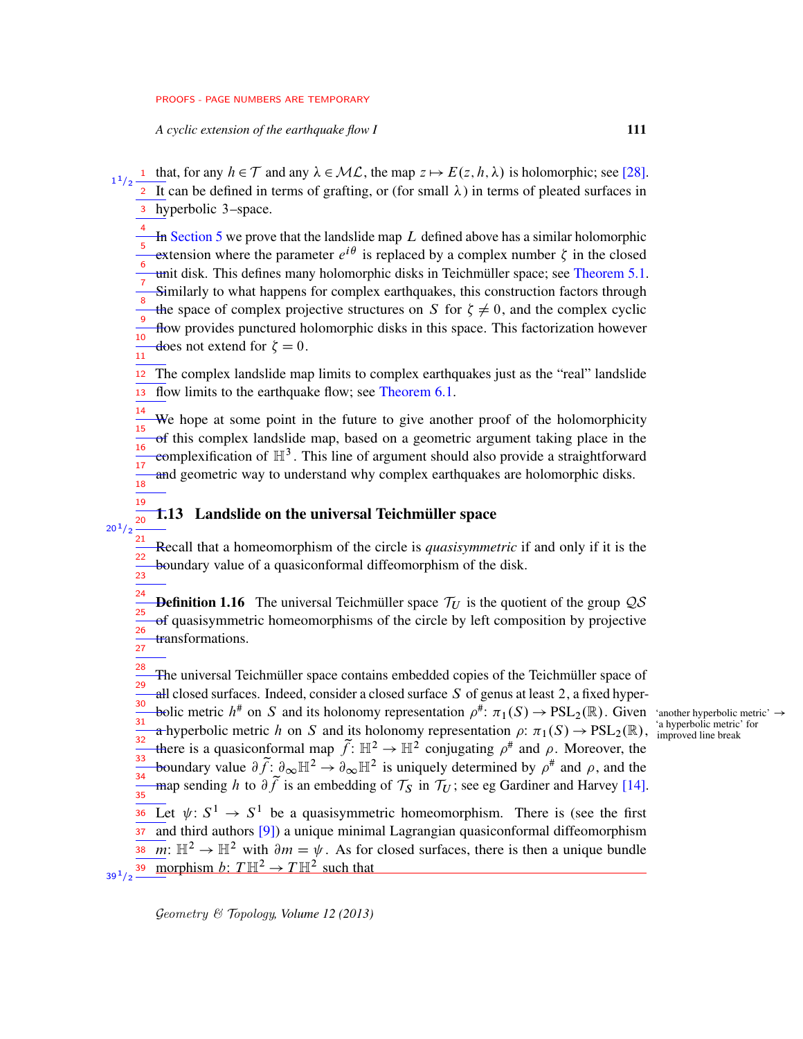that, for any $h \in \mathcal{T}$ and any $\lambda \in \mathcal{ML}$, the map $z \mapsto E(z, h, \lambda)$ is holomorphic; see [28]. It can be defined in terms of grafting, or (for small $\lambda$) in terms of pleated surfaces in hyperbolic 3–space.

In Section 5 we prove that the landslide map $L$ defined above has a similar holomorphic extension where the parameter $e^{i\theta}$ is replaced by a complex number $\zeta$ in the closed unit disk. This defines many holomorphic disks in Teichmüller space; see Theorem 5.1. Similarly to what happens for complex earthquakes, this construction factors through the space of complex projective structures on $S$ for $\zeta \neq 0$, and the complex cyclic flow provides punctured holomorphic disks in this space. This factorization however does not extend for $\zeta = 0$.

The complex landslide map limits to complex earthquakes just as the "real" landslide flow limits to the earthquake flow; see Theorem 6.1.

We hope at some point in the future to give another proof of the holomorphicity of this complex landslide map, based on a geometric argument taking place in the complexification of $\mathbb{H}^3$. This line of argument should also provide a straightforward and geometric way to understand why complex earthquakes are holomorphic disks.

## 1.13 Landslide on the universal Teichmüller space

Recall that a homeomorphism of the circle is *quasisymmetric* if and only if it is the boundary value of a quasiconformal diffeomorphism of the disk.

**Definition 1.16** The universal Teichmüller space $\mathcal{T}_U$ is the quotient of the group $\mathcal{QS}$ of quasisymmetric homeomorphisms of the circle by left composition by projective transformations.

The universal Teichmüller space contains embedded copies of the Teichmüller space of all closed surfaces. Indeed, consider a closed surface $S$ of genus at least $2$, a fixed hyperbolic metric $h^\#$ on $S$ and its holonomy representation $\rho^\#\colon \pi_1(S) \to \mathrm{PSL}_2(\mathbb{R})$. Given a hyperbolic metric $h$ on $S$ and its holonomy representation $\rho\colon \pi_1(S) \to \mathrm{PSL}_2(\mathbb{R})$, there is a quasiconformal map $\tilde{f}\colon \mathbb{H}^2 \to \mathbb{H}^2$ conjugating $\rho^\#$ and $\rho$. Moreover, the boundary value $\partial \tilde{f}\colon \partial_\infty \mathbb{H}^2 \to \partial_\infty \mathbb{H}^2$ is uniquely determined by $\rho^\#$ and $\rho$, and the map sending $h$ to $\partial \tilde{f}$ is an embedding of $\mathcal{T}_S$ in $\mathcal{T}_U$; see eg Gardiner and Harvey [14].

Let $\psi\colon S^1 \to S^1$ be a quasisymmetric homeomorphism. There is (see the first and third authors [9]) a unique minimal Lagrangian quasiconformal diffeomorphism $m\colon \mathbb{H}^2 \to \mathbb{H}^2$ with $\partial m = \psi$. As for closed surfaces, there is then a unique bundle morphism $b\colon T\mathbb{H}^2 \to T\mathbb{H}^2$ such that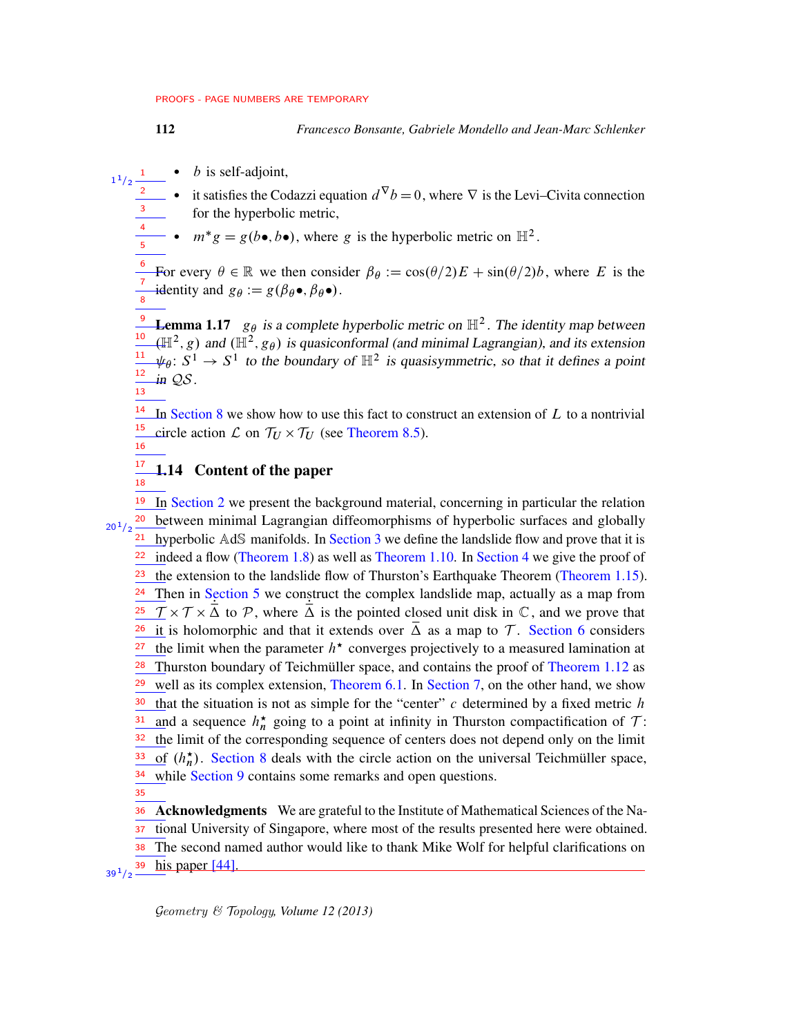- $b$ is self-adjoint,
- it satisfies the Codazzi equation $d^\nabla b = 0$, where $\nabla$ is the Levi–Civita connection for the hyperbolic metric,
- $m^*g = g(b\bullet, b\bullet)$, where $g$ is the hyperbolic metric on $\mathbb{H}^2$.

For every $\theta \in \mathbb{R}$ we then consider $\beta_\theta := \cos(\theta/2)E + \sin(\theta/2)b$, where $E$ is the identity and $g_\theta := g(\beta_\theta \bullet, \beta_\theta \bullet)$.

**Lemma 1.17** *$g_\theta$ is a complete hyperbolic metric on $\mathbb{H}^2$. The identity map between $(\mathbb{H}^2, g)$ and $(\mathbb{H}^2, g_\theta)$ is quasiconformal (and minimal Lagrangian), and its extension $\psi_\theta \colon S^1 \to S^1$ to the boundary of $\mathbb{H}^2$ is quasisymmetric, so that it defines a point in $\mathcal{QS}$.*

In Section 8 we show how to use this fact to construct an extension of $L$ to a nontrivial circle action $\mathcal{L}$ on $\mathcal{T}_U \times \mathcal{T}_U$ (see Theorem 8.5).

## 1.14 Content of the paper

In Section 2 we present the background material, concerning in particular the relation between minimal Lagrangian diffeomorphisms of hyperbolic surfaces and globally hyperbolic $\mathbb{A}\mathrm{d}\mathbb{S}$ manifolds. In Section 3 we define the landslide flow and prove that it is indeed a flow (Theorem 1.8) as well as Theorem 1.10. In Section 4 we give the proof of the extension to the landslide flow of Thurston's Earthquake Theorem (Theorem 1.15). Then in Section 5 we construct the complex landslide map, actually as a map from $\mathcal{T} \times \mathcal{T} \times \dot{\overline{\Delta}}$ to $\mathcal{P}$, where $\dot{\overline{\Delta}}$ is the pointed closed unit disk in $\mathbb{C}$, and we prove that it is holomorphic and that it extends over $\overline{\Delta}$ as a map to $\mathcal{T}$. Section 6 considers the limit when the parameter $h^\star$ converges projectively to a measured lamination at Thurston boundary of Teichmüller space, and contains the proof of Theorem 1.12 as well as its complex extension, Theorem 6.1. In Section 7, on the other hand, we show that the situation is not as simple for the "center" $c$ determined by a fixed metric $h$ and a sequence $h_n^\star$ going to a point at infinity in Thurston compactification of $\mathcal{T}$: the limit of the corresponding sequence of centers does not depend only on the limit of $(h_n^\star)$. Section 8 deals with the circle action on the universal Teichmüller space, while Section 9 contains some remarks and open questions.

**Acknowledgments** We are grateful to the Institute of Mathematical Sciences of the National University of Singapore, where most of the results presented here were obtained. The second named author would like to thank Mike Wolf for helpful clarifications on his paper [44].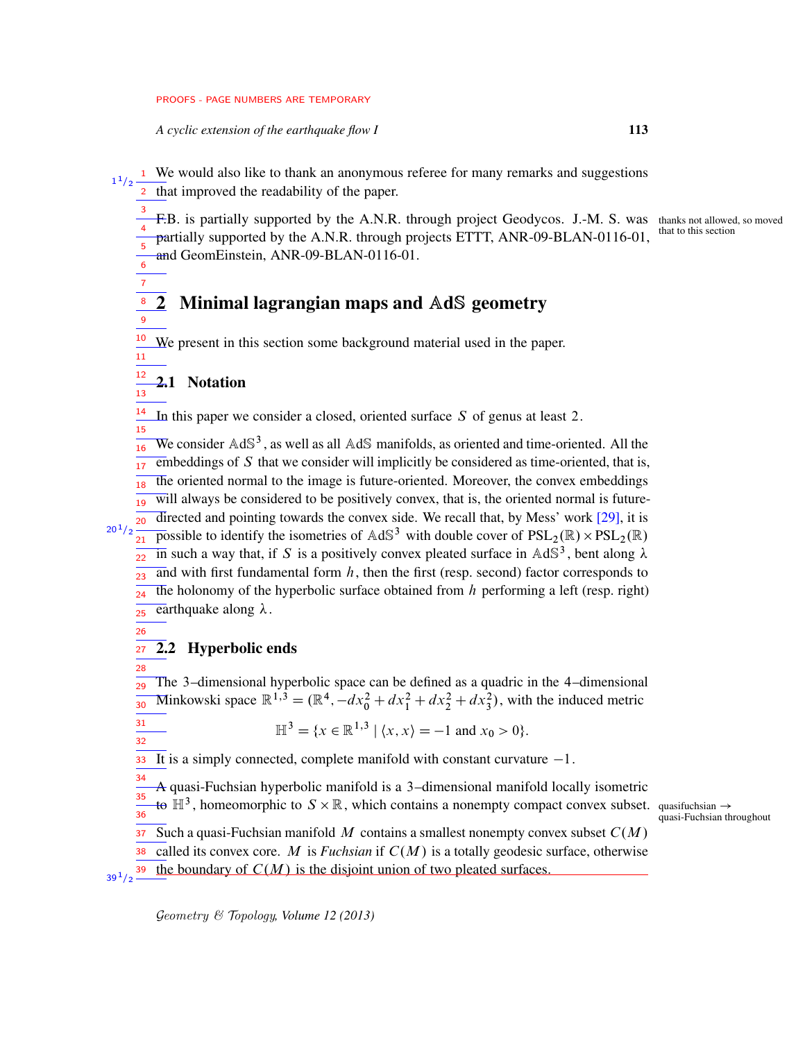We would also like to thank an anonymous referee for many remarks and suggestions that improved the readability of the paper.

F.B. is partially supported by the A.N.R. through project Geodycos. J.-M. S. was partially supported by the A.N.R. through projects ETTT, ANR-09-BLAN-0116-01, and GeomEinstein, ANR-09-BLAN-0116-01.

## 2 Minimal lagrangian maps and $\mathbb{A}\mathrm{d}\mathbb{S}$ geometry

We present in this section some background material used in the paper.

### 2.1 Notation

In this paper we consider a closed, oriented surface $S$ of genus at least 2.

We consider $\mathbb{A}\mathrm{d}\mathbb{S}^3$, as well as all $\mathbb{A}\mathrm{d}\mathbb{S}$ manifolds, as oriented and time-oriented. All the embeddings of $S$ that we consider will implicitly be considered as time-oriented, that is, the oriented normal to the image is future-oriented. Moreover, the convex embeddings will always be considered to be positively convex, that is, the oriented normal is future-directed and pointing towards the convex side. We recall that, by Mess' work [29], it is possible to identify the isometries of $\mathbb{A}\mathrm{d}\mathbb{S}^3$ with double cover of $\mathrm{PSL}_2(\mathbb{R})\times\mathrm{PSL}_2(\mathbb{R})$ in such a way that, if $S$ is a positively convex pleated surface in $\mathbb{A}\mathrm{d}\mathbb{S}^3$, bent along $\lambda$ and with first fundamental form $h$, then the first (resp. second) factor corresponds to the holonomy of the hyperbolic surface obtained from $h$ performing a left (resp. right) earthquake along $\lambda$.

### 2.2 Hyperbolic ends

The 3–dimensional hyperbolic space can be defined as a quadric in the 4–dimensional Minkowski space $\mathbb{R}^{1,3} = (\mathbb{R}^4, -dx_0^2 + dx_1^2 + dx_2^2 + dx_3^2)$, with the induced metric

$$\mathbb{H}^3 = \{x \in \mathbb{R}^{1,3} \mid \langle x, x\rangle = -1 \text{ and } x_0 > 0\}.$$

It is a simply connected, complete manifold with constant curvature $-1$.

A quasi-Fuchsian hyperbolic manifold is a 3–dimensional manifold locally isometric to $\mathbb{H}^3$, homeomorphic to $S\times\mathbb{R}$, which contains a nonempty compact convex subset. Such a quasi-Fuchsian manifold $M$ contains a smallest nonempty convex subset $C(M)$ called its convex core. $M$ is *Fuchsian* if $C(M)$ is a totally geodesic surface, otherwise the boundary of $C(M)$ is the disjoint union of two pleated surfaces.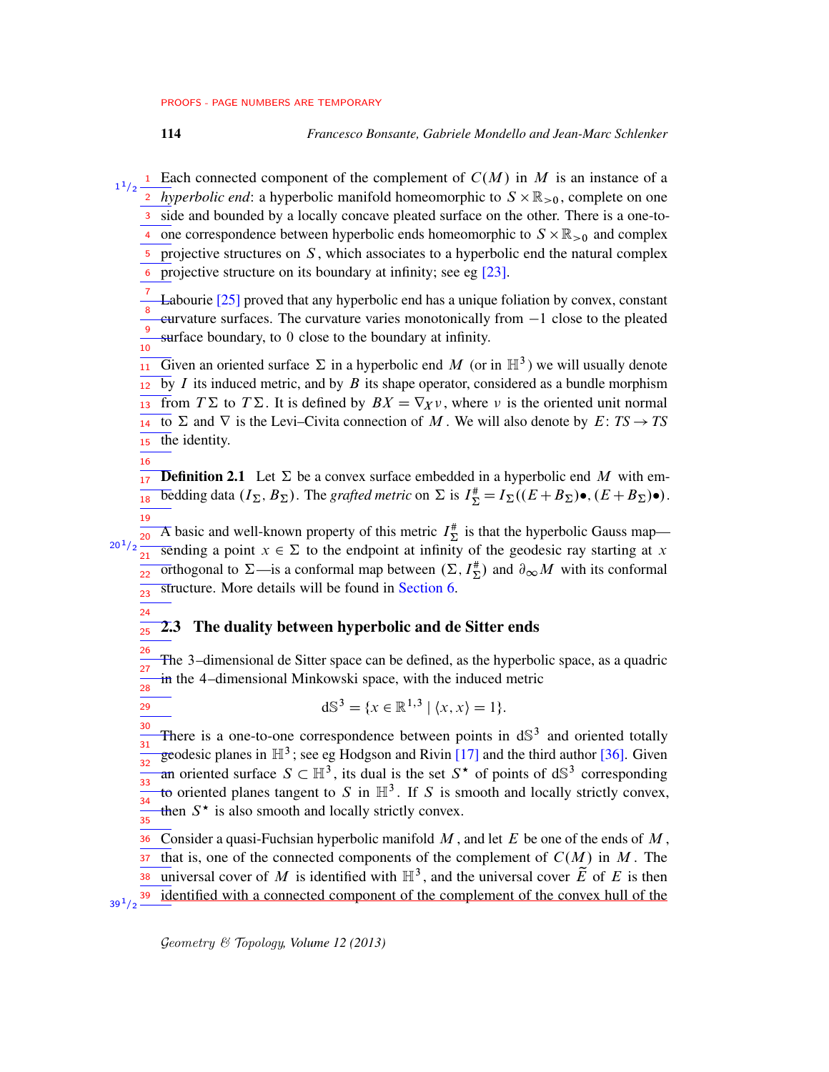Each connected component of the complement of $C(M)$ in $M$ is an instance of a *hyperbolic end*: a hyperbolic manifold homeomorphic to $S \times \mathbb{R}_{>0}$, complete on one side and bounded by a locally concave pleated surface on the other. There is a one-to-one correspondence between hyperbolic ends homeomorphic to $S \times \mathbb{R}_{>0}$ and complex projective structures on $S$, which associates to a hyperbolic end the natural complex projective structure on its boundary at infinity; see eg [23].

Labourie [25] proved that any hyperbolic end has a unique foliation by convex, constant curvature surfaces. The curvature varies monotonically from $-1$ close to the pleated surface boundary, to 0 close to the boundary at infinity.

Given an oriented surface $\Sigma$ in a hyperbolic end $M$ (or in $\mathbb{H}^3$) we will usually denote by $I$ its induced metric, and by $B$ its shape operator, considered as a bundle morphism from $T\Sigma$ to $T\Sigma$. It is defined by $BX = \nabla_X \nu$, where $\nu$ is the oriented unit normal to $\Sigma$ and $\nabla$ is the Levi–Civita connection of $M$. We will also denote by $E\colon TS \to TS$ the identity.

**Definition 2.1** Let $\Sigma$ be a convex surface embedded in a hyperbolic end $M$ with embedding data $(I_\Sigma, B_\Sigma)$. The *grafted metric* on $\Sigma$ is $I^{\#}_\Sigma = I_\Sigma((E+B_\Sigma)\bullet, (E+B_\Sigma)\bullet)$.

A basic and well-known property of this metric $I^{\#}_\Sigma$ is that the hyperbolic Gauss map—sending a point $x \in \Sigma$ to the endpoint at infinity of the geodesic ray starting at $x$ orthogonal to $\Sigma$—is a conformal map between $(\Sigma, I^{\#}_\Sigma)$ and $\partial_\infty M$ with its conformal structure. More details will be found in Section 6.

## 2.3 The duality between hyperbolic and de Sitter ends

The 3–dimensional de Sitter space can be defined, as the hyperbolic space, as a quadric in the 4–dimensional Minkowski space, with the induced metric

$$d\mathbb{S}^3 = \{x \in \mathbb{R}^{1,3} \mid \langle x, x\rangle = 1\}.$$

There is a one-to-one correspondence between points in $d\mathbb{S}^3$ and oriented totally geodesic planes in $\mathbb{H}^3$; see eg Hodgson and Rivin [17] and the third author [36]. Given an oriented surface $S \subset \mathbb{H}^3$, its dual is the set $S^\star$ of points of $d\mathbb{S}^3$ corresponding to oriented planes tangent to $S$ in $\mathbb{H}^3$. If $S$ is smooth and locally strictly convex, then $S^\star$ is also smooth and locally strictly convex.

Consider a quasi-Fuchsian hyperbolic manifold $M$, and let $E$ be one of the ends of $M$, that is, one of the connected components of the complement of $C(M)$ in $M$. The universal cover of $M$ is identified with $\mathbb{H}^3$, and the universal cover $\widetilde{E}$ of $E$ is then identified with a connected component of the complement of the convex hull of the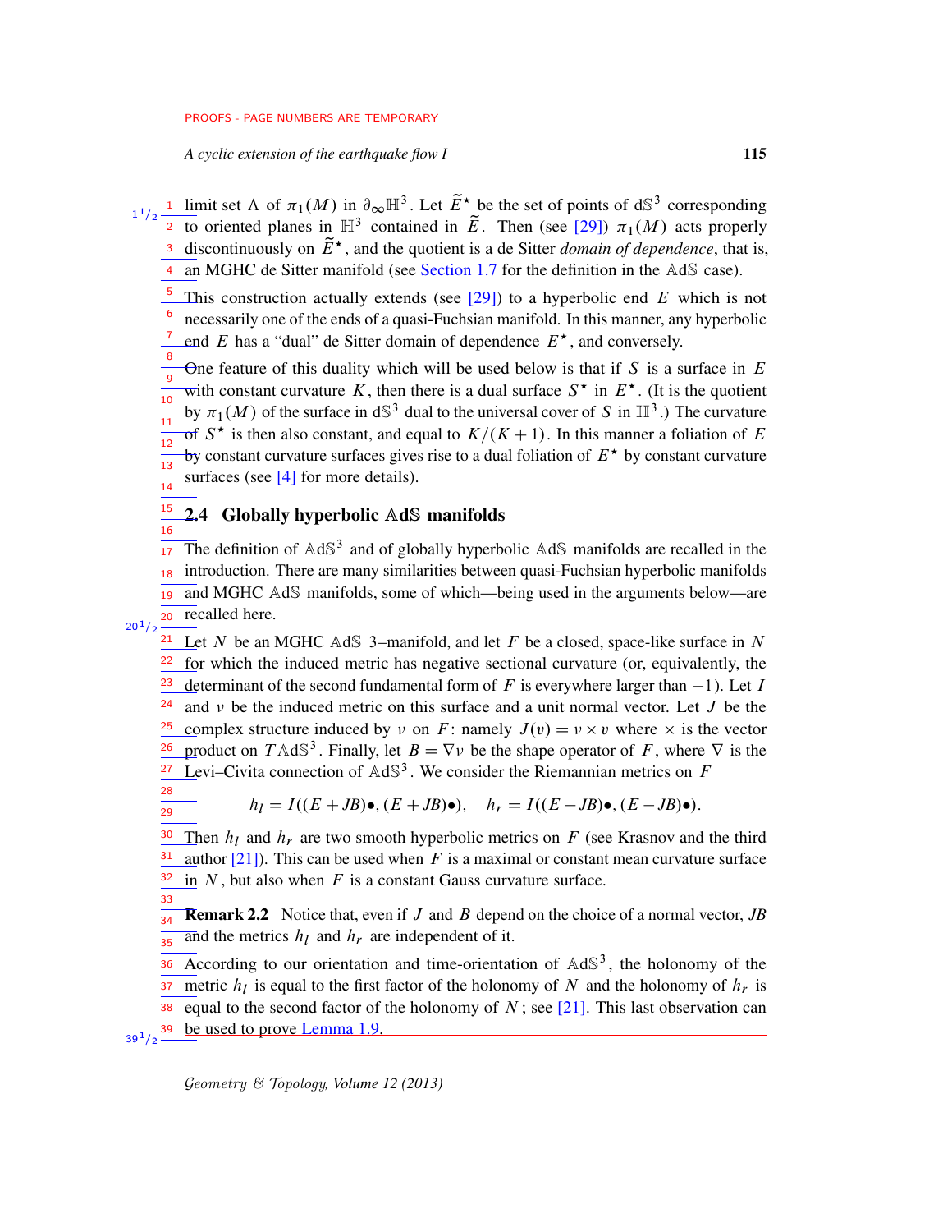limit set $\Lambda$ of $\pi_1(M)$ in $\partial_\infty \mathbb{H}^3$. Let $\widetilde{E}^\star$ be the set of points of $\mathrm{d}\mathbb{S}^3$ corresponding to oriented planes in $\mathbb{H}^3$ contained in $\widetilde{E}$. Then (see [29]) $\pi_1(M)$ acts properly discontinuously on $\widetilde{E}^\star$, and the quotient is a de Sitter *domain of dependence*, that is, an MGHC de Sitter manifold (see Section 1.7 for the definition in the $\mathbb{A}\mathrm{d}\mathbb{S}$ case).

This construction actually extends (see [29]) to a hyperbolic end $E$ which is not necessarily one of the ends of a quasi-Fuchsian manifold. In this manner, any hyperbolic end $E$ has a "dual" de Sitter domain of dependence $E^\star$, and conversely.

One feature of this duality which will be used below is that if $S$ is a surface in $E$ with constant curvature $K$, then there is a dual surface $S^\star$ in $E^\star$. (It is the quotient by $\pi_1(M)$ of the surface in $\mathrm{d}\mathbb{S}^3$ dual to the universal cover of $S$ in $\mathbb{H}^3$.) The curvature of $S^\star$ is then also constant, and equal to $K/(K+1)$. In this manner a foliation of $E$ by constant curvature surfaces gives rise to a dual foliation of $E^\star$ by constant curvature surfaces (see [4] for more details).

## 2.4 Globally hyperbolic $\mathbb{A}\mathrm{d}\mathbb{S}$ manifolds

The definition of $\mathbb{A}\mathrm{d}\mathbb{S}^3$ and of globally hyperbolic $\mathbb{A}\mathrm{d}\mathbb{S}$ manifolds are recalled in the introduction. There are many similarities between quasi-Fuchsian hyperbolic manifolds and MGHC $\mathbb{A}\mathrm{d}\mathbb{S}$ manifolds, some of which—being used in the arguments below—are recalled here.

Let $N$ be an MGHC $\mathbb{A}\mathrm{d}\mathbb{S}$ 3–manifold, and let $F$ be a closed, space-like surface in $N$ for which the induced metric has negative sectional curvature (or, equivalently, the determinant of the second fundamental form of $F$ is everywhere larger than $-1$). Let $I$ and $\nu$ be the induced metric on this surface and a unit normal vector. Let $J$ be the complex structure induced by $\nu$ on $F$: namely $J(v) = \nu \times v$ where $\times$ is the vector product on $T\mathbb{A}\mathrm{d}\mathbb{S}^3$. Finally, let $B = \nabla\nu$ be the shape operator of $F$, where $\nabla$ is the Levi–Civita connection of $\mathbb{A}\mathrm{d}\mathbb{S}^3$. We consider the Riemannian metrics on $F$

$$h_l = I((E+JB)\bullet, (E+JB)\bullet), \quad h_r = I((E-JB)\bullet, (E-JB)\bullet).$$

Then $h_l$ and $h_r$ are two smooth hyperbolic metrics on $F$ (see Krasnov and the third author [21]). This can be used when $F$ is a maximal or constant mean curvature surface in $N$, but also when $F$ is a constant Gauss curvature surface.

**Remark 2.2** Notice that, even if $J$ and $B$ depend on the choice of a normal vector, $JB$ and the metrics $h_l$ and $h_r$ are independent of it.

According to our orientation and time-orientation of $\mathbb{A}\mathrm{d}\mathbb{S}^3$, the holonomy of the metric $h_l$ is equal to the first factor of the holonomy of $N$ and the holonomy of $h_r$ is equal to the second factor of the holonomy of $N$; see [21]. This last observation can be used to prove Lemma 1.9.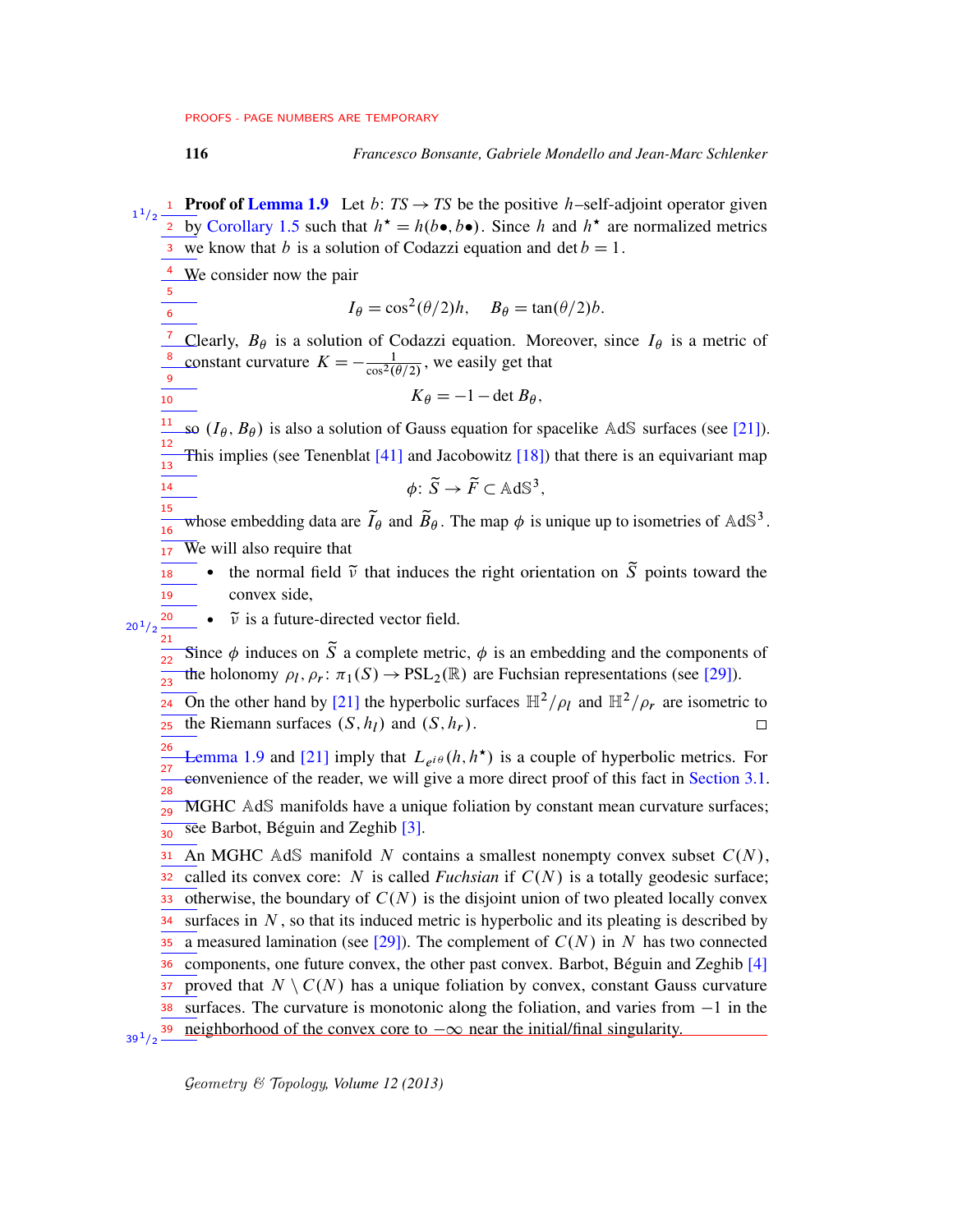**Proof of Lemma 1.9** Let $b\colon TS \to TS$ be the positive $h$–self-adjoint operator given by Corollary 1.5 such that $h^\star = h(b\bullet, b\bullet)$. Since $h$ and $h^\star$ are normalized metrics we know that $b$ is a solution of Codazzi equation and $\det b = 1$.

We consider now the pair

$$I_\theta = \cos^2(\theta/2)h, \quad B_\theta = \tan(\theta/2)b.$$

Clearly, $B_\theta$ is a solution of Codazzi equation. Moreover, since $I_\theta$ is a metric of constant curvature $K = -\frac{1}{\cos^2(\theta/2)}$, we easily get that

$$K_\theta = -1 - \det B_\theta,$$

so $(I_\theta, B_\theta)$ is also a solution of Gauss equation for spacelike $\mathbb{A}\mathrm{d}\mathbb{S}$ surfaces (see [21]). This implies (see Tenenblat [41] and Jacobowitz [18]) that there is an equivariant map

$$\phi\colon \widetilde{S} \to \widetilde{F} \subset \mathbb{A}\mathrm{d}\mathbb{S}^3,$$

whose embedding data are $\widetilde{I}_\theta$ and $\widetilde{B}_\theta$. The map $\phi$ is unique up to isometries of $\mathbb{A}\mathrm{d}\mathbb{S}^3$. We will also require that

- the normal field $\widetilde{\nu}$ that induces the right orientation on $\widetilde{S}$ points toward the convex side,
- $\widetilde{\nu}$ is a future-directed vector field.

Since $\phi$ induces on $\widetilde{S}$ a complete metric, $\phi$ is an embedding and the components of the holonomy $\rho_l, \rho_r\colon \pi_1(S) \to \mathrm{PSL}_2(\mathbb{R})$ are Fuchsian representations (see [29]).

On the other hand by [21] the hyperbolic surfaces $\mathbb{H}^2/\rho_l$ and $\mathbb{H}^2/\rho_r$ are isometric to the Riemann surfaces $(S, h_l)$ and $(S, h_r)$. $\square$

Lemma 1.9 and [21] imply that $L_{e^{i\theta}}(h, h^\star)$ is a couple of hyperbolic metrics. For convenience of the reader, we will give a more direct proof of this fact in Section 3.1.

MGHC $\mathbb{A}\mathrm{d}\mathbb{S}$ manifolds have a unique foliation by constant mean curvature surfaces; see Barbot, Béguin and Zeghib [3].

An MGHC $\mathbb{A}\mathrm{d}\mathbb{S}$ manifold $N$ contains a smallest nonempty convex subset $C(N)$, called its convex core: $N$ is called *Fuchsian* if $C(N)$ is a totally geodesic surface; otherwise, the boundary of $C(N)$ is the disjoint union of two pleated locally convex surfaces in $N$, so that its induced metric is hyperbolic and its pleating is described by a measured lamination (see [29]). The complement of $C(N)$ in $N$ has two connected components, one future convex, the other past convex. Barbot, Béguin and Zeghib [4] proved that $N \setminus C(N)$ has a unique foliation by convex, constant Gauss curvature surfaces. The curvature is monotonic along the foliation, and varies from $-1$ in the neighborhood of the convex core to $-\infty$ near the initial/final singularity.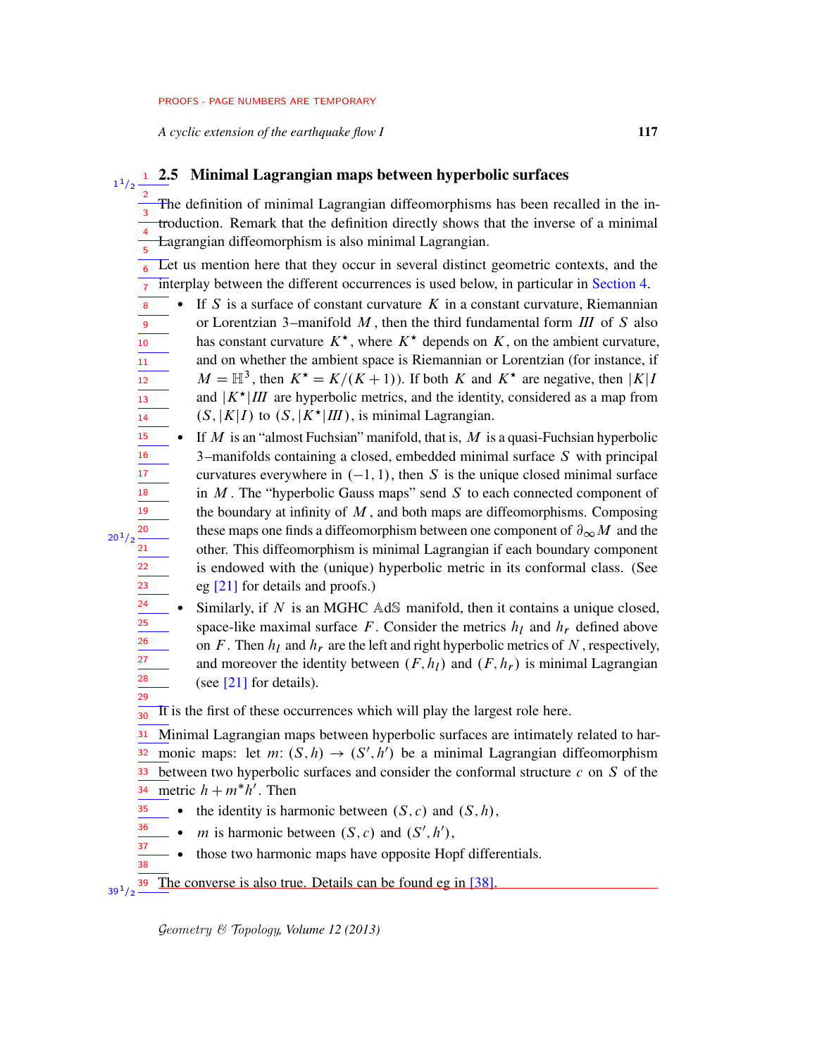## 2.5 Minimal Lagrangian maps between hyperbolic surfaces

The definition of minimal Lagrangian diffeomorphisms has been recalled in the introduction. Remark that the definition directly shows that the inverse of a minimal Lagrangian diffeomorphism is also minimal Lagrangian.

Let us mention here that they occur in several distinct geometric contexts, and the interplay between the different occurrences is used below, in particular in Section 4.

- If $S$ is a surface of constant curvature $K$ in a constant curvature, Riemannian or Lorentzian 3–manifold $M$, then the third fundamental form $III$ of $S$ also has constant curvature $K^\star$, where $K^\star$ depends on $K$, on the ambient curvature, and on whether the ambient space is Riemannian or Lorentzian (for instance, if $M = \mathbb{H}^3$, then $K^\star = K/(K+1)$). If both $K$ and $K^\star$ are negative, then $|K|I$ and $|K^\star|III$ are hyperbolic metrics, and the identity, considered as a map from $(S, |K|I)$ to $(S, |K^\star|III)$, is minimal Lagrangian.
- If $M$ is an "almost Fuchsian" manifold, that is, $M$ is a quasi-Fuchsian hyperbolic 3–manifolds containing a closed, embedded minimal surface $S$ with principal curvatures everywhere in $(-1,1)$, then $S$ is the unique closed minimal surface in $M$. The "hyperbolic Gauss maps" send $S$ to each connected component of the boundary at infinity of $M$, and both maps are diffeomorphisms. Composing these maps one finds a diffeomorphism between one component of $\partial_\infty M$ and the other. This diffeomorphism is minimal Lagrangian if each boundary component is endowed with the (unique) hyperbolic metric in its conformal class. (See eg [21] for details and proofs.)
- Similarly, if $N$ is an MGHC $\mathbb{A}\mathrm{d}\mathbb{S}$ manifold, then it contains a unique closed, space-like maximal surface $F$. Consider the metrics $h_l$ and $h_r$ defined above on $F$. Then $h_l$ and $h_r$ are the left and right hyperbolic metrics of $N$, respectively, and moreover the identity between $(F, h_l)$ and $(F, h_r)$ is minimal Lagrangian (see [21] for details).

It is the first of these occurrences which will play the largest role here.

Minimal Lagrangian maps between hyperbolic surfaces are intimately related to harmonic maps: let $m\colon (S,h) \to (S',h')$ be a minimal Lagrangian diffeomorphism between two hyperbolic surfaces and consider the conformal structure $c$ on $S$ of the metric $h + m^*h'$. Then

- the identity is harmonic between $(S,c)$ and $(S,h)$,
- $m$ is harmonic between $(S,c)$ and $(S',h')$,
- those two harmonic maps have opposite Hopf differentials.

The converse is also true. Details can be found eg in [38].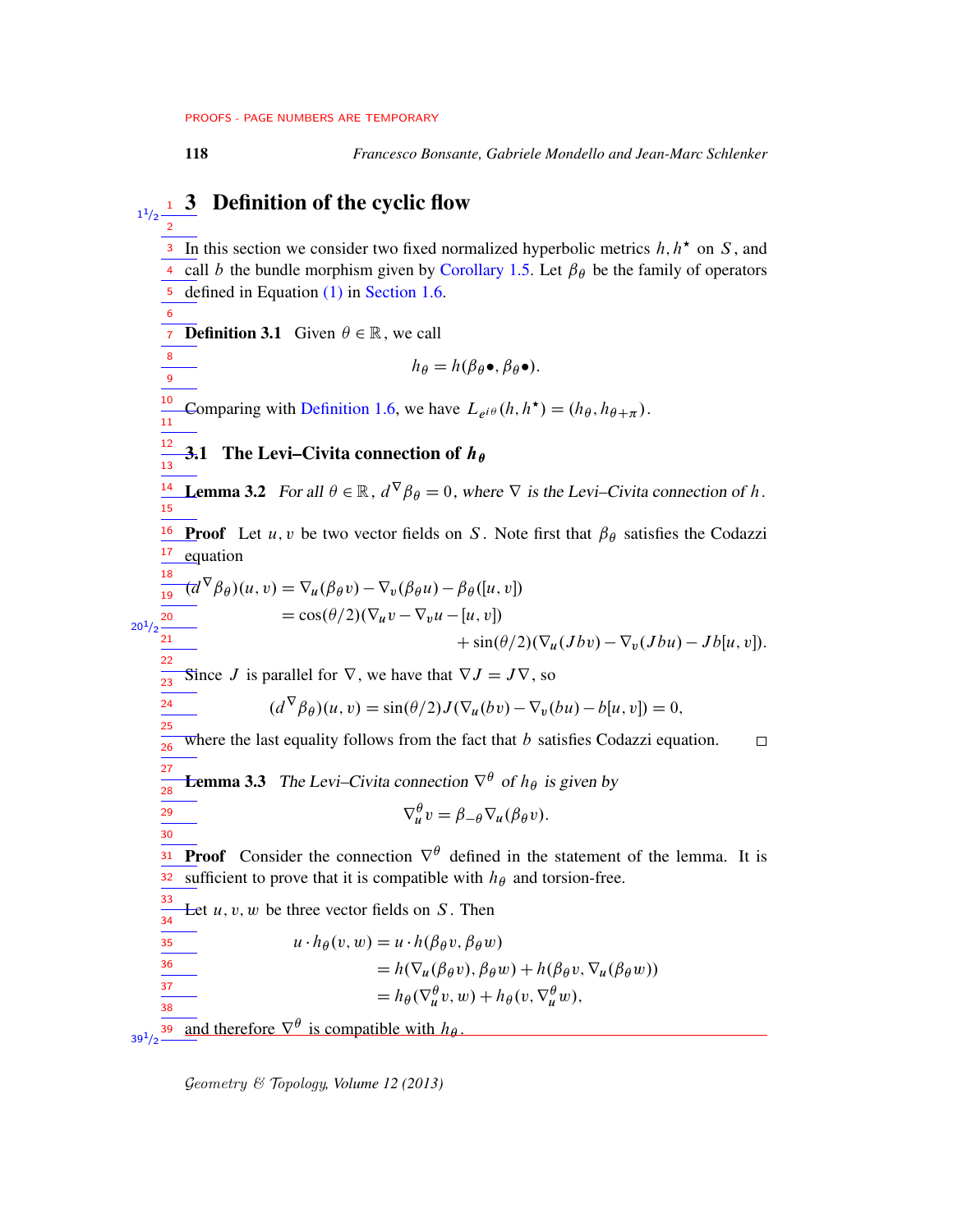# 3 Definition of the cyclic flow

In this section we consider two fixed normalized hyperbolic metrics $h, h^\star$ on $S$, and call $b$ the bundle morphism given by Corollary 1.5. Let $\beta_\theta$ be the family of operators defined in Equation (1) in Section 1.6.

**Definition 3.1** Given $\theta \in \mathbb{R}$, we call

$$h_\theta = h(\beta_\theta \bullet, \beta_\theta \bullet).$$

Comparing with Definition 1.6, we have $L_{e^{i\theta}}(h, h^\star) = (h_\theta, h_{\theta+\pi})$.

## 3.1 The Levi–Civita connection of $h_\theta$

**Lemma 3.2** *For all $\theta \in \mathbb{R}$, $d^\nabla \beta_\theta = 0$, where $\nabla$ is the Levi–Civita connection of $h$.*

**Proof** Let $u, v$ be two vector fields on $S$. Note first that $\beta_\theta$ satisfies the Codazzi equation

$$\begin{aligned}
(d^\nabla \beta_\theta)(u, v) &= \nabla_u(\beta_\theta v) - \nabla_v(\beta_\theta u) - \beta_\theta([u, v]) \\
&= \cos(\theta/2)(\nabla_u v - \nabla_v u - [u, v]) \\
&\qquad\qquad + \sin(\theta/2)(\nabla_u(Jbv) - \nabla_v(Jbu) - Jb[u, v]).
\end{aligned}$$

Since $J$ is parallel for $\nabla$, we have that $\nabla J = J\nabla$, so

$$(d^\nabla \beta_\theta)(u, v) = \sin(\theta/2) J(\nabla_u(bv) - \nabla_v(bu) - b[u, v]) = 0,$$

where the last equality follows from the fact that $b$ satisfies Codazzi equation. □

**Lemma 3.3** *The Levi–Civita connection $\nabla^\theta$ of $h_\theta$ is given by*

$$\nabla^\theta_u v = \beta_{-\theta} \nabla_u(\beta_\theta v).$$

**Proof** Consider the connection $\nabla^\theta$ defined in the statement of the lemma. It is sufficient to prove that it is compatible with $h_\theta$ and torsion-free.

Let $u, v, w$ be three vector fields on $S$. Then

$$\begin{aligned}
u \cdot h_\theta(v, w) &= u \cdot h(\beta_\theta v, \beta_\theta w) \\
&= h(\nabla_u(\beta_\theta v), \beta_\theta w) + h(\beta_\theta v, \nabla_u(\beta_\theta w)) \\
&= h_\theta(\nabla^\theta_u v, w) + h_\theta(v, \nabla^\theta_u w),
\end{aligned}$$

and therefore $\nabla^\theta$ is compatible with $h_\theta$.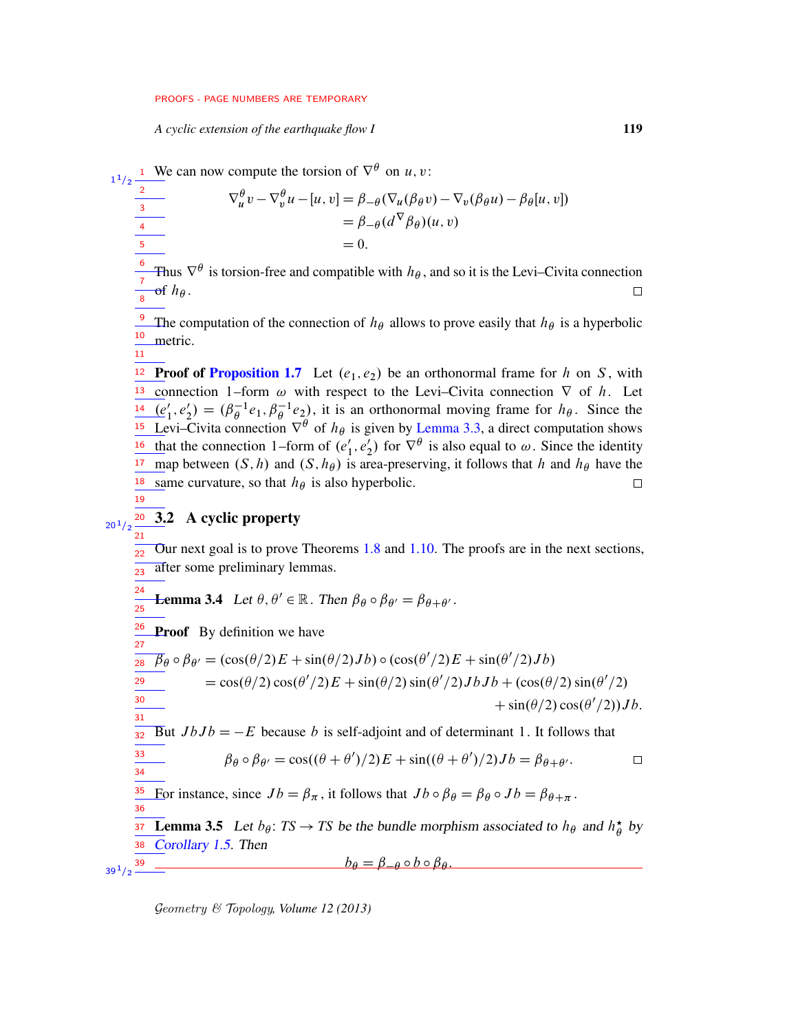We can now compute the torsion of $\nabla^\theta$ on $u, v$:

$$
\begin{aligned}
\nabla^\theta_u v - \nabla^\theta_v u - [u,v] &= \beta_{-\theta}(\nabla_u(\beta_\theta v) - \nabla_v(\beta_\theta u) - \beta_\theta[u,v]) \\
&= \beta_{-\theta}(d^\nabla \beta_\theta)(u,v) \\
&= 0.
\end{aligned}
$$

Thus $\nabla^\theta$ is torsion-free and compatible with $h_\theta$, and so it is the Levi–Civita connection of $h_\theta$. □

The computation of the connection of $h_\theta$ allows to prove easily that $h_\theta$ is a hyperbolic metric.

**Proof of Proposition 1.7** Let $(e_1, e_2)$ be an orthonormal frame for $h$ on $S$, with connection 1–form $\omega$ with respect to the Levi–Civita connection $\nabla$ of $h$. Let $(e_1', e_2') = (\beta_\theta^{-1} e_1, \beta_\theta^{-1} e_2)$, it is an orthonormal moving frame for $h_\theta$. Since the Levi–Civita connection $\nabla^\theta$ of $h_\theta$ is given by Lemma 3.3, a direct computation shows that the connection 1–form of $(e_1', e_2')$ for $\nabla^\theta$ is also equal to $\omega$. Since the identity map between $(S, h)$ and $(S, h_\theta)$ is area-preserving, it follows that $h$ and $h_\theta$ have the same curvature, so that $h_\theta$ is also hyperbolic. □

## 3.2 A cyclic property

Our next goal is to prove Theorems 1.8 and 1.10. The proofs are in the next sections, after some preliminary lemmas.

**Lemma 3.4** *Let $\theta, \theta' \in \mathbb{R}$. Then $\beta_\theta \circ \beta_{\theta'} = \beta_{\theta+\theta'}$.*

**Proof** By definition we have

$$
\begin{aligned}
\beta_\theta \circ \beta_{\theta'} &= (\cos(\theta/2)E + \sin(\theta/2)Jb) \circ (\cos(\theta'/2)E + \sin(\theta'/2)Jb) \\
&= \cos(\theta/2)\cos(\theta'/2)E + \sin(\theta/2)\sin(\theta'/2)JbJb + (\cos(\theta/2)\sin(\theta'/2) \\
&\qquad + \sin(\theta/2)\cos(\theta'/2))Jb.
\end{aligned}
$$

But $JbJb = -E$ because $b$ is self-adjoint and of determinant 1. It follows that

$$
\beta_\theta \circ \beta_{\theta'} = \cos((\theta+\theta')/2)E + \sin((\theta+\theta')/2)Jb = \beta_{\theta+\theta'}. \qquad \square
$$

For instance, since $Jb = \beta_\pi$, it follows that $Jb \circ \beta_\theta = \beta_\theta \circ Jb = \beta_{\theta+\pi}$.

**Lemma 3.5** *Let $b_\theta \colon TS \to TS$ be the bundle morphism associated to $h_\theta$ and $h_\theta^\star$ by Corollary 1.5. Then*

$$
b_\theta = \beta_{-\theta} \circ b \circ \beta_\theta.
$$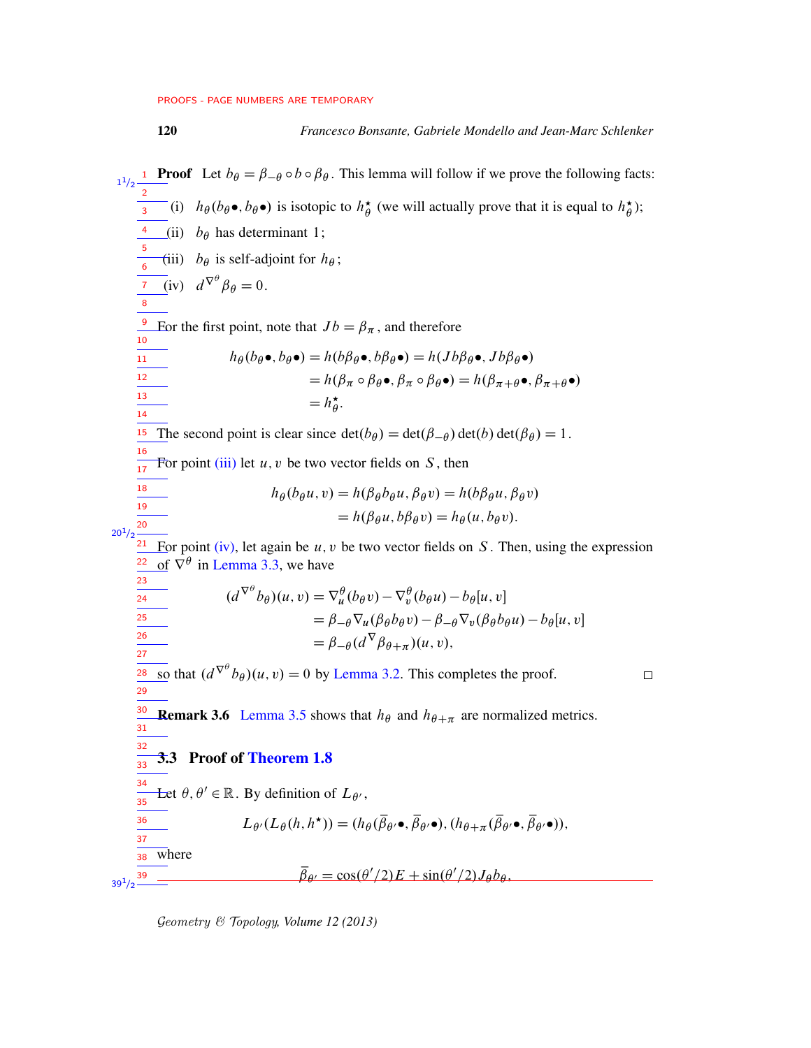**Proof** Let $b_\theta = \beta_{-\theta} \circ b \circ \beta_\theta$. This lemma will follow if we prove the following facts:

(i) $h_\theta(b_\theta \bullet, b_\theta \bullet)$ is isotopic to $h^\star_\theta$ (we will actually prove that it is equal to $h^\star_\theta$);

(ii) $b_\theta$ has determinant $1$;

(iii) $b_\theta$ is self-adjoint for $h_\theta$;

(iv) $d^{\nabla^\theta} \beta_\theta = 0$.

For the first point, note that $Jb = \beta_\pi$, and therefore

$$
\begin{aligned}
h_\theta(b_\theta \bullet, b_\theta \bullet) &= h(b\beta_\theta \bullet, b\beta_\theta \bullet) = h(Jb\beta_\theta \bullet, Jb\beta_\theta \bullet) \\
&= h(\beta_\pi \circ \beta_\theta \bullet, \beta_\pi \circ \beta_\theta \bullet) = h(\beta_{\pi+\theta} \bullet, \beta_{\pi+\theta} \bullet) \\
&= h^\star_\theta.
\end{aligned}
$$

The second point is clear since $\det(b_\theta) = \det(\beta_{-\theta}) \det(b) \det(\beta_\theta) = 1$.

For point (iii) let $u, v$ be two vector fields on $S$, then

$$
\begin{aligned}
h_\theta(b_\theta u, v) &= h(\beta_\theta b_\theta u, \beta_\theta v) = h(b\beta_\theta u, \beta_\theta v) \\
&= h(\beta_\theta u, b\beta_\theta v) = h_\theta(u, b_\theta v).
\end{aligned}
$$

For point (iv), let again be $u, v$ be two vector fields on $S$. Then, using the expression of $\nabla^\theta$ in Lemma 3.3, we have

$$
\begin{aligned}
(d^{\nabla^\theta} b_\theta)(u, v) &= \nabla^\theta_u (b_\theta v) - \nabla^\theta_v (b_\theta u) - b_\theta [u, v] \\
&= \beta_{-\theta} \nabla_u (\beta_\theta b_\theta v) - \beta_{-\theta} \nabla_v (\beta_\theta b_\theta u) - b_\theta [u, v] \\
&= \beta_{-\theta} (d^\nabla \beta_{\theta+\pi})(u, v),
\end{aligned}
$$

so that $(d^{\nabla^\theta} b_\theta)(u, v) = 0$ by Lemma 3.2. This completes the proof. □

**Remark 3.6** Lemma 3.5 shows that $h_\theta$ and $h_{\theta+\pi}$ are normalized metrics.

### 3.3 Proof of Theorem 1.8

Let $\theta, \theta' \in \mathbb{R}$. By definition of $L_{\theta'}$,

$$
L_{\theta'}(L_\theta(h, h^\star)) = (h_\theta(\overline{\beta}_{\theta'} \bullet, \overline{\beta}_{\theta'} \bullet), (h_{\theta+\pi}(\overline{\beta}_{\theta'} \bullet, \overline{\beta}_{\theta'} \bullet)),
$$

where

$$
\overline{\beta}_{\theta'} = \cos(\theta'/2) E + \sin(\theta'/2) J_\theta b_\theta,
$$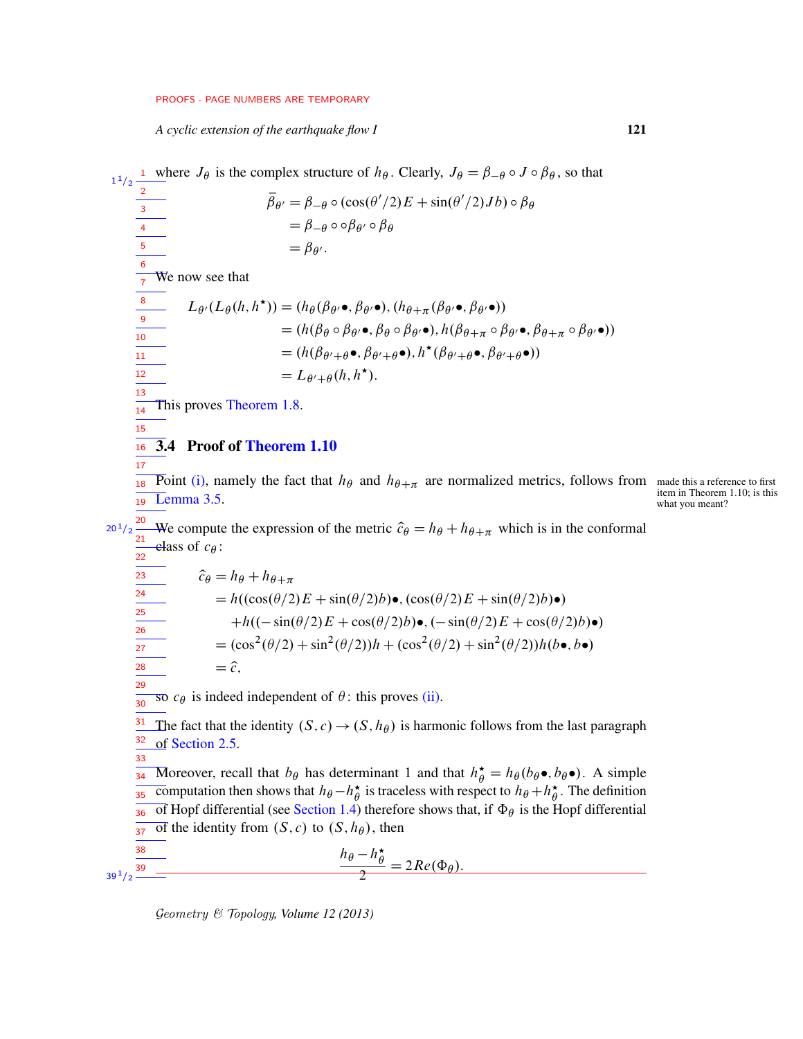where $J_\theta$ is the complex structure of $h_\theta$. Clearly, $J_\theta = \beta_{-\theta} \circ J \circ \beta_\theta$, so that

$$
\begin{aligned}
\bar{\beta}_{\theta'} &= \beta_{-\theta} \circ (\cos(\theta'/2)E + \sin(\theta'/2)Jb) \circ \beta_\theta \\
&= \beta_{-\theta} \circ \circ \beta_{\theta'} \circ \beta_\theta \\
&= \beta_{\theta'}.
\end{aligned}
$$

We now see that

$$
\begin{aligned}
L_{\theta'}(L_\theta(h, h^\star)) &= (h_\theta(\beta_{\theta'}\bullet, \beta_{\theta'}\bullet), (h_{\theta+\pi}(\beta_{\theta'}\bullet, \beta_{\theta'}\bullet)) \\
&= (h(\beta_\theta \circ \beta_{\theta'}\bullet, \beta_\theta \circ \beta_{\theta'}\bullet), h(\beta_{\theta+\pi} \circ \beta_{\theta'}\bullet, \beta_{\theta+\pi} \circ \beta_{\theta'}\bullet)) \\
&= (h(\beta_{\theta'+\theta}\bullet, \beta_{\theta'+\theta}\bullet), h^\star(\beta_{\theta'+\theta}\bullet, \beta_{\theta'+\theta}\bullet)) \\
&= L_{\theta'+\theta}(h, h^\star).
\end{aligned}
$$

This proves Theorem 1.8.

## 3.4 Proof of Theorem 1.10

Point (i), namely the fact that $h_\theta$ and $h_{\theta+\pi}$ are normalized metrics, follows from Lemma 3.5.

We compute the expression of the metric $\hat{c}_\theta = h_\theta + h_{\theta+\pi}$ which is in the conformal class of $c_\theta$:

$$
\begin{aligned}
\hat{c}_\theta &= h_\theta + h_{\theta+\pi} \\
&= h((\cos(\theta/2)E + \sin(\theta/2)b)\bullet, (\cos(\theta/2)E + \sin(\theta/2)b)\bullet) \\
&\quad + h((-\sin(\theta/2)E + \cos(\theta/2)b)\bullet, (-\sin(\theta/2)E + \cos(\theta/2)b)\bullet) \\
&= (\cos^2(\theta/2) + \sin^2(\theta/2))h + (\cos^2(\theta/2) + \sin^2(\theta/2))h(b\bullet, b\bullet) \\
&= \hat{c},
\end{aligned}
$$

so $c_\theta$ is indeed independent of $\theta$: this proves (ii).

The fact that the identity $(S, c) \to (S, h_\theta)$ is harmonic follows from the last paragraph of Section 2.5.

Moreover, recall that $b_\theta$ has determinant 1 and that $h_\theta^\star = h_\theta(b_\theta\bullet, b_\theta\bullet)$. A simple computation then shows that $h_\theta - h_\theta^\star$ is traceless with respect to $h_\theta + h_\theta^\star$. The definition of Hopf differential (see Section 1.4) therefore shows that, if $\Phi_\theta$ is the Hopf differential of the identity from $(S, c)$ to $(S, h_\theta)$, then

$$
\frac{h_\theta - h_\theta^\star}{2} = 2Re(\Phi_\theta).
$$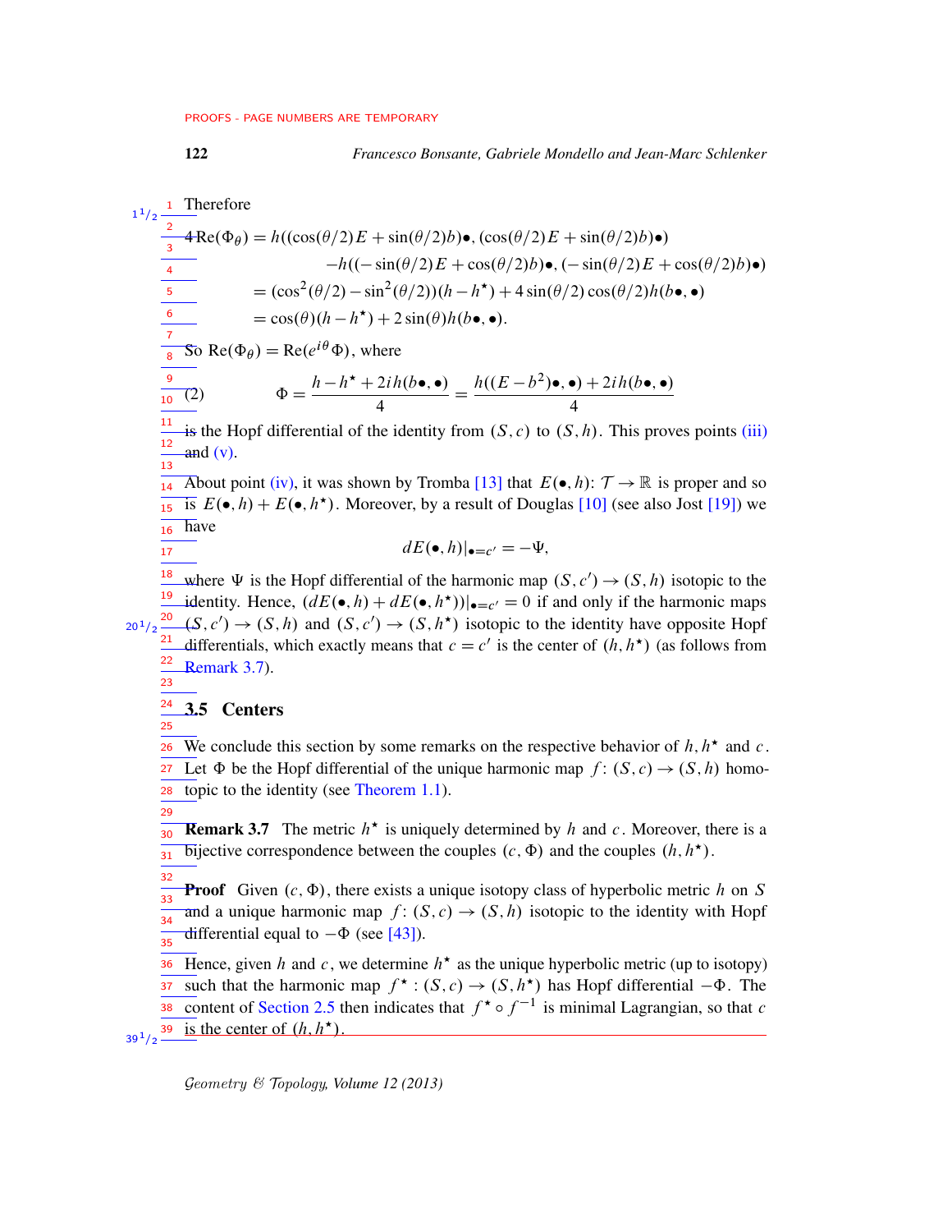Therefore

$$
\begin{aligned}
4\operatorname{Re}(\Phi_\theta) &= h((\cos(\theta/2)E+\sin(\theta/2)b)\bullet,(\cos(\theta/2)E+\sin(\theta/2)b)\bullet) \\
&\qquad -h((-\sin(\theta/2)E+\cos(\theta/2)b)\bullet,(-\sin(\theta/2)E+\cos(\theta/2)b)\bullet) \\
&= (\cos^2(\theta/2)-\sin^2(\theta/2))(h-h^\star)+4\sin(\theta/2)\cos(\theta/2)h(b\bullet,\bullet) \\
&= \cos(\theta)(h-h^\star)+2\sin(\theta)h(b\bullet,\bullet).
\end{aligned}
$$

So $\operatorname{Re}(\Phi_\theta)=\operatorname{Re}(e^{i\theta}\Phi)$, where

$$
\Phi = \frac{h-h^\star+2ih(b\bullet,\bullet)}{4} = \frac{h((E-b^2)\bullet,\bullet)+2ih(b\bullet,\bullet)}{4} \tag{2}
$$

is the Hopf differential of the identity from $(S,c)$ to $(S,h)$. This proves points (iii) and (v).

About point (iv), it was shown by Tromba [13] that $E(\bullet,h)\colon \mathcal{T}\to\mathbb{R}$ is proper and so is $E(\bullet,h)+E(\bullet,h^\star)$. Moreover, by a result of Douglas [10] (see also Jost [19]) we have

$$
dE(\bullet,h)|_{\bullet=c'} = -\Psi,
$$

where $\Psi$ is the Hopf differential of the harmonic map $(S,c')\to(S,h)$ isotopic to the identity. Hence, $(dE(\bullet,h)+dE(\bullet,h^\star))|_{\bullet=c'}=0$ if and only if the harmonic maps $(S,c')\to(S,h)$ and $(S,c')\to(S,h^\star)$ isotopic to the identity have opposite Hopf differentials, which exactly means that $c=c'$ is the center of $(h,h^\star)$ (as follows from Remark 3.7).

## 3.5 Centers

We conclude this section by some remarks on the respective behavior of $h,h^\star$ and $c$. Let $\Phi$ be the Hopf differential of the unique harmonic map $f\colon (S,c)\to(S,h)$ homotopic to the identity (see Theorem 1.1).

**Remark 3.7** The metric $h^\star$ is uniquely determined by $h$ and $c$. Moreover, there is a bijective correspondence between the couples $(c,\Phi)$ and the couples $(h,h^\star)$.

**Proof** Given $(c,\Phi)$, there exists a unique isotopy class of hyperbolic metric $h$ on $S$ and a unique harmonic map $f\colon (S,c)\to(S,h)$ isotopic to the identity with Hopf differential equal to $-\Phi$ (see [43]).

Hence, given $h$ and $c$, we determine $h^\star$ as the unique hyperbolic metric (up to isotopy) such that the harmonic map $f^\star\colon (S,c)\to(S,h^\star)$ has Hopf differential $-\Phi$. The content of Section 2.5 then indicates that $f^\star\circ f^{-1}$ is minimal Lagrangian, so that $c$ is the center of $(h,h^\star)$.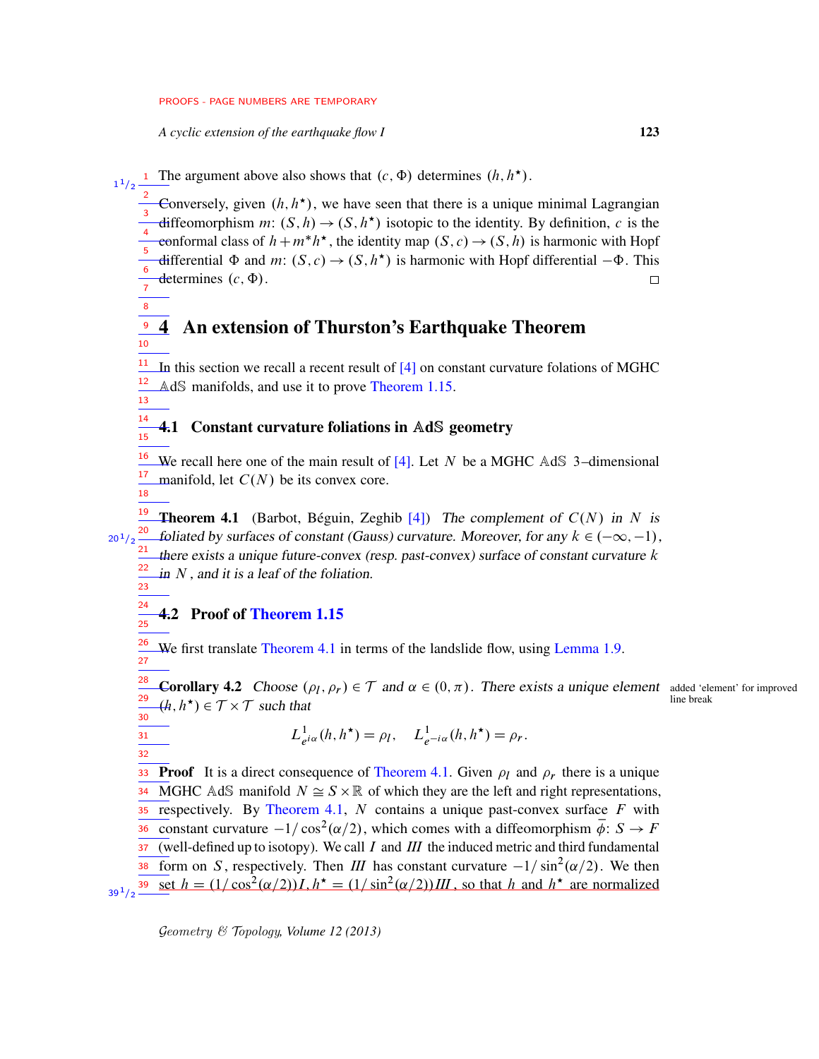The argument above also shows that $(c, \Phi)$ determines $(h, h^\star)$.

Conversely, given $(h, h^\star)$, we have seen that there is a unique minimal Lagrangian diffeomorphism $m\colon (S, h) \to (S, h^\star)$ isotopic to the identity. By definition, $c$ is the conformal class of $h + m^* h^\star$, the identity map $(S, c) \to (S, h)$ is harmonic with Hopf differential $\Phi$ and $m\colon (S, c) \to (S, h^\star)$ is harmonic with Hopf differential $-\Phi$. This determines $(c, \Phi)$. □

# 4 An extension of Thurston's Earthquake Theorem

In this section we recall a recent result of [4] on constant curvature folations of MGHC $\mathbb{A}\mathrm{d}\mathbb{S}$ manifolds, and use it to prove Theorem 1.15.

## 4.1 Constant curvature foliations in $\mathbb{A}\mathrm{d}\mathbb{S}$ geometry

We recall here one of the main result of [4]. Let $N$ be a MGHC $\mathbb{A}\mathrm{d}\mathbb{S}$ 3–dimensional manifold, let $C(N)$ be its convex core.

**Theorem 4.1** (Barbot, Béguin, Zeghib [4]) *The complement of $C(N)$ in $N$ is foliated by surfaces of constant (Gauss) curvature. Moreover, for any $k \in (-\infty, -1)$, there exists a unique future-convex (resp. past-convex) surface of constant curvature $k$ in $N$, and it is a leaf of the foliation.*

## 4.2 Proof of Theorem 1.15

We first translate Theorem 4.1 in terms of the landslide flow, using Lemma 1.9.

**Corollary 4.2** *Choose $(\rho_l, \rho_r) \in \mathcal{T}$ and $\alpha \in (0, \pi)$. There exists a unique element $(h, h^\star) \in \mathcal{T} \times \mathcal{T}$ such that*

$$L^1_{e^{i\alpha}}(h, h^\star) = \rho_l, \quad L^1_{e^{-i\alpha}}(h, h^\star) = \rho_r.$$

**Proof** It is a direct consequence of Theorem 4.1. Given $\rho_l$ and $\rho_r$ there is a unique MGHC $\mathbb{A}\mathrm{d}\mathbb{S}$ manifold $N \cong S \times \mathbb{R}$ of which they are the left and right representations, respectively. By Theorem 4.1, $N$ contains a unique past-convex surface $F$ with constant curvature $-1/\cos^2(\alpha/2)$, which comes with a diffeomorphism $\bar{\phi}\colon S \to F$ (well-defined up to isotopy). We call $I$ and $I\!I\!I$ the induced metric and third fundamental form on $S$, respectively. Then $I\!I\!I$ has constant curvature $-1/\sin^2(\alpha/2)$. We then set $h = (1/\cos^2(\alpha/2))I, h^\star = (1/\sin^2(\alpha/2))I\!I\!I$, so that $h$ and $h^\star$ are normalized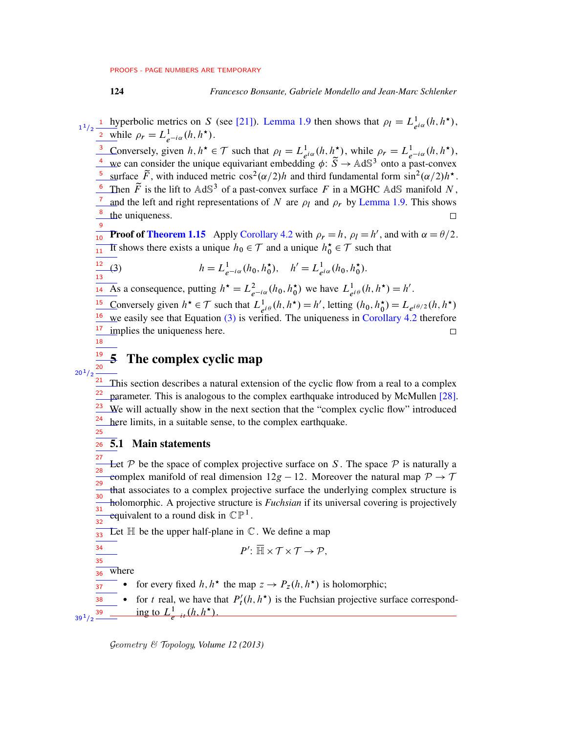hyperbolic metrics on $S$ (see [21]). Lemma 1.9 then shows that $\rho_l = L^1_{e^{i\alpha}}(h, h^\star)$, while $\rho_r = L^1_{e^{-i\alpha}}(h, h^\star)$.

Conversely, given $h, h^\star \in \mathcal{T}$ such that $\rho_l = L^1_{e^{i\alpha}}(h, h^\star)$, while $\rho_r = L^1_{e^{-i\alpha}}(h, h^\star)$, we can consider the unique equivariant embedding $\phi\colon \widetilde{S} \to \mathbb{AdS}^3$ onto a past-convex surface $\widetilde{F}$, with induced metric $\cos^2(\alpha/2)h$ and third fundamental form $\sin^2(\alpha/2)h^\star$. Then $\widetilde{F}$ is the lift to $\mathbb{AdS}^3$ of a past-convex surface $F$ in a MGHC $\mathbb{AdS}$ manifold $N$, and the left and right representations of $N$ are $\rho_l$ and $\rho_r$ by Lemma 1.9. This shows the uniqueness. □

**Proof of Theorem 1.15** Apply Corollary 4.2 with $\rho_r = h$, $\rho_l = h'$, and with $\alpha = \theta/2$. It shows there exists a unique $h_0 \in \mathcal{T}$ and a unique $h_0^\star \in \mathcal{T}$ such that

$$h = L^1_{e^{-i\alpha}}(h_0, h_0^\star), \quad h' = L^1_{e^{i\alpha}}(h_0, h_0^\star). \tag{3}$$

As a consequence, putting $h^\star = L^2_{e^{-i\alpha}}(h_0, h_0^\star)$ we have $L^1_{e^{i\theta}}(h, h^\star) = h'$.

Conversely given $h^\star \in \mathcal{T}$ such that $L^1_{e^{i\theta}}(h, h^\star) = h'$, letting $(h_0, h_0^\star) = L_{e^{i\theta/2}}(h, h^\star)$ we easily see that Equation (3) is verified. The uniqueness in Corollary 4.2 therefore implies the uniqueness here. □

# 5 The complex cyclic map

This section describes a natural extension of the cyclic flow from a real to a complex parameter. This is analogous to the complex earthquake introduced by McMullen [28]. We will actually show in the next section that the "complex cyclic flow" introduced here limits, in a suitable sense, to the complex earthquake.

## 5.1 Main statements

Let $\mathcal{P}$ be the space of complex projective surface on $S$. The space $\mathcal{P}$ is naturally a complex manifold of real dimension $12g - 12$. Moreover the natural map $\mathcal{P} \to \mathcal{T}$ that associates to a complex projective surface the underlying complex structure is holomorphic. A projective structure is *Fuchsian* if its universal covering is projectively equivalent to a round disk in $\mathbb{CP}^1$.

Let $\mathbb{H}$ be the upper half-plane in $\mathbb{C}$. We define a map

$$P'\colon \overline{\mathbb{H}} \times \mathcal{T} \times \mathcal{T} \to \mathcal{P},$$

where

- for every fixed $h, h^\star$ the map $z \to P_z(h, h^\star)$ is holomorphic;
- for $t$ real, we have that $P'_t(h, h^\star)$ is the Fuchsian projective surface corresponding to $L^1_{e^{it}}(h, h^\star)$.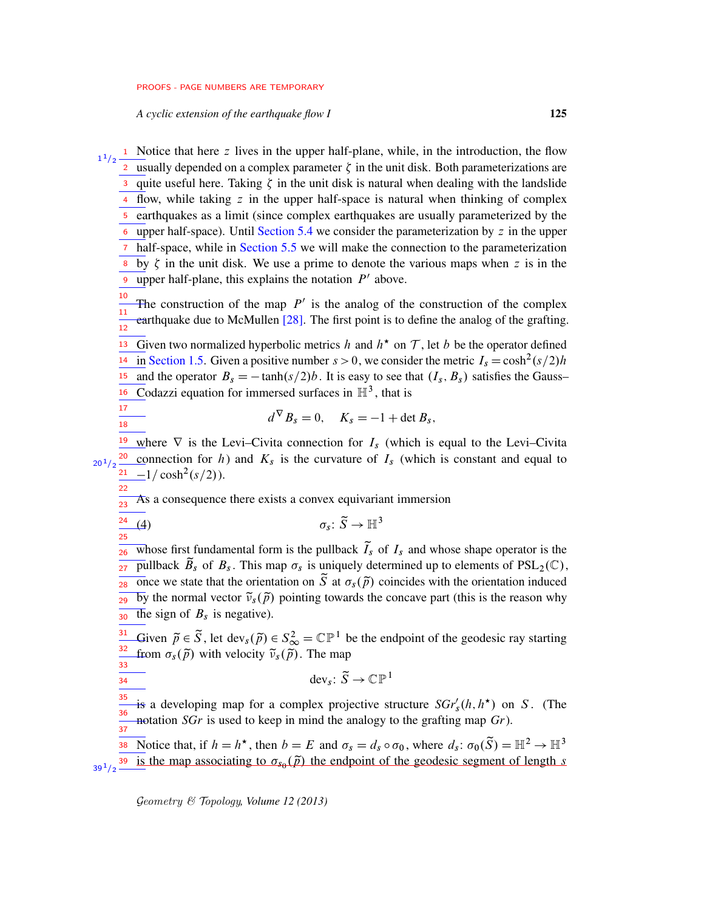Notice that here $z$ lives in the upper half-plane, while, in the introduction, the flow usually depended on a complex parameter $\zeta$ in the unit disk. Both parameterizations are quite useful here. Taking $\zeta$ in the unit disk is natural when dealing with the landslide flow, while taking $z$ in the upper half-space is natural when thinking of complex earthquakes as a limit (since complex earthquakes are usually parameterized by the upper half-space). Until Section 5.4 we consider the parameterization by $z$ in the upper half-space, while in Section 5.5 we will make the connection to the parameterization by $\zeta$ in the unit disk. We use a prime to denote the various maps when $z$ is in the upper half-plane, this explains the notation $P'$ above.

The construction of the map $P'$ is the analog of the construction of the complex earthquake due to McMullen [28]. The first point is to define the analog of the grafting.

Given two normalized hyperbolic metrics $h$ and $h^\star$ on $\mathcal{T}$, let $b$ be the operator defined in Section 1.5. Given a positive number $s > 0$, we consider the metric $I_s = \cosh^2(s/2)h$ and the operator $B_s = -\tanh(s/2)b$. It is easy to see that $(I_s, B_s)$ satisfies the Gauss–Codazzi equation for immersed surfaces in $\mathbb{H}^3$, that is

$$d^\nabla B_s = 0, \quad K_s = -1 + \det B_s,$$

where $\nabla$ is the Levi–Civita connection for $I_s$ (which is equal to the Levi–Civita connection for $h$) and $K_s$ is the curvature of $I_s$ (which is constant and equal to $-1/\cosh^2(s/2)$).

As a consequence there exists a convex equivariant immersion

$$\sigma_s \colon \widetilde{S} \to \mathbb{H}^3 \tag{4}$$

whose first fundamental form is the pullback $\widetilde{I}_s$ of $I_s$ and whose shape operator is the pullback $\widetilde{B}_s$ of $B_s$. This map $\sigma_s$ is uniquely determined up to elements of $\mathrm{PSL}_2(\mathbb{C})$, once we state that the orientation on $\widetilde{S}$ at $\sigma_s(\tilde{p})$ coincides with the orientation induced by the normal vector $\tilde{\nu}_s(\tilde{p})$ pointing towards the concave part (this is the reason why the sign of $B_s$ is negative).

Given $\tilde{p} \in \widetilde{S}$, let $\mathrm{dev}_s(\tilde{p}) \in S^2_\infty = \mathbb{CP}^1$ be the endpoint of the geodesic ray starting from $\sigma_s(\tilde{p})$ with velocity $\tilde{\nu}_s(\tilde{p})$. The map

$$\mathrm{dev}_s \colon \widetilde{S} \to \mathbb{CP}^1$$

is a developing map for a complex projective structure $SGr'_s(h, h^\star)$ on $S$. (The notation $SGr$ is used to keep in mind the analogy to the grafting map $Gr$).

Notice that, if $h = h^\star$, then $b = E$ and $\sigma_s = d_s \circ \sigma_0$, where $d_s \colon \sigma_0(\widetilde{S}) = \mathbb{H}^2 \to \mathbb{H}^3$ is the map associating to $\sigma_{s_0}(\tilde{p})$ the endpoint of the geodesic segment of length $s$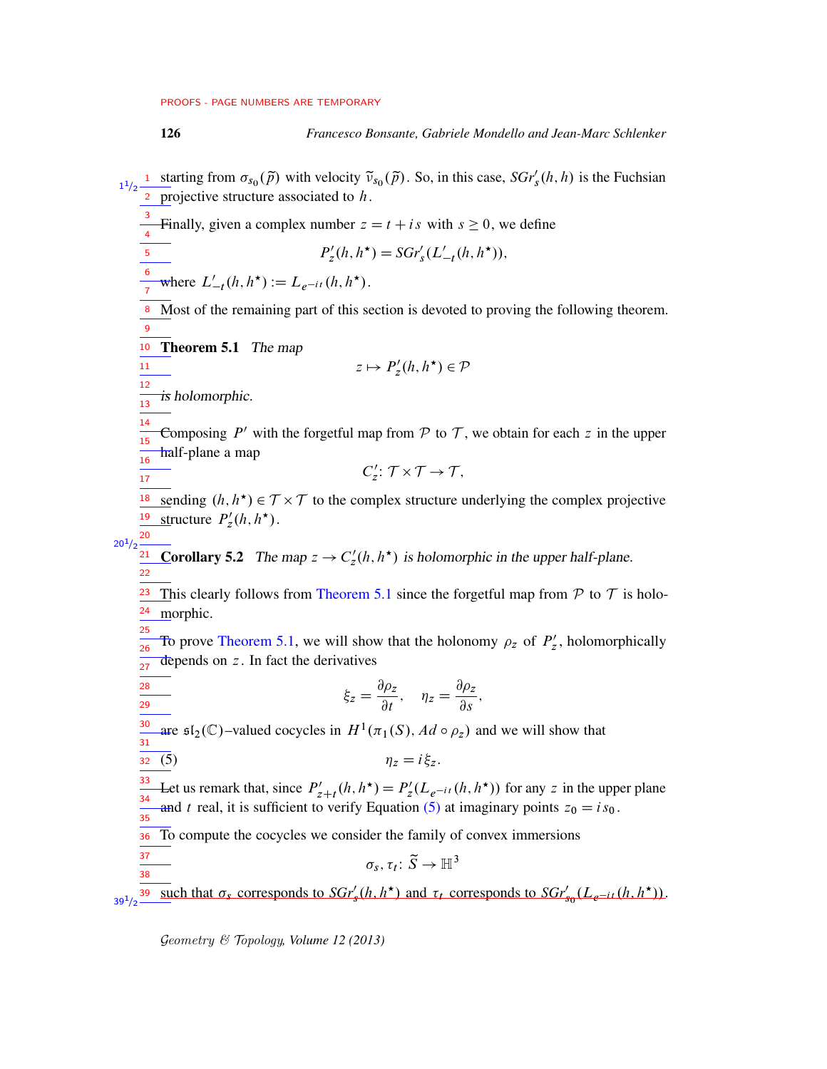starting from $\sigma_{s_0}(\widetilde{p})$ with velocity $\widetilde{v}_{s_0}(\widetilde{p})$. So, in this case, $SGr'_s(h,h)$ is the Fuchsian projective structure associated to $h$.

Finally, given a complex number $z = t + is$ with $s \geq 0$, we define

$$P'_z(h,h^\star) = SGr'_s(L'_{-t}(h,h^\star)),$$

where $L'_{-t}(h,h^\star) := L_{e^{-it}}(h,h^\star)$.

Most of the remaining part of this section is devoted to proving the following theorem.

**Theorem 5.1** *The map*

$$z \mapsto P'_z(h,h^\star) \in \mathcal{P}$$

*is holomorphic.*

Composing $P'$ with the forgetful map from $\mathcal{P}$ to $\mathcal{T}$, we obtain for each $z$ in the upper half-plane a map

$$C'_z \colon \mathcal{T} \times \mathcal{T} \to \mathcal{T},$$

sending $(h,h^\star) \in \mathcal{T} \times \mathcal{T}$ to the complex structure underlying the complex projective structure $P'_z(h,h^\star)$.

**Corollary 5.2** *The map $z \to C'_z(h,h^\star)$ is holomorphic in the upper half-plane.*

This clearly follows from Theorem 5.1 since the forgetful map from $\mathcal{P}$ to $\mathcal{T}$ is holomorphic.

To prove Theorem 5.1, we will show that the holonomy $\rho_z$ of $P'_z$, holomorphically depends on $z$. In fact the derivatives

$$\xi_z = \frac{\partial \rho_z}{\partial t}, \quad \eta_z = \frac{\partial \rho_z}{\partial s},$$

are $\mathfrak{sl}_2(\mathbb{C})$–valued cocycles in $H^1(\pi_1(S), Ad \circ \rho_z)$ and we will show that

$$\eta_z = i\xi_z. \tag{5}$$

Let us remark that, since $P'_{z+t}(h,h^\star) = P'_z(L_{e^{-it}}(h,h^\star))$ for any $z$ in the upper plane and $t$ real, it is sufficient to verify Equation (5) at imaginary points $z_0 = is_0$.

To compute the cocycles we consider the family of convex immersions

$$\sigma_s, \tau_t \colon \widetilde{S} \to \mathbb{H}^3$$

such that $\sigma_s$ corresponds to $SGr'_s(h,h^\star)$ and $\tau_t$ corresponds to $SGr'_{s_0}(L_{e^{-it}}(h,h^\star))$.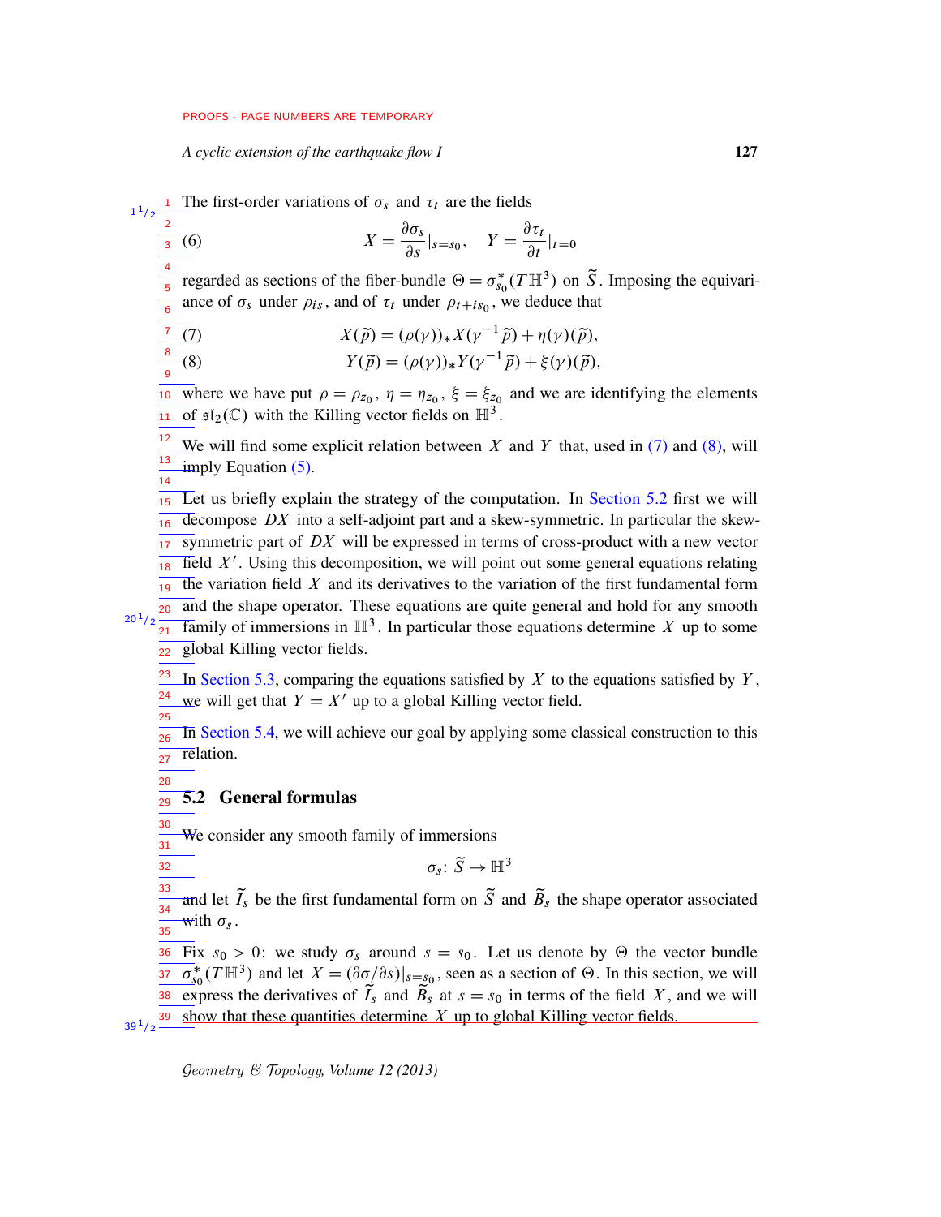The first-order variations of $\sigma_s$ and $\tau_t$ are the fields

$$X = \frac{\partial \sigma_s}{\partial s}\Big|_{s=s_0}, \quad Y = \frac{\partial \tau_t}{\partial t}\Big|_{t=0} \tag{6}$$

regarded as sections of the fiber-bundle $\Theta = \sigma_{s_0}^*(T\mathbb{H}^3)$ on $\widetilde{S}$. Imposing the equivariance of $\sigma_s$ under $\rho_{is}$, and of $\tau_t$ under $\rho_{t+is_0}$, we deduce that

$$X(\widetilde{p}) = (\rho(\gamma))_* X(\gamma^{-1}\widetilde{p}) + \eta(\gamma)(\widetilde{p}), \tag{7}$$

$$Y(\widetilde{p}) = (\rho(\gamma))_* Y(\gamma^{-1}\widetilde{p}) + \xi(\gamma)(\widetilde{p}), \tag{8}$$

where we have put $\rho = \rho_{z_0}$, $\eta = \eta_{z_0}$, $\xi = \xi_{z_0}$ and we are identifying the elements of $\mathfrak{sl}_2(\mathbb{C})$ with the Killing vector fields on $\mathbb{H}^3$.

We will find some explicit relation between $X$ and $Y$ that, used in (7) and (8), will imply Equation (5).

Let us briefly explain the strategy of the computation. In Section 5.2 first we will decompose $DX$ into a self-adjoint part and a skew-symmetric. In particular the skew-symmetric part of $DX$ will be expressed in terms of cross-product with a new vector field $X'$. Using this decomposition, we will point out some general equations relating the variation field $X$ and its derivatives to the variation of the first fundamental form and the shape operator. These equations are quite general and hold for any smooth family of immersions in $\mathbb{H}^3$. In particular those equations determine $X$ up to some global Killing vector fields.

In Section 5.3, comparing the equations satisfied by $X$ to the equations satisfied by $Y$, we will get that $Y = X'$ up to a global Killing vector field.

In Section 5.4, we will achieve our goal by applying some classical construction to this relation.

## 5.2 General formulas

We consider any smooth family of immersions

$$\sigma_s \colon \widetilde{S} \to \mathbb{H}^3$$

and let $\widetilde{I}_s$ be the first fundamental form on $\widetilde{S}$ and $\widetilde{B}_s$ the shape operator associated with $\sigma_s$.

Fix $s_0 > 0$: we study $\sigma_s$ around $s = s_0$. Let us denote by $\Theta$ the vector bundle $\sigma_{s_0}^*(T\mathbb{H}^3)$ and let $X = (\partial\sigma/\partial s)|_{s=s_0}$, seen as a section of $\Theta$. In this section, we will express the derivatives of $\widetilde{I}_s$ and $\widetilde{B}_s$ at $s = s_0$ in terms of the field $X$, and we will show that these quantities determine $X$ up to global Killing vector fields.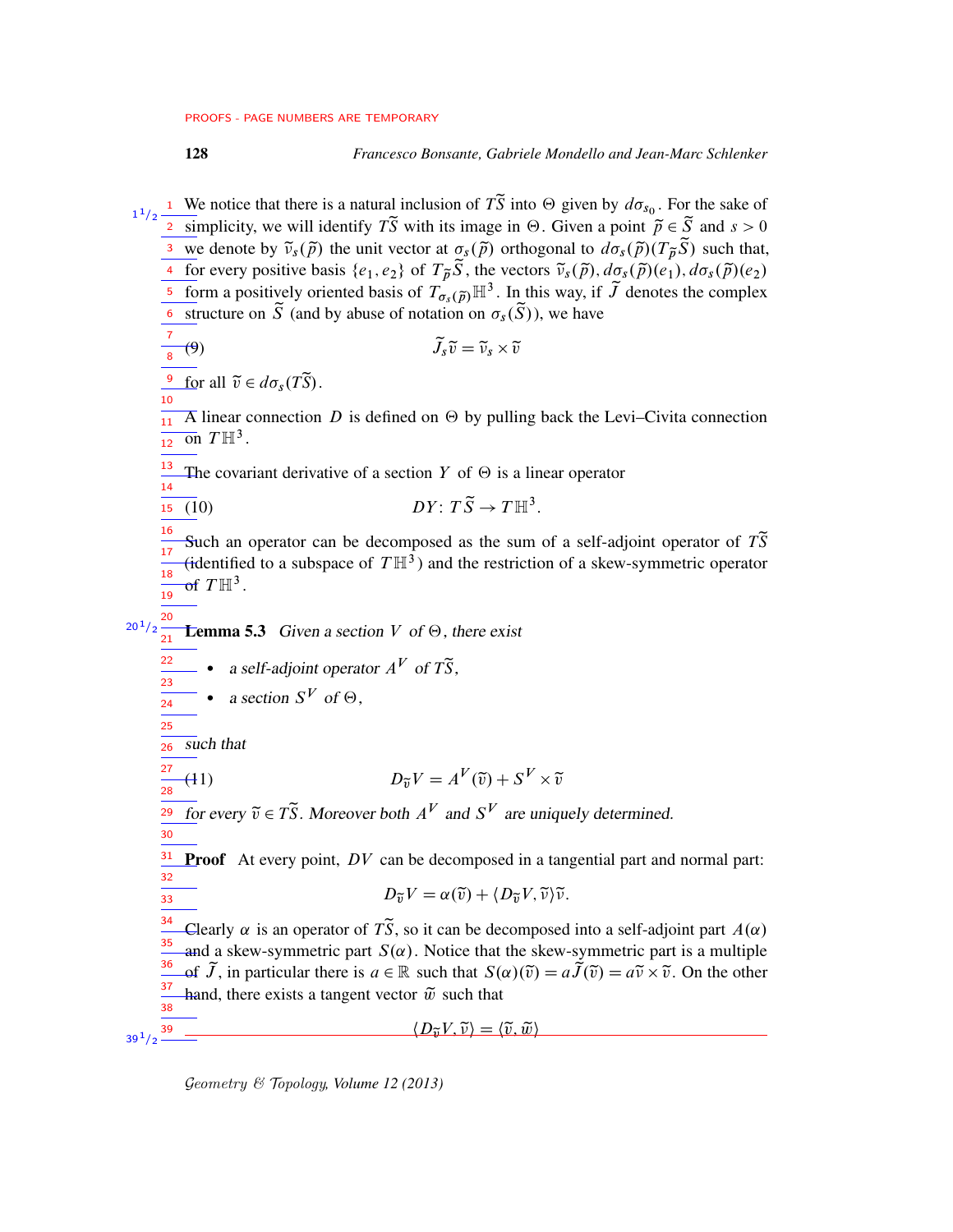We notice that there is a natural inclusion of $T\widetilde{S}$ into $\Theta$ given by $d\sigma_{s_0}$. For the sake of simplicity, we will identify $T\widetilde{S}$ with its image in $\Theta$. Given a point $\widetilde{p} \in \widetilde{S}$ and $s > 0$ we denote by $\widetilde{\nu}_s(\widetilde{p})$ the unit vector at $\sigma_s(\widetilde{p})$ orthogonal to $d\sigma_s(\widetilde{p})(T_{\widetilde{p}}\widetilde{S})$ such that, for every positive basis $\{e_1, e_2\}$ of $T_{\widetilde{p}}\widetilde{S}$, the vectors $\widetilde{\nu}_s(\widetilde{p}), d\sigma_s(\widetilde{p})(e_1), d\sigma_s(\widetilde{p})(e_2)$ form a positively oriented basis of $T_{\sigma_s(\widetilde{p})}\mathbb{H}^3$. In this way, if $\widetilde{J}$ denotes the complex structure on $\widetilde{S}$ (and by abuse of notation on $\sigma_s(\widetilde{S})$), we have

$$\widetilde{J}_s\widetilde{v} = \widetilde{\nu}_s \times \widetilde{v} \tag{9}$$

for all $\widetilde{v} \in d\sigma_s(T\widetilde{S})$.

A linear connection $D$ is defined on $\Theta$ by pulling back the Levi–Civita connection on $T\mathbb{H}^3$.

The covariant derivative of a section $Y$ of $\Theta$ is a linear operator

$$DY\colon T\widetilde{S} \to T\mathbb{H}^3. \tag{10}$$

Such an operator can be decomposed as the sum of a self-adjoint operator of $T\widetilde{S}$ (identified to a subspace of $T\mathbb{H}^3$) and the restriction of a skew-symmetric operator of $T\mathbb{H}^3$.

**Lemma 5.3** *Given a section $V$ of $\Theta$, there exist*

- *a self-adjoint operator $A^V$ of $T\widetilde{S}$,*
- *a section $S^V$ of $\Theta$,*

*such that*

$$D_{\widetilde{v}}V = A^V(\widetilde{v}) + S^V \times \widetilde{v} \tag{11}$$

*for every $\widetilde{v} \in T\widetilde{S}$. Moreover both $A^V$ and $S^V$ are uniquely determined.*

**Proof** At every point, $DV$ can be decomposed in a tangential part and normal part:

$$D_{\widetilde{v}}V = \alpha(\widetilde{v}) + \langle D_{\widetilde{v}}V, \widetilde{\nu}\rangle\widetilde{\nu}.$$

Clearly $\alpha$ is an operator of $T\widetilde{S}$, so it can be decomposed into a self-adjoint part $A(\alpha)$ and a skew-symmetric part $S(\alpha)$. Notice that the skew-symmetric part is a multiple of $\widetilde{J}$, in particular there is $a \in \mathbb{R}$ such that $S(\alpha)(\widetilde{v}) = a\widetilde{J}(\widetilde{v}) = a\widetilde{\nu} \times \widetilde{v}$. On the other hand, there exists a tangent vector $\widetilde{w}$ such that

$$\langle D_{\widetilde{v}}V, \widetilde{\nu}\rangle = \langle \widetilde{v}, \widetilde{w}\rangle$$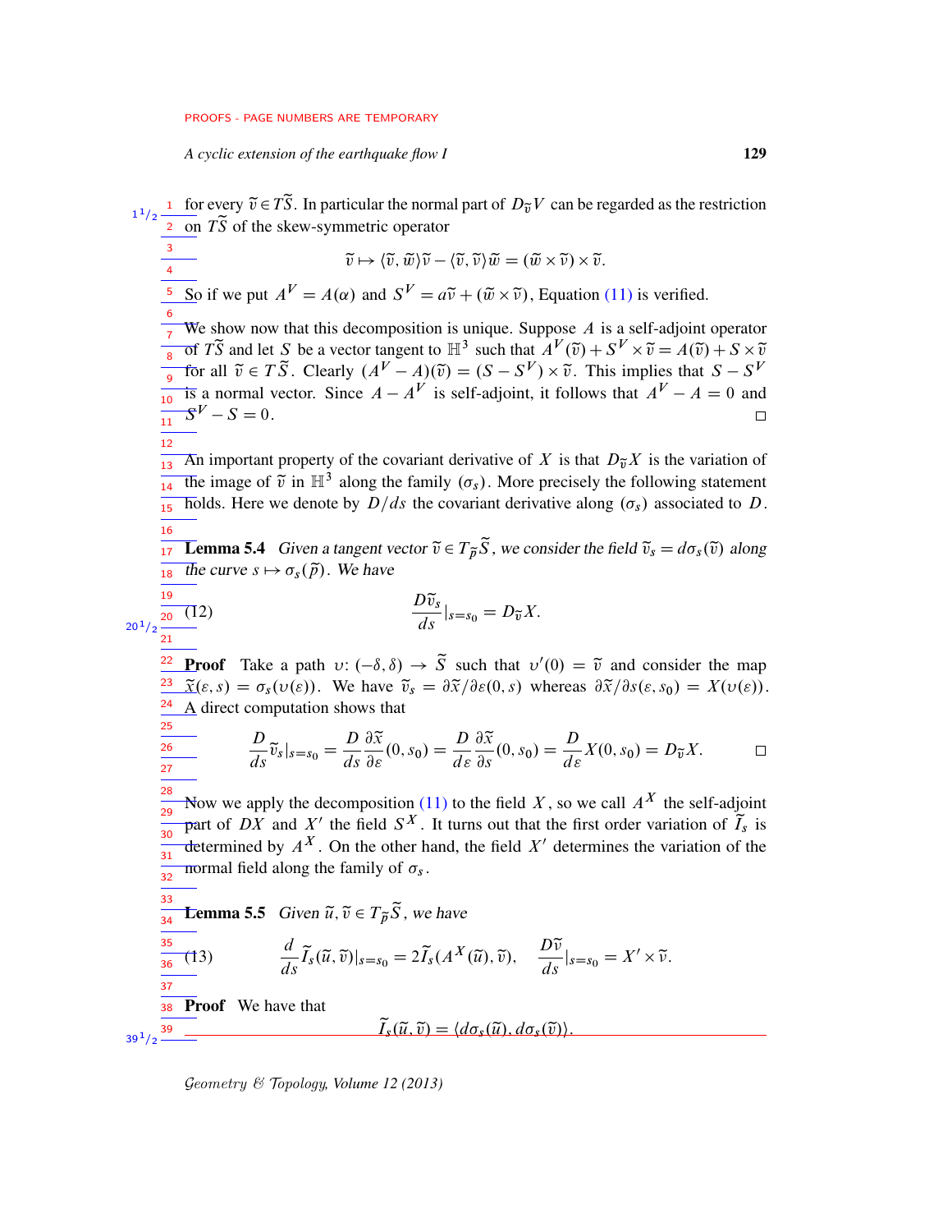for every $\widetilde{v} \in T\widetilde{S}$. In particular the normal part of $D_{\widetilde{v}}V$ can be regarded as the restriction on $T\widetilde{S}$ of the skew-symmetric operator

$$\widetilde{v} \mapsto \langle \widetilde{v}, \widetilde{w} \rangle \widetilde{v} - \langle \widetilde{v}, \widetilde{v} \rangle \widetilde{w} = (\widetilde{w} \times \widetilde{v}) \times \widetilde{v}.$$

So if we put $A^V = A(\alpha)$ and $S^V = a\widetilde{v} + (\widetilde{w} \times \widetilde{v})$, Equation (11) is verified.

We show now that this decomposition is unique. Suppose $A$ is a self-adjoint operator of $T\widetilde{S}$ and let $S$ be a vector tangent to $\mathbb{H}^3$ such that $A^V(\widetilde{v}) + S^V \times \widetilde{v} = A(\widetilde{v}) + S \times \widetilde{v}$ for all $\widetilde{v} \in T\widetilde{S}$. Clearly $(A^V - A)(\widetilde{v}) = (S - S^V) \times \widetilde{v}$. This implies that $S - S^V$ is a normal vector. Since $A - A^V$ is self-adjoint, it follows that $A^V - A = 0$ and $S^V - S = 0$. $\square$

An important property of the covariant derivative of $X$ is that $D_{\widetilde{v}}X$ is the variation of the image of $\widetilde{v}$ in $\mathbb{H}^3$ along the family $(\sigma_s)$. More precisely the following statement holds. Here we denote by $D/ds$ the covariant derivative along $(\sigma_s)$ associated to $D$.

**Lemma 5.4** *Given a tangent vector $\widetilde{v} \in T_{\widetilde{p}}\widetilde{S}$, we consider the field $\widetilde{v}_s = d\sigma_s(\widetilde{v})$ along the curve $s \mapsto \sigma_s(\widetilde{p})$. We have*

$$\frac{D\widetilde{v}_s}{ds}|_{s=s_0} = D_{\widetilde{v}}X. \tag{12}$$

**Proof** Take a path $\upsilon\colon (-\delta, \delta) \to \widetilde{S}$ such that $\upsilon'(0) = \widetilde{v}$ and consider the map $\widetilde{x}(\varepsilon, s) = \sigma_s(\upsilon(\varepsilon))$. We have $\widetilde{v}_s = \partial\widetilde{x}/\partial\varepsilon(0, s)$ whereas $\partial\widetilde{x}/\partial s(\varepsilon, s_0) = X(\upsilon(\varepsilon))$. A direct computation shows that

$$\frac{D}{ds}\widetilde{v}_s|_{s=s_0} = \frac{D}{ds}\frac{\partial\widetilde{x}}{\partial\varepsilon}(0, s_0) = \frac{D}{d\varepsilon}\frac{\partial\widetilde{x}}{\partial s}(0, s_0) = \frac{D}{d\varepsilon}X(0, s_0) = D_{\widetilde{v}}X. \qquad \square$$

Now we apply the decomposition (11) to the field $X$, so we call $A^X$ the self-adjoint part of $DX$ and $X'$ the field $S^X$. It turns out that the first order variation of $\widetilde{I}_s$ is determined by $A^X$. On the other hand, the field $X'$ determines the variation of the normal field along the family of $\sigma_s$.

**Lemma 5.5** *Given $\widetilde{u}, \widetilde{v} \in T_{\widetilde{p}}\widetilde{S}$, we have*

$$\frac{d}{ds}\widetilde{I}_s(\widetilde{u}, \widetilde{v})|_{s=s_0} = 2\widetilde{I}_s(A^X(\widetilde{u}), \widetilde{v}), \quad \frac{D\widetilde{\nu}}{ds}|_{s=s_0} = X' \times \widetilde{\nu}. \tag{13}$$

**Proof** We have that

$$\widetilde{I}_s(\widetilde{u}, \widetilde{v}) = \langle d\sigma_s(\widetilde{u}), d\sigma_s(\widetilde{v}) \rangle.$$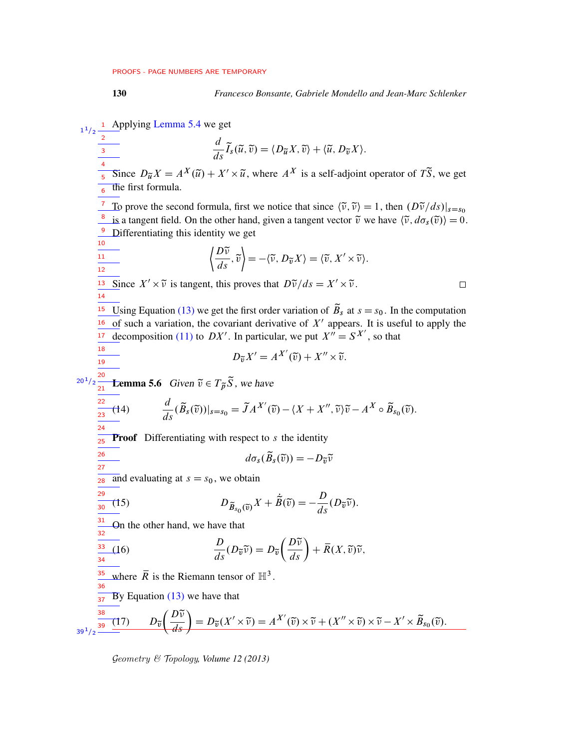Applying Lemma 5.4 we get

$$\frac{d}{ds}\widetilde{I}_s(\widetilde{u},\widetilde{v}) = \langle D_{\widetilde{u}}X, \widetilde{v}\rangle + \langle \widetilde{u}, D_{\widetilde{v}}X\rangle.$$

Since $D_{\widetilde{u}}X = A^X(\widetilde{u}) + X' \times \widetilde{u}$, where $A^X$ is a self-adjoint operator of $T\widetilde{S}$, we get the first formula.

To prove the second formula, first we notice that since $\langle \widetilde{\nu}, \widetilde{\nu}\rangle = 1$, then $(D\widetilde{\nu}/ds)|_{s=s_0}$ is a tangent field. On the other hand, given a tangent vector $\widetilde{v}$ we have $\langle \widetilde{\nu}, d\sigma_s(\widetilde{v})\rangle = 0$. Differentiating this identity we get

$$\left\langle \frac{D\widetilde{\nu}}{ds}, \widetilde{v}\right\rangle = -\langle \widetilde{\nu}, D_{\widetilde{v}}X\rangle = \langle \widetilde{v}, X' \times \widetilde{\nu}\rangle.$$

Since $X' \times \widetilde{\nu}$ is tangent, this proves that $D\widetilde{\nu}/ds = X' \times \widetilde{\nu}$. □

Using Equation (13) we get the first order variation of $\widetilde{B}_s$ at $s = s_0$. In the computation of such a variation, the covariant derivative of $X'$ appears. It is useful to apply the decomposition (11) to $DX'$. In particular, we put $X'' = S^{X'}$, so that

$$D_{\widetilde{v}}X' = A^{X'}(\widetilde{v}) + X'' \times \widetilde{v}.$$

**Lemma 5.6** *Given $\widetilde{v} \in T_{\widetilde{p}}\widetilde{S}$, we have*

$$\frac{d}{ds}(\widetilde{B}_s(\widetilde{v}))|_{s=s_0} = \widetilde{J}A^{X'}(\widetilde{v}) - \langle X + X'', \widetilde{v}\rangle\widetilde{v} - A^X \circ \widetilde{B}_{s_0}(\widetilde{v}). \tag{14}$$

**Proof** Differentiating with respect to $s$ the identity

$$d\sigma_s(\widetilde{B}_s(\widetilde{v})) = -D_{\widetilde{v}}\widetilde{\nu}$$

and evaluating at $s = s_0$, we obtain

$$D_{\widetilde{B}_{s_0}(\widetilde{v})}X + \dot{\widetilde{B}}(\widetilde{v}) = -\frac{D}{ds}(D_{\widetilde{v}}\widetilde{\nu}). \tag{15}$$

On the other hand, we have that

$$\frac{D}{ds}(D_{\widetilde{v}}\widetilde{\nu}) = D_{\widetilde{v}}\left(\frac{D\widetilde{\nu}}{ds}\right) + \bar{R}(X, \widetilde{v})\widetilde{\nu}, \tag{16}$$

where $\bar{R}$ is the Riemann tensor of $\mathbb{H}^3$.

By Equation (13) we have that

$$D_{\widetilde{v}}\left(\frac{D\widetilde{\nu}}{ds}\right) = D_{\widetilde{v}}(X' \times \widetilde{\nu}) = A^{X'}(\widetilde{v}) \times \widetilde{\nu} + (X'' \times \widetilde{v}) \times \widetilde{\nu} - X' \times \widetilde{B}_{s_0}(\widetilde{v}). \tag{17}$$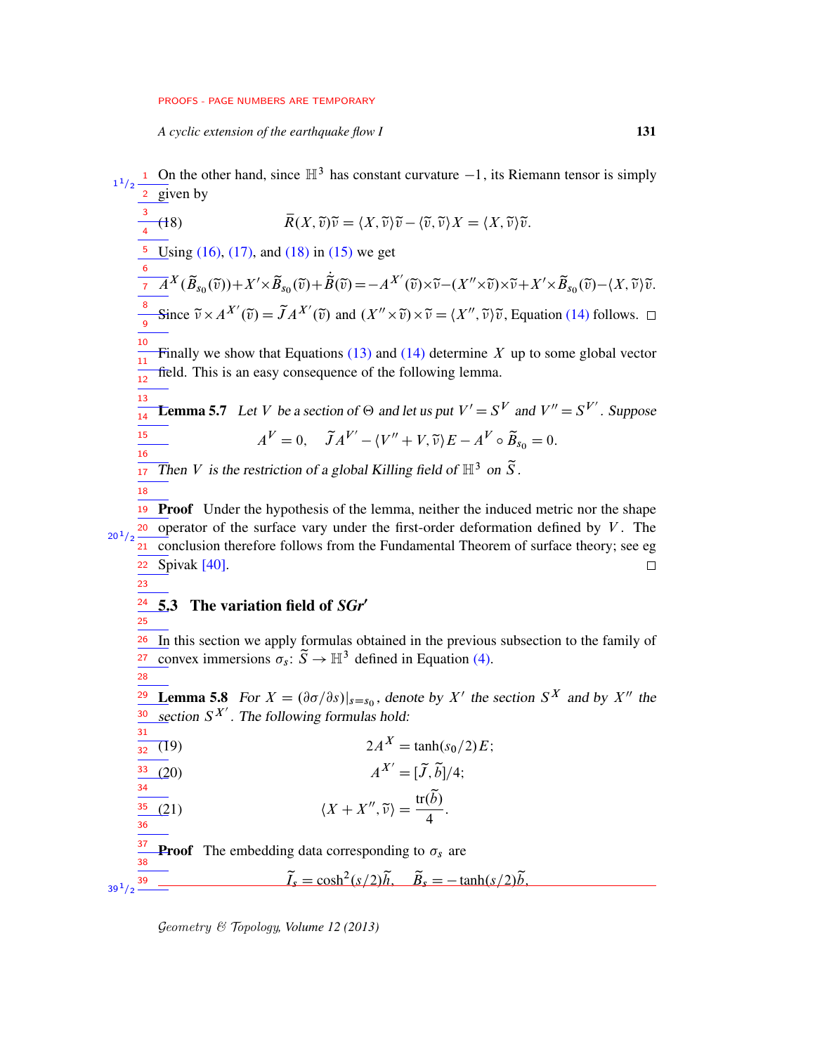On the other hand, since $\mathbb{H}^3$ has constant curvature $-1$, its Riemann tensor is simply given by

$$\bar{R}(X,\tilde{\nu})\tilde{\nu} = \langle X,\tilde{\nu}\rangle\tilde{\nu} - \langle\tilde{\nu},\tilde{\nu}\rangle X = \langle X,\tilde{\nu}\rangle\tilde{\nu}. \tag{18}$$

Using (16), (17), and (18) in (15) we get

$$A^X(\widetilde{B}_{s_0}(\tilde{\nu})) + X'\times\widetilde{B}_{s_0}(\tilde{\nu}) + \dot{\widetilde{B}}(\tilde{\nu}) = -A^{X'}(\tilde{\nu})\times\tilde{\nu} - (X''\times\tilde{\nu})\times\tilde{\nu} + X'\times\widetilde{B}_{s_0}(\tilde{\nu}) - \langle X,\tilde{\nu}\rangle\tilde{\nu}.$$

Since $\tilde{\nu}\times A^{X'}(\tilde{\nu}) = \widetilde{J}A^{X'}(\tilde{\nu})$ and $(X''\times\tilde{\nu})\times\tilde{\nu} = \langle X'',\tilde{\nu}\rangle\tilde{\nu}$, Equation (14) follows. □

Finally we show that Equations (13) and (14) determine $X$ up to some global vector field. This is an easy consequence of the following lemma.

**Lemma 5.7** *Let $V$ be a section of $\Theta$ and let us put $V' = S^V$ and $V'' = S^{V'}$. Suppose*

$$A^V = 0, \quad \widetilde{J}A^{V'} - \langle V'' + V,\tilde{\nu}\rangle E - A^V\circ\widetilde{B}_{s_0} = 0.$$

*Then $V$ is the restriction of a global Killing field of $\mathbb{H}^3$ on $\widetilde{S}$.*

**Proof** Under the hypothesis of the lemma, neither the induced metric nor the shape operator of the surface vary under the first-order deformation defined by $V$. The conclusion therefore follows from the Fundamental Theorem of surface theory; see eg Spivak [40]. □

## 5.3 The variation field of *SGr′*

In this section we apply formulas obtained in the previous subsection to the family of convex immersions $\sigma_s\colon \widetilde{S}\to\mathbb{H}^3$ defined in Equation (4).

**Lemma 5.8** *For $X = (\partial\sigma/\partial s)|_{s=s_0}$, denote by $X'$ the section $S^X$ and by $X''$ the section $S^{X'}$. The following formulas hold:*

$$2A^X = \tanh(s_0/2)E; \tag{19}$$

$$A^{X'} = [\widetilde{J},\tilde{b}]/4; \tag{20}$$

$$\langle X + X'',\tilde{\nu}\rangle = \frac{\operatorname{tr}(\tilde{b})}{4}. \tag{21}$$

**Proof** The embedding data corresponding to $\sigma_s$ are

$$\widetilde{I}_s = \cosh^2(s/2)\tilde{h}, \quad \widetilde{B}_s = -\tanh(s/2)\tilde{b},$$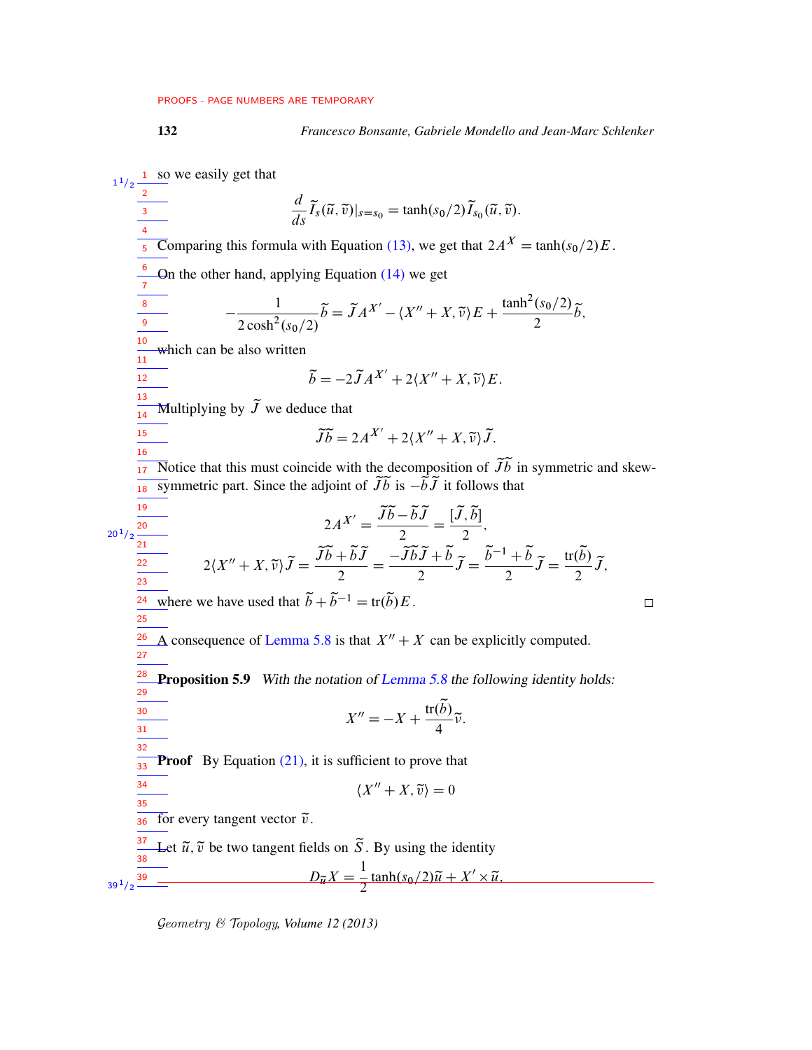so we easily get that

$$\frac{d}{ds}\widetilde{I}_s(\widetilde{u},\widetilde{v})|_{s=s_0} = \tanh(s_0/2)\widetilde{I}_{s_0}(\widetilde{u},\widetilde{v}).$$

Comparing this formula with Equation (13), we get that $2A^X = \tanh(s_0/2)E$.

On the other hand, applying Equation (14) we get

$$-\frac{1}{2\cosh^2(s_0/2)}\widetilde{b} = \widetilde{J}A^{X'} - \langle X'' + X, \widetilde{v}\rangle E + \frac{\tanh^2(s_0/2)}{2}\widetilde{b},$$

which can be also written

$$\widetilde{b} = -2\widetilde{J}A^{X'} + 2\langle X'' + X, \widetilde{v}\rangle E.$$

Multiplying by $\widetilde{J}$ we deduce that

$$\widetilde{J}\widetilde{b} = 2A^{X'} + 2\langle X'' + X, \widetilde{v}\rangle \widetilde{J}.$$

Notice that this must coincide with the decomposition of $\widetilde{J}\widetilde{b}$ in symmetric and skew-symmetric part. Since the adjoint of $\widetilde{J}\widetilde{b}$ is $-\widetilde{b}\widetilde{J}$ it follows that

$$2A^{X'} = \frac{\widetilde{J}\widetilde{b} - \widetilde{b}\widetilde{J}}{2} = \frac{[\widetilde{J},\widetilde{b}]}{2},$$

$$2\langle X'' + X, \widetilde{v}\rangle \widetilde{J} = \frac{\widetilde{J}\widetilde{b} + \widetilde{b}\widetilde{J}}{2} = \frac{-\widetilde{J}\widetilde{b}\widetilde{J} + \widetilde{b}}{2}\widetilde{J} = \frac{\widetilde{b}^{-1} + \widetilde{b}}{2}\widetilde{J} = \frac{\operatorname{tr}(\widetilde{b})}{2}\widetilde{J},$$

where we have used that $\widetilde{b} + \widetilde{b}^{-1} = \operatorname{tr}(\widetilde{b})E$. □

A consequence of Lemma 5.8 is that $X'' + X$ can be explicitly computed.

**Proposition 5.9** *With the notation of Lemma 5.8 the following identity holds:*

$$X'' = -X + \frac{\operatorname{tr}(\widetilde{b})}{4}\widetilde{v}.$$

**Proof** By Equation (21), it is sufficient to prove that

$$\langle X'' + X, \widetilde{v}\rangle = 0$$

for every tangent vector $\widetilde{v}$.

Let $\widetilde{u}, \widetilde{v}$ be two tangent fields on $\widetilde{S}$. By using the identity

$$D_{\widetilde{u}}X = \frac{1}{2}\tanh(s_0/2)\widetilde{u} + X' \times \widetilde{u},$$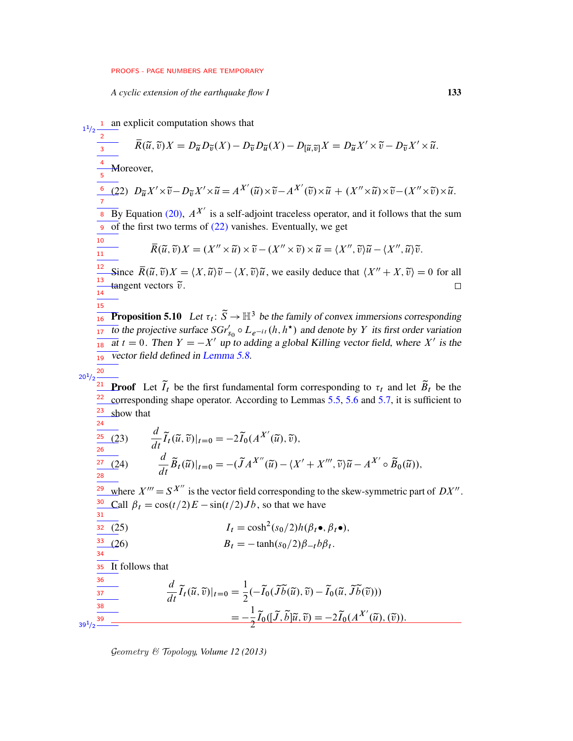an explicit computation shows that

$$\bar{R}(\tilde{u},\tilde{v})X = D_{\tilde{u}}D_{\tilde{v}}(X) - D_{\tilde{v}}D_{\tilde{u}}(X) - D_{[\tilde{u},\tilde{v}]}X = D_{\tilde{u}}X' \times \tilde{v} - D_{\tilde{v}}X' \times \tilde{u}.$$

Moreover,

$$D_{\tilde{u}}X' \times \tilde{v} - D_{\tilde{v}}X' \times \tilde{u} = A^{X'}(\tilde{u}) \times \tilde{v} - A^{X'}(\tilde{v}) \times \tilde{u} + (X'' \times \tilde{u}) \times \tilde{v} - (X'' \times \tilde{v}) \times \tilde{u}. \tag{22}$$

By Equation (20), $A^{X'}$ is a self-adjoint traceless operator, and it follows that the sum of the first two terms of (22) vanishes. Eventually, we get

$$\bar{R}(\tilde{u},\tilde{v})X = (X'' \times \tilde{u}) \times \tilde{v} - (X'' \times \tilde{v}) \times \tilde{u} = \langle X'', \tilde{v}\rangle \tilde{u} - \langle X'', \tilde{u}\rangle \tilde{v}.$$

Since $\bar{R}(\tilde{u},\tilde{v})X = \langle X, \tilde{u}\rangle \tilde{v} - \langle X, \tilde{v}\rangle \tilde{u}$, we easily deduce that $\langle X'' + X, \tilde{v}\rangle = 0$ for all tangent vectors $\tilde{v}$. □

**Proposition 5.10** *Let $\tau_t\colon \tilde{S} \to \mathbb{H}^3$ be the family of convex immersions corresponding to the projective surface $SGr'_{s_0} \circ L_{e^{-it}}(h, h^\star)$ and denote by $Y$ its first order variation at $t = 0$. Then $Y = -X'$ up to adding a global Killing vector field, where $X'$ is the vector field defined in Lemma 5.8.*

**Proof** Let $\tilde{I}_t$ be the first fundamental form corresponding to $\tau_t$ and let $\tilde{B}_t$ be the corresponding shape operator. According to Lemmas 5.5, 5.6 and 5.7, it is sufficient to show that

$$\frac{d}{dt}\tilde{I}_t(\tilde{u},\tilde{v})|_{t=0} = -2\tilde{I}_0(A^{X'}(\tilde{u}),\tilde{v}), \tag{23}$$

$$\frac{d}{dt}\tilde{B}_t(\tilde{u})|_{t=0} = -(\tilde{J}A^{X''}(\tilde{u}) - \langle X' + X''', \tilde{v}\rangle \tilde{u} - A^{X'} \circ \tilde{B}_0(\tilde{u})), \tag{24}$$

where $X''' = S^{X''}$ is the vector field corresponding to the skew-symmetric part of $DX''$. Call $\beta_t = \cos(t/2)E - \sin(t/2)Jb$, so that we have

$$I_t = \cosh^2(s_0/2)h(\beta_t \bullet, \beta_t \bullet), \tag{25}$$

$$B_t = -\tanh(s_0/2)\beta_{-t}b\beta_t. \tag{26}$$

It follows that

$$\begin{aligned}\frac{d}{dt}\tilde{I}_t(\tilde{u},\tilde{v})|_{t=0} &= \frac{1}{2}(-\tilde{I}_0(\tilde{J}\tilde{b}(\tilde{u}),\tilde{v}) - \tilde{I}_0(\tilde{u},\tilde{J}\tilde{b}(\tilde{v}))) \\ &= -\frac{1}{2}\tilde{I}_0([\tilde{J},\tilde{b}]\tilde{u},\tilde{v}) = -2\tilde{I}_0(A^{X'}(\tilde{u}),(\tilde{v})).\end{aligned}$$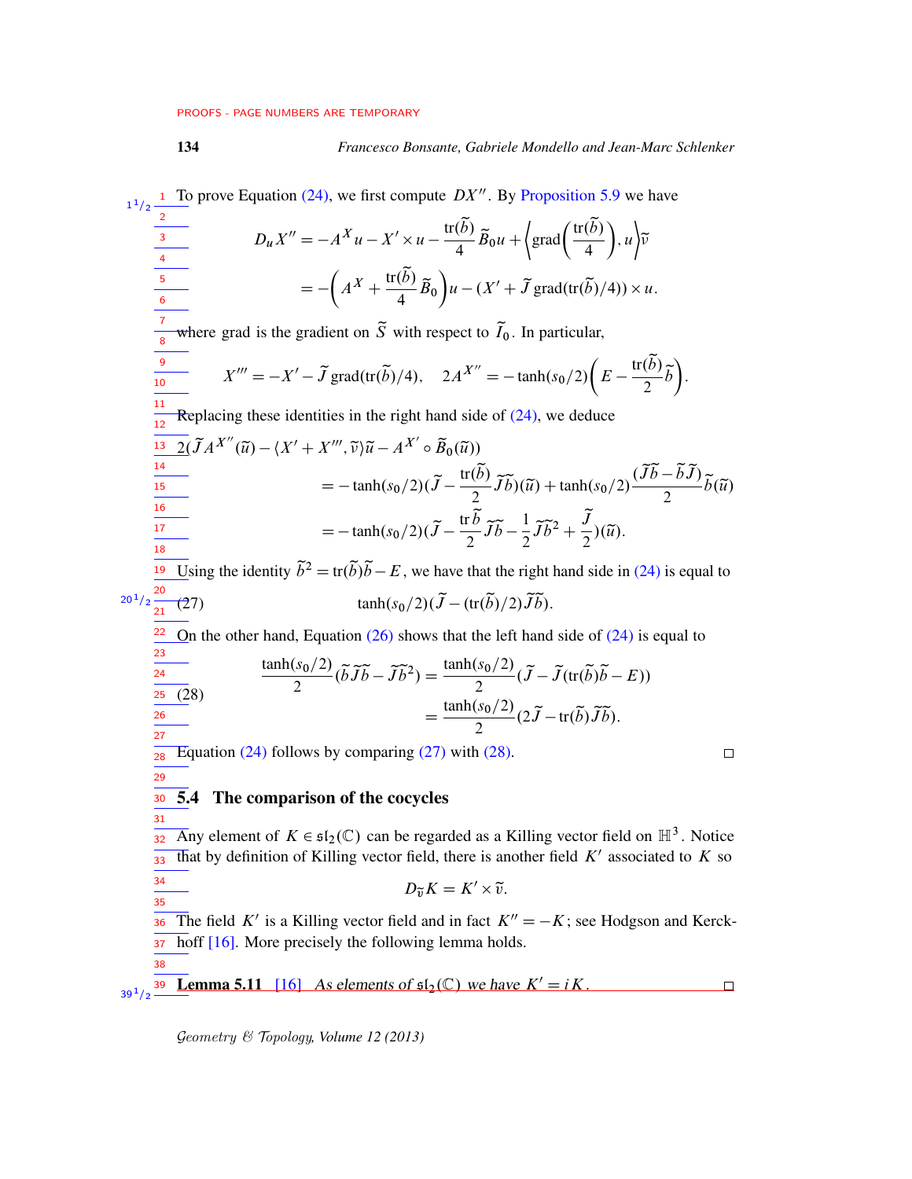To prove Equation (24), we first compute $DX''$. By Proposition 5.9 we have

$$D_u X'' = -A^X u - X' \times u - \frac{\operatorname{tr}(\widetilde{b})}{4}\widetilde{B}_0 u + \left\langle \operatorname{grad}\left(\frac{\operatorname{tr}(\widetilde{b})}{4}\right), u\right\rangle \widetilde{v}$$
$$= -\left(A^X + \frac{\operatorname{tr}(\widetilde{b})}{4}\widetilde{B}_0\right)u - (X' + \widetilde{J}\operatorname{grad}(\operatorname{tr}(\widetilde{b})/4)) \times u.$$

where grad is the gradient on $\widetilde{S}$ with respect to $\widetilde{I}_0$. In particular,

$$X''' = -X' - \widetilde{J}\operatorname{grad}(\operatorname{tr}(\widetilde{b})/4), \quad 2A^{X''} = -\tanh(s_0/2)\left(E - \frac{\operatorname{tr}(\widetilde{b})}{2}\widetilde{b}\right).$$

Replacing these identities in the right hand side of (24), we deduce

$$\begin{aligned}
&2(\widetilde{J}A^{X''}(\widetilde{u}) - \langle X' + X''', \widetilde{v}\rangle\widetilde{u} - A^{X'} \circ \widetilde{B}_0(\widetilde{u}))\\
&\qquad = -\tanh(s_0/2)(\widetilde{J} - \frac{\operatorname{tr}(\widetilde{b})}{2}\widetilde{J}\widetilde{b})(\widetilde{u}) + \tanh(s_0/2)\frac{(\widetilde{J}\widetilde{b} - \widetilde{b}\widetilde{J})}{2}\widetilde{b}(\widetilde{u})\\
&\qquad = -\tanh(s_0/2)(\widetilde{J} - \frac{\operatorname{tr}\widetilde{b}}{2}\widetilde{J}\widetilde{b} - \frac{1}{2}\widetilde{J}\widetilde{b}^2 + \frac{\widetilde{J}}{2})(\widetilde{u}).
\end{aligned}$$

Using the identity $\widetilde{b}^2 = \operatorname{tr}(\widetilde{b})\widetilde{b} - E$, we have that the right hand side in (24) is equal to

$$\tanh(s_0/2)(\widetilde{J} - (\operatorname{tr}(\widetilde{b})/2)\widetilde{J}\widetilde{b}). \tag{27}$$

On the other hand, Equation (26) shows that the left hand side of (24) is equal to

$$\begin{aligned}
\frac{\tanh(s_0/2)}{2}(\widetilde{b}\widetilde{J}\widetilde{b} - \widetilde{J}\widetilde{b}^2) &= \frac{\tanh(s_0/2)}{2}(\widetilde{J} - \widetilde{J}(\operatorname{tr}(\widetilde{b})\widetilde{b} - E))\\
&= \frac{\tanh(s_0/2)}{2}(2\widetilde{J} - \operatorname{tr}(\widetilde{b})\widetilde{J}\widetilde{b}).
\end{aligned} \tag{28}$$

Equation (24) follows by comparing (27) with (28). □

## 5.4 The comparison of the cocycles

Any element of $K \in \mathfrak{sl}_2(\mathbb{C})$ can be regarded as a Killing vector field on $\mathbb{H}^3$. Notice that by definition of Killing vector field, there is another field $K'$ associated to $K$ so

$$D_{\widetilde{v}}K = K' \times \widetilde{v}.$$

The field $K'$ is a Killing vector field and in fact $K'' = -K$; see Hodgson and Kerckhoff [16]. More precisely the following lemma holds.

**Lemma 5.11** [16] *As elements of $\mathfrak{sl}_2(\mathbb{C})$ we have $K' = iK$.* □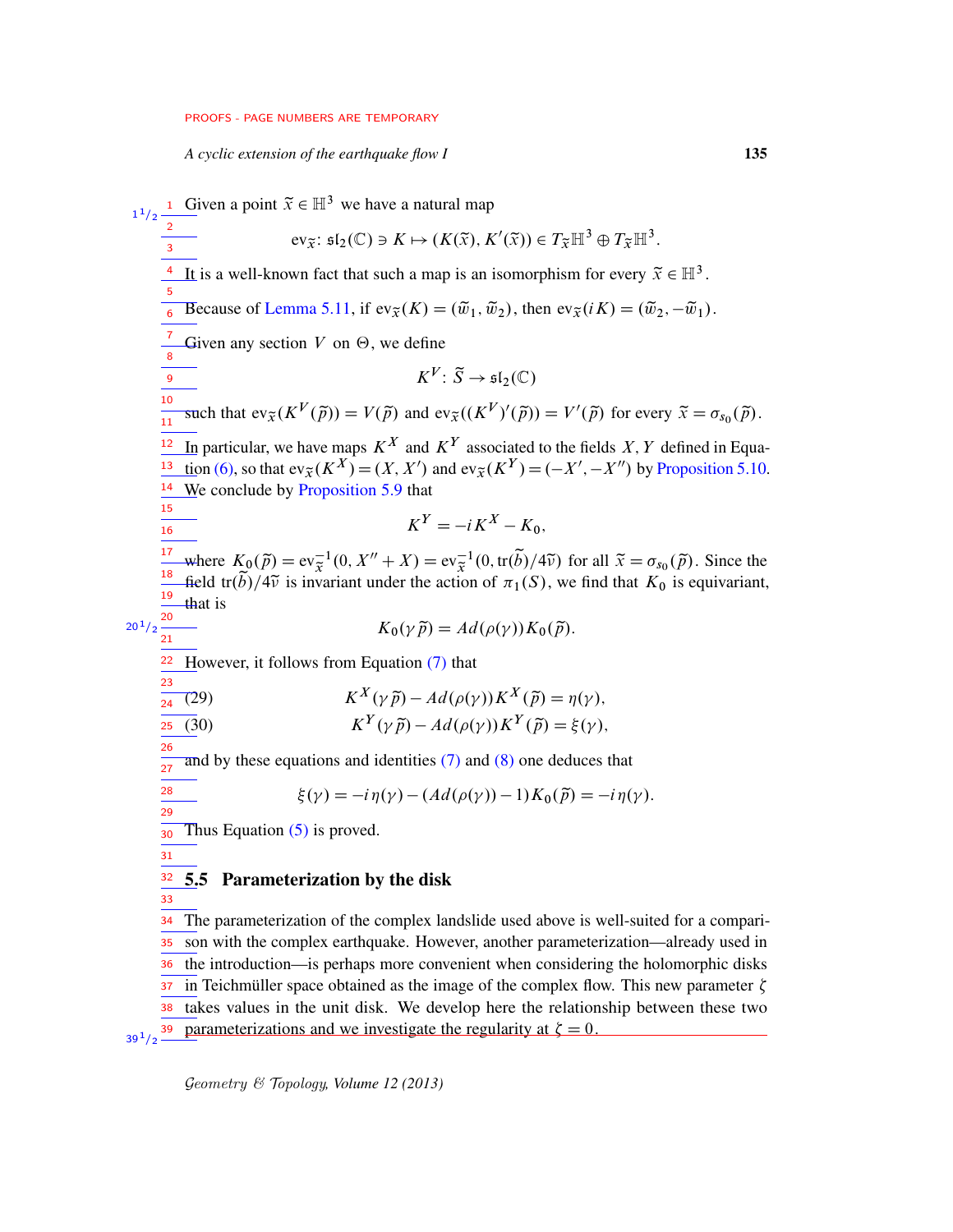Given a point $\tilde{x} \in \mathbb{H}^3$ we have a natural map

$$\mathrm{ev}_{\tilde{x}} \colon \mathfrak{sl}_2(\mathbb{C}) \ni K \mapsto (K(\tilde{x}), K'(\tilde{x})) \in T_{\tilde{x}}\mathbb{H}^3 \oplus T_{\tilde{x}}\mathbb{H}^3.$$

It is a well-known fact that such a map is an isomorphism for every $\tilde{x} \in \mathbb{H}^3$.

Because of Lemma 5.11, if $\mathrm{ev}_{\tilde{x}}(K) = (\tilde{w}_1, \tilde{w}_2)$, then $\mathrm{ev}_{\tilde{x}}(iK) = (\tilde{w}_2, -\tilde{w}_1)$.

Given any section $V$ on $\Theta$, we define

$$K^V \colon \tilde{S} \to \mathfrak{sl}_2(\mathbb{C})$$

such that $\mathrm{ev}_{\tilde{x}}(K^V(\tilde{p})) = V(\tilde{p})$ and $\mathrm{ev}_{\tilde{x}}((K^V)'(\tilde{p})) = V'(\tilde{p})$ for every $\tilde{x} = \sigma_{s_0}(\tilde{p})$.

In particular, we have maps $K^X$ and $K^Y$ associated to the fields $X, Y$ defined in Equation (6), so that $\mathrm{ev}_{\tilde{x}}(K^X) = (X, X')$ and $\mathrm{ev}_{\tilde{x}}(K^Y) = (-X', -X'')$ by Proposition 5.10. We conclude by Proposition 5.9 that

$$K^Y = -iK^X - K_0,$$

where $K_0(\tilde{p}) = \mathrm{ev}_{\tilde{x}}^{-1}(0, X'' + X) = \mathrm{ev}_{\tilde{x}}^{-1}(0, \mathrm{tr}(\tilde{b})/4\tilde{\nu})$ for all $\tilde{x} = \sigma_{s_0}(\tilde{p})$. Since the field $\mathrm{tr}(\tilde{b})/4\tilde{\nu}$ is invariant under the action of $\pi_1(S)$, we find that $K_0$ is equivariant, that is

$$K_0(\gamma\tilde{p}) = Ad(\rho(\gamma))K_0(\tilde{p}).$$

However, it follows from Equation (7) that

$$K^X(\gamma\tilde{p}) - Ad(\rho(\gamma))K^X(\tilde{p}) = \eta(\gamma), \tag{29}$$

$$K^Y(\gamma\tilde{p}) - Ad(\rho(\gamma))K^Y(\tilde{p}) = \xi(\gamma), \tag{30}$$

and by these equations and identities (7) and (8) one deduces that

$$\xi(\gamma) = -i\eta(\gamma) - (Ad(\rho(\gamma)) - 1)K_0(\tilde{p}) = -i\eta(\gamma).$$

Thus Equation (5) is proved.

## 5.5 Parameterization by the disk

The parameterization of the complex landslide used above is well-suited for a comparison with the complex earthquake. However, another parameterization—already used in the introduction—is perhaps more convenient when considering the holomorphic disks in Teichmüller space obtained as the image of the complex flow. This new parameter $\zeta$ takes values in the unit disk. We develop here the relationship between these two parameterizations and we investigate the regularity at $\zeta = 0$.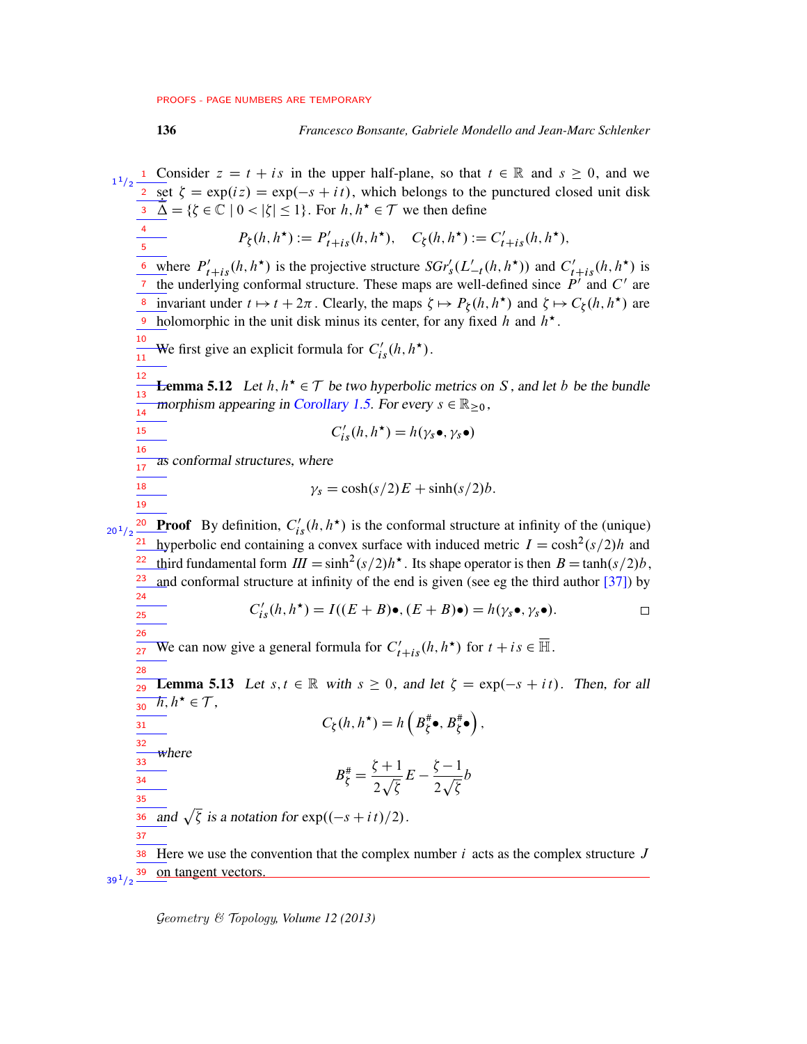Consider $z = t + is$ in the upper half-plane, so that $t \in \mathbb{R}$ and $s \geq 0$, and we set $\zeta = \exp(iz) = \exp(-s + it)$, which belongs to the punctured closed unit disk $\dot{\Delta} = \{\zeta \in \mathbb{C} \mid 0 < |\zeta| \leq 1\}$. For $h, h^\star \in \mathcal{T}$ we then define

$$P_\zeta(h, h^\star) := P'_{t+is}(h, h^\star), \quad C_\zeta(h, h^\star) := C'_{t+is}(h, h^\star),$$

where $P'_{t+is}(h, h^\star)$ is the projective structure $SGr'_s(L'_{-t}(h, h^\star))$ and $C'_{t+is}(h, h^\star)$ is the underlying conformal structure. These maps are well-defined since $P'$ and $C'$ are invariant under $t \mapsto t + 2\pi$. Clearly, the maps $\zeta \mapsto P_\zeta(h, h^\star)$ and $\zeta \mapsto C_\zeta(h, h^\star)$ are holomorphic in the unit disk minus its center, for any fixed $h$ and $h^\star$.

We first give an explicit formula for $C'_{is}(h, h^\star)$.

**Lemma 5.12** *Let $h, h^\star \in \mathcal{T}$ be two hyperbolic metrics on $S$, and let $b$ be the bundle morphism appearing in Corollary 1.5. For every $s \in \mathbb{R}_{\geq 0}$,*

$$C'_{is}(h, h^\star) = h(\gamma_s \bullet, \gamma_s \bullet)$$

*as conformal structures, where*

$$\gamma_s = \cosh(s/2)E + \sinh(s/2)b.$$

**Proof** By definition, $C'_{is}(h, h^\star)$ is the conformal structure at infinity of the (unique) hyperbolic end containing a convex surface with induced metric $I = \cosh^2(s/2)h$ and third fundamental form $I\!I\!I = \sinh^2(s/2)h^\star$. Its shape operator is then $B = \tanh(s/2)b$, and conformal structure at infinity of the end is given (see eg the third author [37]) by

$$C'_{is}(h, h^\star) = I((E + B)\bullet, (E + B)\bullet) = h(\gamma_s \bullet, \gamma_s \bullet). \qquad \square$$

We can now give a general formula for $C'_{t+is}(h, h^\star)$ for $t + is \in \overline{\mathbb{H}}$.

**Lemma 5.13** *Let $s, t \in \mathbb{R}$ with $s \geq 0$, and let $\zeta = \exp(-s + it)$. Then, for all $h, h^\star \in \mathcal{T}$,*

$$C_\zeta(h, h^\star) = h\left(B^\#_\zeta \bullet, B^\#_\zeta \bullet\right),$$

*where*

$$B^\#_\zeta = \frac{\zeta + 1}{2\sqrt{\zeta}}E - \frac{\zeta - 1}{2\sqrt{\zeta}}b$$

*and $\sqrt{\zeta}$ is a notation for $\exp((-s + it)/2)$.*

Here we use the convention that the complex number $i$ acts as the complex structure $J$ on tangent vectors.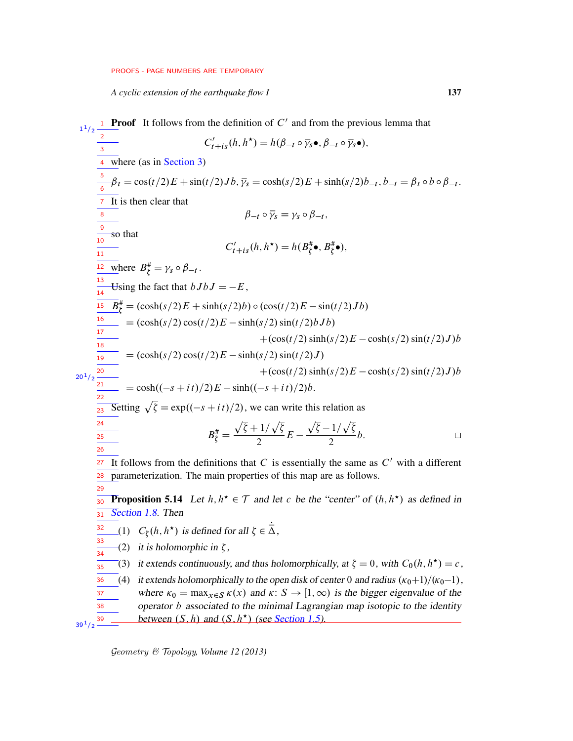**Proof** It follows from the definition of $C'$ and from the previous lemma that

$$C'_{t+is}(h,h^\star) = h(\beta_{-t}\circ\overline{\gamma}_s\bullet, \beta_{-t}\circ\overline{\gamma}_s\bullet),$$

where (as in Section 3)

$$\beta_t = \cos(t/2)E + \sin(t/2)Jb, \overline{\gamma}_s = \cosh(s/2)E + \sinh(s/2)b_{-t}, b_{-t} = \beta_t\circ b\circ\beta_{-t}.$$

It is then clear that

$$\beta_{-t}\circ\overline{\gamma}_s = \gamma_s\circ\beta_{-t},$$

so that

$$C'_{t+is}(h,h^\star) = h(B^\#_\zeta\bullet, B^\#_\zeta\bullet),$$

where $B^\#_\zeta = \gamma_s\circ\beta_{-t}$.

Using the fact that $bJbJ = -E$,

$$\begin{aligned}
B^\#_\zeta &= (\cosh(s/2)E + \sinh(s/2)b)\circ(\cos(t/2)E - \sin(t/2)Jb)\\
&= (\cosh(s/2)\cos(t/2)E - \sinh(s/2)\sin(t/2)bJb)\\
&\qquad\qquad + (\cos(t/2)\sinh(s/2)E - \cosh(s/2)\sin(t/2)J)b\\
&= (\cosh(s/2)\cos(t/2)E - \sinh(s/2)\sin(t/2)J)\\
&\qquad\qquad + (\cos(t/2)\sinh(s/2)E - \cosh(s/2)\sin(t/2)J)b\\
&= \cosh((-s+it)/2)E - \sinh((-s+it)/2)b.
\end{aligned}$$

Setting $\sqrt{\zeta} = \exp((-s+it)/2)$, we can write this relation as

$$B^\#_\zeta = \frac{\sqrt{\zeta}+1/\sqrt{\zeta}}{2}E - \frac{\sqrt{\zeta}-1/\sqrt{\zeta}}{2}b. \qquad \square$$

It follows from the definitions that $C$ is essentially the same as $C'$ with a different parameterization. The main properties of this map are as follows.

**Proposition 5.14** *Let $h, h^\star \in \mathcal{T}$ and let $c$ be the "center" of $(h,h^\star)$ as defined in Section 1.8. Then*

1. *$C_\zeta(h,h^\star)$ is defined for all $\zeta \in \dot{\Delta}$,*
2. *it is holomorphic in $\zeta$,*
3. *it extends continuously, and thus holomorphically, at $\zeta = 0$, with $C_0(h,h^\star) = c$,*
4. *it extends holomorphically to the open disk of center $0$ and radius $(\kappa_0+1)/(\kappa_0-1)$, where $\kappa_0 = \max_{x\in S}\kappa(x)$ and $\kappa\colon S\to[1,\infty)$ is the bigger eigenvalue of the operator $b$ associated to the minimal Lagrangian map isotopic to the identity between $(S,h)$ and $(S,h^\star)$ (see Section 1.5).*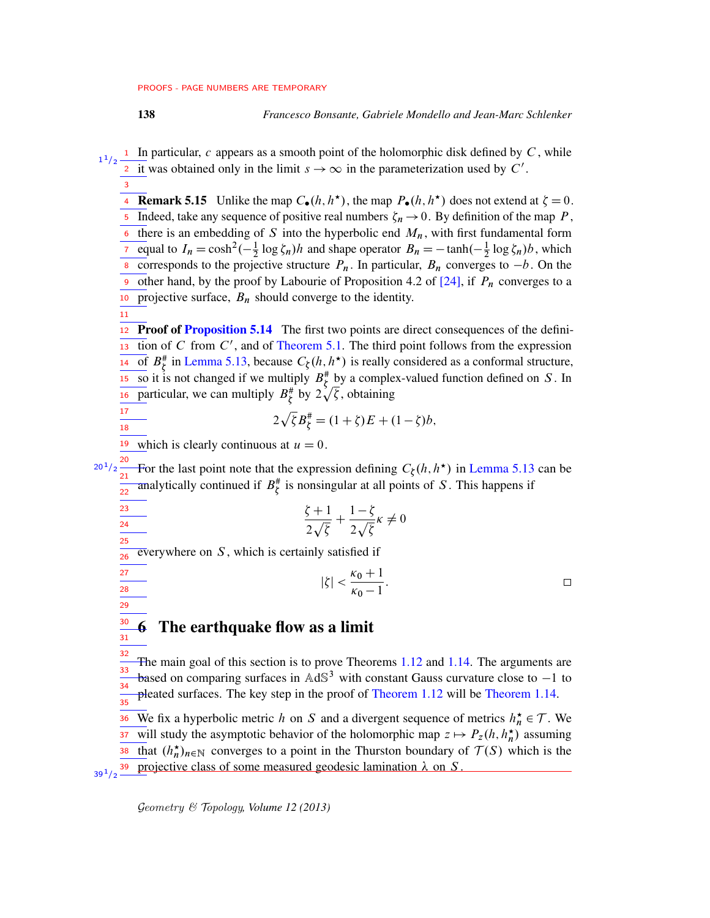In particular, $c$ appears as a smooth point of the holomorphic disk defined by $C$, while it was obtained only in the limit $s \to \infty$ in the parameterization used by $C'$.

**Remark 5.15** Unlike the map $C_\bullet(h, h^\star)$, the map $P_\bullet(h, h^\star)$ does not extend at $\zeta = 0$. Indeed, take any sequence of positive real numbers $\zeta_n \to 0$. By definition of the map $P$, there is an embedding of $S$ into the hyperbolic end $M_n$, with first fundamental form equal to $I_n = \cosh^2(-\frac{1}{2}\log\zeta_n)h$ and shape operator $B_n = -\tanh(-\frac{1}{2}\log\zeta_n)b$, which corresponds to the projective structure $P_n$. In particular, $B_n$ converges to $-b$. On the other hand, by the proof by Labourie of Proposition 4.2 of [24], if $P_n$ converges to a projective surface, $B_n$ should converge to the identity.

**Proof of Proposition 5.14** The first two points are direct consequences of the definition of $C$ from $C'$, and of Theorem 5.1. The third point follows from the expression of $B^\#_\zeta$ in Lemma 5.13, because $C_\zeta(h, h^\star)$ is really considered as a conformal structure, so it is not changed if we multiply $B^\#_\zeta$ by a complex-valued function defined on $S$. In particular, we can multiply $B^\#_\zeta$ by $2\sqrt{\zeta}$, obtaining

$$2\sqrt{\zeta}B^\#_\zeta = (1+\zeta)E + (1-\zeta)b,$$

which is clearly continuous at $u = 0$.

For the last point note that the expression defining $C_\zeta(h, h^\star)$ in Lemma 5.13 can be analytically continued if $B^\#_\zeta$ is nonsingular at all points of $S$. This happens if

$$\frac{\zeta+1}{2\sqrt{\zeta}} + \frac{1-\zeta}{2\sqrt{\zeta}}\kappa \neq 0$$

everywhere on $S$, which is certainly satisfied if

$$|\zeta| < \frac{\kappa_0+1}{\kappa_0-1}.$$

□

## 6 The earthquake flow as a limit

The main goal of this section is to prove Theorems 1.12 and 1.14. The arguments are based on comparing surfaces in $\mathbb{AdS}^3$ with constant Gauss curvature close to $-1$ to pleated surfaces. The key step in the proof of Theorem 1.12 will be Theorem 1.14.

We fix a hyperbolic metric $h$ on $S$ and a divergent sequence of metrics $h^\star_n \in \mathcal{T}$. We will study the asymptotic behavior of the holomorphic map $z \mapsto P_z(h, h^\star_n)$ assuming that $(h^\star_n)_{n\in\mathbb{N}}$ converges to a point in the Thurston boundary of $\mathcal{T}(S)$ which is the projective class of some measured geodesic lamination $\lambda$ on $S$.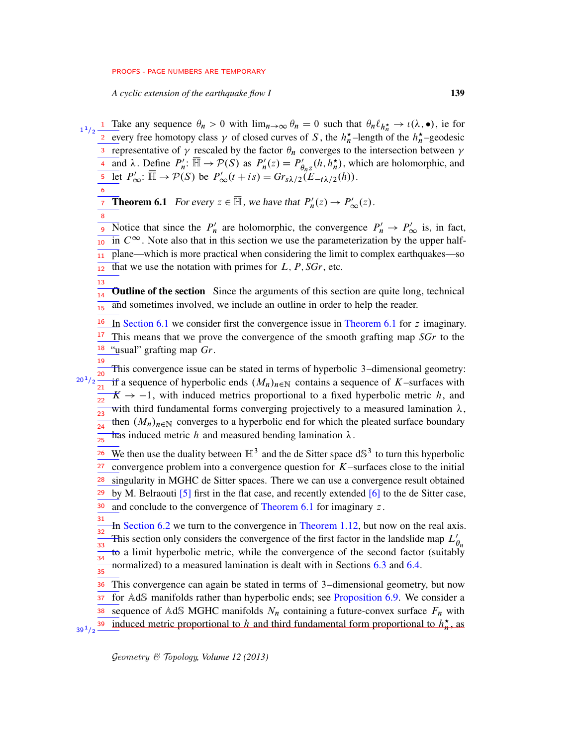Take any sequence $\theta_n > 0$ with $\lim_{n\to\infty}\theta_n = 0$ such that $\theta_n \ell_{h_n^\star} \to \iota(\lambda, \bullet)$, ie for every free homotopy class $\gamma$ of closed curves of $S$, the $h_n^\star$–length of the $h_n^\star$–geodesic representative of $\gamma$ rescaled by the factor $\theta_n$ converges to the intersection between $\gamma$ and $\lambda$. Define $P_n'\colon \overline{\mathbb{H}} \to \mathcal{P}(S)$ as $P_n'(z) = P'_{\theta_n z}(h, h_n^\star)$, which are holomorphic, and let $P_\infty'\colon \overline{\mathbb{H}} \to \mathcal{P}(S)$ be $P_\infty'(t + is) = Gr_{s\lambda/2}(E_{-t\lambda/2}(h))$.

**Theorem 6.1** *For every $z \in \overline{\mathbb{H}}$, we have that $P_n'(z) \to P_\infty'(z)$.*

Notice that since the $P_n'$ are holomorphic, the convergence $P_n' \to P_\infty'$ is, in fact, in $C^\infty$. Note also that in this section we use the parameterization by the upper half-plane—which is more practical when considering the limit to complex earthquakes—so that we use the notation with primes for $L$, $P$, $SGr$, etc.

**Outline of the section** Since the arguments of this section are quite long, technical and sometimes involved, we include an outline in order to help the reader.

In Section 6.1 we consider first the convergence issue in Theorem 6.1 for $z$ imaginary. This means that we prove the convergence of the smooth grafting map $SGr$ to the "usual" grafting map $Gr$.

This convergence issue can be stated in terms of hyperbolic 3–dimensional geometry: if a sequence of hyperbolic ends $(M_n)_{n\in\mathbb{N}}$ contains a sequence of $K$–surfaces with $K \to -1$, with induced metrics proportional to a fixed hyperbolic metric $h$, and with third fundamental forms converging projectively to a measured lamination $\lambda$, then $(M_n)_{n\in\mathbb{N}}$ converges to a hyperbolic end for which the pleated surface boundary has induced metric $h$ and measured bending lamination $\lambda$.

We then use the duality between $\mathbb{H}^3$ and the de Sitter space $\mathrm{d}\mathbb{S}^3$ to turn this hyperbolic convergence problem into a convergence question for $K$–surfaces close to the initial singularity in MGHC de Sitter spaces. There we can use a convergence result obtained by M. Belraouti [5] first in the flat case, and recently extended [6] to the de Sitter case, and conclude to the convergence of Theorem 6.1 for imaginary $z$.

In Section 6.2 we turn to the convergence in Theorem 1.12, but now on the real axis. This section only considers the convergence of the first factor in the landslide map $L'_{\theta_n}$ to a limit hyperbolic metric, while the convergence of the second factor (suitably normalized) to a measured lamination is dealt with in Sections 6.3 and 6.4.

This convergence can again be stated in terms of 3–dimensional geometry, but now for $\mathbb{A}\mathrm{d}\mathbb{S}$ manifolds rather than hyperbolic ends; see Proposition 6.9. We consider a sequence of $\mathbb{A}\mathrm{d}\mathbb{S}$ MGHC manifolds $N_n$ containing a future-convex surface $F_n$ with induced metric proportional to $h$ and third fundamental form proportional to $h_n^\star$, as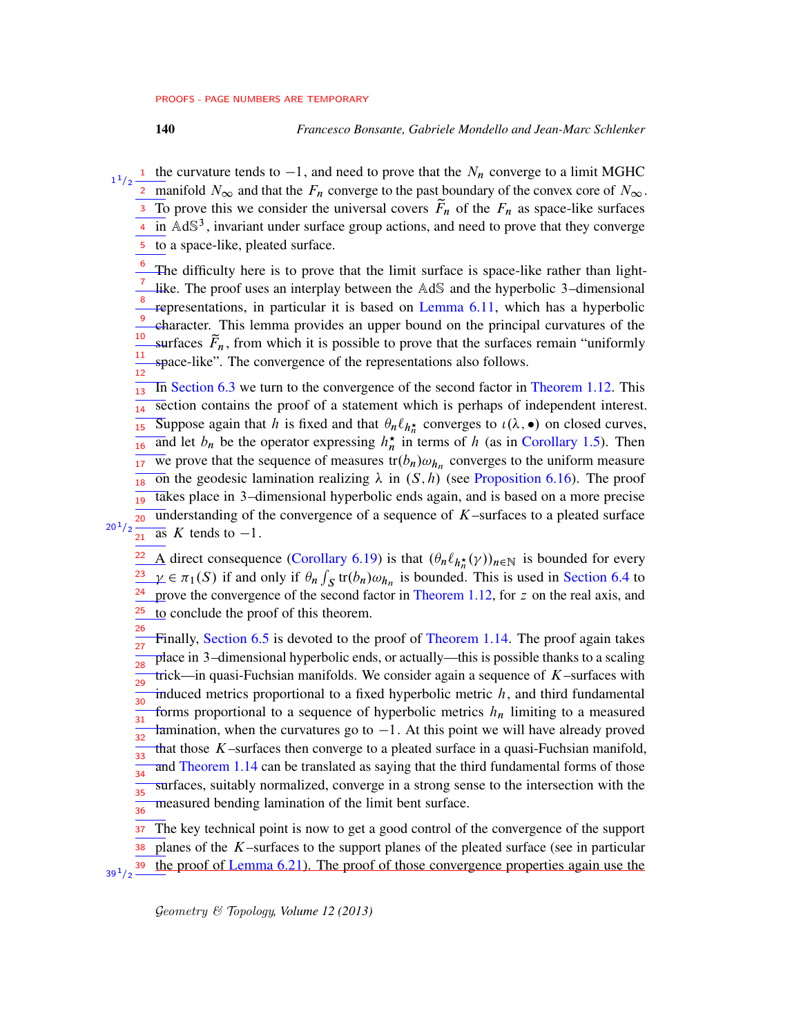the curvature tends to $-1$, and need to prove that the $N_n$ converge to a limit MGHC manifold $N_\infty$ and that the $F_n$ converge to the past boundary of the convex core of $N_\infty$. To prove this we consider the universal covers $\widetilde{F}_n$ of the $F_n$ as space-like surfaces in $\mathbb{A}\mathrm{d}\mathbb{S}^3$, invariant under surface group actions, and need to prove that they converge to a space-like, pleated surface.

The difficulty here is to prove that the limit surface is space-like rather than light-like. The proof uses an interplay between the $\mathbb{A}\mathrm{d}\mathbb{S}$ and the hyperbolic 3–dimensional representations, in particular it is based on Lemma 6.11, which has a hyperbolic character. This lemma provides an upper bound on the principal curvatures of the surfaces $\widetilde{F}_n$, from which it is possible to prove that the surfaces remain "uniformly space-like". The convergence of the representations also follows.

In Section 6.3 we turn to the convergence of the second factor in Theorem 1.12. This section contains the proof of a statement which is perhaps of independent interest. Suppose again that $h$ is fixed and that $\theta_n \ell_{h_n^\star}$ converges to $\iota(\lambda, \bullet)$ on closed curves, and let $b_n$ be the operator expressing $h_n^\star$ in terms of $h$ (as in Corollary 1.5). Then we prove that the sequence of measures $\mathrm{tr}(b_n)\omega_{h_n}$ converges to the uniform measure on the geodesic lamination realizing $\lambda$ in $(S, h)$ (see Proposition 6.16). The proof takes place in 3–dimensional hyperbolic ends again, and is based on a more precise understanding of the convergence of a sequence of $K$–surfaces to a pleated surface as $K$ tends to $-1$.

A direct consequence (Corollary 6.19) is that $(\theta_n \ell_{h_n^\star}(\gamma))_{n\in\mathbb{N}}$ is bounded for every $\gamma \in \pi_1(S)$ if and only if $\theta_n \int_S \mathrm{tr}(b_n)\omega_{h_n}$ is bounded. This is used in Section 6.4 to prove the convergence of the second factor in Theorem 1.12, for $z$ on the real axis, and to conclude the proof of this theorem.

Finally, Section 6.5 is devoted to the proof of Theorem 1.14. The proof again takes place in 3–dimensional hyperbolic ends, or actually—this is possible thanks to a scaling trick—in quasi-Fuchsian manifolds. We consider again a sequence of $K$–surfaces with induced metrics proportional to a fixed hyperbolic metric $h$, and third fundamental forms proportional to a sequence of hyperbolic metrics $h_n$ limiting to a measured lamination, when the curvatures go to $-1$. At this point we will have already proved that those $K$–surfaces then converge to a pleated surface in a quasi-Fuchsian manifold, and Theorem 1.14 can be translated as saying that the third fundamental forms of those surfaces, suitably normalized, converge in a strong sense to the intersection with the measured bending lamination of the limit bent surface.

The key technical point is now to get a good control of the convergence of the support planes of the $K$–surfaces to the support planes of the pleated surface (see in particular the proof of Lemma 6.21). The proof of those convergence properties again use the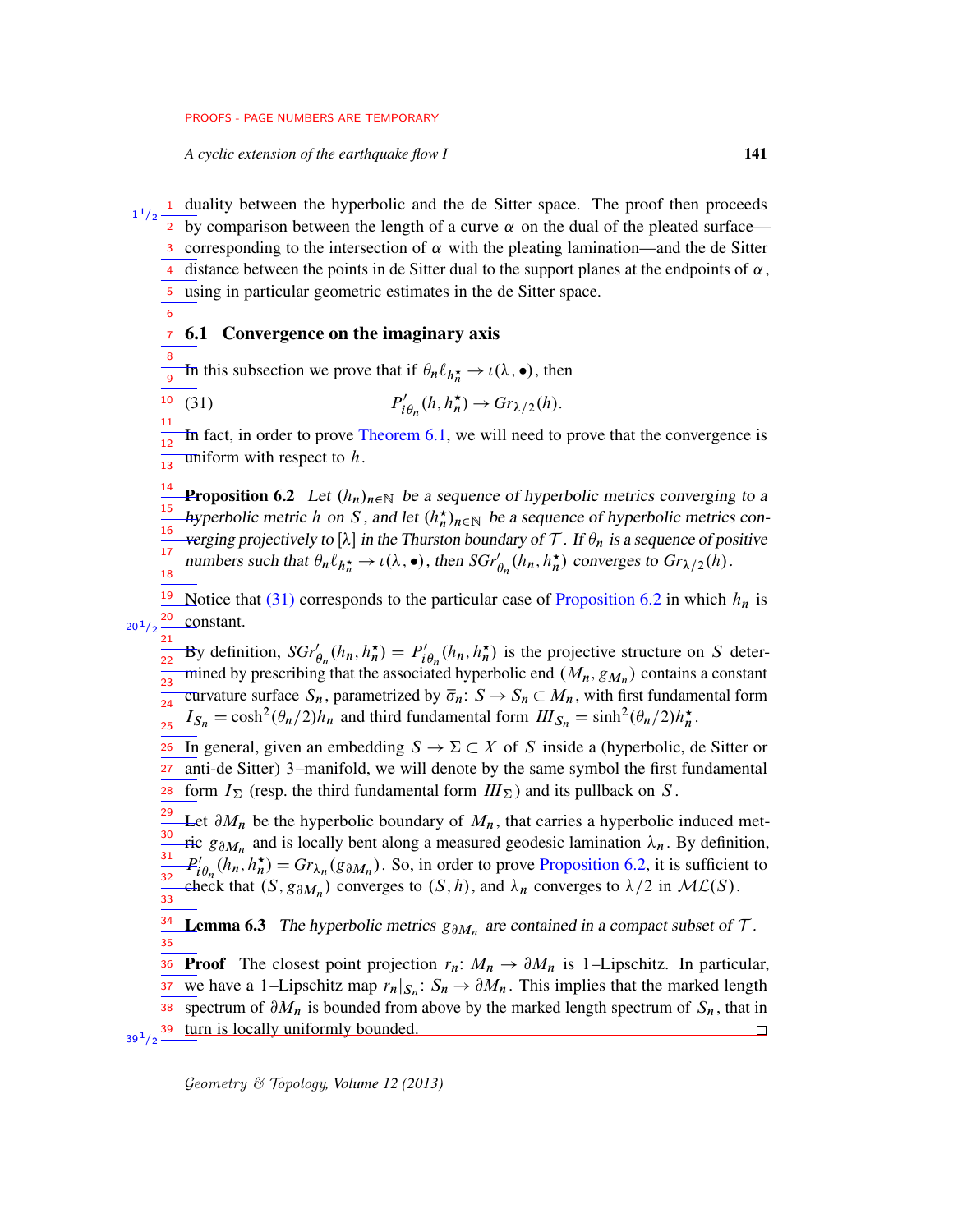duality between the hyperbolic and the de Sitter space. The proof then proceeds by comparison between the length of a curve $\alpha$ on the dual of the pleated surface—corresponding to the intersection of $\alpha$ with the pleating lamination—and the de Sitter distance between the points in de Sitter dual to the support planes at the endpoints of $\alpha$, using in particular geometric estimates in the de Sitter space.

## 6.1 Convergence on the imaginary axis

In this subsection we prove that if $\theta_n \ell_{h_n^\star} \to \iota(\lambda, \bullet)$, then

$$P'_{i\theta_n}(h, h_n^\star) \to Gr_{\lambda/2}(h). \tag{31}$$

In fact, in order to prove Theorem 6.1, we will need to prove that the convergence is uniform with respect to $h$.

**Proposition 6.2** *Let $(h_n)_{n\in\mathbb{N}}$ be a sequence of hyperbolic metrics converging to a hyperbolic metric $h$ on $S$, and let $(h_n^\star)_{n\in\mathbb{N}}$ be a sequence of hyperbolic metrics converging projectively to $[\lambda]$ in the Thurston boundary of $\mathcal{T}$. If $\theta_n$ is a sequence of positive numbers such that $\theta_n \ell_{h_n^\star} \to \iota(\lambda, \bullet)$, then $SGr'_{\theta_n}(h_n, h_n^\star)$ converges to $Gr_{\lambda/2}(h)$.*

Notice that (31) corresponds to the particular case of Proposition 6.2 in which $h_n$ is constant.

By definition, $SGr'_{\theta_n}(h_n, h_n^\star) = P'_{i\theta_n}(h_n, h_n^\star)$ is the projective structure on $S$ determined by prescribing that the associated hyperbolic end $(M_n, g_{M_n})$ contains a constant curvature surface $S_n$, parametrized by $\overline{\sigma}_n\colon S \to S_n \subset M_n$, with first fundamental form $I_{S_n} = \cosh^2(\theta_n/2) h_n$ and third fundamental form $I\!I\!I_{S_n} = \sinh^2(\theta_n/2) h_n^\star$.

In general, given an embedding $S \to \Sigma \subset X$ of $S$ inside a (hyperbolic, de Sitter or anti-de Sitter) 3–manifold, we will denote by the same symbol the first fundamental form $I_\Sigma$ (resp. the third fundamental form $I\!I\!I_\Sigma$) and its pullback on $S$.

Let $\partial M_n$ be the hyperbolic boundary of $M_n$, that carries a hyperbolic induced metric $g_{\partial M_n}$ and is locally bent along a measured geodesic lamination $\lambda_n$. By definition, $P'_{i\theta_n}(h_n, h_n^\star) = Gr_{\lambda_n}(g_{\partial M_n})$. So, in order to prove Proposition 6.2, it is sufficient to check that $(S, g_{\partial M_n})$ converges to $(S, h)$, and $\lambda_n$ converges to $\lambda/2$ in $\mathcal{ML}(S)$.

**Lemma 6.3** *The hyperbolic metrics $g_{\partial M_n}$ are contained in a compact subset of $\mathcal{T}$.*

**Proof** The closest point projection $r_n\colon M_n \to \partial M_n$ is 1–Lipschitz. In particular, we have a 1–Lipschitz map $r_n|_{S_n}\colon S_n \to \partial M_n$. This implies that the marked length spectrum of $\partial M_n$ is bounded from above by the marked length spectrum of $S_n$, that in turn is locally uniformly bounded. □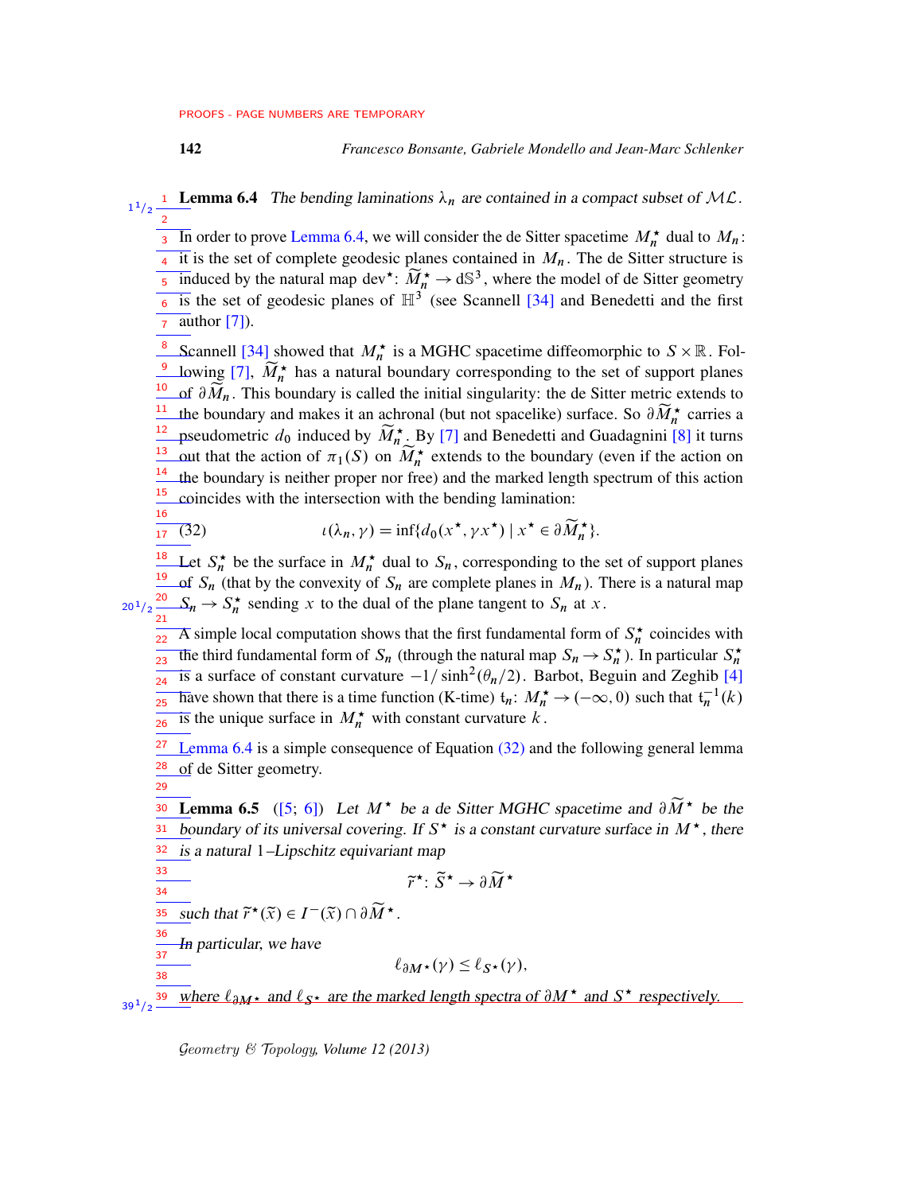**Lemma 6.4** *The bending laminations $\lambda_n$ are contained in a compact subset of $\mathcal{ML}$.*

In order to prove Lemma 6.4, we will consider the de Sitter spacetime $M_n^\star$ dual to $M_n$: it is the set of complete geodesic planes contained in $M_n$. The de Sitter structure is induced by the natural map $\mathrm{dev}^\star\colon \widetilde{M}_n^\star \to \mathrm{d}\mathbb{S}^3$, where the model of de Sitter geometry is the set of geodesic planes of $\mathbb{H}^3$ (see Scannell [34] and Benedetti and the first author [7]).

Scannell [34] showed that $M_n^\star$ is a MGHC spacetime diffeomorphic to $S\times\mathbb{R}$. Following [7], $\widetilde{M}_n^\star$ has a natural boundary corresponding to the set of support planes of $\partial\widetilde{M}_n$. This boundary is called the initial singularity: the de Sitter metric extends to the boundary and makes it an achronal (but not spacelike) surface. So $\partial\widetilde{M}_n^\star$ carries a pseudometric $d_0$ induced by $\widetilde{M}_n^\star$. By [7] and Benedetti and Guadagnini [8] it turns out that the action of $\pi_1(S)$ on $\widetilde{M}_n^\star$ extends to the boundary (even if the action on the boundary is neither proper nor free) and the marked length spectrum of this action coincides with the intersection with the bending lamination:

$$\iota(\lambda_n,\gamma) = \inf\{d_0(x^\star,\gamma x^\star) \mid x^\star \in \partial\widetilde{M}_n^\star\}. \tag{32}$$

Let $S_n^\star$ be the surface in $M_n^\star$ dual to $S_n$, corresponding to the set of support planes of $S_n$ (that by the convexity of $S_n$ are complete planes in $M_n$). There is a natural map $S_n \to S_n^\star$ sending $x$ to the dual of the plane tangent to $S_n$ at $x$.

A simple local computation shows that the first fundamental form of $S_n^\star$ coincides with the third fundamental form of $S_n$ (through the natural map $S_n\to S_n^\star$). In particular $S_n^\star$ is a surface of constant curvature $-1/\sinh^2(\theta_n/2)$. Barbot, Beguin and Zeghib [4] have shown that there is a time function (K-time) $\mathfrak{t}_n\colon M_n^\star \to (-\infty,0)$ such that $\mathfrak{t}_n^{-1}(k)$ is the unique surface in $M_n^\star$ with constant curvature $k$.

Lemma 6.4 is a simple consequence of Equation (32) and the following general lemma of de Sitter geometry.

**Lemma 6.5** ([5; 6]) *Let $M^\star$ be a de Sitter MGHC spacetime and $\partial\widetilde{M}^\star$ be the boundary of its universal covering. If $S^\star$ is a constant curvature surface in $M^\star$, there is a natural 1–Lipschitz equivariant map*

$$\widetilde{r}^\star\colon \widetilde{S}^\star \to \partial\widetilde{M}^\star$$

*such that $\widetilde{r}^\star(\widetilde{x}) \in I^-(\widetilde{x})\cap\partial\widetilde{M}^\star$.*

*In particular, we have*

$$\ell_{\partial M^\star}(\gamma) \le \ell_{S^\star}(\gamma),$$

*where $\ell_{\partial M^\star}$ and $\ell_{S^\star}$ are the marked length spectra of $\partial M^\star$ and $S^\star$ respectively.*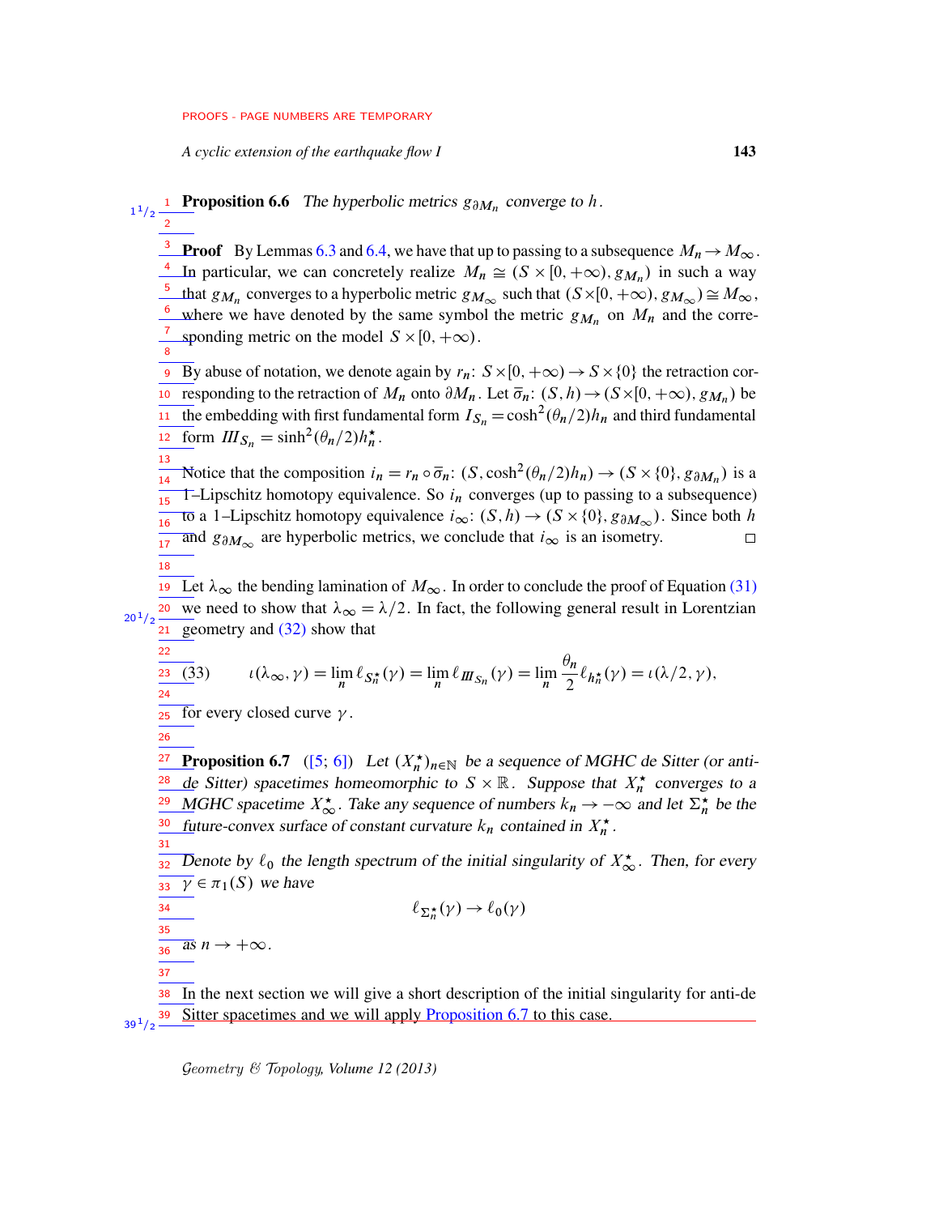**Proposition 6.6** *The hyperbolic metrics $g_{\partial M_n}$ converge to $h$.*

**Proof** By Lemmas 6.3 and 6.4, we have that up to passing to a subsequence $M_n \to M_\infty$. In particular, we can concretely realize $M_n \cong (S\times[0,+\infty), g_{M_n})$ in such a way that $g_{M_n}$ converges to a hyperbolic metric $g_{M_\infty}$ such that $(S\times[0,+\infty), g_{M_\infty}) \cong M_\infty$, where we have denoted by the same symbol the metric $g_{M_n}$ on $M_n$ and the corresponding metric on the model $S\times[0,+\infty)$.

By abuse of notation, we denote again by $r_n\colon S\times[0,+\infty)\to S\times\{0\}$ the retraction corresponding to the retraction of $M_n$ onto $\partial M_n$. Let $\bar\sigma_n\colon (S,h)\to(S\times[0,+\infty), g_{M_n})$ be the embedding with first fundamental form $I_{S_n} = \cosh^2(\theta_n/2)h_n$ and third fundamental form $\mathit{III}_{S_n} = \sinh^2(\theta_n/2)h_n^\star$.

Notice that the composition $i_n = r_n\circ\bar\sigma_n\colon (S,\cosh^2(\theta_n/2)h_n)\to(S\times\{0\}, g_{\partial M_n})$ is a 1–Lipschitz homotopy equivalence. So $i_n$ converges (up to passing to a subsequence) to a 1–Lipschitz homotopy equivalence $i_\infty\colon (S,h)\to(S\times\{0\}, g_{\partial M_\infty})$. Since both $h$ and $g_{\partial M_\infty}$ are hyperbolic metrics, we conclude that $i_\infty$ is an isometry. □

Let $\lambda_\infty$ the bending lamination of $M_\infty$. In order to conclude the proof of Equation (31) we need to show that $\lambda_\infty = \lambda/2$. In fact, the following general result in Lorentzian geometry and (32) show that

$$\iota(\lambda_\infty,\gamma) = \lim_n \ell_{S_n^\star}(\gamma) = \lim_n \ell_{\mathit{III}_{S_n}}(\gamma) = \lim_n \frac{\theta_n}{2}\ell_{h_n^\star}(\gamma) = \iota(\lambda/2,\gamma), \tag{33}$$

for every closed curve $\gamma$.

**Proposition 6.7** ([5; 6]) *Let $(X_n^\star)_{n\in\mathbb{N}}$ be a sequence of MGHC de Sitter (or anti-de Sitter) spacetimes homeomorphic to $S\times\mathbb{R}$. Suppose that $X_n^\star$ converges to a MGHC spacetime $X_\infty^\star$. Take any sequence of numbers $k_n\to-\infty$ and let $\Sigma_n^\star$ be the future-convex surface of constant curvature $k_n$ contained in $X_n^\star$.*

*Denote by $\ell_0$ the length spectrum of the initial singularity of $X_\infty^\star$. Then, for every $\gamma\in\pi_1(S)$ we have*

$$\ell_{\Sigma_n^\star}(\gamma)\to\ell_0(\gamma)$$

*as $n\to+\infty$.*

In the next section we will give a short description of the initial singularity for anti-de Sitter spacetimes and we will apply Proposition 6.7 to this case.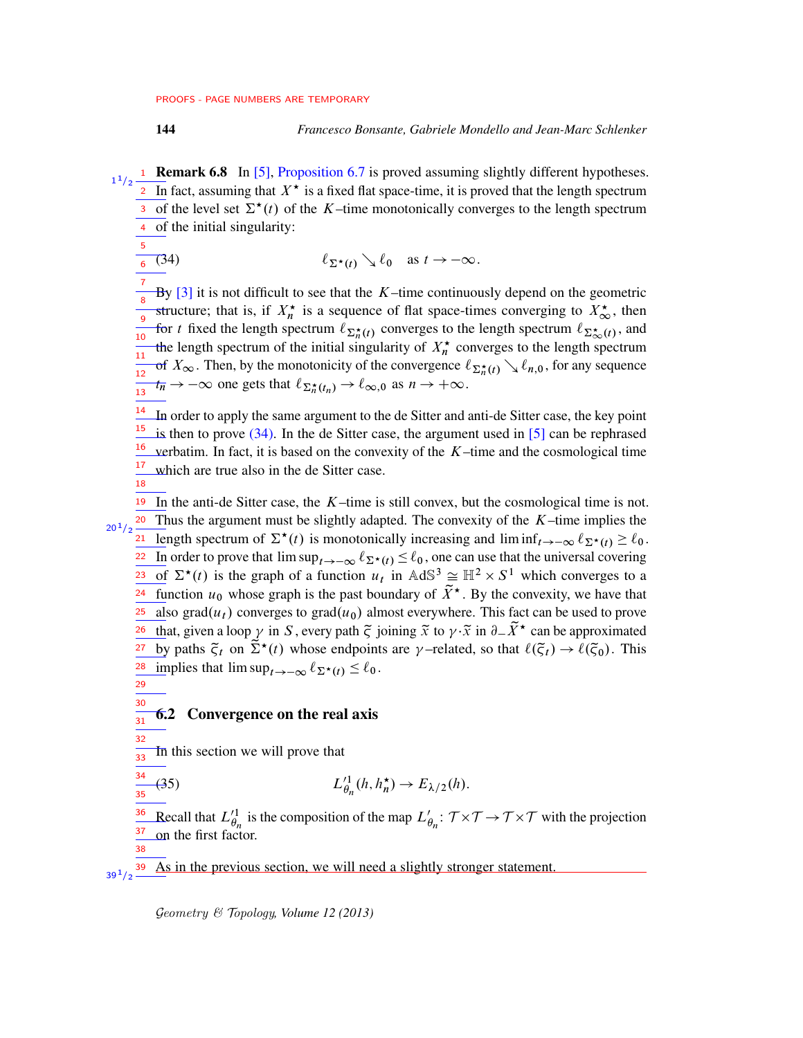**Remark 6.8** In [5], Proposition 6.7 is proved assuming slightly different hypotheses. In fact, assuming that $X^\star$ is a fixed flat space-time, it is proved that the length spectrum of the level set $\Sigma^\star(t)$ of the $K$–time monotonically converges to the length spectrum of the initial singularity:

$$\ell_{\Sigma^\star(t)} \searrow \ell_0 \quad \text{as } t \to -\infty. \tag{34}$$

By [3] it is not difficult to see that the $K$–time continuously depend on the geometric structure; that is, if $X_n^\star$ is a sequence of flat space-times converging to $X_\infty^\star$, then for $t$ fixed the length spectrum $\ell_{\Sigma_n^\star(t)}$ converges to the length spectrum $\ell_{\Sigma_\infty^\star(t)}$, and the length spectrum of the initial singularity of $X_n^\star$ converges to the length spectrum of $X_\infty$. Then, by the monotonicity of the convergence $\ell_{\Sigma_n^\star(t)} \searrow \ell_{n,0}$, for any sequence $t_n \to -\infty$ one gets that $\ell_{\Sigma_n^\star(t_n)} \to \ell_{\infty,0}$ as $n \to +\infty$.

In order to apply the same argument to the de Sitter and anti-de Sitter case, the key point is then to prove (34). In the de Sitter case, the argument used in [5] can be rephrased verbatim. In fact, it is based on the convexity of the $K$–time and the cosmological time which are true also in the de Sitter case.

In the anti-de Sitter case, the $K$–time is still convex, but the cosmological time is not. Thus the argument must be slightly adapted. The convexity of the $K$–time implies the length spectrum of $\Sigma^\star(t)$ is monotonically increasing and $\liminf_{t\to-\infty} \ell_{\Sigma^\star(t)} \geq \ell_0$. In order to prove that $\limsup_{t\to-\infty} \ell_{\Sigma^\star(t)} \leq \ell_0$, one can use that the universal covering of $\Sigma^\star(t)$ is the graph of a function $u_t$ in $\mathbb{AdS}^3 \cong \mathbb{H}^2 \times S^1$ which converges to a function $u_0$ whose graph is the past boundary of $\widetilde{X}^\star$. By the convexity, we have that also $\mathrm{grad}(u_t)$ converges to $\mathrm{grad}(u_0)$ almost everywhere. This fact can be used to prove that, given a loop $\gamma$ in $S$, every path $\widetilde{\varsigma}$ joining $\widetilde{x}$ to $\gamma \cdot \widetilde{x}$ in $\partial_- \widetilde{X}^\star$ can be approximated by paths $\widetilde{\varsigma}_t$ on $\widetilde{\Sigma}^\star(t)$ whose endpoints are $\gamma$–related, so that $\ell(\widetilde{\varsigma}_t) \to \ell(\widetilde{\varsigma}_0)$. This implies that $\limsup_{t\to-\infty} \ell_{\Sigma^\star(t)} \leq \ell_0$.

## 6.2 Convergence on the real axis

In this section we will prove that

$$L'^1_{\theta_n}(h, h_n^\star) \to E_{\lambda/2}(h). \tag{35}$$

Recall that $L'^1_{\theta_n}$ is the composition of the map $L'_{\theta_n} : \mathcal{T} \times \mathcal{T} \to \mathcal{T} \times \mathcal{T}$ with the projection on the first factor.

As in the previous section, we will need a slightly stronger statement.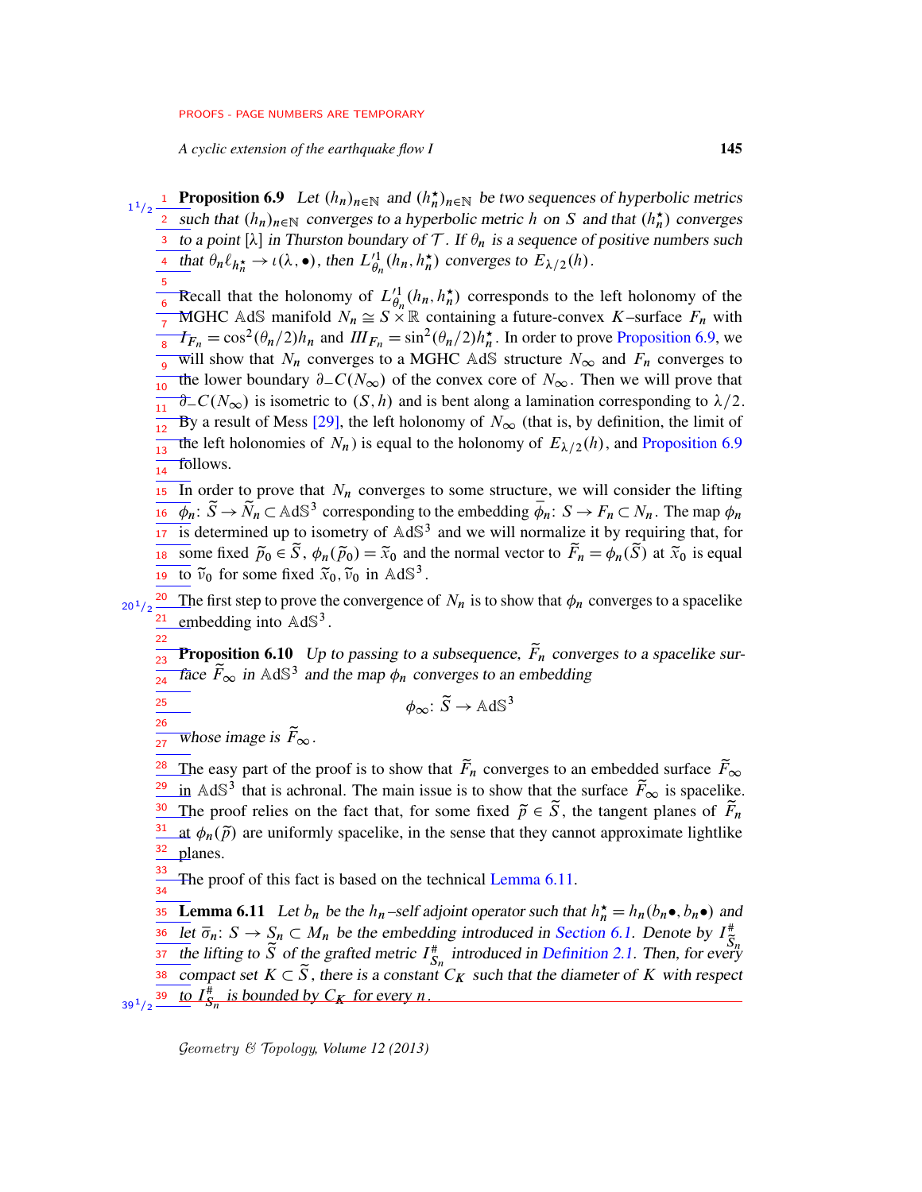**Proposition 6.9** *Let $(h_n)_{n\in\mathbb{N}}$ and $(h_n^\star)_{n\in\mathbb{N}}$ be two sequences of hyperbolic metrics such that $(h_n)_{n\in\mathbb{N}}$ converges to a hyperbolic metric $h$ on $S$ and that $(h_n^\star)$ converges to a point $[\lambda]$ in Thurston boundary of $\mathcal{T}$. If $\theta_n$ is a sequence of positive numbers such that $\theta_n \ell_{h_n^\star} \to \iota(\lambda, \bullet)$, then $L'^{1}_{\theta_n}(h_n, h_n^\star)$ converges to $E_{\lambda/2}(h)$.*

Recall that the holonomy of $L'^{1}_{\theta_n}(h_n, h_n^\star)$ corresponds to the left holonomy of the MGHC $\mathbb{A}\mathrm{d}\mathbb{S}$ manifold $N_n \cong S\times\mathbb{R}$ containing a future-convex $K$–surface $F_n$ with $I_{F_n} = \cos^2(\theta_n/2)h_n$ and $III_{F_n} = \sin^2(\theta_n/2)h_n^\star$. In order to prove Proposition 6.9, we will show that $N_n$ converges to a MGHC $\mathbb{A}\mathrm{d}\mathbb{S}$ structure $N_\infty$ and $F_n$ converges to the lower boundary $\partial_- C(N_\infty)$ of the convex core of $N_\infty$. Then we will prove that $\partial_- C(N_\infty)$ is isometric to $(S,h)$ and is bent along a lamination corresponding to $\lambda/2$. By a result of Mess [29], the left holonomy of $N_\infty$ (that is, by definition, the limit of the left holonomies of $N_n$) is equal to the holonomy of $E_{\lambda/2}(h)$, and Proposition 6.9 follows.

In order to prove that $N_n$ converges to some structure, we will consider the lifting $\phi_n\colon \widetilde{S}\to\widetilde{N}_n\subset\mathbb{A}\mathrm{d}\mathbb{S}^3$ corresponding to the embedding $\bar{\phi}_n\colon S\to F_n\subset N_n$. The map $\phi_n$ is determined up to isometry of $\mathbb{A}\mathrm{d}\mathbb{S}^3$ and we will normalize it by requiring that, for some fixed $\tilde{p}_0\in\widetilde{S}$, $\phi_n(\tilde{p}_0)=\tilde{x}_0$ and the normal vector to $\widetilde{F}_n=\phi_n(\widetilde{S})$ at $\tilde{x}_0$ is equal to $\tilde{v}_0$ for some fixed $\tilde{x}_0, \tilde{v}_0$ in $\mathbb{A}\mathrm{d}\mathbb{S}^3$.

The first step to prove the convergence of $N_n$ is to show that $\phi_n$ converges to a spacelike embedding into $\mathbb{A}\mathrm{d}\mathbb{S}^3$.

**Proposition 6.10** *Up to passing to a subsequence, $\widetilde{F}_n$ converges to a spacelike surface $\widetilde{F}_\infty$ in $\mathbb{A}\mathrm{d}\mathbb{S}^3$ and the map $\phi_n$ converges to an embedding*

$$\phi_\infty\colon \widetilde{S}\to\mathbb{A}\mathrm{d}\mathbb{S}^3$$

*whose image is $\widetilde{F}_\infty$.*

The easy part of the proof is to show that $\widetilde{F}_n$ converges to an embedded surface $\widetilde{F}_\infty$ in $\mathbb{A}\mathrm{d}\mathbb{S}^3$ that is achronal. The main issue is to show that the surface $\widetilde{F}_\infty$ is spacelike. The proof relies on the fact that, for some fixed $\tilde{p}\in\widetilde{S}$, the tangent planes of $\widetilde{F}_n$ at $\phi_n(\tilde{p})$ are uniformly spacelike, in the sense that they cannot approximate lightlike planes.

The proof of this fact is based on the technical Lemma 6.11.

**Lemma 6.11** *Let $b_n$ be the $h_n$–self adjoint operator such that $h_n^\star = h_n(b_n\bullet, b_n\bullet)$ and let $\bar{\sigma}_n\colon S\to S_n\subset M_n$ be the embedding introduced in Section 6.1. Denote by $I^\#_{\widetilde{S}_n}$ the lifting to $\widetilde{S}$ of the grafted metric $I^\#_{S_n}$ introduced in Definition 2.1. Then, for every compact set $K\subset\widetilde{S}$, there is a constant $C_K$ such that the diameter of $K$ with respect to $I^\#_{\widetilde{S}_n}$ is bounded by $C_K$ for every $n$.*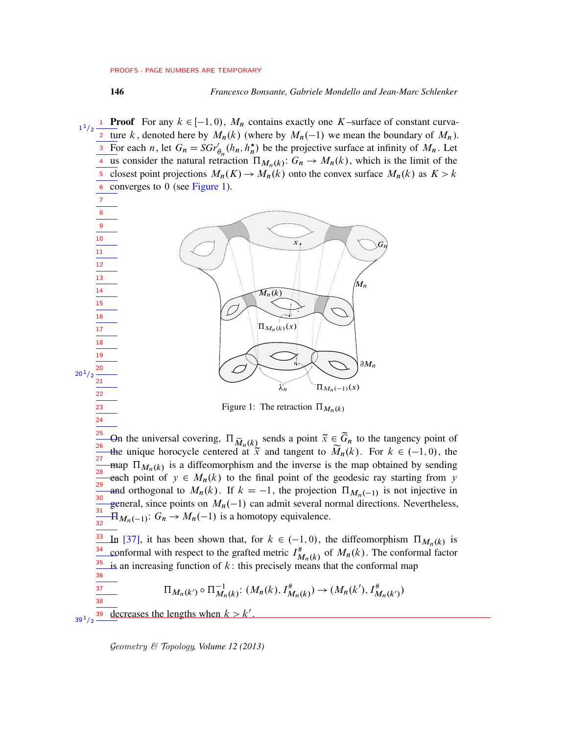**Proof** For any $k \in [-1,0)$, $M_n$ contains exactly one $K$–surface of constant curvature $k$, denoted here by $M_n(k)$ (where by $M_n(-1)$ we mean the boundary of $M_n$). For each $n$, let $G_n = SGr'_{\theta_n}(h_n, h_n^\star)$ be the projective surface at infinity of $M_n$. Let us consider the natural retraction $\Pi_{M_n(k)}: G_n \to M_n(k)$, which is the limit of the closest point projections $M_n(K) \to M_n(k)$ onto the convex surface $M_n(k)$ as $K > k$ converges to 0 (see Figure 1).

Figure 1: The retraction $\Pi_{M_n(k)}$

On the universal covering, $\Pi_{\widetilde{M}_n(k)}$ sends a point $\tilde{x} \in \widetilde{G}_n$ to the tangency point of the unique horocycle centered at $\tilde{x}$ and tangent to $\widetilde{M}_n(k)$. For $k \in (-1,0)$, the map $\Pi_{M_n(k)}$ is a diffeomorphism and the inverse is the map obtained by sending each point of $y \in M_n(k)$ to the final point of the geodesic ray starting from $y$ and orthogonal to $M_n(k)$. If $k = -1$, the projection $\Pi_{M_n(-1)}$ is not injective in general, since points on $M_n(-1)$ can admit several normal directions. Nevertheless, $\Pi_{M_n(-1)}: G_n \to M_n(-1)$ is a homotopy equivalence.

In [37], it has been shown that, for $k \in (-1,0)$, the diffeomorphism $\Pi_{M_n(k)}$ is conformal with respect to the grafted metric $I^\#_{M_n(k)}$ of $M_n(k)$. The conformal factor is an increasing function of $k$: this precisely means that the conformal map

$$\Pi_{M_n(k')} \circ \Pi^{-1}_{M_n(k)}: (M_n(k), I^\#_{M_n(k)}) \to (M_n(k'), I^\#_{M_n(k')})$$

decreases the lengths when $k > k'$.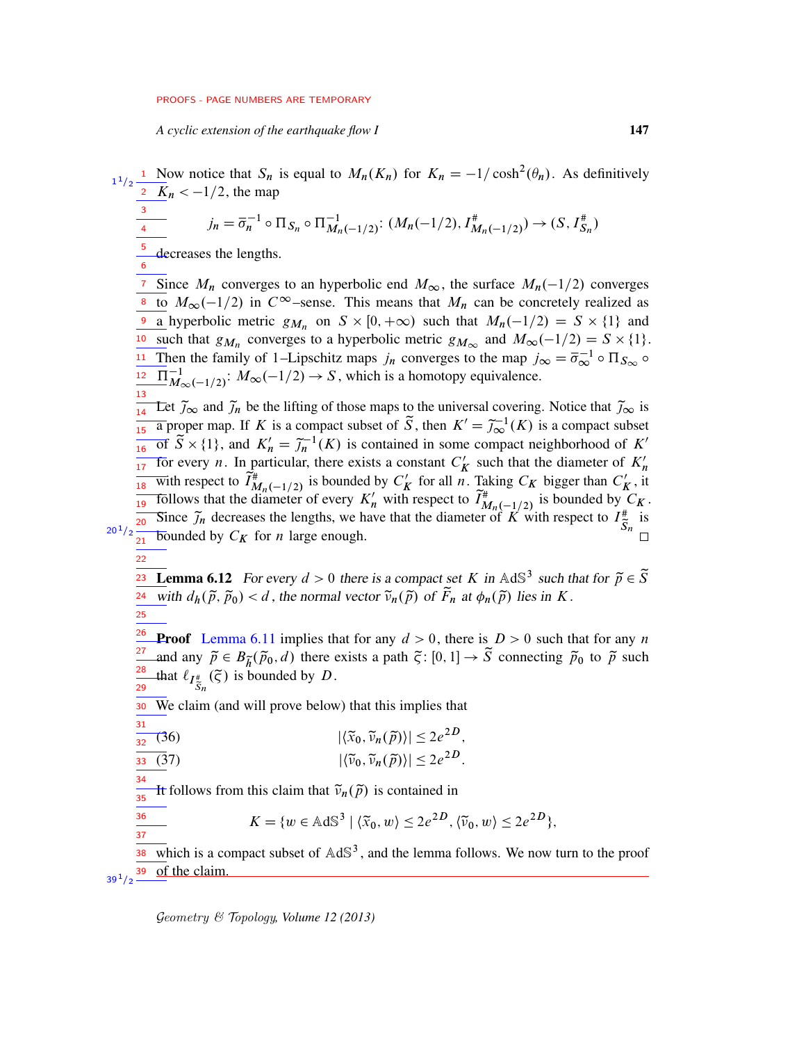Now notice that $S_n$ is equal to $M_n(K_n)$ for $K_n = -1/\cosh^2(\theta_n)$. As definitively $K_n < -1/2$, the map

$$j_n = \overline{\sigma}_n^{-1} \circ \Pi_{S_n} \circ \Pi^{-1}_{M_n(-1/2)} \colon (M_n(-1/2), I^{\#}_{M_n(-1/2)}) \to (S, I^{\#}_{S_n})$$

decreases the lengths.

Since $M_n$ converges to an hyperbolic end $M_\infty$, the surface $M_n(-1/2)$ converges to $M_\infty(-1/2)$ in $C^\infty$–sense. This means that $M_n$ can be concretely realized as a hyperbolic metric $g_{M_n}$ on $S \times [0, +\infty)$ such that $M_n(-1/2) = S \times \{1\}$ and such that $g_{M_n}$ converges to a hyperbolic metric $g_{M_\infty}$ and $M_\infty(-1/2) = S \times \{1\}$. Then the family of 1–Lipschitz maps $j_n$ converges to the map $j_\infty = \overline{\sigma}_\infty^{-1} \circ \Pi_{S_\infty} \circ \Pi^{-1}_{M_\infty(-1/2)} \colon M_\infty(-1/2) \to S$, which is a homotopy equivalence.

Let $\widetilde{j}_\infty$ and $\widetilde{j}_n$ be the lifting of those maps to the universal covering. Notice that $\widetilde{j}_\infty$ is a proper map. If $K$ is a compact subset of $\widetilde{S}$, then $K' = \widetilde{j}_\infty^{-1}(K)$ is a compact subset of $\widetilde{S} \times \{1\}$, and $K'_n = \widetilde{j}_n^{-1}(K)$ is contained in some compact neighborhood of $K'$ for every $n$. In particular, there exists a constant $C'_K$ such that the diameter of $K'_n$ with respect to $\widetilde{I}^{\#}_{M_n(-1/2)}$ is bounded by $C'_K$ for all $n$. Taking $C_K$ bigger than $C'_K$, it follows that the diameter of every $K'_n$ with respect to $\widetilde{I}^{\#}_{M_n(-1/2)}$ is bounded by $C_K$. Since $\widetilde{j}_n$ decreases the lengths, we have that the diameter of $K$ with respect to $I^{\#}_{\widetilde{S}_n}$ is bounded by $C_K$ for $n$ large enough. □

**Lemma 6.12** *For every $d > 0$ there is a compact set $K$ in $\mathbb{A}\mathrm{d}\mathbb{S}^3$ such that for $\widetilde{p} \in \widetilde{S}$ with $d_h(\widetilde{p}, \widetilde{p}_0) < d$, the normal vector $\widetilde{\nu}_n(\widetilde{p})$ of $\widetilde{F}_n$ at $\phi_n(\widetilde{p})$ lies in $K$.*

**Proof** Lemma 6.11 implies that for any $d > 0$, there is $D > 0$ such that for any $n$ and any $\widetilde{p} \in B_{\widetilde{h}}(\widetilde{p}_0, d)$ there exists a path $\widetilde{\varsigma} \colon [0,1] \to \widetilde{S}$ connecting $\widetilde{p}_0$ to $\widetilde{p}$ such that $\ell_{I^{\#}_{\widetilde{S}_n}}(\widetilde{\varsigma})$ is bounded by $D$.

We claim (and will prove below) that this implies that

$$|\langle \widetilde{x}_0, \widetilde{\nu}_n(\widetilde{p}) \rangle| \le 2e^{2D}, \tag{36}$$

$$|\langle \widetilde{\nu}_0, \widetilde{\nu}_n(\widetilde{p}) \rangle| \le 2e^{2D}. \tag{37}$$

It follows from this claim that $\widetilde{\nu}_n(\widetilde{p})$ is contained in

$$K = \{w \in \mathbb{A}\mathrm{d}\mathbb{S}^3 \mid \langle \widetilde{x}_0, w \rangle \le 2e^{2D}, \langle \widetilde{\nu}_0, w \rangle \le 2e^{2D}\},$$

which is a compact subset of $\mathbb{A}\mathrm{d}\mathbb{S}^3$, and the lemma follows. We now turn to the proof of the claim.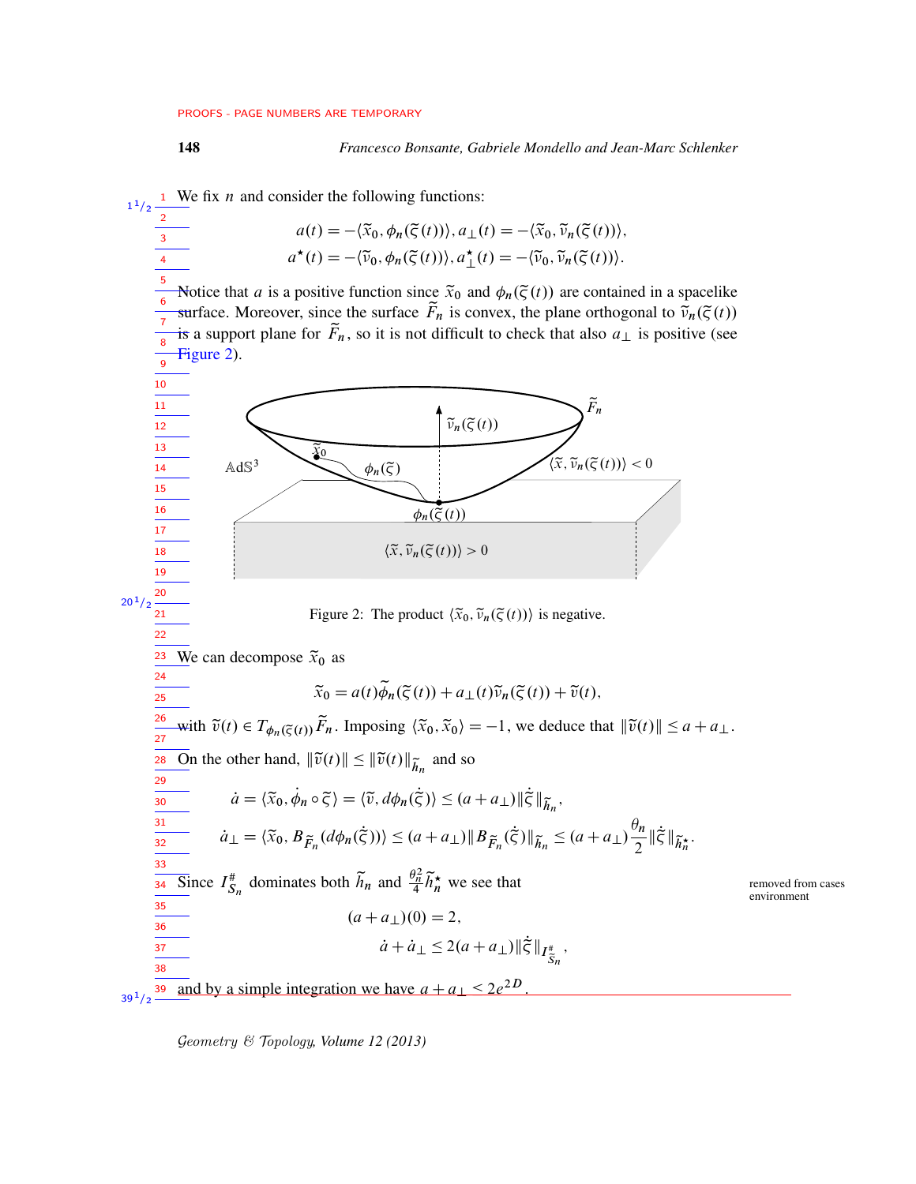We fix $n$ and consider the following functions:

$$a(t) = -\langle \widetilde{x}_0, \phi_n(\widetilde{\varsigma}(t))\rangle, a_\perp(t) = -\langle \widetilde{x}_0, \widetilde{v}_n(\widetilde{\varsigma}(t))\rangle,$$
$$a^\star(t) = -\langle \widetilde{v}_0, \phi_n(\widetilde{\varsigma}(t))\rangle, a^\star_\perp(t) = -\langle \widetilde{v}_0, \widetilde{v}_n(\widetilde{\varsigma}(t))\rangle.$$

Notice that $a$ is a positive function since $\widetilde{x}_0$ and $\phi_n(\widetilde{\varsigma}(t))$ are contained in a spacelike surface. Moreover, since the surface $\widetilde{F}_n$ is convex, the plane orthogonal to $\widetilde{v}_n(\widetilde{\varsigma}(t))$ is a support plane for $\widetilde{F}_n$, so it is not difficult to check that also $a_\perp$ is positive (see Figure 2).

Figure 2: The product $\langle \widetilde{x}_0, \widetilde{v}_n(\widetilde{\varsigma}(t))\rangle$ is negative.

We can decompose $\widetilde{x}_0$ as

$$\widetilde{x}_0 = a(t)\widetilde{\phi}_n(\widetilde{\varsigma}(t)) + a_\perp(t)\widetilde{v}_n(\widetilde{\varsigma}(t)) + \widetilde{v}(t),$$

with $\widetilde{v}(t) \in T_{\phi_n(\widetilde{\varsigma}(t))}\widetilde{F}_n$. Imposing $\langle \widetilde{x}_0, \widetilde{x}_0\rangle = -1$, we deduce that $\|\widetilde{v}(t)\| \leq a + a_\perp$.

On the other hand, $\|\widetilde{v}(t)\| \leq \|\widetilde{v}(t)\|_{\widetilde{h}_n}$ and so

$$\dot{a} = \langle \widetilde{x}_0, \dot{\phi_n \circ \widetilde{\varsigma}}\rangle = \langle \widetilde{v}, d\phi_n(\dot{\widetilde{\varsigma}})\rangle \leq (a + a_\perp)\|\dot{\widetilde{\varsigma}}\|_{\widetilde{h}_n},$$
$$\dot{a}_\perp = \langle \widetilde{x}_0, B_{\widetilde{F}_n}(d\phi_n(\dot{\widetilde{\varsigma}}))\rangle \leq (a + a_\perp)\|B_{\widetilde{F}_n}(\dot{\widetilde{\varsigma}})\|_{\widetilde{h}_n} \leq (a + a_\perp)\frac{\theta_n}{2}\|\dot{\widetilde{\varsigma}}\|_{\widetilde{h}^\star_n}.$$

Since $I^\#_{S_n}$ dominates both $\widetilde{h}_n$ and $\frac{\theta_n^2}{4}\widetilde{h}^\star_n$ we see that

$$(a + a_\perp)(0) = 2,$$
$$\dot{a} + \dot{a}_\perp \leq 2(a + a_\perp)\|\dot{\widetilde{\varsigma}}\|_{I^\#_{\widetilde{S}_n}},$$

and by a simple integration we have $a + a_\perp \leq 2e^{2D}$.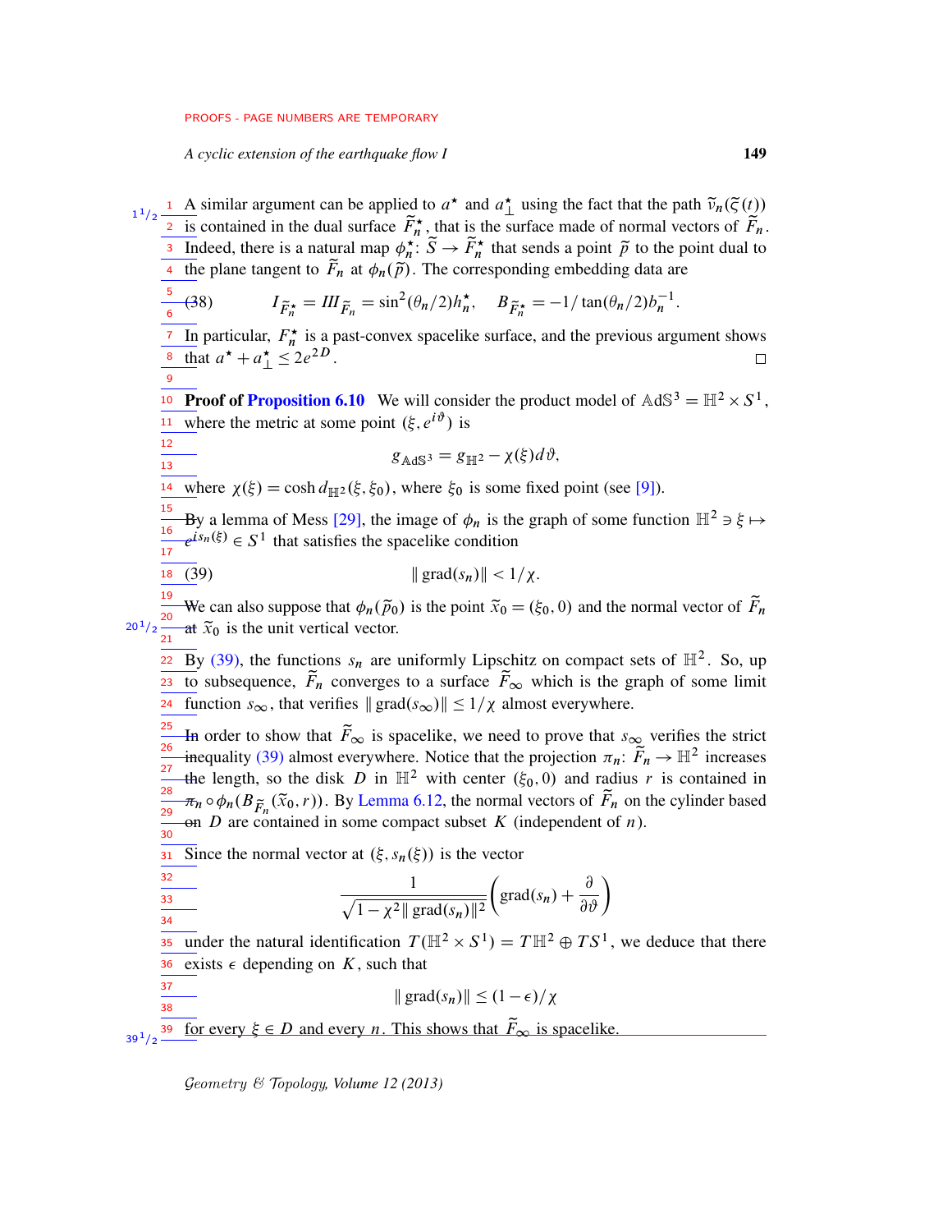A similar argument can be applied to $a^\star$ and $a^\star_\perp$ using the fact that the path $\widetilde{\nu}_n(\widetilde{\zeta}(t))$ is contained in the dual surface $\widetilde{F}^\star_n$, that is the surface made of normal vectors of $\widetilde{F}_n$. Indeed, there is a natural map $\phi^\star_n \colon \widetilde{S} \to \widetilde{F}^\star_n$ that sends a point $\widetilde{p}$ to the point dual to the plane tangent to $\widetilde{F}_n$ at $\phi_n(\widetilde{p})$. The corresponding embedding data are

$$I_{\widetilde{F}^\star_n} = III_{\widetilde{F}_n} = \sin^2(\theta_n/2) h^\star_n, \quad B_{\widetilde{F}^\star_n} = -1/\tan(\theta_n/2) b_n^{-1}. \tag{38}$$

In particular, $F^\star_n$ is a past-convex spacelike surface, and the previous argument shows that $a^\star + a^\star_\perp \leq 2e^{2D}$. □

**Proof of Proposition 6.10** We will consider the product model of $\mathbb{AdS}^3 = \mathbb{H}^2 \times S^1$, where the metric at some point $(\xi, e^{i\vartheta})$ is

$$g_{\mathbb{AdS}^3} = g_{\mathbb{H}^2} - \chi(\xi) d\vartheta,$$

where $\chi(\xi) = \cosh d_{\mathbb{H}^2}(\xi, \xi_0)$, where $\xi_0$ is some fixed point (see [9]).

By a lemma of Mess [29], the image of $\phi_n$ is the graph of some function $\mathbb{H}^2 \ni \xi \mapsto e^{is_n(\xi)} \in S^1$ that satisfies the spacelike condition

$$\| \operatorname{grad}(s_n) \| < 1/\chi. \tag{39}$$

We can also suppose that $\phi_n(\widetilde{p}_0)$ is the point $\widetilde{x}_0 = (\xi_0, 0)$ and the normal vector of $\widetilde{F}_n$ at $\widetilde{x}_0$ is the unit vertical vector.

By (39), the functions $s_n$ are uniformly Lipschitz on compact sets of $\mathbb{H}^2$. So, up to subsequence, $\widetilde{F}_n$ converges to a surface $\widetilde{F}_\infty$ which is the graph of some limit function $s_\infty$, that verifies $\| \operatorname{grad}(s_\infty) \| \leq 1/\chi$ almost everywhere.

In order to show that $\widetilde{F}_\infty$ is spacelike, we need to prove that $s_\infty$ verifies the strict inequality (39) almost everywhere. Notice that the projection $\pi_n \colon \widetilde{F}_n \to \mathbb{H}^2$ increases the length, so the disk $D$ in $\mathbb{H}^2$ with center $(\xi_0, 0)$ and radius $r$ is contained in $\pi_n \circ \phi_n(B_{\widetilde{F}_n}(\widetilde{x}_0, r))$. By Lemma 6.12, the normal vectors of $\widetilde{F}_n$ on the cylinder based on $D$ are contained in some compact subset $K$ (independent of $n$).

Since the normal vector at $(\xi, s_n(\xi))$ is the vector

$$\frac{1}{\sqrt{1 - \chi^2 \| \operatorname{grad}(s_n) \|^2}} \left( \operatorname{grad}(s_n) + \frac{\partial}{\partial \vartheta} \right)$$

under the natural identification $T(\mathbb{H}^2 \times S^1) = T\mathbb{H}^2 \oplus TS^1$, we deduce that there exists $\epsilon$ depending on $K$, such that

$$\| \operatorname{grad}(s_n) \| \leq (1 - \epsilon)/\chi$$

for every $\xi \in D$ and every $n$. This shows that $\widetilde{F}_\infty$ is spacelike.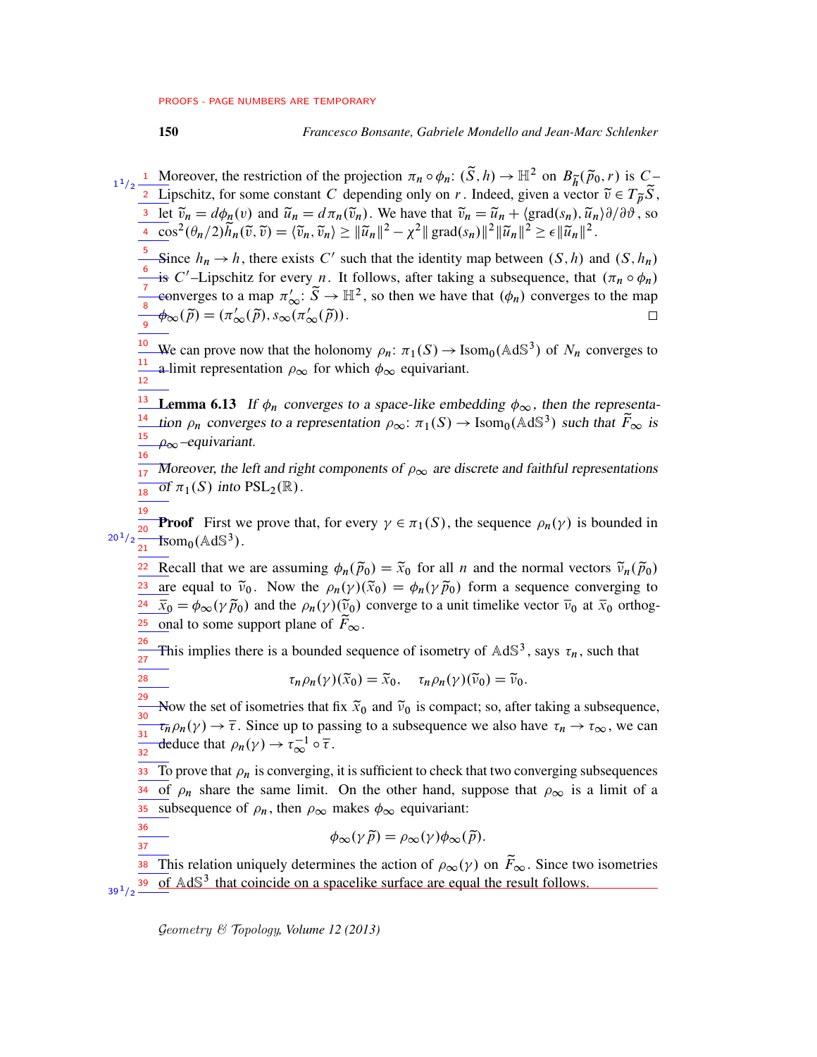Moreover, the restriction of the projection $\pi_n \circ \phi_n \colon (\widetilde{S}, h) \to \mathbb{H}^2$ on $B_{\widetilde{h}}(\widetilde{p}_0, r)$ is $C$–Lipschitz, for some constant $C$ depending only on $r$. Indeed, given a vector $\widetilde{v} \in T_{\widetilde{p}}\widetilde{S}$, let $\widetilde{v}_n = d\phi_n(v)$ and $\widetilde{u}_n = d\pi_n(\widetilde{v}_n)$. We have that $\widetilde{v}_n = \widetilde{u}_n + \langle \operatorname{grad}(s_n), \widetilde{u}_n \rangle \partial/\partial\vartheta$, so $\cos^2(\theta_n/2)\widetilde{h}_n(\widetilde{v}, \widetilde{v}) = \langle \widetilde{v}_n, \widetilde{v}_n \rangle \geq \|\widetilde{u}_n\|^2 - \chi^2 \|\operatorname{grad}(s_n)\|^2 \|\widetilde{u}_n\|^2 \geq \epsilon \|\widetilde{u}_n\|^2$.

Since $h_n \to h$, there exists $C'$ such that the identity map between $(S, h)$ and $(S, h_n)$ is $C'$–Lipschitz for every $n$. It follows, after taking a subsequence, that $(\pi_n \circ \phi_n)$ converges to a map $\pi'_\infty \colon \widetilde{S} \to \mathbb{H}^2$, so then we have that $(\phi_n)$ converges to the map $\phi_\infty(\widetilde{p}) = (\pi'_\infty(\widetilde{p}), s_\infty(\pi'_\infty(\widetilde{p}))$. □

We can prove now that the holonomy $\rho_n \colon \pi_1(S) \to \operatorname{Isom}_0(\mathbb{A}\mathrm{d}\mathbb{S}^3)$ of $N_n$ converges to a limit representation $\rho_\infty$ for which $\phi_\infty$ equivariant.

**Lemma 6.13** *If $\phi_n$ converges to a space-like embedding $\phi_\infty$, then the representation $\rho_n$ converges to a representation $\rho_\infty \colon \pi_1(S) \to \operatorname{Isom}_0(\mathbb{A}\mathrm{d}\mathbb{S}^3)$ such that $\widetilde{F}_\infty$ is $\rho_\infty$–equivariant.*

*Moreover, the left and right components of $\rho_\infty$ are discrete and faithful representations of $\pi_1(S)$ into $\mathrm{PSL}_2(\mathbb{R})$.*

**Proof** First we prove that, for every $\gamma \in \pi_1(S)$, the sequence $\rho_n(\gamma)$ is bounded in $\operatorname{Isom}_0(\mathbb{A}\mathrm{d}\mathbb{S}^3)$.

Recall that we are assuming $\phi_n(\widetilde{p}_0) = \widetilde{x}_0$ for all $n$ and the normal vectors $\widetilde{\nu}_n(\widetilde{p}_0)$ are equal to $\widetilde{\nu}_0$. Now the $\rho_n(\gamma)(\widetilde{x}_0) = \phi_n(\gamma\widetilde{p}_0)$ form a sequence converging to $\overline{x}_0 = \phi_\infty(\gamma\widetilde{p}_0)$ and the $\rho_n(\gamma)(\widetilde{\nu}_0)$ converge to a unit timelike vector $\overline{\nu}_0$ at $\overline{x}_0$ orthogonal to some support plane of $\widetilde{F}_\infty$.

This implies there is a bounded sequence of isometry of $\mathbb{A}\mathrm{d}\mathbb{S}^3$, says $\tau_n$, such that

$$\tau_n \rho_n(\gamma)(\widetilde{x}_0) = \widetilde{x}_0, \quad \tau_n \rho_n(\gamma)(\widetilde{\nu}_0) = \widetilde{\nu}_0.$$

Now the set of isometries that fix $\widetilde{x}_0$ and $\widetilde{\nu}_0$ is compact; so, after taking a subsequence, $\tau_n \rho_n(\gamma) \to \overline{\tau}$. Since up to passing to a subsequence we also have $\tau_n \to \tau_\infty$, we can deduce that $\rho_n(\gamma) \to \tau_\infty^{-1} \circ \overline{\tau}$.

To prove that $\rho_n$ is converging, it is sufficient to check that two converging subsequences of $\rho_n$ share the same limit. On the other hand, suppose that $\rho_\infty$ is a limit of a subsequence of $\rho_n$, then $\rho_\infty$ makes $\phi_\infty$ equivariant:

$$\phi_\infty(\gamma\widetilde{p}) = \rho_\infty(\gamma)\phi_\infty(\widetilde{p}).$$

This relation uniquely determines the action of $\rho_\infty(\gamma)$ on $\widetilde{F}_\infty$. Since two isometries of $\mathbb{A}\mathrm{d}\mathbb{S}^3$ that coincide on a spacelike surface are equal the result follows.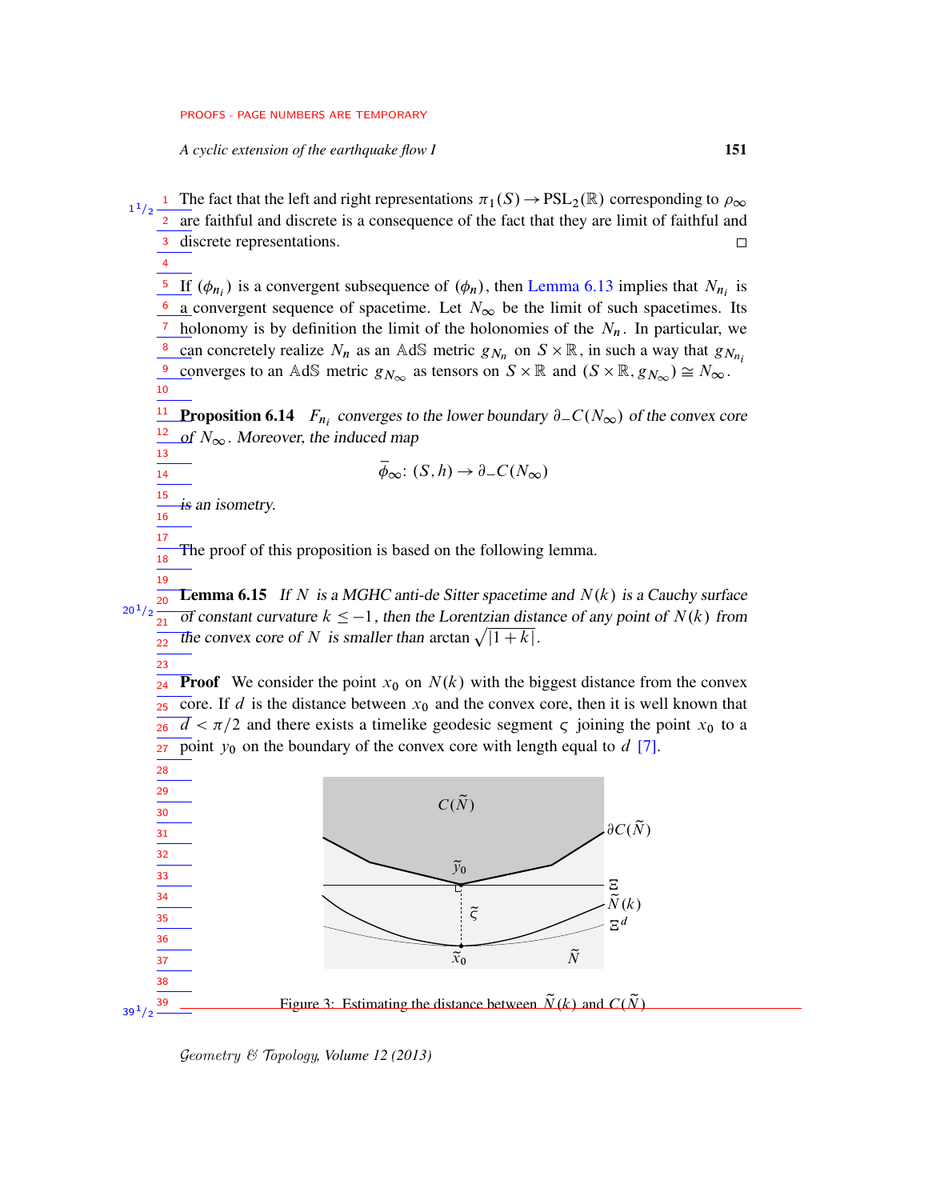The fact that the left and right representations $\pi_1(S) \to \mathrm{PSL}_2(\mathbb{R})$ corresponding to $\rho_\infty$ are faithful and discrete is a consequence of the fact that they are limit of faithful and discrete representations. □

If $(\phi_{n_i})$ is a convergent subsequence of $(\phi_n)$, then Lemma 6.13 implies that $N_{n_i}$ is a convergent sequence of spacetime. Let $N_\infty$ be the limit of such spacetimes. Its holonomy is by definition the limit of the holonomies of the $N_n$. In particular, we can concretely realize $N_n$ as an $\mathbb{A}\mathrm{d}\mathbb{S}$ metric $g_{N_n}$ on $S \times \mathbb{R}$, in such a way that $g_{N_{n_i}}$ converges to an $\mathbb{A}\mathrm{d}\mathbb{S}$ metric $g_{N_\infty}$ as tensors on $S \times \mathbb{R}$ and $(S \times \mathbb{R}, g_{N_\infty}) \cong N_\infty$.

**Proposition 6.14** *$F_{n_i}$ converges to the lower boundary $\partial_- C(N_\infty)$ of the convex core of $N_\infty$. Moreover, the induced map*

$$\bar{\phi}_\infty \colon (S, h) \to \partial_- C(N_\infty)$$

*is an isometry.*

The proof of this proposition is based on the following lemma.

**Lemma 6.15** *If $N$ is a MGHC anti-de Sitter spacetime and $N(k)$ is a Cauchy surface of constant curvature $k \le -1$, then the Lorentzian distance of any point of $N(k)$ from the convex core of $N$ is smaller than $\arctan \sqrt{|1+k|}$.*

**Proof** We consider the point $x_0$ on $N(k)$ with the biggest distance from the convex core. If $d$ is the distance between $x_0$ and the convex core, then it is well known that $d < \pi/2$ and there exists a timelike geodesic segment $\varsigma$ joining the point $x_0$ to a point $y_0$ on the boundary of the convex core with length equal to $d$ [7].

Figure 3: Estimating the distance between $\tilde{N}(k)$ and $C(\tilde{N})$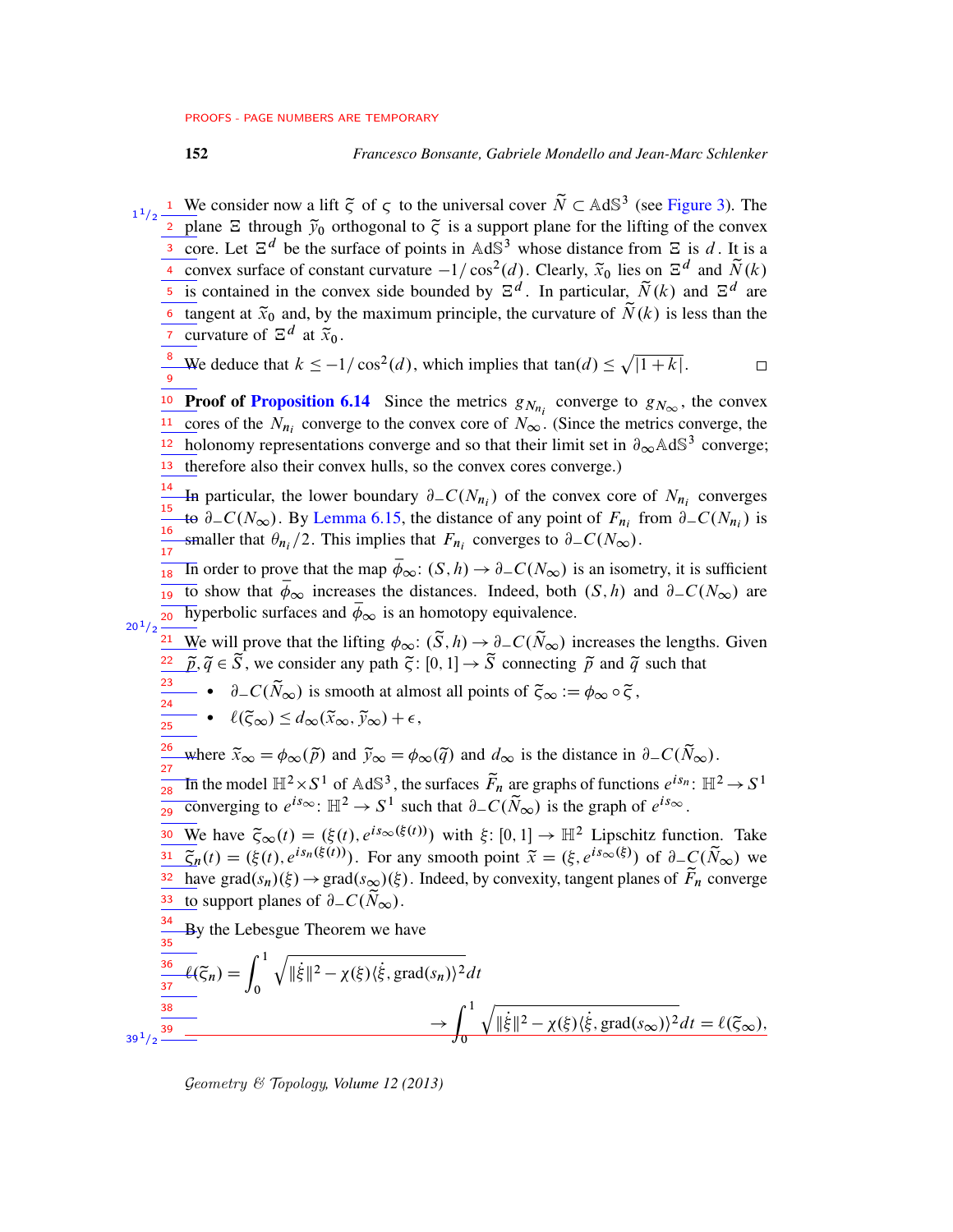We consider now a lift $\widetilde{\varsigma}$ of $\varsigma$ to the universal cover $\widetilde{N} \subset \mathbb{A}\mathrm{d}\mathbb{S}^3$ (see Figure 3). The plane $\Xi$ through $\widetilde{y}_0$ orthogonal to $\widetilde{\varsigma}$ is a support plane for the lifting of the convex core. Let $\Xi^d$ be the surface of points in $\mathbb{A}\mathrm{d}\mathbb{S}^3$ whose distance from $\Xi$ is $d$. It is a convex surface of constant curvature $-1/\cos^2(d)$. Clearly, $\widetilde{x}_0$ lies on $\Xi^d$ and $\widetilde{N}(k)$ is contained in the convex side bounded by $\Xi^d$. In particular, $\widetilde{N}(k)$ and $\Xi^d$ are tangent at $\widetilde{x}_0$ and, by the maximum principle, the curvature of $\widetilde{N}(k)$ is less than the curvature of $\Xi^d$ at $\widetilde{x}_0$.

We deduce that $k \leq -1/\cos^2(d)$, which implies that $\tan(d) \leq \sqrt{|1+k|}$. □

**Proof of Proposition 6.14** Since the metrics $g_{N_{n_i}}$ converge to $g_{N_\infty}$, the convex cores of the $N_{n_i}$ converge to the convex core of $N_\infty$. (Since the metrics converge, the holonomy representations converge and so that their limit set in $\partial_\infty \mathbb{A}\mathrm{d}\mathbb{S}^3$ converge; therefore also their convex hulls, so the convex cores converge.)

In particular, the lower boundary $\partial_- C(N_{n_i})$ of the convex core of $N_{n_i}$ converges to $\partial_- C(N_\infty)$. By Lemma 6.15, the distance of any point of $F_{n_i}$ from $\partial_- C(N_{n_i})$ is smaller that $\theta_{n_i}/2$. This implies that $F_{n_i}$ converges to $\partial_- C(N_\infty)$.

In order to prove that the map $\overline{\phi}_\infty\colon (S,h) \to \partial_- C(N_\infty)$ is an isometry, it is sufficient to show that $\overline{\phi}_\infty$ increases the distances. Indeed, both $(S,h)$ and $\partial_- C(N_\infty)$ are hyperbolic surfaces and $\overline{\phi}_\infty$ is an homotopy equivalence.

We will prove that the lifting $\phi_\infty\colon (\widetilde{S},h) \to \partial_- C(\widetilde{N}_\infty)$ increases the lengths. Given $\widetilde{p}, \widetilde{q} \in \widetilde{S}$, we consider any path $\widetilde{\varsigma}\colon [0,1] \to \widetilde{S}$ connecting $\widetilde{p}$ and $\widetilde{q}$ such that

- $\partial_- C(\widetilde{N}_\infty)$ is smooth at almost all points of $\widetilde{\varsigma}_\infty := \phi_\infty \circ \widetilde{\varsigma}$,
- $\ell(\widetilde{\varsigma}_\infty) \leq d_\infty(\widetilde{x}_\infty, \widetilde{y}_\infty) + \epsilon$,

where $\widetilde{x}_\infty = \phi_\infty(\widetilde{p})$ and $\widetilde{y}_\infty = \phi_\infty(\widetilde{q})$ and $d_\infty$ is the distance in $\partial_- C(\widetilde{N}_\infty)$.

In the model $\mathbb{H}^2 \times S^1$ of $\mathbb{A}\mathrm{d}\mathbb{S}^3$, the surfaces $\widetilde{F}_n$ are graphs of functions $e^{is_n}\colon \mathbb{H}^2 \to S^1$ converging to $e^{is_\infty}\colon \mathbb{H}^2 \to S^1$ such that $\partial_- C(\widetilde{N}_\infty)$ is the graph of $e^{is_\infty}$.

We have $\widetilde{\varsigma}_\infty(t) = (\xi(t), e^{is_\infty(\xi(t))})$ with $\xi\colon [0,1] \to \mathbb{H}^2$ Lipschitz function. Take $\widetilde{\varsigma}_n(t) = (\xi(t), e^{is_n(\xi(t))})$. For any smooth point $\widetilde{x} = (\xi, e^{is_\infty(\xi)})$ of $\partial_- C(\widetilde{N}_\infty)$ we have $\mathrm{grad}(s_n)(\xi) \to \mathrm{grad}(s_\infty)(\xi)$. Indeed, by convexity, tangent planes of $\widetilde{F}_n$ converge to support planes of $\partial_- C(\widetilde{N}_\infty)$.

By the Lebesgue Theorem we have

$$\ell(\widetilde{\varsigma}_n) = \int_0^1 \sqrt{\|\dot{\xi}\|^2 - \chi(\xi)\langle \dot{\xi}, \mathrm{grad}(s_n)\rangle^2}\,dt$$

$$\to \int_0^1 \sqrt{\|\dot{\xi}\|^2 - \chi(\xi)\langle \dot{\xi}, \mathrm{grad}(s_\infty)\rangle^2}\,dt = \ell(\widetilde{\varsigma}_\infty),$$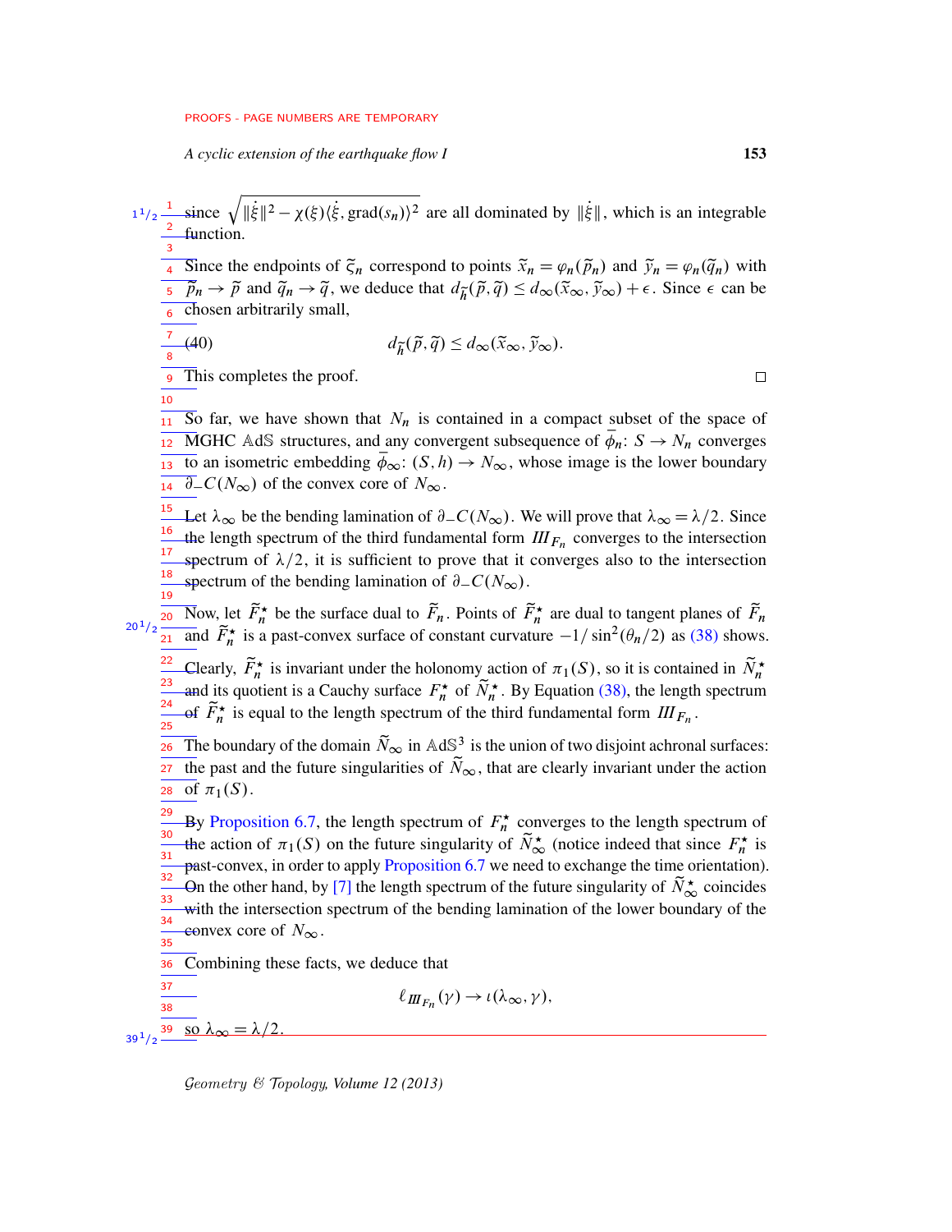since $\sqrt{\|\dot\xi\|^2 - \chi(\xi)\langle\dot\xi, \operatorname{grad}(s_n)\rangle^2}$ are all dominated by $\|\dot\xi\|$, which is an integrable function.

Since the endpoints of $\widetilde\zeta_n$ correspond to points $\widetilde x_n = \varphi_n(\widetilde p_n)$ and $\widetilde y_n = \varphi_n(\widetilde q_n)$ with $\widetilde p_n \to \widetilde p$ and $\widetilde q_n \to \widetilde q$, we deduce that $d_{\widetilde h}(\widetilde p, \widetilde q) \le d_\infty(\widetilde x_\infty, \widetilde y_\infty) + \epsilon$. Since $\epsilon$ can be chosen arbitrarily small,

$$d_{\widetilde h}(\widetilde p, \widetilde q) \le d_\infty(\widetilde x_\infty, \widetilde y_\infty). \tag{40}$$

This completes the proof. □

So far, we have shown that $N_n$ is contained in a compact subset of the space of MGHC $\mathbb{A}\mathrm{d}\mathbb{S}$ structures, and any convergent subsequence of $\bar\phi_n \colon S \to N_n$ converges to an isometric embedding $\bar\phi_\infty \colon (S, h) \to N_\infty$, whose image is the lower boundary $\partial_- C(N_\infty)$ of the convex core of $N_\infty$.

Let $\lambda_\infty$ be the bending lamination of $\partial_- C(N_\infty)$. We will prove that $\lambda_\infty = \lambda/2$. Since the length spectrum of the third fundamental form $I\!I\!I_{F_n}$ converges to the intersection spectrum of $\lambda/2$, it is sufficient to prove that it converges also to the intersection spectrum of the bending lamination of $\partial_- C(N_\infty)$.

Now, let $\widetilde F_n^\star$ be the surface dual to $\widetilde F_n$. Points of $\widetilde F_n^\star$ are dual to tangent planes of $\widetilde F_n$ and $\widetilde F_n^\star$ is a past-convex surface of constant curvature $-1/\sin^2(\theta_n/2)$ as (38) shows. Clearly, $\widetilde F_n^\star$ is invariant under the holonomy action of $\pi_1(S)$, so it is contained in $\widetilde N_n^\star$ and its quotient is a Cauchy surface $F_n^\star$ of $\widetilde N_n^\star$. By Equation (38), the length spectrum of $\widetilde F_n^\star$ is equal to the length spectrum of the third fundamental form $I\!I\!I_{F_n}$.

The boundary of the domain $\widetilde N_\infty$ in $\mathbb{A}\mathrm{d}\mathbb{S}^3$ is the union of two disjoint achronal surfaces: the past and the future singularities of $\widetilde N_\infty$, that are clearly invariant under the action of $\pi_1(S)$.

By Proposition 6.7, the length spectrum of $F_n^\star$ converges to the length spectrum of the action of $\pi_1(S)$ on the future singularity of $\widetilde N_\infty^\star$ (notice indeed that since $F_n^\star$ is past-convex, in order to apply Proposition 6.7 we need to exchange the time orientation). On the other hand, by [7] the length spectrum of the future singularity of $\widetilde N_\infty^\star$ coincides with the intersection spectrum of the bending lamination of the lower boundary of the convex core of $N_\infty$.

Combining these facts, we deduce that

$$\ell_{I\!I\!I_{F_n}}(\gamma) \to \iota(\lambda_\infty, \gamma),$$

so $\lambda_\infty = \lambda/2$.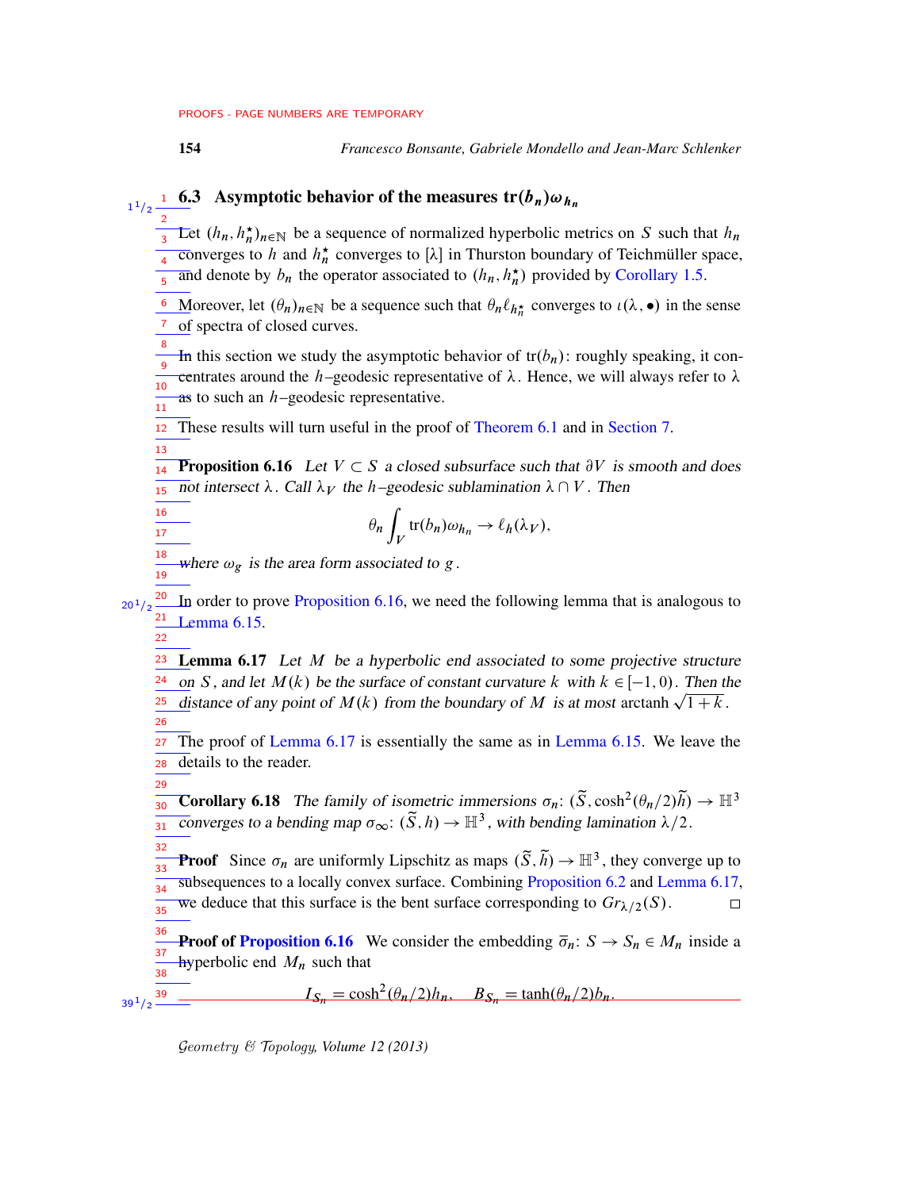### 6.3 Asymptotic behavior of the measures $\mathrm{tr}(b_n)\omega_{h_n}$

Let $(h_n, h_n^\star)_{n\in\mathbb{N}}$ be a sequence of normalized hyperbolic metrics on $S$ such that $h_n$ converges to $h$ and $h_n^\star$ converges to $[\lambda]$ in Thurston boundary of Teichmüller space, and denote by $b_n$ the operator associated to $(h_n, h_n^\star)$ provided by Corollary 1.5.

Moreover, let $(\theta_n)_{n\in\mathbb{N}}$ be a sequence such that $\theta_n \ell_{h_n^\star}$ converges to $\iota(\lambda, \bullet)$ in the sense of spectra of closed curves.

In this section we study the asymptotic behavior of $\mathrm{tr}(b_n)$: roughly speaking, it concentrates around the $h$–geodesic representative of $\lambda$. Hence, we will always refer to $\lambda$ as to such an $h$–geodesic representative.

These results will turn useful in the proof of Theorem 6.1 and in Section 7.

**Proposition 6.16** *Let $V \subset S$ a closed subsurface such that $\partial V$ is smooth and does not intersect $\lambda$. Call $\lambda_V$ the $h$–geodesic sublamination $\lambda \cap V$. Then*

$$\theta_n \int_V \mathrm{tr}(b_n)\omega_{h_n} \to \ell_h(\lambda_V),$$

*where $\omega_g$ is the area form associated to $g$.*

In order to prove Proposition 6.16, we need the following lemma that is analogous to Lemma 6.15.

**Lemma 6.17** *Let $M$ be a hyperbolic end associated to some projective structure on $S$, and let $M(k)$ be the surface of constant curvature $k$ with $k \in [-1, 0)$. Then the distance of any point of $M(k)$ from the boundary of $M$ is at most $\operatorname{arctanh}\sqrt{1+k}$.*

The proof of Lemma 6.17 is essentially the same as in Lemma 6.15. We leave the details to the reader.

**Corollary 6.18** *The family of isometric immersions $\sigma_n \colon (\widetilde{S}, \cosh^2(\theta_n/2)\widetilde{h}) \to \mathbb{H}^3$ converges to a bending map $\sigma_\infty \colon (\widetilde{S}, h) \to \mathbb{H}^3$, with bending lamination $\lambda/2$.*

**Proof** Since $\sigma_n$ are uniformly Lipschitz as maps $(\widetilde{S}, \widetilde{h}) \to \mathbb{H}^3$, they converge up to subsequences to a locally convex surface. Combining Proposition 6.2 and Lemma 6.17, we deduce that this surface is the bent surface corresponding to $Gr_{\lambda/2}(S)$. □

**Proof of Proposition 6.16** We consider the embedding $\overline{\sigma}_n \colon S \to S_n \in M_n$ inside a hyperbolic end $M_n$ such that

$$I_{S_n} = \cosh^2(\theta_n/2)h_n, \quad B_{S_n} = \tanh(\theta_n/2)b_n.$$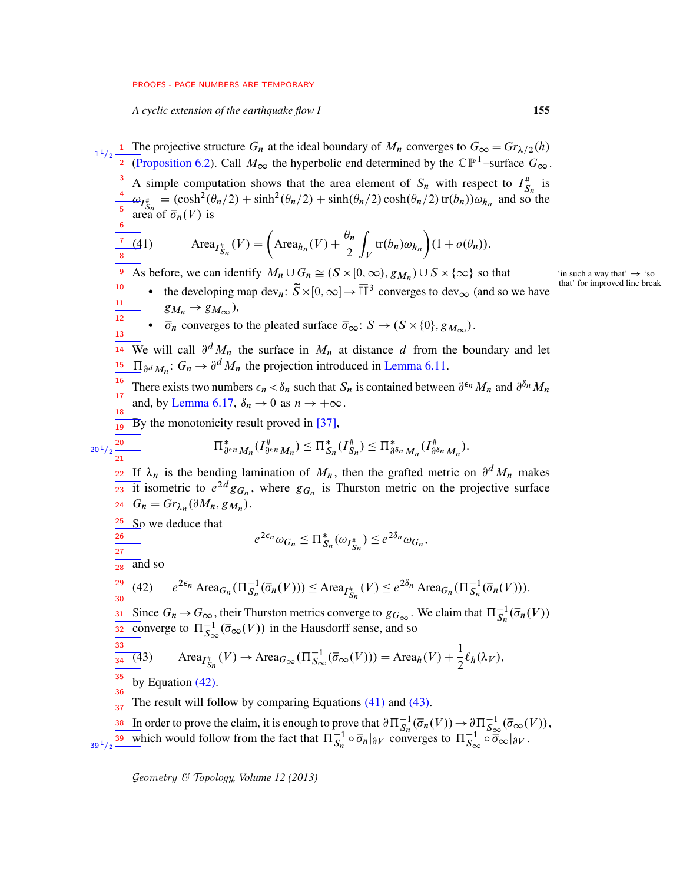The projective structure $G_n$ at the ideal boundary of $M_n$ converges to $G_\infty = Gr_{\lambda/2}(h)$ (Proposition 6.2). Call $M_\infty$ the hyperbolic end determined by the $\mathbb{CP}^1$–surface $G_\infty$.

A simple computation shows that the area element of $S_n$ with respect to $I^\#_{S_n}$ is $\omega_{I^\#_{S_n}} = (\cosh^2(\theta_n/2) + \sinh^2(\theta_n/2) + \sinh(\theta_n/2)\cosh(\theta_n/2)\operatorname{tr}(b_n))\omega_{h_n}$ and so the area of $\overline{\sigma}_n(V)$ is

$$\operatorname{Area}_{I^\#_{S_n}}(V) = \left(\operatorname{Area}_{h_n}(V) + \frac{\theta_n}{2}\int_V \operatorname{tr}(b_n)\omega_{h_n}\right)(1 + o(\theta_n)). \tag{41}$$

As before, we can identify $M_n \cup G_n \cong (S \times [0,\infty), g_{M_n}) \cup S \times \{\infty\}$ so that

- the developing map $\operatorname{dev}_n \colon \widetilde{S} \times [0,\infty] \to \overline{\mathbb{H}}^3$ converges to $\operatorname{dev}_\infty$ (and so we have $g_{M_n} \to g_{M_\infty}$),
- $\overline{\sigma}_n$ converges to the pleated surface $\overline{\sigma}_\infty \colon S \to (S \times \{0\}, g_{M_\infty})$.

We will call $\partial^d M_n$ the surface in $M_n$ at distance $d$ from the boundary and let $\Pi_{\partial^d M_n} \colon G_n \to \partial^d M_n$ the projection introduced in Lemma 6.11.

There exists two numbers $\epsilon_n < \delta_n$ such that $S_n$ is contained between $\partial^{\epsilon_n} M_n$ and $\partial^{\delta_n} M_n$ and, by Lemma 6.17, $\delta_n \to 0$ as $n \to +\infty$.

By the monotonicity result proved in [37],

$$\Pi^*_{\partial^{\epsilon_n} M_n}(I^\#_{\partial^{\epsilon_n} M_n}) \le \Pi^*_{S_n}(I^\#_{S_n}) \le \Pi^*_{\partial^{\delta_n} M_n}(I^\#_{\partial^{\delta_n} M_n}).$$

If $\lambda_n$ is the bending lamination of $M_n$, then the grafted metric on $\partial^d M_n$ makes it isometric to $e^{2d} g_{G_n}$, where $g_{G_n}$ is Thurston metric on the projective surface $G_n = Gr_{\lambda_n}(\partial M_n, g_{M_n})$.

So we deduce that

$$e^{2\epsilon_n}\omega_{G_n} \le \Pi^*_{S_n}(\omega_{I^\#_{S_n}}) \le e^{2\delta_n}\omega_{G_n},$$

and so

$$e^{2\epsilon_n}\operatorname{Area}_{G_n}(\Pi^{-1}_{S_n}(\overline{\sigma}_n(V))) \le \operatorname{Area}_{I^\#_{S_n}}(V) \le e^{2\delta_n}\operatorname{Area}_{G_n}(\Pi^{-1}_{S_n}(\overline{\sigma}_n(V))). \tag{42}$$

Since $G_n \to G_\infty$, their Thurston metrics converge to $g_{G_\infty}$. We claim that $\Pi^{-1}_{S_n}(\overline{\sigma}_n(V))$ converge to $\Pi^{-1}_{S_\infty}(\overline{\sigma}_\infty(V))$ in the Hausdorff sense, and so

$$\operatorname{Area}_{I^\#_{S_n}}(V) \to \operatorname{Area}_{G_\infty}(\Pi^{-1}_{S_\infty}(\overline{\sigma}_\infty(V))) = \operatorname{Area}_h(V) + \frac{1}{2}\ell_h(\lambda_V), \tag{43}$$

by Equation (42).

The result will follow by comparing Equations (41) and (43).

In order to prove the claim, it is enough to prove that $\partial\Pi^{-1}_{S_n}(\overline{\sigma}_n(V)) \to \partial\Pi^{-1}_{S_\infty}(\overline{\sigma}_\infty(V))$, which would follow from the fact that $\Pi^{-1}_{S_n} \circ \overline{\sigma}_n|_{\partial V}$ converges to $\Pi^{-1}_{S_\infty} \circ \overline{\sigma}_\infty|_{\partial V}$.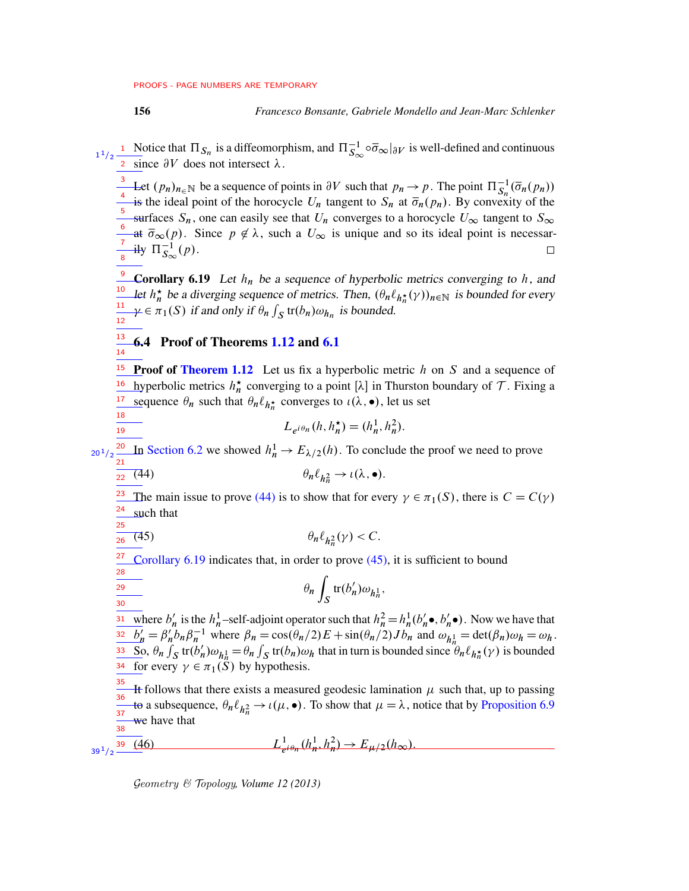Notice that $\Pi_{S_n}$ is a diffeomorphism, and $\Pi^{-1}_{S_\infty}\circ\bar\sigma_\infty|_{\partial V}$ is well-defined and continuous since $\partial V$ does not intersect $\lambda$.

Let $(p_n)_{n\in\mathbb{N}}$ be a sequence of points in $\partial V$ such that $p_n\to p$. The point $\Pi^{-1}_{S_n}(\bar\sigma_n(p_n))$ is the ideal point of the horocycle $U_n$ tangent to $S_n$ at $\bar\sigma_n(p_n)$. By convexity of the surfaces $S_n$, one can easily see that $U_n$ converges to a horocycle $U_\infty$ tangent to $S_\infty$ at $\bar\sigma_\infty(p)$. Since $p\notin\lambda$, such a $U_\infty$ is unique and so its ideal point is necessarily $\Pi^{-1}_{S_\infty}(p)$. □

**Corollary 6.19** *Let $h_n$ be a sequence of hyperbolic metrics converging to $h$, and let $h^\star_n$ be a diverging sequence of metrics. Then, $(\theta_n\ell_{h^\star_n}(\gamma))_{n\in\mathbb{N}}$ is bounded for every $\gamma\in\pi_1(S)$ if and only if $\theta_n\int_S \operatorname{tr}(b_n)\omega_{h_n}$ is bounded.*

## 6.4 Proof of Theorems 1.12 and 6.1

**Proof of Theorem 1.12** Let us fix a hyperbolic metric $h$ on $S$ and a sequence of hyperbolic metrics $h^\star_n$ converging to a point $[\lambda]$ in Thurston boundary of $\mathcal{T}$. Fixing a sequence $\theta_n$ such that $\theta_n\ell_{h^\star_n}$ converges to $\iota(\lambda,\bullet)$, let us set

$$L_{e^{i\theta_n}}(h,h^\star_n)=(h^1_n,h^2_n).$$

In Section 6.2 we showed $h^1_n\to E_{\lambda/2}(h)$. To conclude the proof we need to prove

$$\theta_n\ell_{h^2_n}\to\iota(\lambda,\bullet). \tag{44}$$

The main issue to prove (44) is to show that for every $\gamma\in\pi_1(S)$, there is $C=C(\gamma)$ such that

$$\theta_n\ell_{h^2_n}(\gamma)<C. \tag{45}$$

Corollary 6.19 indicates that, in order to prove (45), it is sufficient to bound

$$\theta_n\int_S \operatorname{tr}(b'_n)\omega_{h^1_n},$$

where $b'_n$ is the $h^1_n$–self-adjoint operator such that $h^2_n=h^1_n(b'_n\bullet,b'_n\bullet)$. Now we have that $b'_n=\beta'_n b_n\beta_n^{-1}$ where $\beta_n=\cos(\theta_n/2)E+\sin(\theta_n/2)Jb_n$ and $\omega_{h^1_n}=\det(\beta_n)\omega_h=\omega_h$. So, $\theta_n\int_S\operatorname{tr}(b'_n)\omega_{h^1_n}=\theta_n\int_S\operatorname{tr}(b_n)\omega_h$ that in turn is bounded since $\theta_n\ell_{h^\star_n}(\gamma)$ is bounded for every $\gamma\in\pi_1(S)$ by hypothesis.

It follows that there exists a measured geodesic lamination $\mu$ such that, up to passing to a subsequence, $\theta_n\ell_{h^2_n}\to\iota(\mu,\bullet)$. To show that $\mu=\lambda$, notice that by Proposition 6.9 we have that

$$L^1_{e^{i\theta_n}}(h^1_n,h^2_n)\to E_{\mu/2}(h_\infty). \tag{46}$$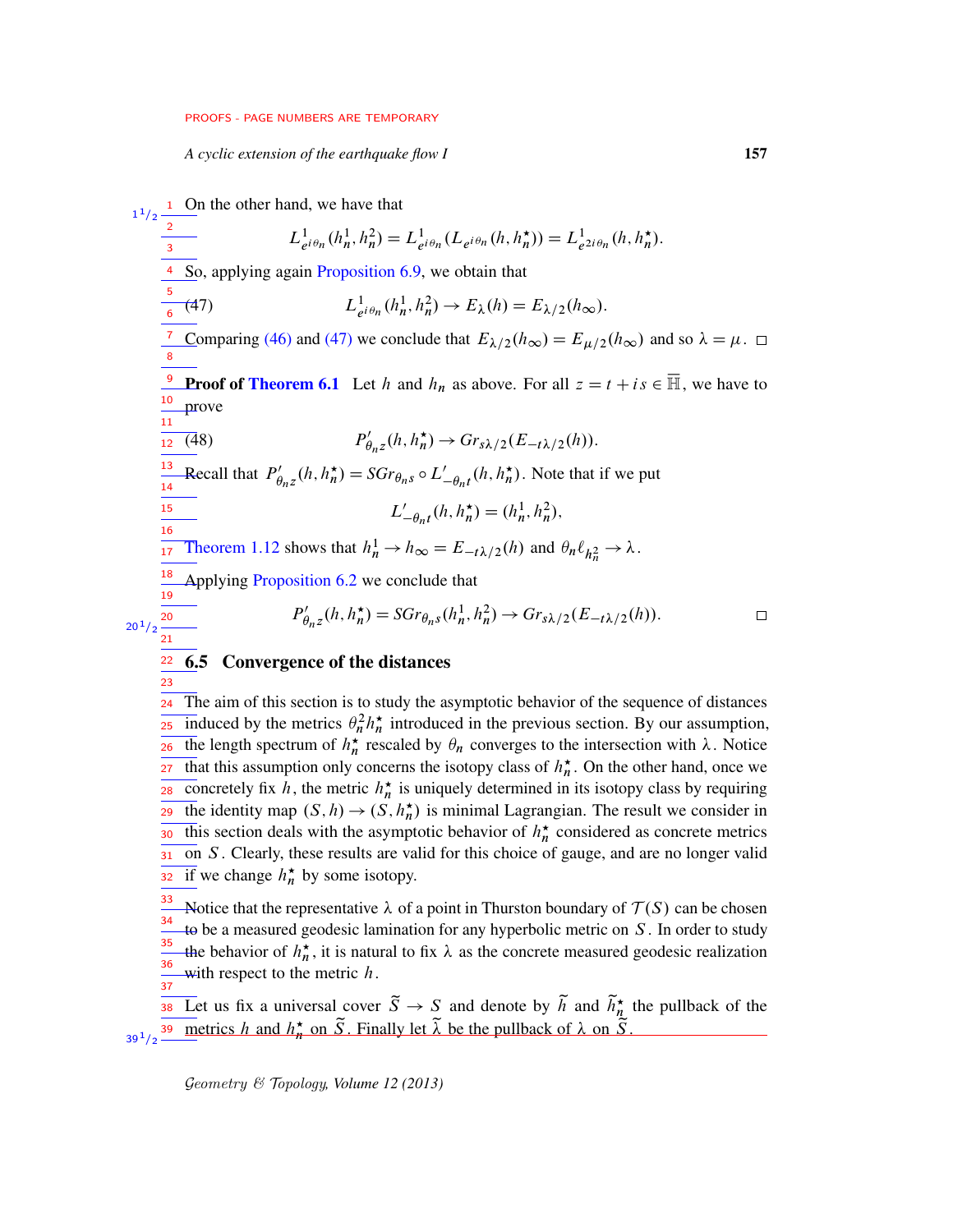On the other hand, we have that

$$L^1_{e^{i\theta_n}}(h^1_n, h^2_n) = L^1_{e^{i\theta_n}}(L_{e^{i\theta_n}}(h, h^\star_n)) = L^1_{e^{2i\theta_n}}(h, h^\star_n).$$

So, applying again Proposition 6.9, we obtain that

$$L^1_{e^{i\theta_n}}(h^1_n, h^2_n) \to E_\lambda(h) = E_{\lambda/2}(h_\infty). \tag{47}$$

Comparing (46) and (47) we conclude that $E_{\lambda/2}(h_\infty) = E_{\mu/2}(h_\infty)$ and so $\lambda = \mu$. □

**Proof of Theorem 6.1** Let $h$ and $h_n$ as above. For all $z = t + is \in \overline{\mathbb{H}}$, we have to prove

$$P'_{\theta_n z}(h, h^\star_n) \to Gr_{s\lambda/2}(E_{-t\lambda/2}(h)). \tag{48}$$

Recall that $P'_{\theta_n z}(h, h^\star_n) = SGr_{\theta_n s} \circ L'_{-\theta_n t}(h, h^\star_n)$. Note that if we put

$$L'_{-\theta_n t}(h, h^\star_n) = (h^1_n, h^2_n),$$

Theorem 1.12 shows that $h^1_n \to h_\infty = E_{-t\lambda/2}(h)$ and $\theta_n \ell_{h^2_n} \to \lambda$.

Applying Proposition 6.2 we conclude that

$$P'_{\theta_n z}(h, h^\star_n) = SGr_{\theta_n s}(h^1_n, h^2_n) \to Gr_{s\lambda/2}(E_{-t\lambda/2}(h)).$$

□

## 6.5 Convergence of the distances

The aim of this section is to study the asymptotic behavior of the sequence of distances induced by the metrics $\theta_n^2 h^\star_n$ introduced in the previous section. By our assumption, the length spectrum of $h^\star_n$ rescaled by $\theta_n$ converges to the intersection with $\lambda$. Notice that this assumption only concerns the isotopy class of $h^\star_n$. On the other hand, once we concretely fix $h$, the metric $h^\star_n$ is uniquely determined in its isotopy class by requiring the identity map $(S, h) \to (S, h^\star_n)$ is minimal Lagrangian. The result we consider in this section deals with the asymptotic behavior of $h^\star_n$ considered as concrete metrics on $S$. Clearly, these results are valid for this choice of gauge, and are no longer valid if we change $h^\star_n$ by some isotopy.

Notice that the representative $\lambda$ of a point in Thurston boundary of $\mathcal{T}(S)$ can be chosen to be a measured geodesic lamination for any hyperbolic metric on $S$. In order to study the behavior of $h^\star_n$, it is natural to fix $\lambda$ as the concrete measured geodesic realization with respect to the metric $h$.

Let us fix a universal cover $\widetilde{S} \to S$ and denote by $\widetilde{h}$ and $\widetilde{h}^\star_n$ the pullback of the metrics $h$ and $h^\star_n$ on $\widetilde{S}$. Finally let $\widetilde{\lambda}$ be the pullback of $\lambda$ on $\widetilde{S}$.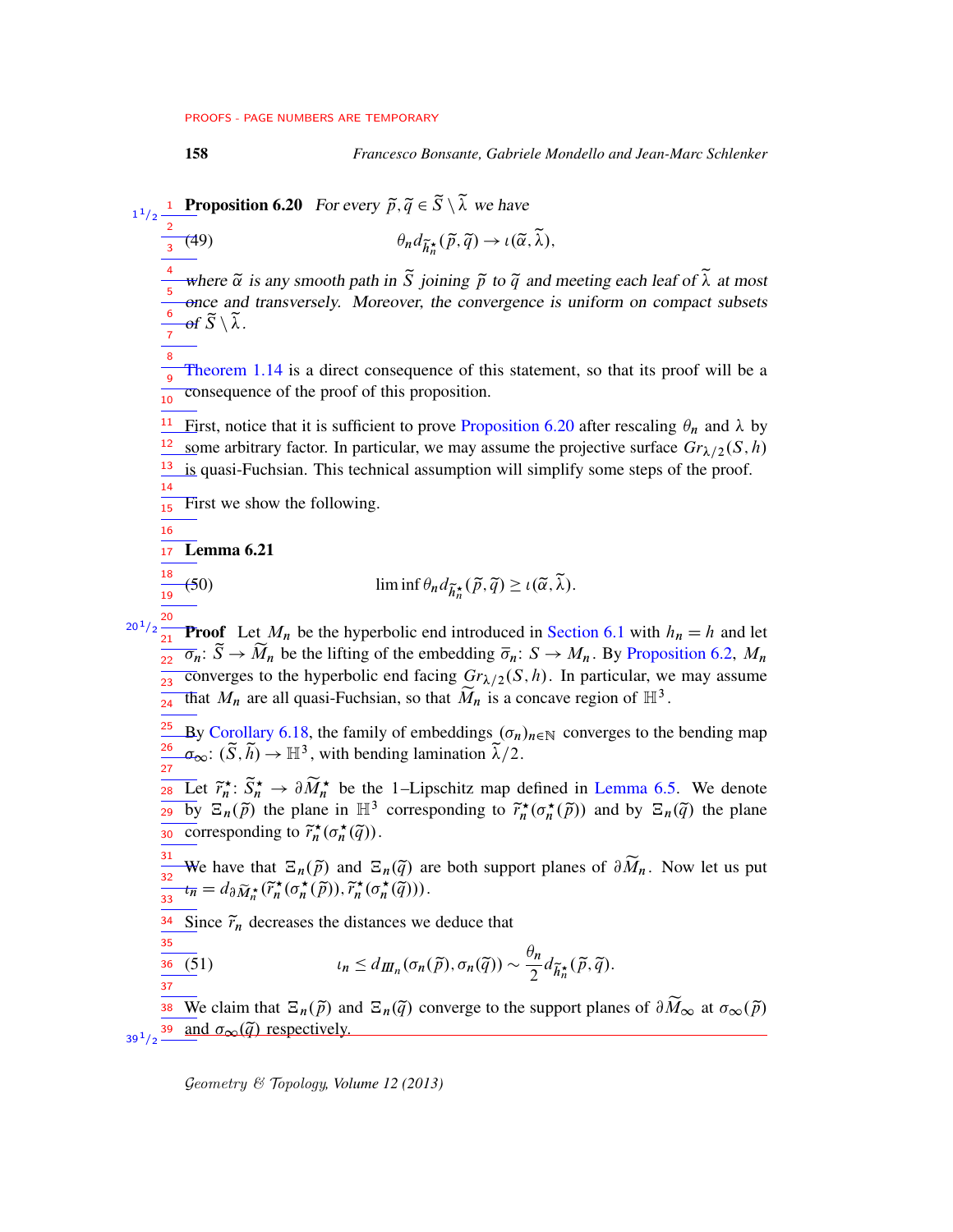**Proposition 6.20** *For every $\widetilde{p}, \widetilde{q} \in \widetilde{S} \setminus \widetilde{\lambda}$ we have*

$$\theta_n d_{\widetilde{h}_n^\star}(\widetilde{p}, \widetilde{q}) \to \iota(\widetilde{\alpha}, \widetilde{\lambda}), \tag{49}$$

*where $\widetilde{\alpha}$ is any smooth path in $\widetilde{S}$ joining $\widetilde{p}$ to $\widetilde{q}$ and meeting each leaf of $\widetilde{\lambda}$ at most once and transversely. Moreover, the convergence is uniform on compact subsets of $\widetilde{S} \setminus \widetilde{\lambda}$.*

Theorem 1.14 is a direct consequence of this statement, so that its proof will be a consequence of the proof of this proposition.

First, notice that it is sufficient to prove Proposition 6.20 after rescaling $\theta_n$ and $\lambda$ by some arbitrary factor. In particular, we may assume the projective surface $Gr_{\lambda/2}(S, h)$ is quasi-Fuchsian. This technical assumption will simplify some steps of the proof.

First we show the following.

**Lemma 6.21**

$$\liminf \theta_n d_{\widetilde{h}_n^\star}(\widetilde{p}, \widetilde{q}) \geq \iota(\widetilde{\alpha}, \widetilde{\lambda}). \tag{50}$$

**Proof** Let $M_n$ be the hyperbolic end introduced in Section 6.1 with $h_n = h$ and let $\sigma_n \colon \widetilde{S} \to \widetilde{M}_n$ be the lifting of the embedding $\overline{\sigma}_n \colon S \to M_n$. By Proposition 6.2, $M_n$ converges to the hyperbolic end facing $Gr_{\lambda/2}(S, h)$. In particular, we may assume that $M_n$ are all quasi-Fuchsian, so that $\widetilde{M}_n$ is a concave region of $\mathbb{H}^3$.

By Corollary 6.18, the family of embeddings $(\sigma_n)_{n \in \mathbb{N}}$ converges to the bending map $\sigma_\infty \colon (\widetilde{S}, \widetilde{h}) \to \mathbb{H}^3$, with bending lamination $\widetilde{\lambda}/2$.

Let $\widetilde{r}_n^\star \colon \widetilde{S}_n^\star \to \partial \widetilde{M}_n^\star$ be the 1–Lipschitz map defined in Lemma 6.5. We denote by $\Xi_n(\widetilde{p})$ the plane in $\mathbb{H}^3$ corresponding to $\widetilde{r}_n^\star(\sigma_n^\star(\widetilde{p}))$ and by $\Xi_n(\widetilde{q})$ the plane corresponding to $\widetilde{r}_n^\star(\sigma_n^\star(\widetilde{q}))$.

We have that $\Xi_n(\widetilde{p})$ and $\Xi_n(\widetilde{q})$ are both support planes of $\partial \widetilde{M}_n$. Now let us put $\iota_n = d_{\partial \widetilde{M}_n^\star}(\widetilde{r}_n^\star(\sigma_n^\star(\widetilde{p})), \widetilde{r}_n^\star(\sigma_n^\star(\widetilde{q})))$.

Since $\widetilde{r}_n$ decreases the distances we deduce that

$$\iota_n \leq d_{I\!I\!I_n}(\sigma_n(\widetilde{p}), \sigma_n(\widetilde{q})) \sim \frac{\theta_n}{2} d_{\widetilde{h}_n^\star}(\widetilde{p}, \widetilde{q}). \tag{51}$$

We claim that $\Xi_n(\widetilde{p})$ and $\Xi_n(\widetilde{q})$ converge to the support planes of $\partial \widetilde{M}_\infty$ at $\sigma_\infty(\widetilde{p})$ and $\sigma_\infty(\widetilde{q})$ respectively.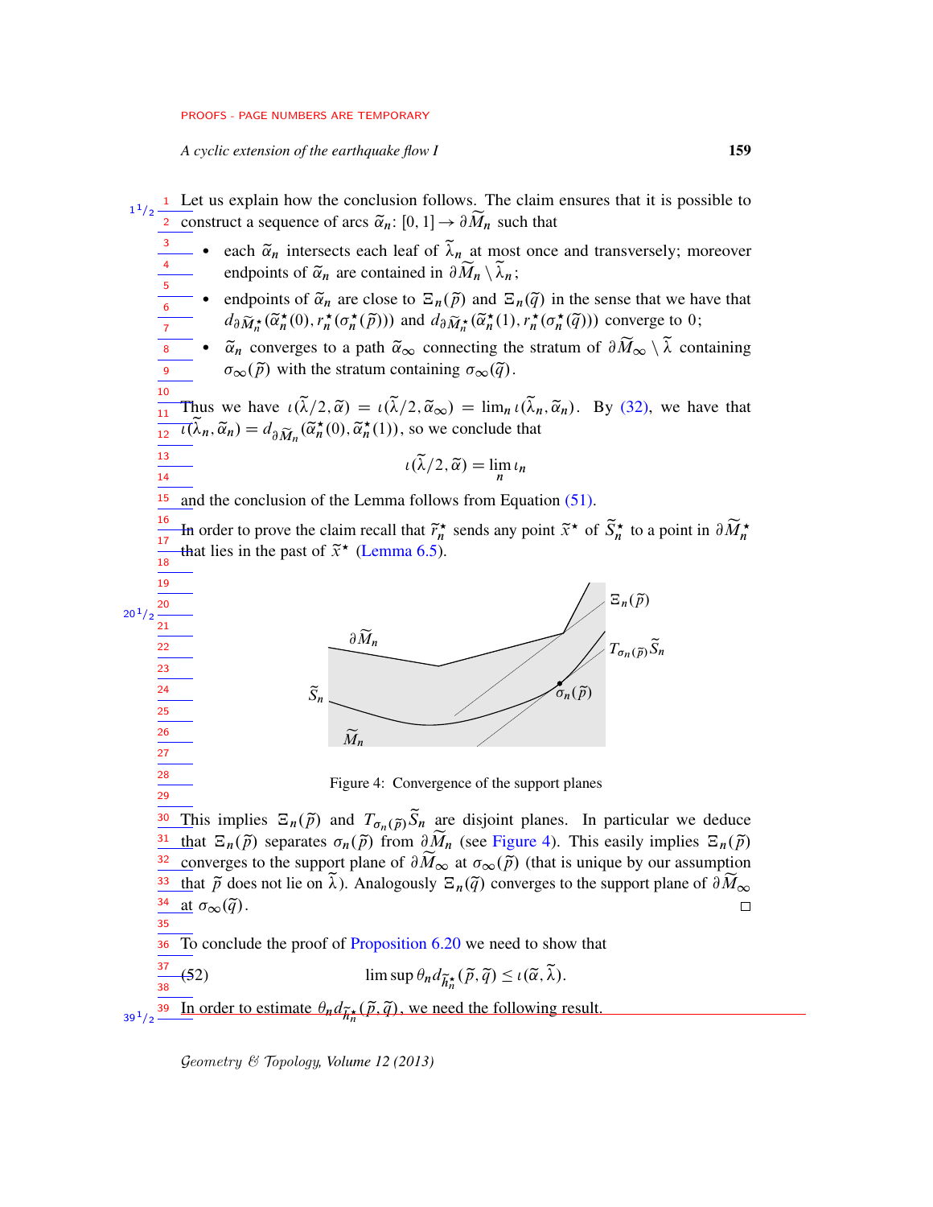Let us explain how the conclusion follows. The claim ensures that it is possible to construct a sequence of arcs $\widetilde{\alpha}_n \colon [0,1] \to \partial \widetilde{M}_n$ such that

- each $\widetilde{\alpha}_n$ intersects each leaf of $\widetilde{\lambda}_n$ at most once and transversely; moreover endpoints of $\widetilde{\alpha}_n$ are contained in $\partial \widetilde{M}_n \setminus \widetilde{\lambda}_n$;
- endpoints of $\widetilde{\alpha}_n$ are close to $\Xi_n(\widetilde{p})$ and $\Xi_n(\widetilde{q})$ in the sense that we have that $d_{\partial \widetilde{M}_n^\star}(\widetilde{\alpha}_n^\star(0), r_n^\star(\sigma_n^\star(\widetilde{p})))$ and $d_{\partial \widetilde{M}_n^\star}(\widetilde{\alpha}_n^\star(1), r_n^\star(\sigma_n^\star(\widetilde{q})))$ converge to $0$;
- $\widetilde{\alpha}_n$ converges to a path $\widetilde{\alpha}_\infty$ connecting the stratum of $\partial \widetilde{M}_\infty \setminus \widetilde{\lambda}$ containing $\sigma_\infty(\widetilde{p})$ with the stratum containing $\sigma_\infty(\widetilde{q})$.

Thus we have $\iota(\widetilde{\lambda}/2, \widetilde{\alpha}) = \iota(\widetilde{\lambda}/2, \widetilde{\alpha}_\infty) = \lim_n \iota(\widetilde{\lambda}_n, \widetilde{\alpha}_n)$. By (32), we have that $\iota(\widetilde{\lambda}_n, \widetilde{\alpha}_n) = d_{\partial \widetilde{M}_n}(\widetilde{\alpha}_n^\star(0), \widetilde{\alpha}_n^\star(1))$, so we conclude that

$$\iota(\widetilde{\lambda}/2, \widetilde{\alpha}) = \lim_n \iota_n$$

and the conclusion of the Lemma follows from Equation (51).

In order to prove the claim recall that $\widetilde{r}_n^\star$ sends any point $\widetilde{x}^\star$ of $\widetilde{S}_n^\star$ to a point in $\partial \widetilde{M}_n^\star$ that lies in the past of $\widetilde{x}^\star$ (Lemma 6.5).

Figure 4: Convergence of the support planes

This implies $\Xi_n(\widetilde{p})$ and $T_{\sigma_n(\widetilde{p})}\widetilde{S}_n$ are disjoint planes. In particular we deduce that $\Xi_n(\widetilde{p})$ separates $\sigma_n(\widetilde{p})$ from $\partial \widetilde{M}_n$ (see Figure 4). This easily implies $\Xi_n(\widetilde{p})$ converges to the support plane of $\partial \widetilde{M}_\infty$ at $\sigma_\infty(\widetilde{p})$ (that is unique by our assumption that $\widetilde{p}$ does not lie on $\widetilde{\lambda}$). Analogously $\Xi_n(\widetilde{q})$ converges to the support plane of $\partial \widetilde{M}_\infty$ at $\sigma_\infty(\widetilde{q})$. □

To conclude the proof of Proposition 6.20 we need to show that

$$\limsup \theta_n d_{\widetilde{h}_n^\star}(\widetilde{p}, \widetilde{q}) \leq \iota(\widetilde{\alpha}, \widetilde{\lambda}). \tag{52}$$

In order to estimate $\theta_n d_{\widetilde{h}_n^\star}(\widetilde{p}, \widetilde{q})$, we need the following result.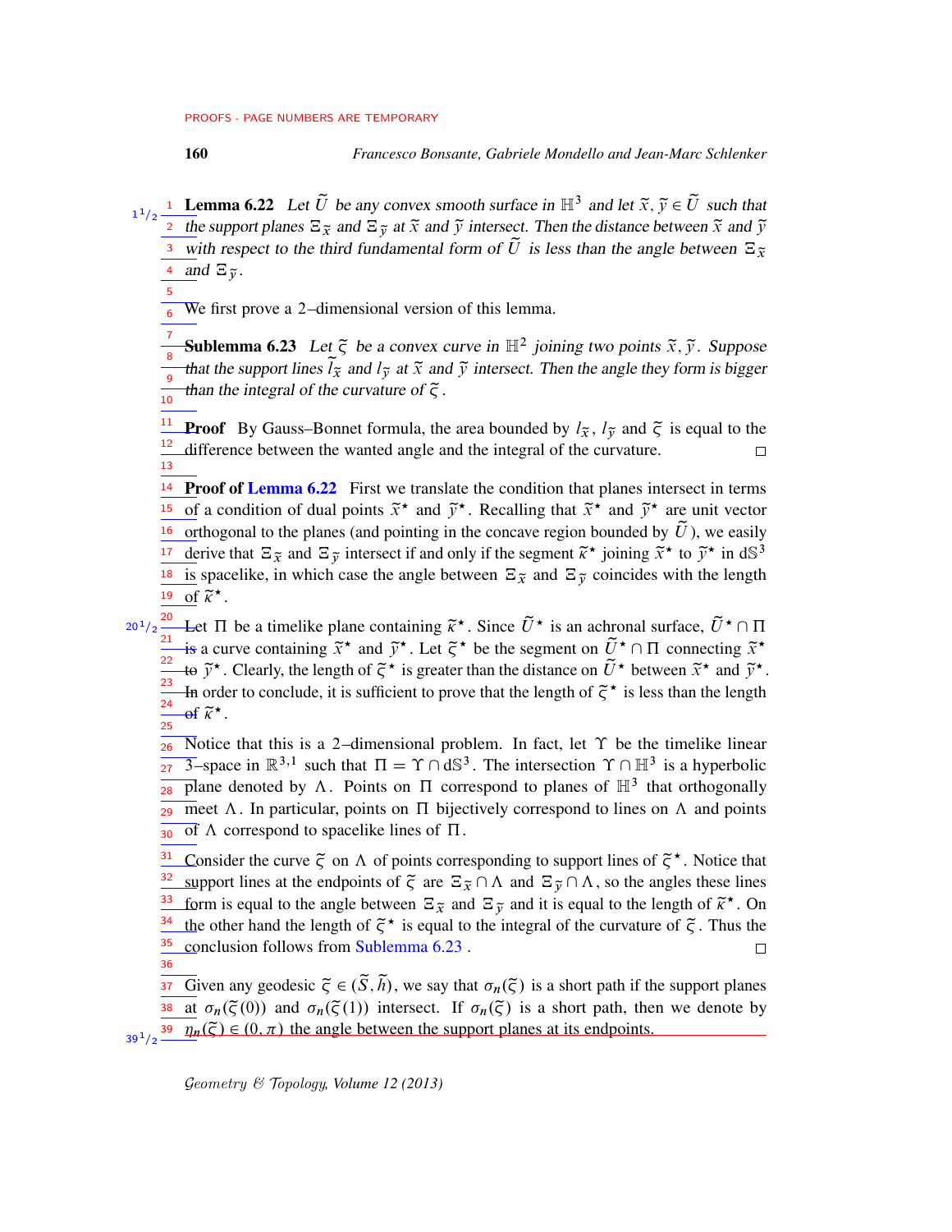**Lemma 6.22** *Let $\widetilde{U}$ be any convex smooth surface in $\mathbb{H}^3$ and let $\tilde{x}, \tilde{y} \in \widetilde{U}$ such that the support planes $\Xi_{\tilde{x}}$ and $\Xi_{\tilde{y}}$ at $\tilde{x}$ and $\tilde{y}$ intersect. Then the distance between $\tilde{x}$ and $\tilde{y}$ with respect to the third fundamental form of $\widetilde{U}$ is less than the angle between $\Xi_{\tilde{x}}$ and $\Xi_{\tilde{y}}$.*

We first prove a 2–dimensional version of this lemma.

**Sublemma 6.23** *Let $\tilde{\varsigma}$ be a convex curve in $\mathbb{H}^2$ joining two points $\tilde{x}, \tilde{y}$. Suppose that the support lines $l_{\tilde{x}}$ and $l_{\tilde{y}}$ at $\tilde{x}$ and $\tilde{y}$ intersect. Then the angle they form is bigger than the integral of the curvature of $\tilde{\varsigma}$.*

**Proof** By Gauss–Bonnet formula, the area bounded by $l_{\tilde{x}}$, $l_{\tilde{y}}$ and $\tilde{\varsigma}$ is equal to the difference between the wanted angle and the integral of the curvature. □

**Proof of Lemma 6.22** First we translate the condition that planes intersect in terms of a condition of dual points $\tilde{x}^\star$ and $\tilde{y}^\star$. Recalling that $\tilde{x}^\star$ and $\tilde{y}^\star$ are unit vector orthogonal to the planes (and pointing in the concave region bounded by $\widetilde{U}$), we easily derive that $\Xi_{\tilde{x}}$ and $\Xi_{\tilde{y}}$ intersect if and only if the segment $\tilde{\kappa}^\star$ joining $\tilde{x}^\star$ to $\tilde{y}^\star$ in $\mathrm{d}\mathbb{S}^3$ is spacelike, in which case the angle between $\Xi_{\tilde{x}}$ and $\Xi_{\tilde{y}}$ coincides with the length of $\tilde{\kappa}^\star$.

Let $\Pi$ be a timelike plane containing $\tilde{\kappa}^\star$. Since $\widetilde{U}^\star$ is an achronal surface, $\widetilde{U}^\star \cap \Pi$ is a curve containing $\tilde{x}^\star$ and $\tilde{y}^\star$. Let $\tilde{\varsigma}^\star$ be the segment on $\widetilde{U}^\star \cap \Pi$ connecting $\tilde{x}^\star$ to $\tilde{y}^\star$. Clearly, the length of $\tilde{\varsigma}^\star$ is greater than the distance on $\widetilde{U}^\star$ between $\tilde{x}^\star$ and $\tilde{y}^\star$. In order to conclude, it is sufficient to prove that the length of $\tilde{\varsigma}^\star$ is less than the length of $\tilde{\kappa}^\star$.

Notice that this is a 2–dimensional problem. In fact, let $\Upsilon$ be the timelike linear 3–space in $\mathbb{R}^{3,1}$ such that $\Pi = \Upsilon \cap \mathrm{d}\mathbb{S}^3$. The intersection $\Upsilon \cap \mathbb{H}^3$ is a hyperbolic plane denoted by $\Lambda$. Points on $\Pi$ correspond to planes of $\mathbb{H}^3$ that orthogonally meet $\Lambda$. In particular, points on $\Pi$ bijectively correspond to lines on $\Lambda$ and points of $\Lambda$ correspond to spacelike lines of $\Pi$.

Consider the curve $\tilde{\varsigma}$ on $\Lambda$ of points corresponding to support lines of $\tilde{\varsigma}^\star$. Notice that support lines at the endpoints of $\tilde{\varsigma}$ are $\Xi_{\tilde{x}} \cap \Lambda$ and $\Xi_{\tilde{y}} \cap \Lambda$, so the angles these lines form is equal to the angle between $\Xi_{\tilde{x}}$ and $\Xi_{\tilde{y}}$ and it is equal to the length of $\tilde{\kappa}^\star$. On the other hand the length of $\tilde{\varsigma}^\star$ is equal to the integral of the curvature of $\tilde{\varsigma}$. Thus the conclusion follows from Sublemma 6.23. □

Given any geodesic $\tilde{\varsigma} \in (\widetilde{S}, \tilde{h})$, we say that $\sigma_n(\tilde{\varsigma})$ is a short path if the support planes at $\sigma_n(\tilde{\varsigma}(0))$ and $\sigma_n(\tilde{\varsigma}(1))$ intersect. If $\sigma_n(\tilde{\varsigma})$ is a short path, then we denote by $\eta_n(\tilde{\varsigma}) \in (0, \pi)$ the angle between the support planes at its endpoints.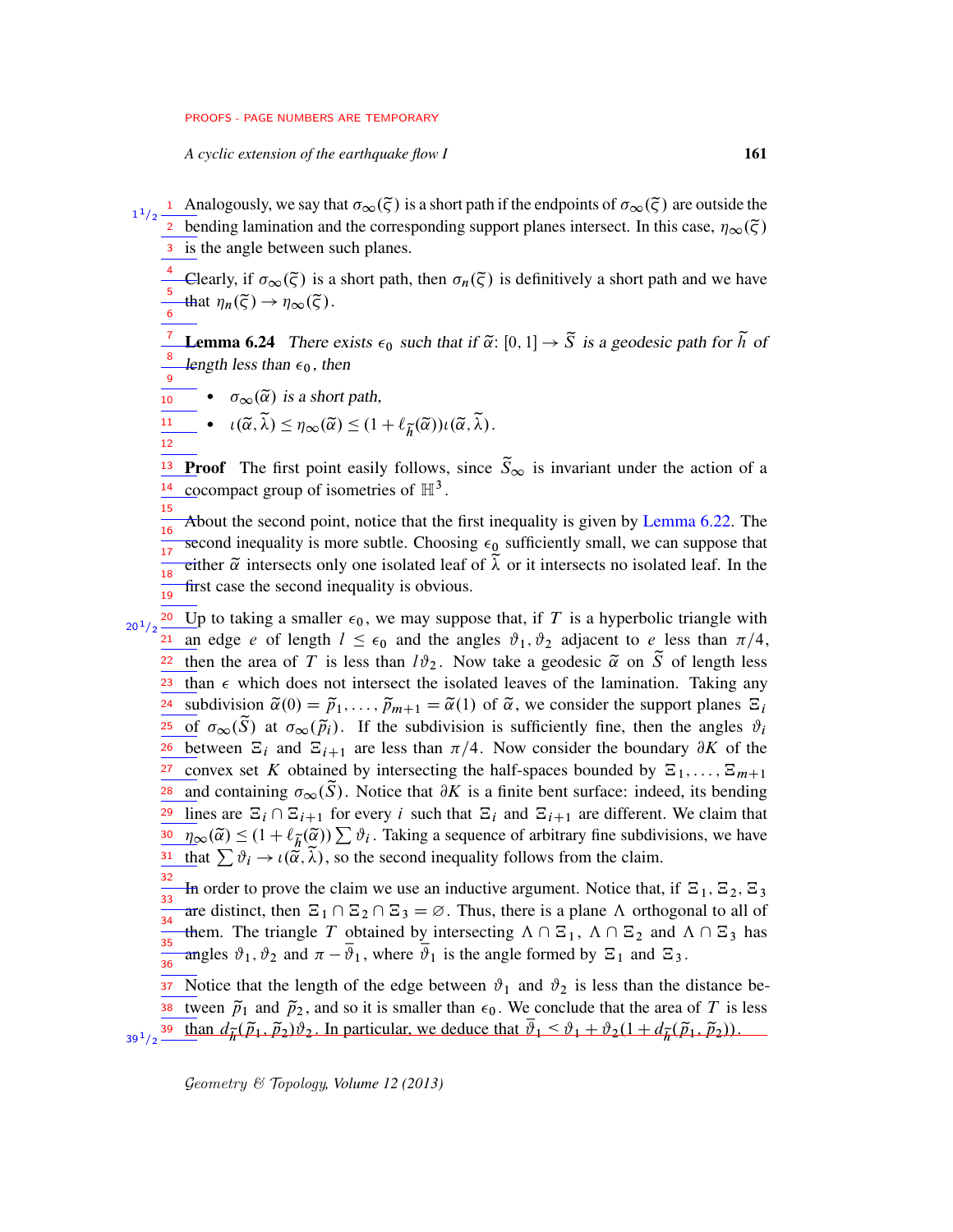Analogously, we say that $\sigma_\infty(\tilde\zeta)$ is a short path if the endpoints of $\sigma_\infty(\tilde\zeta)$ are outside the bending lamination and the corresponding support planes intersect. In this case, $\eta_\infty(\tilde\zeta)$ is the angle between such planes.

Clearly, if $\sigma_\infty(\tilde\zeta)$ is a short path, then $\sigma_n(\tilde\zeta)$ is definitively a short path and we have that $\eta_n(\tilde\zeta) \to \eta_\infty(\tilde\zeta)$.

**Lemma 6.24** *There exists $\epsilon_0$ such that if $\tilde\alpha\colon [0,1] \to \tilde S$ is a geodesic path for $\tilde h$ of length less than $\epsilon_0$, then*

- *$\sigma_\infty(\tilde\alpha)$ is a short path,*
- *$\iota(\tilde\alpha, \tilde\lambda) \le \eta_\infty(\tilde\alpha) \le (1 + \ell_{\tilde h}(\tilde\alpha))\iota(\tilde\alpha, \tilde\lambda)$.*

**Proof** The first point easily follows, since $\tilde S_\infty$ is invariant under the action of a cocompact group of isometries of $\mathbb{H}^3$.

About the second point, notice that the first inequality is given by Lemma 6.22. The second inequality is more subtle. Choosing $\epsilon_0$ sufficiently small, we can suppose that either $\tilde\alpha$ intersects only one isolated leaf of $\tilde\lambda$ or it intersects no isolated leaf. In the first case the second inequality is obvious.

Up to taking a smaller $\epsilon_0$, we may suppose that, if $T$ is a hyperbolic triangle with an edge $e$ of length $l \le \epsilon_0$ and the angles $\vartheta_1, \vartheta_2$ adjacent to $e$ less than $\pi/4$, then the area of $T$ is less than $l\vartheta_2$. Now take a geodesic $\tilde\alpha$ on $\tilde S$ of length less than $\epsilon$ which does not intersect the isolated leaves of the lamination. Taking any subdivision $\tilde\alpha(0) = \tilde p_1, \dots, \tilde p_{m+1} = \tilde\alpha(1)$ of $\tilde\alpha$, we consider the support planes $\Xi_i$ of $\sigma_\infty(\tilde S)$ at $\sigma_\infty(\tilde p_i)$. If the subdivision is sufficiently fine, then the angles $\vartheta_i$ between $\Xi_i$ and $\Xi_{i+1}$ are less than $\pi/4$. Now consider the boundary $\partial K$ of the convex set $K$ obtained by intersecting the half-spaces bounded by $\Xi_1, \dots, \Xi_{m+1}$ and containing $\sigma_\infty(\tilde S)$. Notice that $\partial K$ is a finite bent surface: indeed, its bending lines are $\Xi_i \cap \Xi_{i+1}$ for every $i$ such that $\Xi_i$ and $\Xi_{i+1}$ are different. We claim that $\eta_\infty(\tilde\alpha) \le (1 + \ell_{\tilde h}(\tilde\alpha)) \sum \vartheta_i$. Taking a sequence of arbitrary fine subdivisions, we have that $\sum \vartheta_i \to \iota(\tilde\alpha, \tilde\lambda)$, so the second inequality follows from the claim.

In order to prove the claim we use an inductive argument. Notice that, if $\Xi_1, \Xi_2, \Xi_3$ are distinct, then $\Xi_1 \cap \Xi_2 \cap \Xi_3 = \varnothing$. Thus, there is a plane $\Lambda$ orthogonal to all of them. The triangle $T$ obtained by intersecting $\Lambda \cap \Xi_1$, $\Lambda \cap \Xi_2$ and $\Lambda \cap \Xi_3$ has angles $\vartheta_1, \vartheta_2$ and $\pi - \bar\vartheta_1$, where $\bar\vartheta_1$ is the angle formed by $\Xi_1$ and $\Xi_3$.

Notice that the length of the edge between $\vartheta_1$ and $\vartheta_2$ is less than the distance between $\tilde p_1$ and $\tilde p_2$, and so it is smaller than $\epsilon_0$. We conclude that the area of $T$ is less than $d_{\tilde h}(\tilde p_1, \tilde p_2)\vartheta_2$. In particular, we deduce that $\bar\vartheta_1 < \vartheta_1 + \vartheta_2(1 + d_{\tilde h}(\tilde p_1, \tilde p_2))$.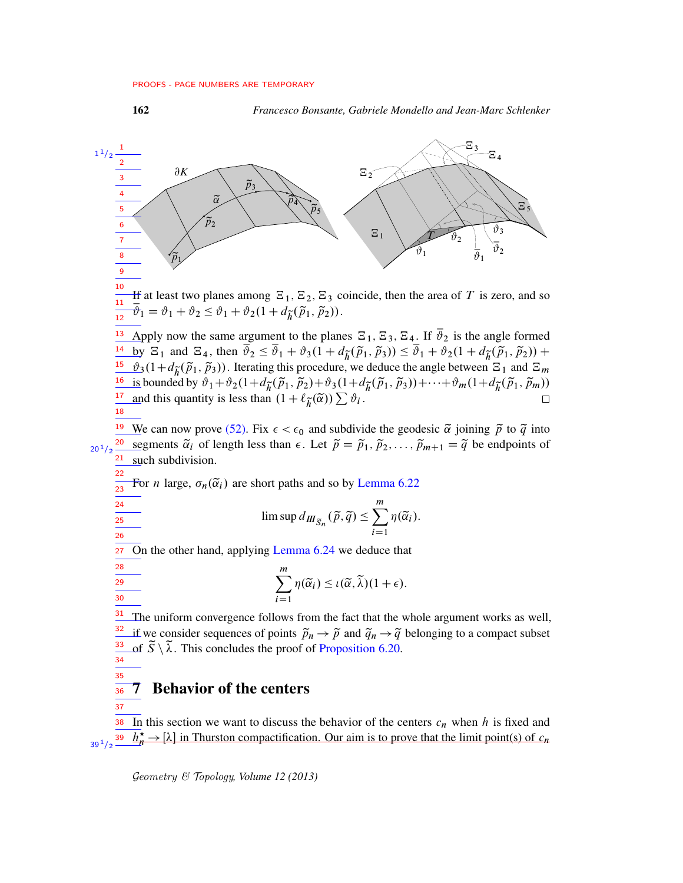If at least two planes among $\Xi_1, \Xi_2, \Xi_3$ coincide, then the area of $T$ is zero, and so $\bar{\vartheta}_1 = \vartheta_1 + \vartheta_2 \leq \vartheta_1 + \vartheta_2(1 + d_{\tilde{h}}(\tilde{p}_1, \tilde{p}_2))$.

Apply now the same argument to the planes $\Xi_1, \Xi_3, \Xi_4$. If $\bar{\vartheta}_2$ is the angle formed by $\Xi_1$ and $\Xi_4$, then $\bar{\vartheta}_2 \leq \bar{\vartheta}_1 + \vartheta_3(1 + d_{\tilde{h}}(\tilde{p}_1, \tilde{p}_3)) \leq \bar{\vartheta}_1 + \vartheta_2(1 + d_{\tilde{h}}(\tilde{p}_1, \tilde{p}_2)) + \vartheta_3(1 + d_{\tilde{h}}(\tilde{p}_1, \tilde{p}_3))$. Iterating this procedure, we deduce the angle between $\Xi_1$ and $\Xi_m$ is bounded by $\vartheta_1 + \vartheta_2(1 + d_{\tilde{h}}(\tilde{p}_1, \tilde{p}_2)) + \vartheta_3(1 + d_{\tilde{h}}(\tilde{p}_1, \tilde{p}_3)) + \cdots + \vartheta_m(1 + d_{\tilde{h}}(\tilde{p}_1, \tilde{p}_m))$ and this quantity is less than $(1 + \ell_{\tilde{h}}(\tilde{\alpha})) \sum \vartheta_i$. □

We can now prove (52). Fix $\epsilon < \epsilon_0$ and subdivide the geodesic $\tilde{\alpha}$ joining $\tilde{p}$ to $\tilde{q}$ into segments $\tilde{\alpha}_i$ of length less than $\epsilon$. Let $\tilde{p} = \tilde{p}_1, \tilde{p}_2, \ldots, \tilde{p}_{m+1} = \tilde{q}$ be endpoints of such subdivision.

For $n$ large, $\sigma_n(\tilde{\alpha}_i)$ are short paths and so by Lemma 6.22

$$\limsup d_{I\!I\!I_{\tilde{S}_n}}(\tilde{p}, \tilde{q}) \leq \sum_{i=1}^{m} \eta(\tilde{\alpha}_i).$$

On the other hand, applying Lemma 6.24 we deduce that

$$\sum_{i=1}^{m} \eta(\tilde{\alpha}_i) \leq \iota(\tilde{\alpha}, \tilde{\lambda})(1 + \epsilon).$$

The uniform convergence follows from the fact that the whole argument works as well, if we consider sequences of points $\tilde{p}_n \to \tilde{p}$ and $\tilde{q}_n \to \tilde{q}$ belonging to a compact subset of $\tilde{S} \setminus \tilde{\lambda}$. This concludes the proof of Proposition 6.20.

# 7 Behavior of the centers

In this section we want to discuss the behavior of the centers $c_n$ when $h$ is fixed and $h_n^\star \to [\lambda]$ in Thurston compactification. Our aim is to prove that the limit point(s) of $c_n$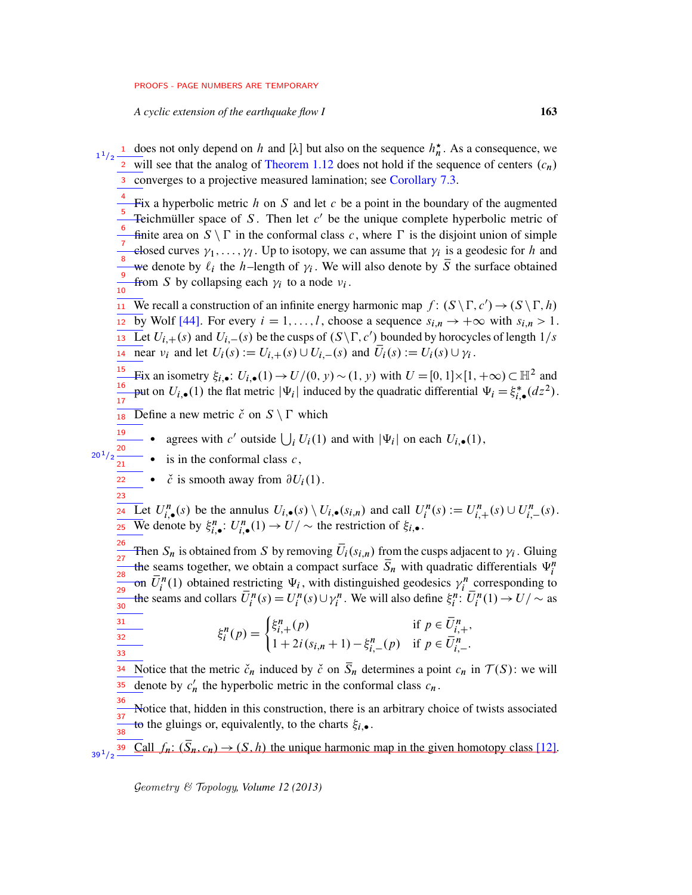does not only depend on $h$ and $[\lambda]$ but also on the sequence $h_n^\star$. As a consequence, we will see that the analog of Theorem 1.12 does not hold if the sequence of centers $(c_n)$ converges to a projective measured lamination; see Corollary 7.3.

Fix a hyperbolic metric $h$ on $S$ and let $c$ be a point in the boundary of the augmented Teichmüller space of $S$. Then let $c'$ be the unique complete hyperbolic metric of finite area on $S \setminus \Gamma$ in the conformal class $c$, where $\Gamma$ is the disjoint union of simple closed curves $\gamma_1, \dots, \gamma_l$. Up to isotopy, we can assume that $\gamma_i$ is a geodesic for $h$ and we denote by $\ell_i$ the $h$–length of $\gamma_i$. We will also denote by $\bar{S}$ the surface obtained from $S$ by collapsing each $\gamma_i$ to a node $\nu_i$.

We recall a construction of an infinite energy harmonic map $f\colon (S\setminus\Gamma, c') \to (S\setminus\Gamma, h)$ by Wolf [44]. For every $i = 1, \dots, l$, choose a sequence $s_{i,n} \to +\infty$ with $s_{i,n} > 1$. Let $U_{i,+}(s)$ and $U_{i,-}(s)$ be the cusps of $(S\setminus\Gamma, c')$ bounded by horocycles of length $1/s$ near $\nu_i$ and let $U_i(s) := U_{i,+}(s) \cup U_{i,-}(s)$ and $\bar{U}_i(s) := U_i(s) \cup \gamma_i$.

Fix an isometry $\xi_{i,\bullet}\colon U_{i,\bullet}(1) \to U/(0,y) \sim (1,y)$ with $U = [0,1]\times[1,+\infty) \subset \mathbb{H}^2$ and put on $U_{i,\bullet}(1)$ the flat metric $|\Psi_i|$ induced by the quadratic differential $\Psi_i = \xi_{i,\bullet}^*(dz^2)$.

Define a new metric $\check{c}$ on $S \setminus \Gamma$ which

- agrees with $c'$ outside $\bigcup_i U_i(1)$ and with $|\Psi_i|$ on each $U_{i,\bullet}(1)$,
- is in the conformal class $c$,
- $\check{c}$ is smooth away from $\partial U_i(1)$.

Let $U_{i,\bullet}^n(s)$ be the annulus $U_{i,\bullet}(s) \setminus U_{i,\bullet}(s_{i,n})$ and call $U_i^n(s) := U_{i,+}^n(s) \cup U_{i,-}^n(s)$. We denote by $\xi_{i,\bullet}^n\colon U_{i,\bullet}^n(1) \to U/\sim$ the restriction of $\xi_{i,\bullet}$.

Then $S_n$ is obtained from $S$ by removing $\bar{U}_i(s_{i,n})$ from the cusps adjacent to $\gamma_i$. Gluing the seams together, we obtain a compact surface $\bar{S}_n$ with quadratic differentials $\Psi_i^n$ on $\bar{U}_i^n(1)$ obtained restricting $\Psi_i$, with distinguished geodesics $\gamma_i^n$ corresponding to the seams and collars $\bar{U}_i^n(s) = U_i^n(s) \cup \gamma_i^n$. We will also define $\xi_i^n\colon \bar{U}_i^n(1) \to U/\sim$ as

$$\xi_i^n(p) = \begin{cases} \xi_{i,+}^n(p) & \text{if } p \in \bar{U}_{i,+}^n, \\ 1 + 2i(s_{i,n}+1) - \xi_{i,-}^n(p) & \text{if } p \in \bar{U}_{i,-}^n. \end{cases}$$

Notice that the metric $\check{c}_n$ induced by $\check{c}$ on $\bar{S}_n$ determines a point $c_n$ in $\mathcal{T}(S)$: we will denote by $c_n'$ the hyperbolic metric in the conformal class $c_n$.

Notice that, hidden in this construction, there is an arbitrary choice of twists associated to the gluings or, equivalently, to the charts $\xi_{i,\bullet}$.

Call $f_n\colon (\bar{S}_n, c_n) \to (S, h)$ the unique harmonic map in the given homotopy class [12].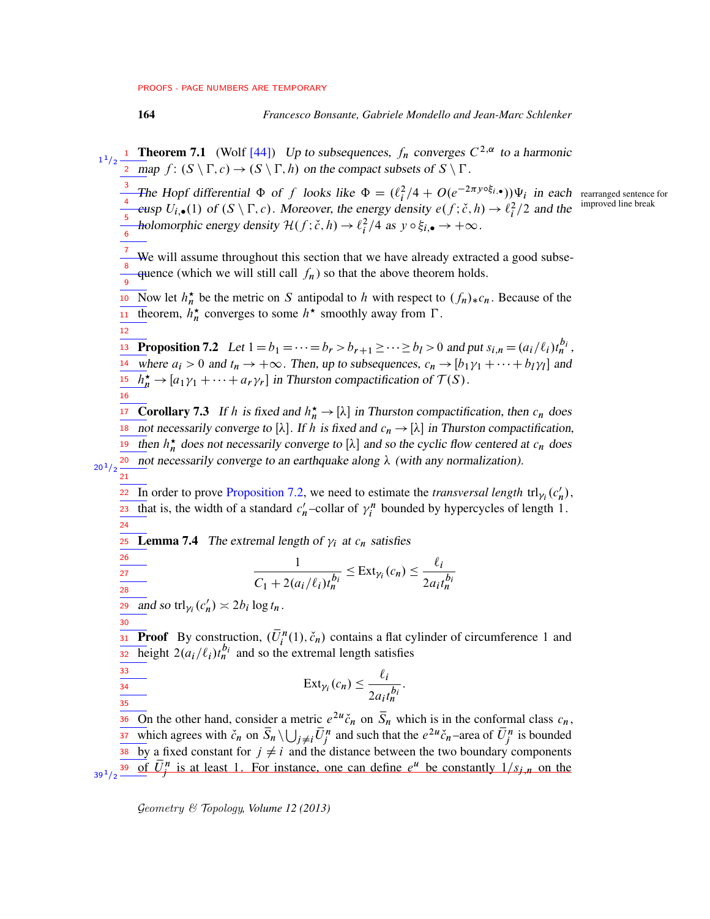**Theorem 7.1** (Wolf [44]) *Up to subsequences, $f_n$ converges $C^{2,\alpha}$ to a harmonic map $f\colon (S\setminus\Gamma, c)\to(S\setminus\Gamma, h)$ on the compact subsets of $S\setminus\Gamma$.*

*The Hopf differential $\Phi$ of $f$ looks like $\Phi = (\ell_i^2/4 + O(e^{-2\pi y\circ\xi_{i,\bullet}}))\Psi_i$ in each cusp $U_{i,\bullet}(1)$ of $(S\setminus\Gamma, c)$. Moreover, the energy density $e(f;\check{c},h)\to \ell_i^2/2$ and the holomorphic energy density $\mathcal{H}(f;\check{c},h)\to\ell_i^2/4$ as $y\circ\xi_{i,\bullet}\to+\infty$.*

We will assume throughout this section that we have already extracted a good subsequence (which we will still call $f_n$) so that the above theorem holds.

Now let $h_n^\star$ be the metric on $S$ antipodal to $h$ with respect to $(f_n)_* c_n$. Because of the theorem, $h_n^\star$ converges to some $h^\star$ smoothly away from $\Gamma$.

**Proposition 7.2** *Let $1=b_1=\dots=b_r>b_{r+1}\geq\dots\geq b_l>0$ and put $s_{i,n}=(a_i/\ell_i)t_n^{b_i}$, where $a_i>0$ and $t_n\to+\infty$. Then, up to subsequences, $c_n\to[b_1\gamma_1+\dots+b_l\gamma_l]$ and $h_n^\star\to[a_1\gamma_1+\dots+a_r\gamma_r]$ in Thurston compactification of $\mathcal{T}(S)$.*

**Corollary 7.3** *If $h$ is fixed and $h_n^\star\to[\lambda]$ in Thurston compactification, then $c_n$ does not necessarily converge to $[\lambda]$. If $h$ is fixed and $c_n\to[\lambda]$ in Thurston compactification, then $h_n^\star$ does not necessarily converge to $[\lambda]$ and so the cyclic flow centered at $c_n$ does not necessarily converge to an earthquake along $\lambda$ (with any normalization).*

In order to prove Proposition 7.2, we need to estimate the *transversal length* $\mathrm{trl}_{\gamma_i}(c_n')$, that is, the width of a standard $c_n'$–collar of $\gamma_i^n$ bounded by hypercycles of length $1$.

**Lemma 7.4** *The extremal length of $\gamma_i$ at $c_n$ satisfies*

$$\frac{1}{C_1+2(a_i/\ell_i)t_n^{b_i}}\leq \mathrm{Ext}_{\gamma_i}(c_n)\leq\frac{\ell_i}{2a_it_n^{b_i}}$$

*and so $\mathrm{trl}_{\gamma_i}(c_n')\asymp 2b_i\log t_n$.*

**Proof** By construction, $(\bar{U}_i^n(1),\check{c}_n)$ contains a flat cylinder of circumference $1$ and height $2(a_i/\ell_i)t_n^{b_i}$ and so the extremal length satisfies

$$\mathrm{Ext}_{\gamma_i}(c_n)\leq\frac{\ell_i}{2a_it_n^{b_i}}.$$

On the other hand, consider a metric $e^{2u}\check{c}_n$ on $\bar{S}_n$ which is in the conformal class $c_n$, which agrees with $\check{c}_n$ on $\bar{S}_n\setminus\bigcup_{j\neq i}\bar{U}_j^n$ and such that the $e^{2u}\check{c}_n$–area of $\bar{U}_j^n$ is bounded by a fixed constant for $j\neq i$ and the distance between the two boundary components of $\bar{U}_j^n$ is at least $1$. For instance, one can define $e^u$ be constantly $1/s_{j,n}$ on the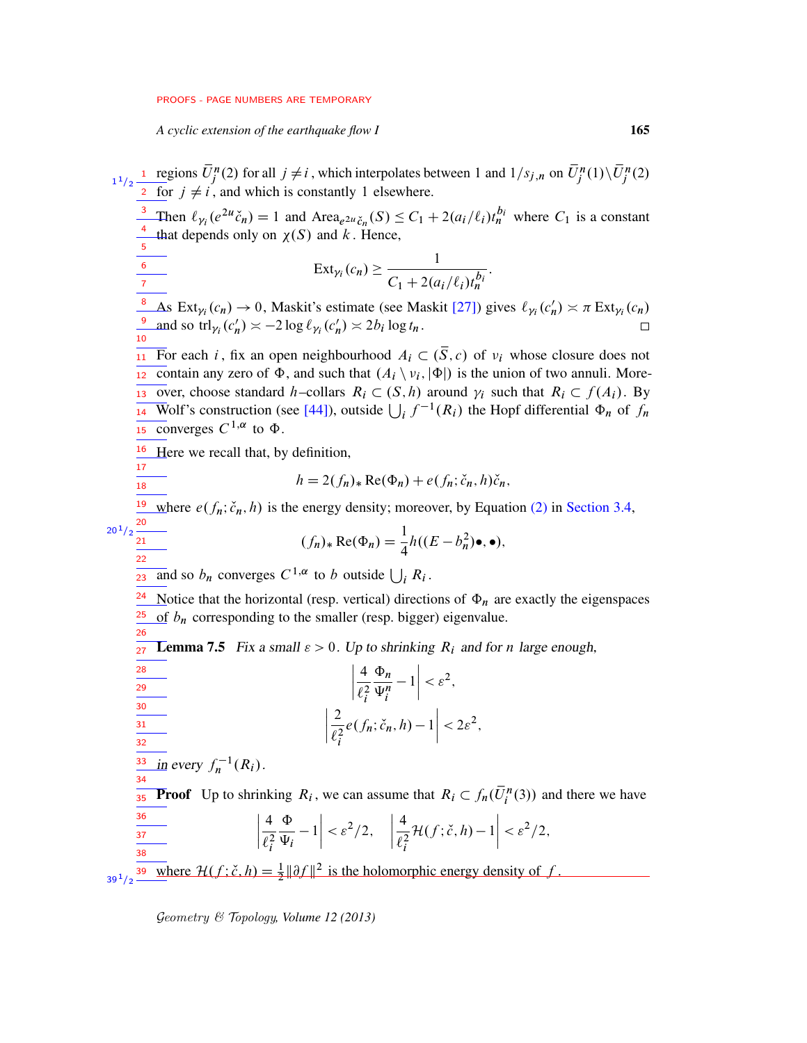regions $\bar{U}_j^n(2)$ for all $j \neq i$, which interpolates between 1 and $1/s_{j,n}$ on $\bar{U}_j^n(1) \setminus \bar{U}_j^n(2)$ for $j \neq i$, and which is constantly 1 elsewhere.

Then $\ell_{\gamma_i}(e^{2u}\check{c}_n) = 1$ and $\mathrm{Area}_{e^{2u}\check{c}_n}(S) \le C_1 + 2(a_i/\ell_i)t_n^{b_i}$ where $C_1$ is a constant that depends only on $\chi(S)$ and $k$. Hence,

$$\mathrm{Ext}_{\gamma_i}(c_n) \ge \frac{1}{C_1 + 2(a_i/\ell_i)t_n^{b_i}}.$$

As $\mathrm{Ext}_{\gamma_i}(c_n) \to 0$, Maskit's estimate (see Maskit [27]) gives $\ell_{\gamma_i}(c_n') \asymp \pi\, \mathrm{Ext}_{\gamma_i}(c_n)$ and so $\mathrm{trl}_{\gamma_i}(c_n') \asymp -2\log \ell_{\gamma_i}(c_n') \asymp 2b_i \log t_n$. □

For each $i$, fix an open neighbourhood $A_i \subset (\bar{S}, c)$ of $v_i$ whose closure does not contain any zero of $\Phi$, and such that $(A_i \setminus v_i, |\Phi|)$ is the union of two annuli. Moreover, choose standard $h$–collars $R_i \subset (S,h)$ around $\gamma_i$ such that $R_i \subset f(A_i)$. By Wolf's construction (see [44]), outside $\bigcup_i f^{-1}(R_i)$ the Hopf differential $\Phi_n$ of $f_n$ converges $C^{1,\alpha}$ to $\Phi$.

Here we recall that, by definition,

$$h = 2(f_n)_* \mathrm{Re}(\Phi_n) + e(f_n; \check{c}_n, h)\check{c}_n,$$

where $e(f_n; \check{c}_n, h)$ is the energy density; moreover, by Equation (2) in Section 3.4,

$$(f_n)_* \mathrm{Re}(\Phi_n) = \frac{1}{4} h((E - b_n^2)\bullet, \bullet),$$

and so $b_n$ converges $C^{1,\alpha}$ to $b$ outside $\bigcup_i R_i$.

Notice that the horizontal (resp. vertical) directions of $\Phi_n$ are exactly the eigenspaces of $b_n$ corresponding to the smaller (resp. bigger) eigenvalue.

**Lemma 7.5** *Fix a small $\varepsilon > 0$. Up to shrinking $R_i$ and for $n$ large enough,*

$$\left| \frac{4}{\ell_i^2} \frac{\Phi_n}{\Psi_i^n} - 1 \right| < \varepsilon^2,$$

$$\left| \frac{2}{\ell_i^2} e(f_n; \check{c}_n, h) - 1 \right| < 2\varepsilon^2,$$

*in every $f_n^{-1}(R_i)$.*

**Proof** Up to shrinking $R_i$, we can assume that $R_i \subset f_n(\bar{U}_i^n(3))$ and there we have

$$\left| \frac{4}{\ell_i^2} \frac{\Phi}{\Psi_i} - 1 \right| < \varepsilon^2/2, \quad \left| \frac{4}{\ell_i^2} \mathcal{H}(f; \check{c}, h) - 1 \right| < \varepsilon^2/2,$$

where $\mathcal{H}(f; \check{c}, h) = \frac{1}{2}\|\partial f\|^2$ is the holomorphic energy density of $f$.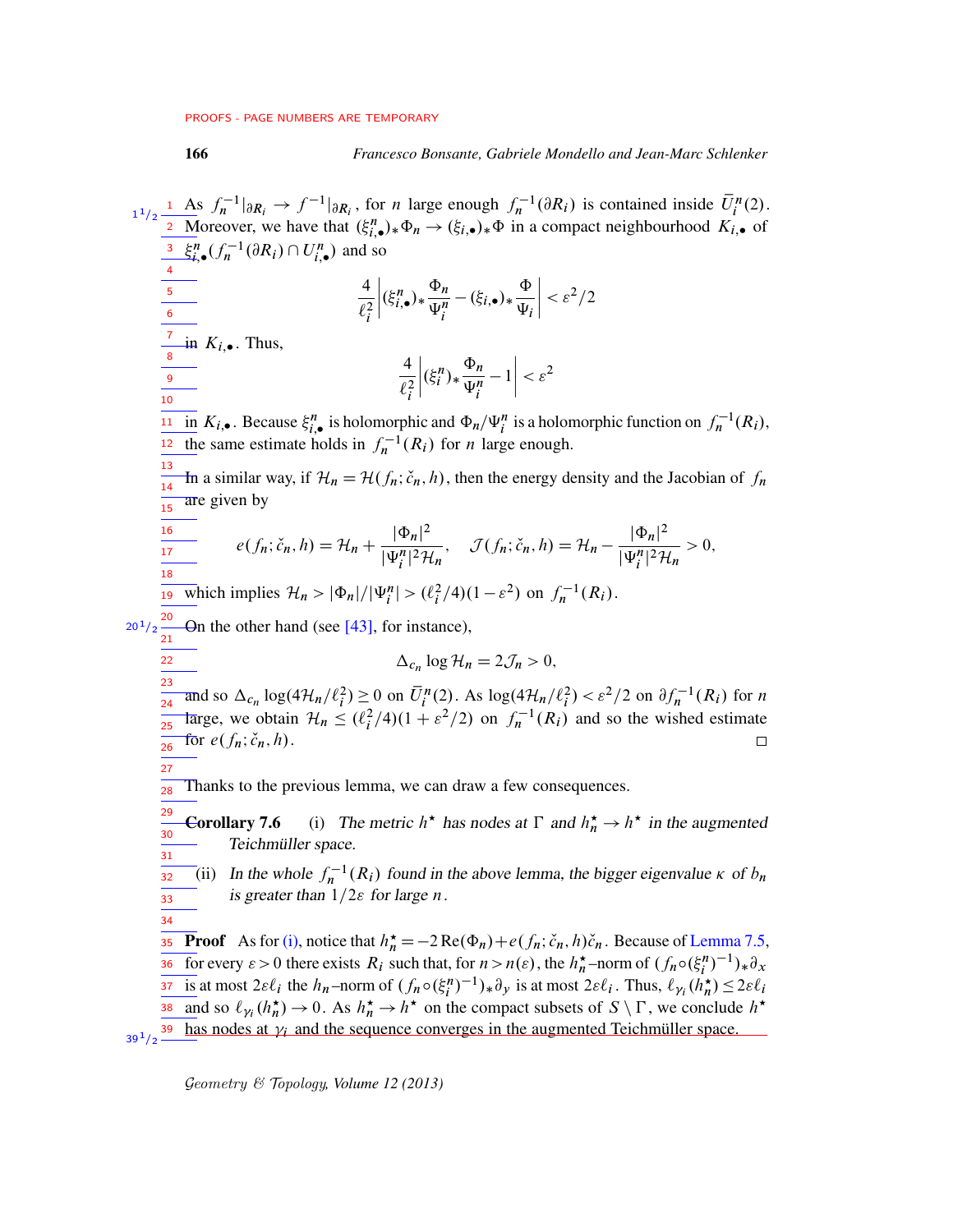As $f_n^{-1}|_{\partial R_i} \to f^{-1}|_{\partial R_i}$, for $n$ large enough $f_n^{-1}(\partial R_i)$ is contained inside $\bar{U}_i^n(2)$. Moreover, we have that $(\xi_{i,\bullet}^n)_*\Phi_n \to (\xi_{i,\bullet})_*\Phi$ in a compact neighbourhood $K_{i,\bullet}$ of $\xi_{i,\bullet}^n(f_n^{-1}(\partial R_i) \cap U_{i,\bullet}^n)$ and so

$$\frac{4}{\ell_i^2}\left|(\xi_{i,\bullet}^n)_*\frac{\Phi_n}{\Psi_i^n} - (\xi_{i,\bullet})_*\frac{\Phi}{\Psi_i}\right| < \varepsilon^2/2$$

in $K_{i,\bullet}$. Thus,

$$\frac{4}{\ell_i^2}\left|(\xi_i^n)_*\frac{\Phi_n}{\Psi_i^n} - 1\right| < \varepsilon^2$$

in $K_{i,\bullet}$. Because $\xi_{i,\bullet}^n$ is holomorphic and $\Phi_n/\Psi_i^n$ is a holomorphic function on $f_n^{-1}(R_i)$, the same estimate holds in $f_n^{-1}(R_i)$ for $n$ large enough.

In a similar way, if $\mathcal{H}_n = \mathcal{H}(f_n; \check{c}_n, h)$, then the energy density and the Jacobian of $f_n$ are given by

$$e(f_n; \check{c}_n, h) = \mathcal{H}_n + \frac{|\Phi_n|^2}{|\Psi_i^n|^2\mathcal{H}_n}, \quad \mathcal{J}(f_n; \check{c}_n, h) = \mathcal{H}_n - \frac{|\Phi_n|^2}{|\Psi_i^n|^2\mathcal{H}_n} > 0,$$

which implies $\mathcal{H}_n > |\Phi_n|/|\Psi_i^n| > (\ell_i^2/4)(1-\varepsilon^2)$ on $f_n^{-1}(R_i)$.

On the other hand (see [43], for instance),

$$\Delta_{c_n} \log \mathcal{H}_n = 2\mathcal{J}_n > 0,$$

and so $\Delta_{c_n} \log(4\mathcal{H}_n/\ell_i^2) \geq 0$ on $\bar{U}_i^n(2)$. As $\log(4\mathcal{H}_n/\ell_i^2) < \varepsilon^2/2$ on $\partial f_n^{-1}(R_i)$ for $n$ large, we obtain $\mathcal{H}_n \leq (\ell_i^2/4)(1+\varepsilon^2/2)$ on $f_n^{-1}(R_i)$ and so the wished estimate for $e(f_n; \check{c}_n, h)$. □

Thanks to the previous lemma, we can draw a few consequences.

**Corollary 7.6** (i) *The metric $h^\star$ has nodes at $\Gamma$ and $h_n^\star \to h^\star$ in the augmented Teichmüller space.*

(ii) *In the whole $f_n^{-1}(R_i)$ found in the above lemma, the bigger eigenvalue $\kappa$ of $b_n$ is greater than $1/2\varepsilon$ for large $n$.*

**Proof** As for (i), notice that $h_n^\star = -2\,\mathrm{Re}(\Phi_n) + e(f_n; \check{c}_n, h)\check{c}_n$. Because of Lemma 7.5, for every $\varepsilon > 0$ there exists $R_i$ such that, for $n > n(\varepsilon)$, the $h_n^\star$–norm of $(f_n \circ (\xi_i^n)^{-1})_*\partial_x$ is at most $2\varepsilon\ell_i$ the $h_n$–norm of $(f_n \circ (\xi_i^n)^{-1})_*\partial_y$ is at most $2\varepsilon\ell_i$. Thus, $\ell_{\gamma_i}(h_n^\star) \leq 2\varepsilon\ell_i$ and so $\ell_{\gamma_i}(h_n^\star) \to 0$. As $h_n^\star \to h^\star$ on the compact subsets of $S \setminus \Gamma$, we conclude $h^\star$ has nodes at $\gamma_i$ and the sequence converges in the augmented Teichmüller space.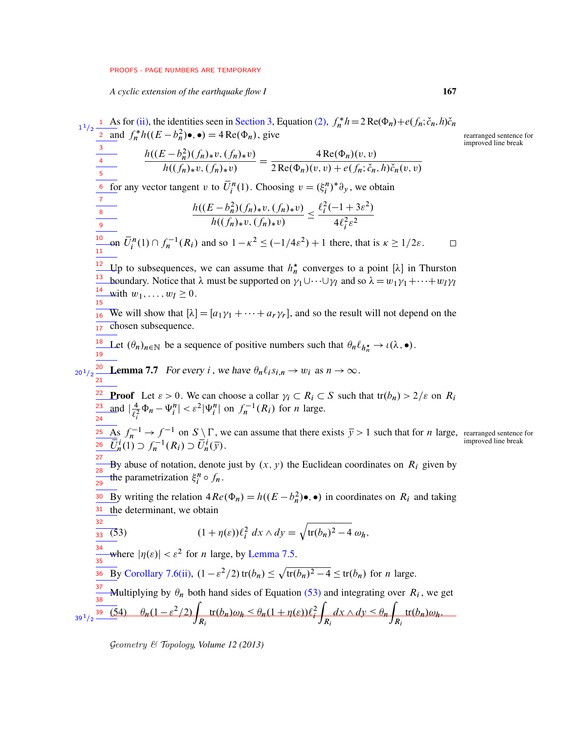As for (ii), the identities seen in Section 3, Equation (2), $f_n^* h = 2\,\mathrm{Re}(\Phi_n) + e(f_n; \check{c}_n, h)\check{c}_n$ and $f_n^* h((E - b_n^2)\bullet, \bullet) = 4\,\mathrm{Re}(\Phi_n)$, give

$$\frac{h((E-b_n^2)(f_n)_*v, (f_n)_*v)}{h((f_n)_*v, (f_n)_*v)} = \frac{4\,\mathrm{Re}(\Phi_n)(v,v)}{2\,\mathrm{Re}(\Phi_n)(v,v) + e(f_n; \check{c}_n, h)\check{c}_n(v,v)}$$

for any vector tangent $v$ to $\bar{U}_i^n(1)$. Choosing $v = (\xi_i^n)^*\partial_y$, we obtain

$$\frac{h((E-b_n^2)(f_n)_*v, (f_n)_*v)}{h((f_n)_*v, (f_n)_*v)} \le \frac{\ell_i^2(-1+3\varepsilon^2)}{4\ell_i^2\varepsilon^2}$$

on $\bar{U}_i^n(1) \cap f_n^{-1}(R_i)$ and so $1 - \kappa^2 \le (-1/4\varepsilon^2) + 1$ there, that is $\kappa \ge 1/2\varepsilon$. □

Up to subsequences, we can assume that $h_n^\star$ converges to a point $[\lambda]$ in Thurston boundary. Notice that $\lambda$ must be supported on $\gamma_1 \cup \cdots \cup \gamma_l$ and so $\lambda = w_1\gamma_1 + \cdots + w_l\gamma_l$ with $w_1, \ldots, w_l \ge 0$.

We will show that $[\lambda] = [a_1\gamma_1 + \cdots + a_r\gamma_r]$, and so the result will not depend on the chosen subsequence.

Let $(\theta_n)_{n\in\mathbb{N}}$ be a sequence of positive numbers such that $\theta_n \ell_{h_n^\star} \to \iota(\lambda, \bullet)$.

**Lemma 7.7** *For every $i$, we have $\theta_n \ell_i s_{i,n} \to w_i$ as $n \to \infty$.*

**Proof** Let $\varepsilon > 0$. We can choose a collar $\gamma_i \subset R_i \subset S$ such that $\mathrm{tr}(b_n) > 2/\varepsilon$ on $R_i$ and $|\frac{4}{\ell_i^2}\Phi_n - \Psi_i^n| < \varepsilon^2 |\Psi_i^n|$ on $f_n^{-1}(R_i)$ for $n$ large.

As $f_n^{-1} \to f^{-1}$ on $S \setminus \Gamma$, we can assume that there exists $\bar{y} > 1$ such that for $n$ large, $\bar{U}_n^i(1) \supset f_n^{-1}(R_i) \supset \bar{U}_n^i(\bar{y})$.

By abuse of notation, denote just by $(x, y)$ the Euclidean coordinates on $R_i$ given by the parametrization $\xi_i^n \circ f_n$.

By writing the relation $4Re(\Phi_n) = h((E - b_n^2)\bullet, \bullet)$ in coordinates on $R_i$ and taking the determinant, we obtain

$$(1 + \eta(\varepsilon))\ell_i^2 \, dx \wedge dy = \sqrt{\mathrm{tr}(b_n)^2 - 4}\, \omega_h, \tag{53}$$

where $|\eta(\varepsilon)| < \varepsilon^2$ for $n$ large, by Lemma 7.5.

By Corollary 7.6(ii), $(1 - \varepsilon^2/2)\,\mathrm{tr}(b_n) \le \sqrt{\mathrm{tr}(b_n)^2 - 4} \le \mathrm{tr}(b_n)$ for $n$ large.

Multiplying by $\theta_n$ both hand sides of Equation (53) and integrating over $R_i$, we get

$$\theta_n(1 - \varepsilon^2/2)\int_{R_i} \mathrm{tr}(b_n)\omega_h < \theta_n(1 + \eta(\varepsilon))\ell_i^2 \int_{R_i} dx \wedge dy < \theta_n \int_{R_i} \mathrm{tr}(b_n)\omega_h. \tag{54}$$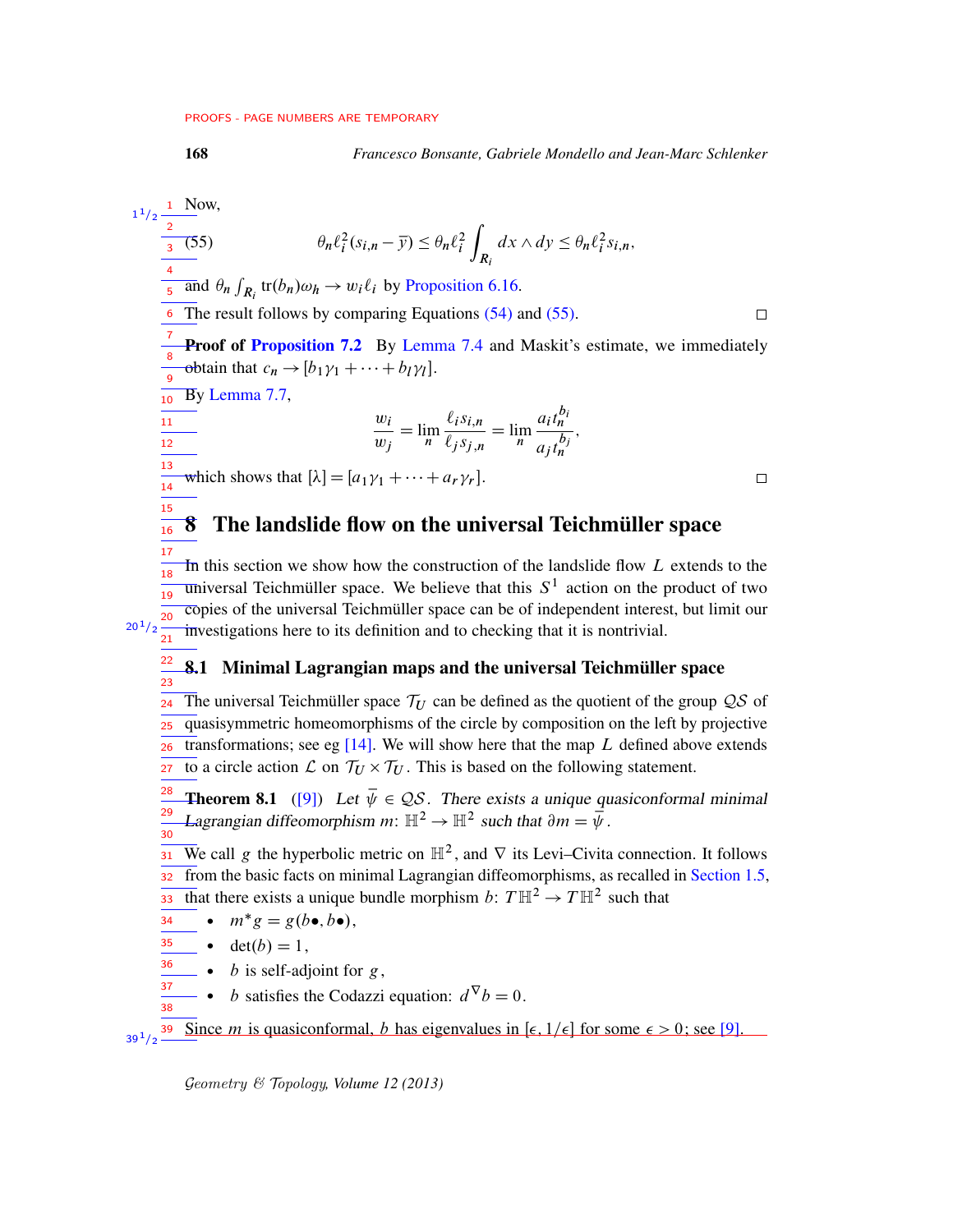Now,

$$\theta_n \ell_i^2 (s_{i,n} - \overline{y}) \leq \theta_n \ell_i^2 \int_{R_i} dx \wedge dy \leq \theta_n \ell_i^2 s_{i,n}, \tag{55}$$

and $\theta_n \int_{R_i} \mathrm{tr}(b_n)\omega_h \to w_i \ell_i$ by Proposition 6.16.

The result follows by comparing Equations (54) and (55). □

**Proof of Proposition 7.2** By Lemma 7.4 and Maskit's estimate, we immediately obtain that $c_n \to [b_1\gamma_1 + \cdots + b_l\gamma_l]$.

By Lemma 7.7,

$$\frac{w_i}{w_j} = \lim_n \frac{\ell_i s_{i,n}}{\ell_j s_{j,n}} = \lim_n \frac{a_i t_n^{b_i}}{a_j t_n^{b_j}},$$

which shows that $[\lambda] = [a_1\gamma_1 + \cdots + a_r\gamma_r]$. □

# 8 The landslide flow on the universal Teichmüller space

In this section we show how the construction of the landslide flow $L$ extends to the universal Teichmüller space. We believe that this $S^1$ action on the product of two copies of the universal Teichmüller space can be of independent interest, but limit our investigations here to its definition and to checking that it is nontrivial.

## 8.1 Minimal Lagrangian maps and the universal Teichmüller space

The universal Teichmüller space $\mathcal{T}_U$ can be defined as the quotient of the group $\mathcal{QS}$ of quasisymmetric homeomorphisms of the circle by composition on the left by projective transformations; see eg [14]. We will show here that the map $L$ defined above extends to a circle action $\mathcal{L}$ on $\mathcal{T}_U \times \mathcal{T}_U$. This is based on the following statement.

**Theorem 8.1** ([9]) *Let $\overline{\psi} \in \mathcal{QS}$. There exists a unique quasiconformal minimal Lagrangian diffeomorphism $m\colon \mathbb{H}^2 \to \mathbb{H}^2$ such that $\partial m = \overline{\psi}$.*

We call $g$ the hyperbolic metric on $\mathbb{H}^2$, and $\nabla$ its Levi–Civita connection. It follows from the basic facts on minimal Lagrangian diffeomorphisms, as recalled in Section 1.5, that there exists a unique bundle morphism $b\colon T\mathbb{H}^2 \to T\mathbb{H}^2$ such that

- $m^*g = g(b\bullet, b\bullet)$,
- $\det(b) = 1$,
- $b$ is self-adjoint for $g$,
- $b$ satisfies the Codazzi equation: $d^\nabla b = 0$.

Since $m$ is quasiconformal, $b$ has eigenvalues in $[\epsilon, 1/\epsilon]$ for some $\epsilon > 0$; see [9].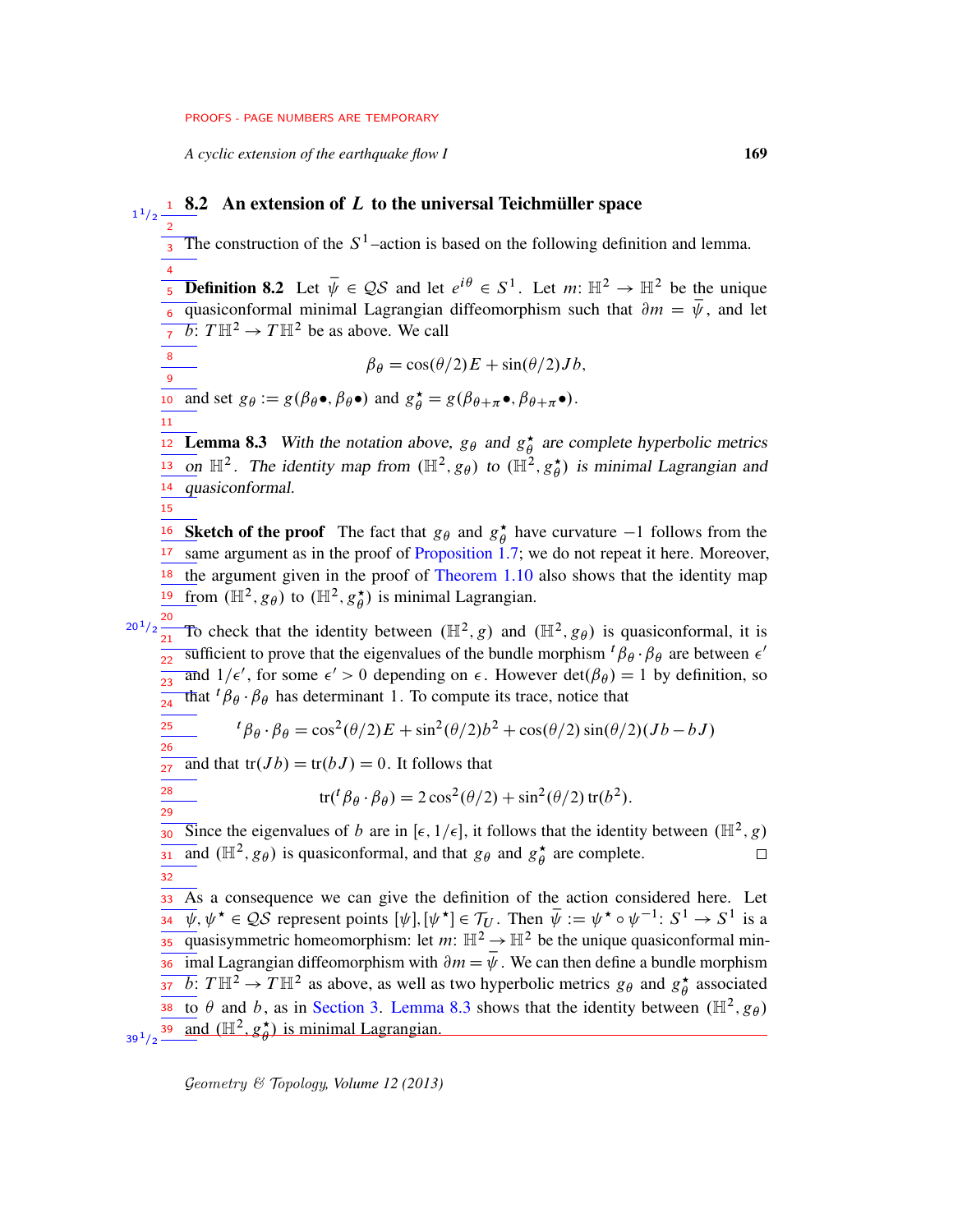## 8.2 An extension of $L$ to the universal Teichmüller space

The construction of the $S^1$–action is based on the following definition and lemma.

**Definition 8.2** Let $\overline{\psi} \in \mathcal{QS}$ and let $e^{i\theta} \in S^1$. Let $m\colon \mathbb{H}^2 \to \mathbb{H}^2$ be the unique quasiconformal minimal Lagrangian diffeomorphism such that $\partial m = \overline{\psi}$, and let $b\colon T\mathbb{H}^2 \to T\mathbb{H}^2$ be as above. We call

$$\beta_\theta = \cos(\theta/2)E + \sin(\theta/2)Jb,$$

and set $g_\theta := g(\beta_\theta \bullet, \beta_\theta \bullet)$ and $g_\theta^\star = g(\beta_{\theta+\pi}\bullet, \beta_{\theta+\pi}\bullet)$.

**Lemma 8.3** *With the notation above, $g_\theta$ and $g_\theta^\star$ are complete hyperbolic metrics on $\mathbb{H}^2$. The identity map from $(\mathbb{H}^2, g_\theta)$ to $(\mathbb{H}^2, g_\theta^\star)$ is minimal Lagrangian and quasiconformal.*

**Sketch of the proof** The fact that $g_\theta$ and $g_\theta^\star$ have curvature $-1$ follows from the same argument as in the proof of Proposition 1.7; we do not repeat it here. Moreover, the argument given in the proof of Theorem 1.10 also shows that the identity map from $(\mathbb{H}^2, g_\theta)$ to $(\mathbb{H}^2, g_\theta^\star)$ is minimal Lagrangian.

To check that the identity between $(\mathbb{H}^2, g)$ and $(\mathbb{H}^2, g_\theta)$ is quasiconformal, it is sufficient to prove that the eigenvalues of the bundle morphism ${}^t\beta_\theta \cdot \beta_\theta$ are between $\epsilon'$ and $1/\epsilon'$, for some $\epsilon' > 0$ depending on $\epsilon$. However $\det(\beta_\theta) = 1$ by definition, so that ${}^t\beta_\theta \cdot \beta_\theta$ has determinant 1. To compute its trace, notice that

$${}^t\beta_\theta \cdot \beta_\theta = \cos^2(\theta/2)E + \sin^2(\theta/2)b^2 + \cos(\theta/2)\sin(\theta/2)(Jb - bJ)$$

and that $\operatorname{tr}(Jb) = \operatorname{tr}(bJ) = 0$. It follows that

$$\operatorname{tr}({}^t\beta_\theta \cdot \beta_\theta) = 2\cos^2(\theta/2) + \sin^2(\theta/2)\operatorname{tr}(b^2).$$

Since the eigenvalues of $b$ are in $[\epsilon, 1/\epsilon]$, it follows that the identity between $(\mathbb{H}^2, g)$ and $(\mathbb{H}^2, g_\theta)$ is quasiconformal, and that $g_\theta$ and $g_\theta^\star$ are complete. $\square$

As a consequence we can give the definition of the action considered here. Let $\psi, \psi^\star \in \mathcal{QS}$ represent points $[\psi], [\psi^\star] \in \mathcal{T}_U$. Then $\overline{\psi} := \psi^\star \circ \psi^{-1}\colon S^1 \to S^1$ is a quasisymmetric homeomorphism: let $m\colon \mathbb{H}^2 \to \mathbb{H}^2$ be the unique quasiconformal minimal Lagrangian diffeomorphism with $\partial m = \overline{\psi}$. We can then define a bundle morphism $b\colon T\mathbb{H}^2 \to T\mathbb{H}^2$ as above, as well as two hyperbolic metrics $g_\theta$ and $g_\theta^\star$ associated to $\theta$ and $b$, as in Section 3. Lemma 8.3 shows that the identity between $(\mathbb{H}^2, g_\theta)$ and $(\mathbb{H}^2, g_\theta^\star)$ is minimal Lagrangian.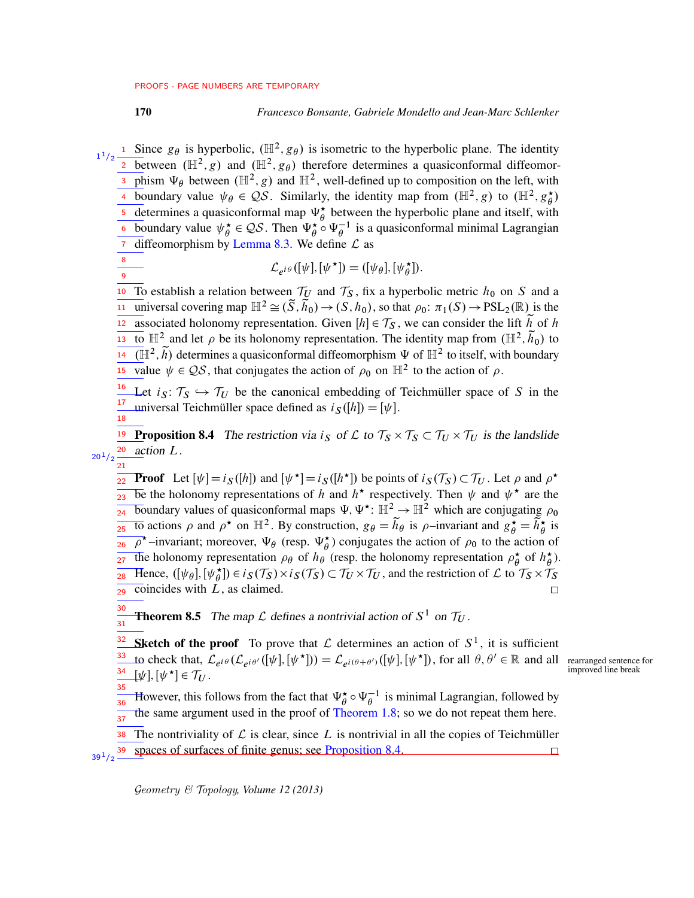Since $g_\theta$ is hyperbolic, $(\mathbb{H}^2, g_\theta)$ is isometric to the hyperbolic plane. The identity between $(\mathbb{H}^2, g)$ and $(\mathbb{H}^2, g_\theta)$ therefore determines a quasiconformal diffeomorphism $\Psi_\theta$ between $(\mathbb{H}^2, g)$ and $\mathbb{H}^2$, well-defined up to composition on the left, with boundary value $\psi_\theta \in \mathcal{QS}$. Similarly, the identity map from $(\mathbb{H}^2, g)$ to $(\mathbb{H}^2, g^\star_\theta)$ determines a quasiconformal map $\Psi^\star_\theta$ between the hyperbolic plane and itself, with boundary value $\psi^\star_\theta \in \mathcal{QS}$. Then $\Psi^\star_\theta \circ \Psi_\theta^{-1}$ is a quasiconformal minimal Lagrangian diffeomorphism by Lemma 8.3. We define $\mathcal{L}$ as

$$\mathcal{L}_{e^{i\theta}}([\psi], [\psi^\star]) = ([\psi_\theta], [\psi^\star_\theta]).$$

To establish a relation between $\mathcal{T}_U$ and $\mathcal{T}_S$, fix a hyperbolic metric $h_0$ on $S$ and a universal covering map $\mathbb{H}^2 \cong (\widetilde{S}, \widetilde{h}_0) \to (S, h_0)$, so that $\rho_0 \colon \pi_1(S) \to \mathrm{PSL}_2(\mathbb{R})$ is the associated holonomy representation. Given $[h] \in \mathcal{T}_S$, we can consider the lift $\widetilde{h}$ of $h$ to $\mathbb{H}^2$ and let $\rho$ be its holonomy representation. The identity map from $(\mathbb{H}^2, \widetilde{h}_0)$ to $(\mathbb{H}^2, \widetilde{h})$ determines a quasiconformal diffeomorphism $\Psi$ of $\mathbb{H}^2$ to itself, with boundary value $\psi \in \mathcal{QS}$, that conjugates the action of $\rho_0$ on $\mathbb{H}^2$ to the action of $\rho$.

Let $i_S \colon \mathcal{T}_S \hookrightarrow \mathcal{T}_U$ be the canonical embedding of Teichmüller space of $S$ in the universal Teichmüller space defined as $i_S([h]) = [\psi]$.

**Proposition 8.4** *The restriction via $i_S$ of $\mathcal{L}$ to $\mathcal{T}_S \times \mathcal{T}_S \subset \mathcal{T}_U \times \mathcal{T}_U$ is the landslide action $L$.*

**Proof** Let $[\psi] = i_S([h])$ and $[\psi^\star] = i_S([h^\star])$ be points of $i_S(\mathcal{T}_S) \subset \mathcal{T}_U$. Let $\rho$ and $\rho^\star$ be the holonomy representations of $h$ and $h^\star$ respectively. Then $\psi$ and $\psi^\star$ are the boundary values of quasiconformal maps $\Psi, \Psi^\star \colon \mathbb{H}^2 \to \mathbb{H}^2$ which are conjugating $\rho_0$ to actions $\rho$ and $\rho^\star$ on $\mathbb{H}^2$. By construction, $g_\theta = \widetilde{h}_\theta$ is $\rho$–invariant and $g^\star_\theta = \widetilde{h}^\star_\theta$ is $\rho^\star$–invariant; moreover, $\Psi_\theta$ (resp. $\Psi^\star_\theta$) conjugates the action of $\rho_0$ to the action of the holonomy representation $\rho_\theta$ of $h_\theta$ (resp. the holonomy representation $\rho^\star_\theta$ of $h^\star_\theta$). Hence, $([\psi_\theta], [\psi^\star_\theta]) \in i_S(\mathcal{T}_S) \times i_S(\mathcal{T}_S) \subset \mathcal{T}_U \times \mathcal{T}_U$, and the restriction of $\mathcal{L}$ to $\mathcal{T}_S \times \mathcal{T}_S$ coincides with $L$, as claimed. □

**Theorem 8.5** *The map $\mathcal{L}$ defines a nontrivial action of $S^1$ on $\mathcal{T}_U$.*

**Sketch of the proof** To prove that $\mathcal{L}$ determines an action of $S^1$, it is sufficient to check that, $\mathcal{L}_{e^{i\theta}}(\mathcal{L}_{e^{i\theta'}}([\psi], [\psi^\star])) = \mathcal{L}_{e^{i(\theta+\theta')}}([\psi], [\psi^\star])$, for all $\theta, \theta' \in \mathbb{R}$ and all $[\psi], [\psi^\star] \in \mathcal{T}_U$.

However, this follows from the fact that $\Psi^\star_\theta \circ \Psi_\theta^{-1}$ is minimal Lagrangian, followed by the same argument used in the proof of Theorem 1.8; so we do not repeat them here.

The nontriviality of $\mathcal{L}$ is clear, since $L$ is nontrivial in all the copies of Teichmüller spaces of surfaces of finite genus; see Proposition 8.4. □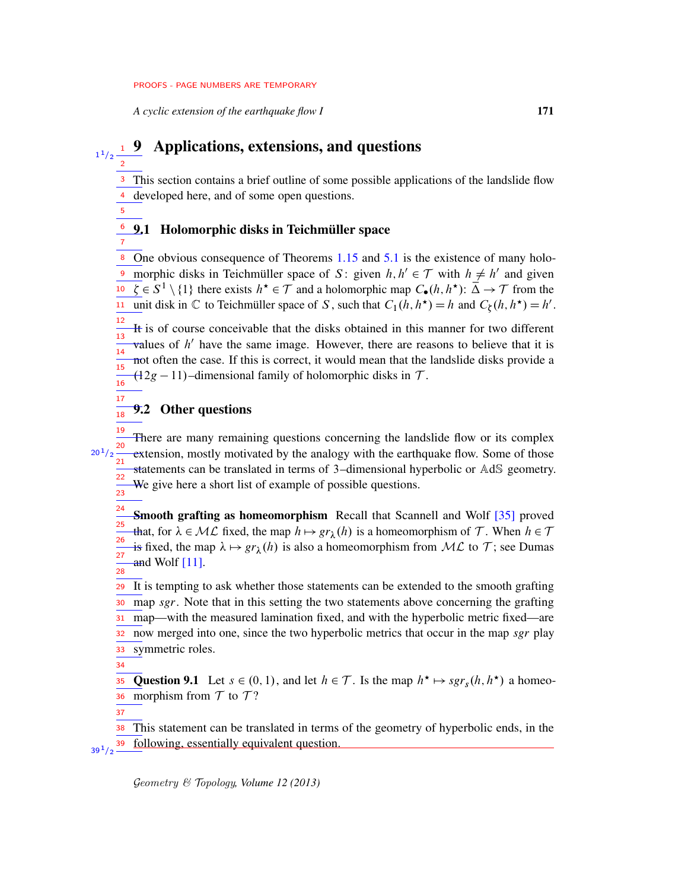# 9 Applications, extensions, and questions

This section contains a brief outline of some possible applications of the landslide flow developed here, and of some open questions.

## 9.1 Holomorphic disks in Teichmüller space

One obvious consequence of Theorems 1.15 and 5.1 is the existence of many holomorphic disks in Teichmüller space of $S$: given $h, h' \in \mathcal{T}$ with $h \neq h'$ and given $\zeta \in S^1 \setminus \{1\}$ there exists $h^\star \in \mathcal{T}$ and a holomorphic map $C_\bullet(h, h^\star)\colon \overline{\Delta} \to \mathcal{T}$ from the unit disk in $\mathbb{C}$ to Teichmüller space of $S$, such that $C_1(h, h^\star) = h$ and $C_\zeta(h, h^\star) = h'$.

It is of course conceivable that the disks obtained in this manner for two different values of $h'$ have the same image. However, there are reasons to believe that it is not often the case. If this is correct, it would mean that the landslide disks provide a $(12g-11)$–dimensional family of holomorphic disks in $\mathcal{T}$.

## 9.2 Other questions

There are many remaining questions concerning the landslide flow or its complex extension, mostly motivated by the analogy with the earthquake flow. Some of those statements can be translated in terms of 3–dimensional hyperbolic or $\mathbb{A}\mathrm{d}\mathbb{S}$ geometry. We give here a short list of example of possible questions.

**Smooth grafting as homeomorphism** Recall that Scannell and Wolf [35] proved that, for $\lambda \in \mathcal{ML}$ fixed, the map $h \mapsto gr_\lambda(h)$ is a homeomorphism of $\mathcal{T}$. When $h \in \mathcal{T}$ is fixed, the map $\lambda \mapsto gr_\lambda(h)$ is also a homeomorphism from $\mathcal{ML}$ to $\mathcal{T}$; see Dumas and Wolf [11].

It is tempting to ask whether those statements can be extended to the smooth grafting map $sgr$. Note that in this setting the two statements above concerning the grafting map—with the measured lamination fixed, and with the hyperbolic metric fixed—are now merged into one, since the two hyperbolic metrics that occur in the map $sgr$ play symmetric roles.

**Question 9.1** Let $s \in (0,1)$, and let $h \in \mathcal{T}$. Is the map $h^\star \mapsto sgr_s(h, h^\star)$ a homeomorphism from $\mathcal{T}$ to $\mathcal{T}$?

This statement can be translated in terms of the geometry of hyperbolic ends, in the following, essentially equivalent question.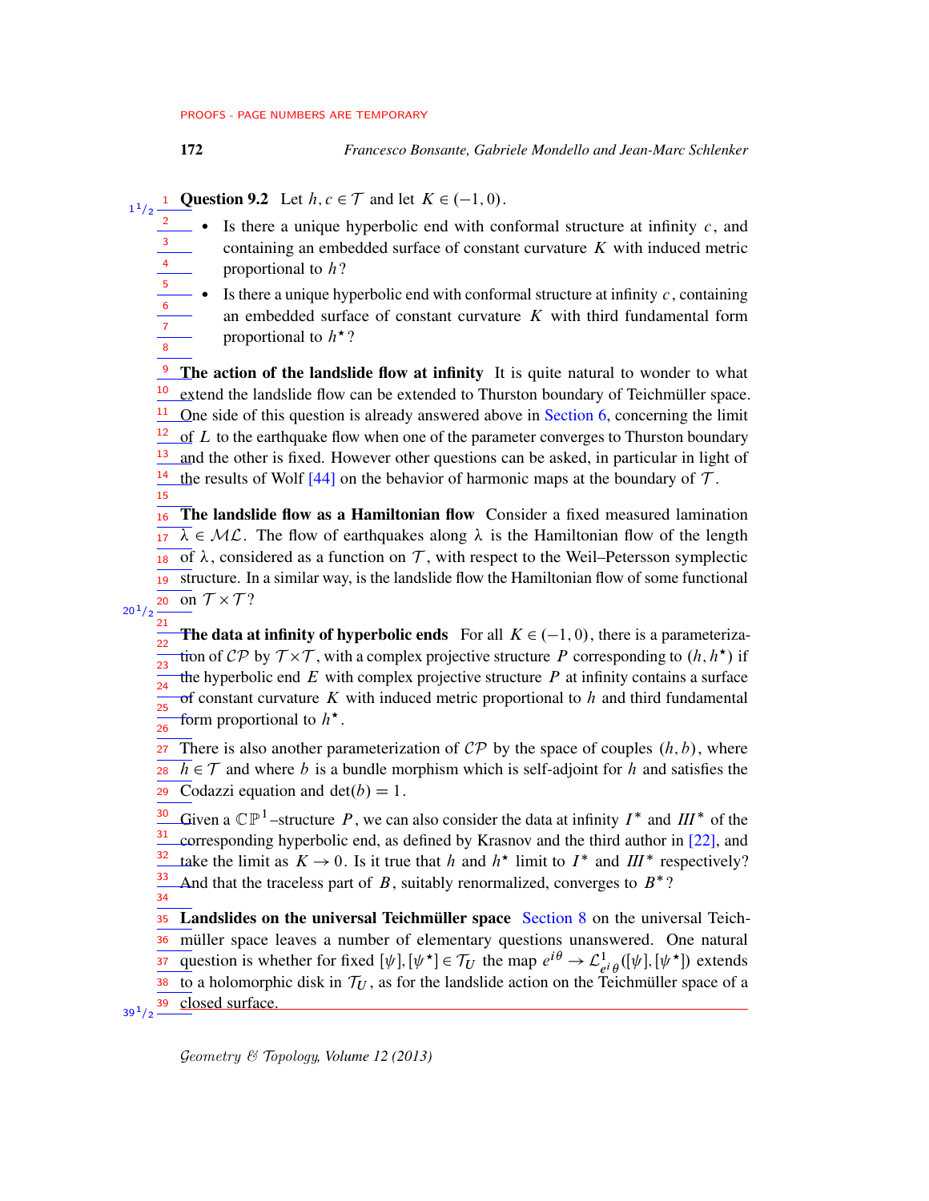**Question 9.2** Let $h, c \in \mathcal{T}$ and let $K \in (-1, 0)$.

- Is there a unique hyperbolic end with conformal structure at infinity $c$, and containing an embedded surface of constant curvature $K$ with induced metric proportional to $h$?
- Is there a unique hyperbolic end with conformal structure at infinity $c$, containing an embedded surface of constant curvature $K$ with third fundamental form proportional to $h^\star$?

**The action of the landslide flow at infinity** It is quite natural to wonder to what extend the landslide flow can be extended to Thurston boundary of Teichmüller space. One side of this question is already answered above in Section 6, concerning the limit of $L$ to the earthquake flow when one of the parameter converges to Thurston boundary and the other is fixed. However other questions can be asked, in particular in light of the results of Wolf [44] on the behavior of harmonic maps at the boundary of $\mathcal{T}$.

**The landslide flow as a Hamiltonian flow** Consider a fixed measured lamination $\lambda \in \mathcal{ML}$. The flow of earthquakes along $\lambda$ is the Hamiltonian flow of the length of $\lambda$, considered as a function on $\mathcal{T}$, with respect to the Weil–Petersson symplectic structure. In a similar way, is the landslide flow the Hamiltonian flow of some functional on $\mathcal{T} \times \mathcal{T}$?

**The data at infinity of hyperbolic ends** For all $K \in (-1, 0)$, there is a parameterization of $\mathcal{CP}$ by $\mathcal{T} \times \mathcal{T}$, with a complex projective structure $P$ corresponding to $(h, h^\star)$ if the hyperbolic end $E$ with complex projective structure $P$ at infinity contains a surface of constant curvature $K$ with induced metric proportional to $h$ and third fundamental form proportional to $h^\star$.

There is also another parameterization of $\mathcal{CP}$ by the space of couples $(h, b)$, where $h \in \mathcal{T}$ and where $b$ is a bundle morphism which is self-adjoint for $h$ and satisfies the Codazzi equation and $\det(b) = 1$.

Given a $\mathbb{CP}^1$–structure $P$, we can also consider the data at infinity $I^*$ and $I\!I\!I^*$ of the corresponding hyperbolic end, as defined by Krasnov and the third author in [22], and take the limit as $K \to 0$. Is it true that $h$ and $h^\star$ limit to $I^*$ and $I\!I\!I^*$ respectively? And that the traceless part of $B$, suitably renormalized, converges to $B^*$?

**Landslides on the universal Teichmüller space** Section 8 on the universal Teichmüller space leaves a number of elementary questions unanswered. One natural question is whether for fixed $[\psi], [\psi^\star] \in \mathcal{T}_U$ the map $e^{i\theta} \to \mathcal{L}^1_{e^{i\theta}}([\psi], [\psi^\star])$ extends to a holomorphic disk in $\mathcal{T}_U$, as for the landslide action on the Teichmüller space of a closed surface.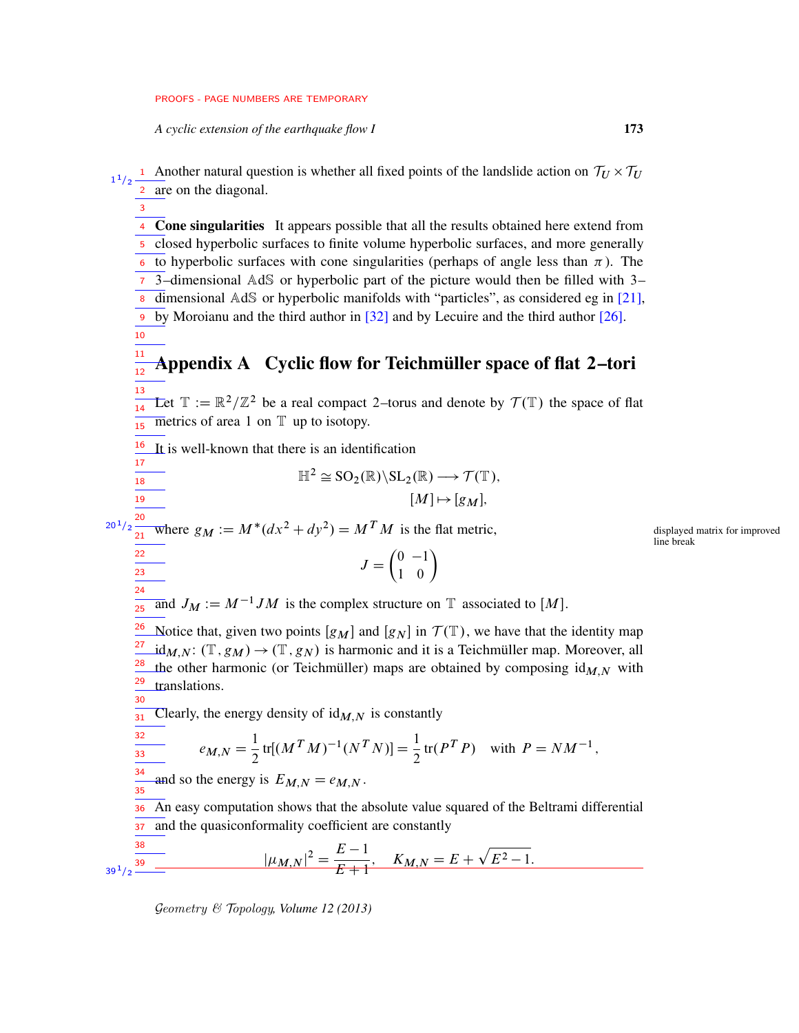Another natural question is whether all fixed points of the landslide action on $\mathcal{T}_U \times \mathcal{T}_U$ are on the diagonal.

**Cone singularities** It appears possible that all the results obtained here extend from closed hyperbolic surfaces to finite volume hyperbolic surfaces, and more generally to hyperbolic surfaces with cone singularities (perhaps of angle less than $\pi$). The 3–dimensional $\mathbb{AdS}$ or hyperbolic part of the picture would then be filled with 3–dimensional $\mathbb{AdS}$ or hyperbolic manifolds with "particles", as considered eg in [21], by Moroianu and the third author in [32] and by Lecuire and the third author [26].

# Appendix A Cyclic flow for Teichmüller space of flat 2–tori

Let $\mathbb{T} := \mathbb{R}^2/\mathbb{Z}^2$ be a real compact 2–torus and denote by $\mathcal{T}(\mathbb{T})$ the space of flat metrics of area 1 on $\mathbb{T}$ up to isotopy.

It is well-known that there is an identification

$$\mathbb{H}^2 \cong \mathrm{SO}_2(\mathbb{R})\backslash \mathrm{SL}_2(\mathbb{R}) \longrightarrow \mathcal{T}(\mathbb{T}),$$
$$[M] \mapsto [g_M],$$

where $g_M := M^*(dx^2+dy^2) = M^T M$ is the flat metric,

$$J = \begin{pmatrix} 0 & -1 \\ 1 & 0 \end{pmatrix}$$

and $J_M := M^{-1}JM$ is the complex structure on $\mathbb{T}$ associated to $[M]$.

Notice that, given two points $[g_M]$ and $[g_N]$ in $\mathcal{T}(\mathbb{T})$, we have that the identity map $\mathrm{id}_{M,N}\colon (\mathbb{T}, g_M) \to (\mathbb{T}, g_N)$ is harmonic and it is a Teichmüller map. Moreover, all the other harmonic (or Teichmüller) maps are obtained by composing $\mathrm{id}_{M,N}$ with translations.

Clearly, the energy density of $\mathrm{id}_{M,N}$ is constantly

$$e_{M,N} = \frac{1}{2}\operatorname{tr}[(M^T M)^{-1}(N^T N)] = \frac{1}{2}\operatorname{tr}(P^T P) \quad \text{with } P = NM^{-1},$$

and so the energy is $E_{M,N} = e_{M,N}$.

An easy computation shows that the absolute value squared of the Beltrami differential and the quasiconformality coefficient are constantly

$$|\mu_{M,N}|^2 = \frac{E-1}{E+1}, \quad K_{M,N} = E + \sqrt{E^2-1}.$$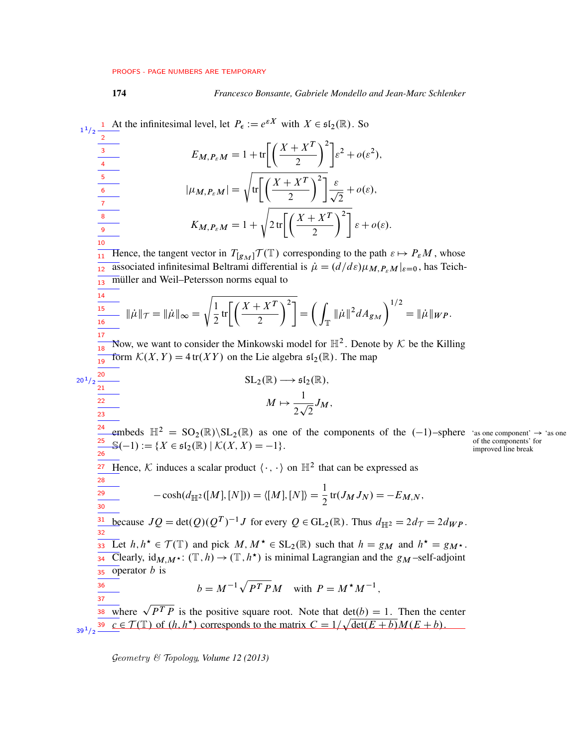At the infinitesimal level, let $P_\epsilon := e^{\varepsilon X}$ with $X \in \mathfrak{sl}_2(\mathbb{R})$. So

$$
\begin{aligned}
E_{M,P_\varepsilon M} &= 1 + \operatorname{tr}\left[\left(\frac{X+X^T}{2}\right)^2\right]\varepsilon^2 + o(\varepsilon^2),\\
|\mu_{M,P_\varepsilon M}| &= \sqrt{\operatorname{tr}\left[\left(\frac{X+X^T}{2}\right)^2\right]}\,\frac{\varepsilon}{\sqrt{2}} + o(\varepsilon),\\
K_{M,P_\varepsilon M} &= 1 + \sqrt{2\operatorname{tr}\left[\left(\frac{X+X^T}{2}\right)^2\right]}\,\varepsilon + o(\varepsilon).
\end{aligned}
$$

Hence, the tangent vector in $T_{[g_M]}\mathcal{T}(\mathbb{T})$ corresponding to the path $\varepsilon \mapsto P_\varepsilon M$, whose associated infinitesimal Beltrami differential is $\dot\mu = (d/d\varepsilon)\mu_{M,P_\varepsilon M}|_{\varepsilon=0}$, has Teichmüller and Weil–Petersson norms equal to

$$
\|\dot\mu\|_{\mathcal{T}} = \|\dot\mu\|_\infty = \sqrt{\frac{1}{2}\operatorname{tr}\left[\left(\frac{X+X^T}{2}\right)^2\right]} = \left(\int_{\mathbb{T}} \|\dot\mu\|^2 dA_{g_M}\right)^{1/2} = \|\dot\mu\|_{WP}.
$$

Now, we want to consider the Minkowski model for $\mathbb{H}^2$. Denote by $\mathcal{K}$ be the Killing form $\mathcal{K}(X,Y) = 4\operatorname{tr}(XY)$ on the Lie algebra $\mathfrak{sl}_2(\mathbb{R})$. The map

$$
\begin{aligned}
\mathrm{SL}_2(\mathbb{R}) &\longrightarrow \mathfrak{sl}_2(\mathbb{R}),\\
M &\mapsto \frac{1}{2\sqrt{2}}J_M,
\end{aligned}
$$

embeds $\mathbb{H}^2 = \mathrm{SO}_2(\mathbb{R})\backslash\mathrm{SL}_2(\mathbb{R})$ as one of the components of the $(-1)$–sphere $\mathbb{S}(-1) := \{X \in \mathfrak{sl}_2(\mathbb{R}) \mid \mathcal{K}(X,X) = -1\}$.

Hence, $\mathcal{K}$ induces a scalar product $\langle\cdot,\cdot\rangle$ on $\mathbb{H}^2$ that can be expressed as

$$
-\cosh(d_{\mathbb{H}^2}([M],[N])) = \langle [M],[N]\rangle = \frac{1}{2}\operatorname{tr}(J_M J_N) = -E_{M,N},
$$

because $JQ = \det(Q)(Q^T)^{-1}J$ for every $Q \in \mathrm{GL}_2(\mathbb{R})$. Thus $d_{\mathbb{H}^2} = 2d_{\mathcal{T}} = 2d_{WP}$.

Let $h, h^\star \in \mathcal{T}(\mathbb{T})$ and pick $M, M^\star \in \mathrm{SL}_2(\mathbb{R})$ such that $h = g_M$ and $h^\star = g_{M^\star}$. Clearly, $\mathrm{id}_{M,M^\star}\colon (\mathbb{T},h) \to (\mathbb{T},h^\star)$ is minimal Lagrangian and the $g_M$–self-adjoint operator $b$ is

$$
b = M^{-1}\sqrt{P^T P}M \quad \text{with } P = M^\star M^{-1},
$$

where $\sqrt{P^T P}$ is the positive square root. Note that $\det(b) = 1$. Then the center $c \in \mathcal{T}(\mathbb{T})$ of $(h,h^\star)$ corresponds to the matrix $C = 1/\sqrt{\det(E+b)}M(E+b)$.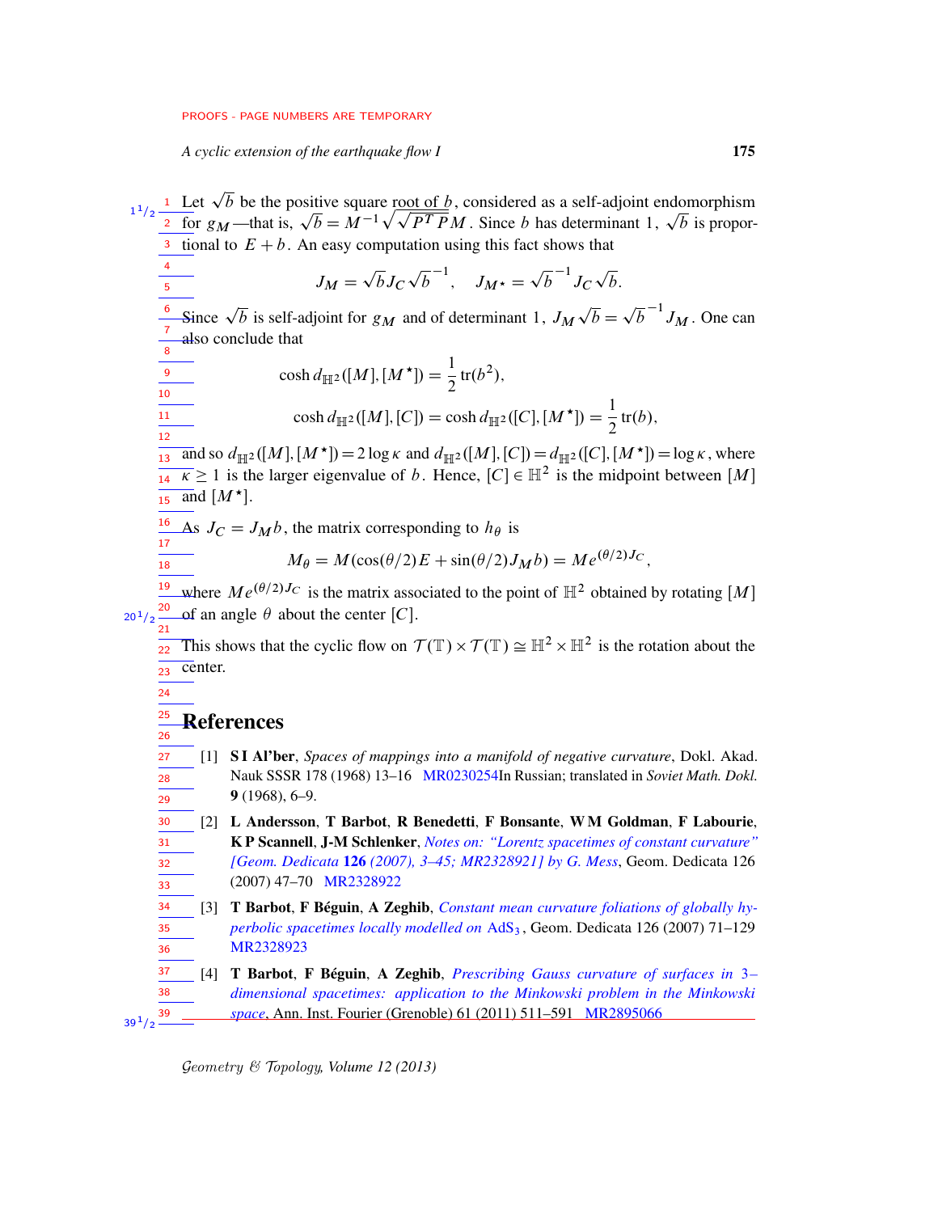Let $\sqrt{b}$ be the positive square root of $b$, considered as a self-adjoint endomorphism for $g_M$—that is, $\sqrt{b} = M^{-1}\sqrt{\sqrt{P^T P}}M$. Since $b$ has determinant 1, $\sqrt{b}$ is proportional to $E + b$. An easy computation using this fact shows that

$$J_M = \sqrt{b} J_C \sqrt{b}^{-1}, \quad J_{M^\star} = \sqrt{b}^{-1} J_C \sqrt{b}.$$

Since $\sqrt{b}$ is self-adjoint for $g_M$ and of determinant 1, $J_M \sqrt{b} = \sqrt{b}^{-1} J_M$. One can also conclude that

$$\cosh d_{\mathbb{H}^2}([M],[M^\star]) = \frac{1}{2}\operatorname{tr}(b^2),$$

$$\cosh d_{\mathbb{H}^2}([M],[C]) = \cosh d_{\mathbb{H}^2}([C],[M^\star]) = \frac{1}{2}\operatorname{tr}(b),$$

and so $d_{\mathbb{H}^2}([M],[M^\star]) = 2\log\kappa$ and $d_{\mathbb{H}^2}([M],[C]) = d_{\mathbb{H}^2}([C],[M^\star]) = \log\kappa$, where $\kappa \geq 1$ is the larger eigenvalue of $b$. Hence, $[C] \in \mathbb{H}^2$ is the midpoint between $[M]$ and $[M^\star]$.

As $J_C = J_M b$, the matrix corresponding to $h_\theta$ is

$$M_\theta = M(\cos(\theta/2)E + \sin(\theta/2)J_M b) = M e^{(\theta/2)J_C},$$

where $M e^{(\theta/2)J_C}$ is the matrix associated to the point of $\mathbb{H}^2$ obtained by rotating $[M]$ of an angle $\theta$ about the center $[C]$.

This shows that the cyclic flow on $\mathcal{T}(\mathbb{T}) \times \mathcal{T}(\mathbb{T}) \cong \mathbb{H}^2 \times \mathbb{H}^2$ is the rotation about the center.

## References

[1] **S I Al'ber**, *Spaces of mappings into a manifold of negative curvature*, Dokl. Akad. Nauk SSSR 178 (1968) 13–16 MR0230254In Russian; translated in *Soviet Math. Dokl.* **9** (1968), 6–9.

[2] **L Andersson**, **T Barbot**, **R Benedetti**, **F Bonsante**, **W M Goldman**, **F Labourie**, **K P Scannell**, **J-M Schlenker**, *Notes on: "Lorentz spacetimes of constant curvature" [Geom. Dedicata* **126** *(2007), 3–45; MR2328921] by G. Mess*, Geom. Dedicata 126 (2007) 47–70 MR2328922

[3] **T Barbot**, **F Béguin**, **A Zeghib**, *Constant mean curvature foliations of globally hyperbolic spacetimes locally modelled on* $\mathrm{AdS}_3$, Geom. Dedicata 126 (2007) 71–129 MR2328923

[4] **T Barbot**, **F Béguin**, **A Zeghib**, *Prescribing Gauss curvature of surfaces in 3–dimensional spacetimes: application to the Minkowski problem in the Minkowski space*, Ann. Inst. Fourier (Grenoble) 61 (2011) 511–591 MR2895066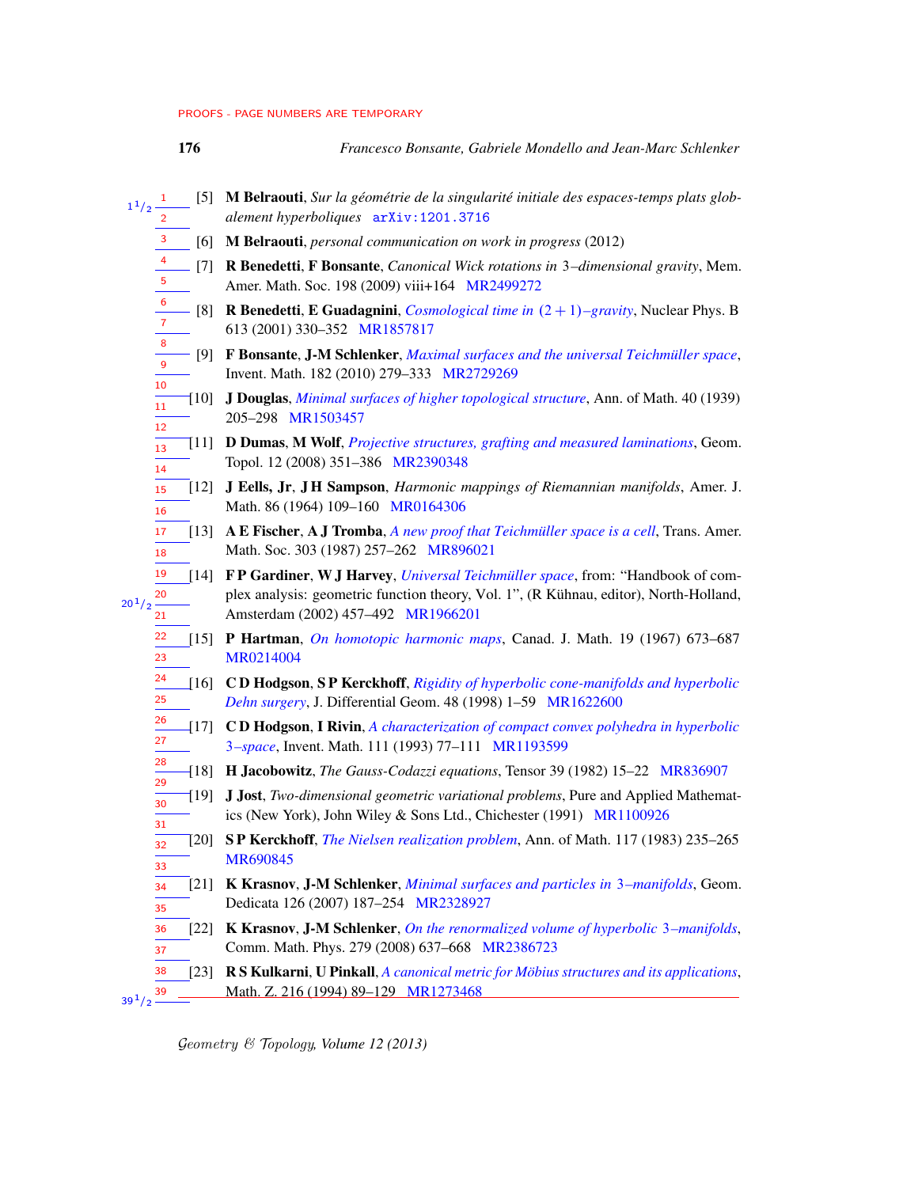[5] **M Belraouti**, *Sur la géométrie de la singularité initiale des espaces-temps plats globalement hyperboliques* arXiv:1201.3716

[6] **M Belraouti**, *personal communication on work in progress* (2012)

[7] **R Benedetti**, **F Bonsante**, *Canonical Wick rotations in 3–dimensional gravity*, Mem. Amer. Math. Soc. 198 (2009) viii+164 MR2499272

[8] **R Benedetti**, **E Guadagnini**, *Cosmological time in $(2+1)$–gravity*, Nuclear Phys. B 613 (2001) 330–352 MR1857817

[9] **F Bonsante**, **J-M Schlenker**, *Maximal surfaces and the universal Teichmüller space*, Invent. Math. 182 (2010) 279–333 MR2729269

[10] **J Douglas**, *Minimal surfaces of higher topological structure*, Ann. of Math. 40 (1939) 205–298 MR1503457

[11] **D Dumas**, **M Wolf**, *Projective structures, grafting and measured laminations*, Geom. Topol. 12 (2008) 351–386 MR2390348

[12] **J Eells, Jr**, **J H Sampson**, *Harmonic mappings of Riemannian manifolds*, Amer. J. Math. 86 (1964) 109–160 MR0164306

[13] **A E Fischer**, **A J Tromba**, *A new proof that Teichmüller space is a cell*, Trans. Amer. Math. Soc. 303 (1987) 257–262 MR896021

[14] **F P Gardiner**, **W J Harvey**, *Universal Teichmüller space*, from: "Handbook of complex analysis: geometric function theory, Vol. 1", (R Kühnau, editor), North-Holland, Amsterdam (2002) 457–492 MR1966201

[15] **P Hartman**, *On homotopic harmonic maps*, Canad. J. Math. 19 (1967) 673–687 MR0214004

[16] **C D Hodgson**, **S P Kerckhoff**, *Rigidity of hyperbolic cone-manifolds and hyperbolic Dehn surgery*, J. Differential Geom. 48 (1998) 1–59 MR1622600

[17] **C D Hodgson**, **I Rivin**, *A characterization of compact convex polyhedra in hyperbolic 3–space*, Invent. Math. 111 (1993) 77–111 MR1193599

[18] **H Jacobowitz**, *The Gauss-Codazzi equations*, Tensor 39 (1982) 15–22 MR836907

[19] **J Jost**, *Two-dimensional geometric variational problems*, Pure and Applied Mathematics (New York), John Wiley & Sons Ltd., Chichester (1991) MR1100926

[20] **S P Kerckhoff**, *The Nielsen realization problem*, Ann. of Math. 117 (1983) 235–265 MR690845

[21] **K Krasnov**, **J-M Schlenker**, *Minimal surfaces and particles in 3–manifolds*, Geom. Dedicata 126 (2007) 187–254 MR2328927

[22] **K Krasnov**, **J-M Schlenker**, *On the renormalized volume of hyperbolic 3–manifolds*, Comm. Math. Phys. 279 (2008) 637–668 MR2386723

[23] **R S Kulkarni**, **U Pinkall**, *A canonical metric for Möbius structures and its applications*, Math. Z. 216 (1994) 89–129 MR1273468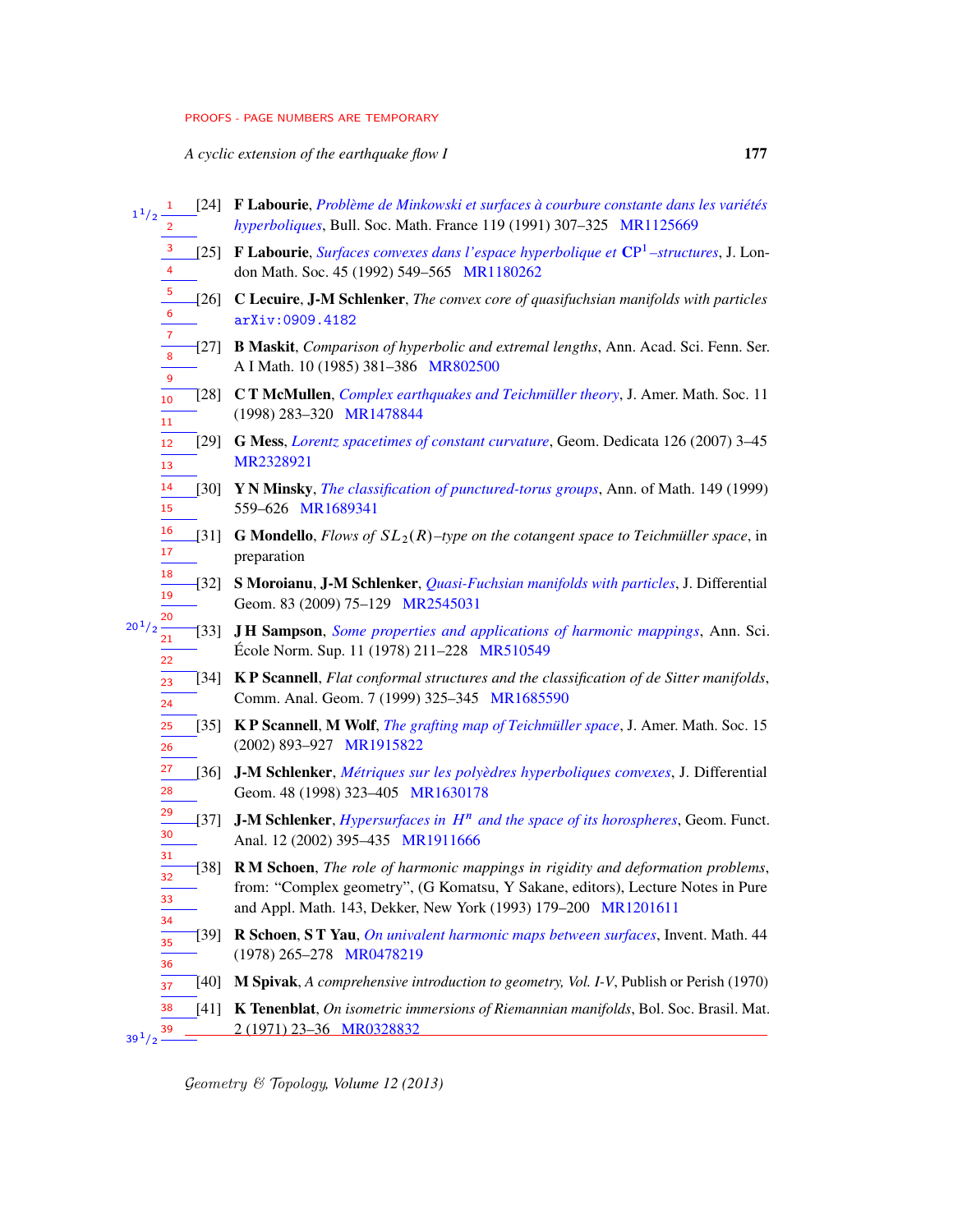[24] **F Labourie**, *Problème de Minkowski et surfaces à courbure constante dans les variétés hyperboliques*, Bull. Soc. Math. France 119 (1991) 307–325 MR1125669

[25] **F Labourie**, *Surfaces convexes dans l'espace hyperbolique et $\mathbf{CP}^1$–structures*, J. London Math. Soc. 45 (1992) 549–565 MR1180262

[26] **C Lecuire**, **J-M Schlenker**, *The convex core of quasifuchsian manifolds with particles* arXiv:0909.4182

[27] **B Maskit**, *Comparison of hyperbolic and extremal lengths*, Ann. Acad. Sci. Fenn. Ser. A I Math. 10 (1985) 381–386 MR802500

[28] **C T McMullen**, *Complex earthquakes and Teichmüller theory*, J. Amer. Math. Soc. 11 (1998) 283–320 MR1478844

[29] **G Mess**, *Lorentz spacetimes of constant curvature*, Geom. Dedicata 126 (2007) 3–45 MR2328921

[30] **Y N Minsky**, *The classification of punctured-torus groups*, Ann. of Math. 149 (1999) 559–626 MR1689341

[31] **G Mondello**, *Flows of $SL_2(R)$–type on the cotangent space to Teichmüller space*, in preparation

[32] **S Moroianu**, **J-M Schlenker**, *Quasi-Fuchsian manifolds with particles*, J. Differential Geom. 83 (2009) 75–129 MR2545031

[33] **J H Sampson**, *Some properties and applications of harmonic mappings*, Ann. Sci. École Norm. Sup. 11 (1978) 211–228 MR510549

[34] **K P Scannell**, *Flat conformal structures and the classification of de Sitter manifolds*, Comm. Anal. Geom. 7 (1999) 325–345 MR1685590

[35] **K P Scannell**, **M Wolf**, *The grafting map of Teichmüller space*, J. Amer. Math. Soc. 15 (2002) 893–927 MR1915822

[36] **J-M Schlenker**, *Métriques sur les polyèdres hyperboliques convexes*, J. Differential Geom. 48 (1998) 323–405 MR1630178

[37] **J-M Schlenker**, *Hypersurfaces in $H^n$ and the space of its horospheres*, Geom. Funct. Anal. 12 (2002) 395–435 MR1911666

[38] **R M Schoen**, *The role of harmonic mappings in rigidity and deformation problems*, from: "Complex geometry", (G Komatsu, Y Sakane, editors), Lecture Notes in Pure and Appl. Math. 143, Dekker, New York (1993) 179–200 MR1201611

[39] **R Schoen**, **S T Yau**, *On univalent harmonic maps between surfaces*, Invent. Math. 44 (1978) 265–278 MR0478219

[40] **M Spivak**, *A comprehensive introduction to geometry, Vol. I-V*, Publish or Perish (1970)

[41] **K Tenenblat**, *On isometric immersions of Riemannian manifolds*, Bol. Soc. Brasil. Mat. 2 (1971) 23–36 MR0328832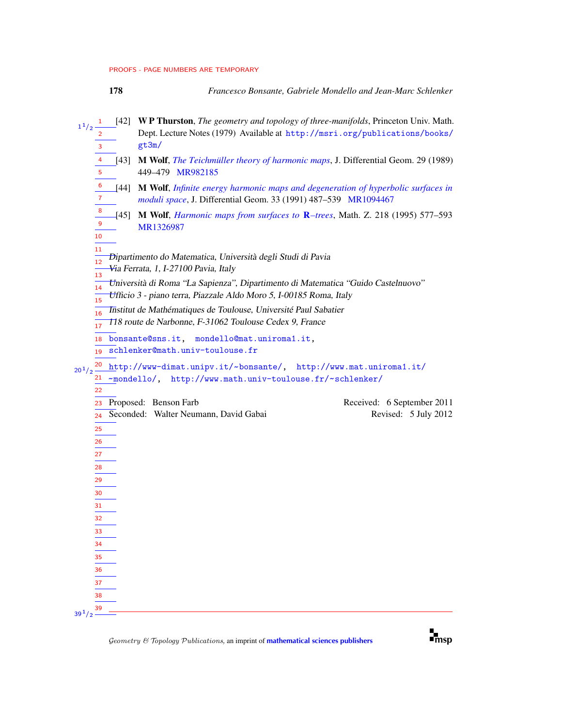[42] **W P Thurston**, *The geometry and topology of three-manifolds*, Princeton Univ. Math. Dept. Lecture Notes (1979) Available at http://msri.org/publications/books/gt3m/

[43] **M Wolf**, *The Teichmüller theory of harmonic maps*, J. Differential Geom. 29 (1989) 449–479 MR982185

[44] **M Wolf**, *Infinite energy harmonic maps and degeneration of hyperbolic surfaces in moduli space*, J. Differential Geom. 33 (1991) 487–539 MR1094467

[45] **M Wolf**, *Harmonic maps from surfaces to* $\mathbf{R}$*–trees*, Math. Z. 218 (1995) 577–593 MR1326987

*Dipartimento do Matematica, Università degli Studi di Pavia*
*Via Ferrata, 1, I-27100 Pavia, Italy*

*Università di Roma "La Sapienza", Dipartimento di Matematica "Guido Castelnuovo"*
*Ufficio 3 - piano terra, Piazzale Aldo Moro 5, I-00185 Roma, Italy*

*Institut de Mathématiques de Toulouse, Université Paul Sabatier*
*118 route de Narbonne, F-31062 Toulouse Cedex 9, France*

bonsante@sns.it, mondello@mat.uniroma1.it, schlenker@math.univ-toulouse.fr

http://www-dimat.unipv.it/~bonsante/, http://www.mat.uniroma1.it/~mondello/, http://www.math.univ-toulouse.fr/~schlenker/

Proposed: Benson Farb — Received: 6 September 2011
Seconded: Walter Neumann, David Gabai — Revised: 5 July 2012